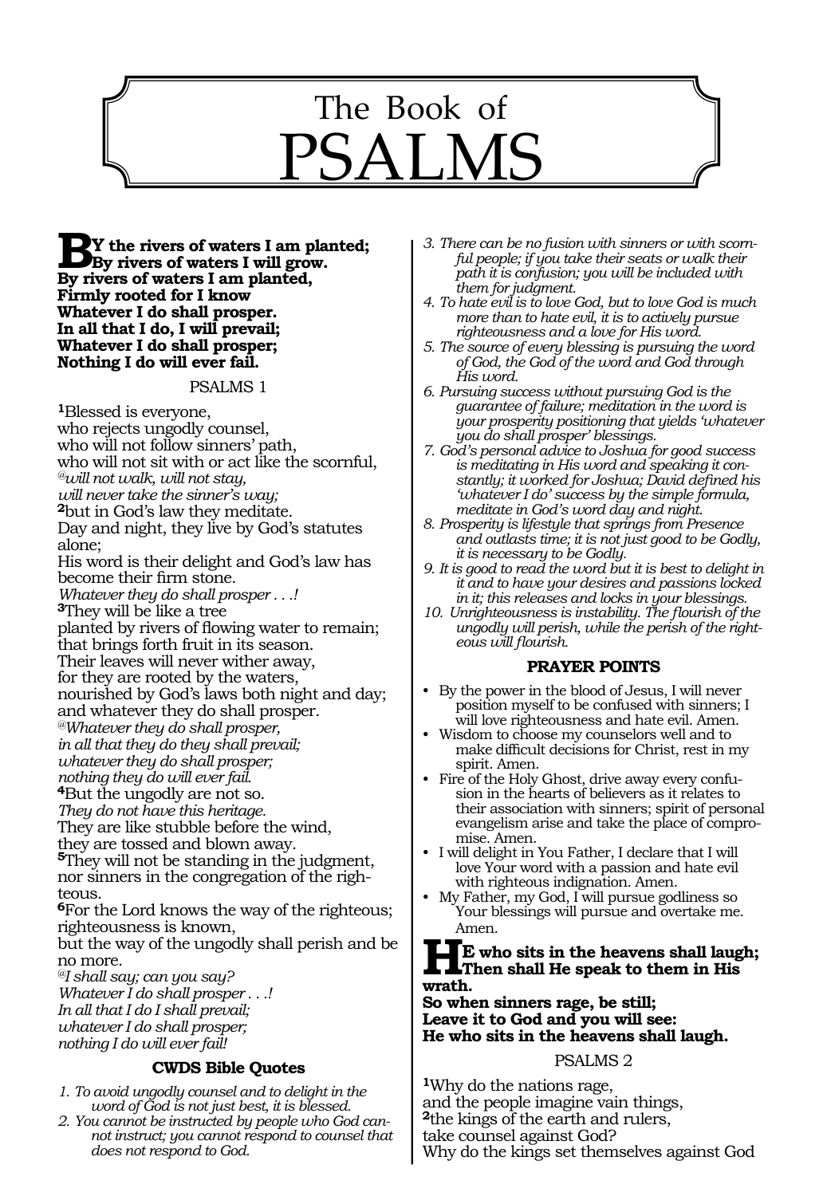# The Book of PSALMS

**BY the rivers of waters I am planted;**
**By rivers of waters I will grow.**
**By rivers of waters I am planted,**
**Firmly rooted for I know**
**Whatever I do shall prosper.**
**In all that I do, I will prevail;**
**Whatever I do shall prosper;**
**Nothing I do will ever fail.**

## PSALMS 1

**1**Blessed is everyone,
who rejects ungodly counsel,
who will not follow sinners' path,
who will not sit with or act like the scornful,
@*will not walk, will not stay,*
*will never take the sinner's way;*
**2**but in God's law they meditate.
Day and night, they live by God's statutes alone;
His word is their delight and God's law has become their firm stone.
*Whatever they do shall prosper . . .!*
**3**They will be like a tree
planted by rivers of flowing water to remain;
that brings forth fruit in its season.
Their leaves will never wither away,
for they are rooted by the waters,
nourished by God's laws both night and day;
and whatever they do shall prosper.
@*Whatever they do shall prosper,*
*in all that they do they shall prevail;*
*whatever they do shall prosper;*
*nothing they do will ever fail.*
**4**But the ungodly are not so.
*They do not have this heritage.*
They are like stubble before the wind,
they are tossed and blown away.
**5**They will not be standing in the judgment,
nor sinners in the congregation of the righteous.
**6**For the Lord knows the way of the righteous;
righteousness is known,
but the way of the ungodly shall perish and be no more.
@*I shall say; can you say?*
*Whatever I do shall prosper . . .!*
*In all that I do I shall prevail;*
*whatever I do shall prosper;*
*nothing I do will ever fail!*

### CWDS Bible Quotes

1. *To avoid ungodly counsel and to delight in the word of God is not just best, it is blessed.*
2. *You cannot be instructed by people who God cannot instruct; you cannot respond to counsel that does not respond to God.*
3. *There can be no fusion with sinners or with scornful people; if you take their seats or walk their path it is confusion; you will be included with them for judgment.*
4. *To hate evil is to love God, but to love God is much more than to hate evil, it is to actively pursue righteousness and a love for His word.*
5. *The source of every blessing is pursuing the word of God, the God of the word and God through His word.*
6. *Pursuing success without pursuing God is the guarantee of failure; meditation in the word is your prosperity positioning that yields 'whatever you do shall prosper' blessings.*
7. *God's personal advice to Joshua for good success is meditating in His word and speaking it constantly; it worked for Joshua; David defined his 'whatever I do' success by the simple formula, meditate in God's word day and night.*
8. *Prosperity is lifestyle that springs from Presence and outlasts time; it is not just good to be Godly, it is necessary to be Godly.*
9. *It is good to read the word but it is best to delight in it and to have your desires and passions locked in it; this releases and locks in your blessings.*
10. *Unrighteousness is instability. The flourish of the ungodly will perish, while the perish of the righteous will flourish.*

### PRAYER POINTS

- By the power in the blood of Jesus, I will never position myself to be confused with sinners; I will love righteousness and hate evil. Amen.
- Wisdom to choose my counselors well and to make difficult decisions for Christ, rest in my spirit. Amen.
- Fire of the Holy Ghost, drive away every confusion in the hearts of believers as it relates to their association with sinners; spirit of personal evangelism arise and take the place of compromise. Amen.
- I will delight in You Father, I declare that I will love Your word with a passion and hate evil with righteous indignation. Amen.
- My Father, my God, I will pursue godliness so Your blessings will pursue and overtake me. Amen.

**HE who sits in the heavens shall laugh;**
**Then shall He speak to them in His wrath.**
**So when sinners rage, be still;**
**Leave it to God and you will see:**
**He who sits in the heavens shall laugh.**

## PSALMS 2

**1**Why do the nations rage,
and the people imagine vain things,
**2**the kings of the earth and rulers,
take counsel against God?
Why do the kings set themselves against God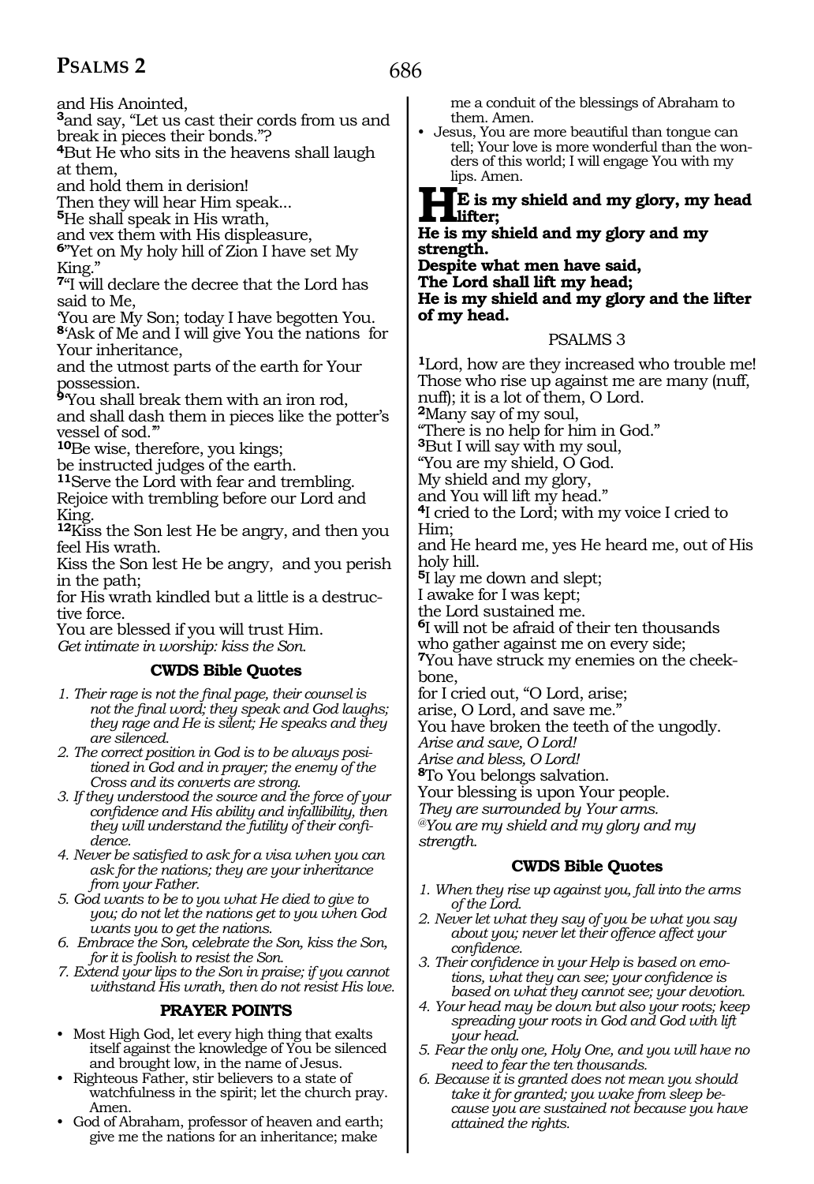and His Anointed,
[3]and say, "Let us cast their cords from us and break in pieces their bonds."?
[4]But He who sits in the heavens shall laugh at them,
and hold them in derision!
Then they will hear Him speak...
[5]He shall speak in His wrath,
and vex them with His displeasure,
[6]"Yet on My holy hill of Zion I have set My King."
[7]"I will declare the decree that the Lord has said to Me,
'You are My Son; today I have begotten You.
[8]'Ask of Me and I will give You the nations for Your inheritance,
and the utmost parts of the earth for Your possession.
[9]'You shall break them with an iron rod,
and shall dash them in pieces like the potter's vessel of sod.'"
[10]Be wise, therefore, you kings;
be instructed judges of the earth.
[11]Serve the Lord with fear and trembling.
Rejoice with trembling before our Lord and King.
[12]Kiss the Son lest He be angry, and then you feel His wrath.
Kiss the Son lest He be angry, and you perish in the path;
for His wrath kindled but a little is a destructive force.
You are blessed if you will trust Him.
*Get intimate in worship: kiss the Son.*

### CWDS Bible Quotes

1. *Their rage is not the final page, their counsel is not the final word; they speak and God laughs; they rage and He is silent; He speaks and they are silenced.*
2. *The correct position in God is to be always positioned in God and in prayer; the enemy of the Cross and its converts are strong.*
3. *If they understood the source and the force of your confidence and His ability and infallibility, then they will understand the futility of their confidence.*
4. *Never be satisfied to ask for a visa when you can ask for the nations; they are your inheritance from your Father.*
5. *God wants to be to you what He died to give to you; do not let the nations get to you when God wants you to get the nations.*
6. *Embrace the Son, celebrate the Son, kiss the Son, for it is foolish to resist the Son.*
7. *Extend your lips to the Son in praise; if you cannot withstand His wrath, then do not resist His love.*

### PRAYER POINTS

- Most High God, let every high thing that exalts itself against the knowledge of You be silenced and brought low, in the name of Jesus.
- Righteous Father, stir believers to a state of watchfulness in the spirit; let the church pray. Amen.
- God of Abraham, professor of heaven and earth; give me the nations for an inheritance; make me a conduit of the blessings of Abraham to them. Amen.
- Jesus, You are more beautiful than tongue can tell; Your love is more wonderful than the wonders of this world; I will engage You with my lips. Amen.

**HE is my shield and my glory, my head lifter;**
**He is my shield and my glory and my strength.**
**Despite what men have said,**
**The Lord shall lift my head;**
**He is my shield and my glory and the lifter of my head.**

## PSALMS 3

[1]Lord, how are they increased who trouble me!
Those who rise up against me are many (nuff, nuff); it is a lot of them, O Lord.
[2]Many say of my soul,
"There is no help for him in God."
[3]But I will say with my soul,
"You are my shield, O God.
My shield and my glory,
and You will lift my head."
[4]I cried to the Lord; with my voice I cried to Him;
and He heard me, yes He heard me, out of His holy hill.
[5]I lay me down and slept;
I awake for I was kept;
the Lord sustained me.
[6]I will not be afraid of their ten thousands
who gather against me on every side;
[7]You have struck my enemies on the cheekbone,
for I cried out, "O Lord, arise;
arise, O Lord, and save me."
You have broken the teeth of the ungodly.
*Arise and save, O Lord!*
*Arise and bless, O Lord!*
[8]To You belongs salvation.
Your blessing is upon Your people.
*They are surrounded by Your arms.*
*@You are my shield and my glory and my strength.*

### CWDS Bible Quotes

1. *When they rise up against you, fall into the arms of the Lord.*
2. *Never let what they say of you be what you say about you; never let their offence affect your confidence.*
3. *Their confidence in your Help is based on emotions, what they can see; your confidence is based on what they cannot see; your devotion.*
4. *Your head may be down but also your roots; keep spreading your roots in God and God with lift your head.*
5. *Fear the only one, Holy One, and you will have no need to fear the ten thousands.*
6. *Because it is granted does not mean you should take it for granted; you wake from sleep because you are sustained not because you have attained the rights.*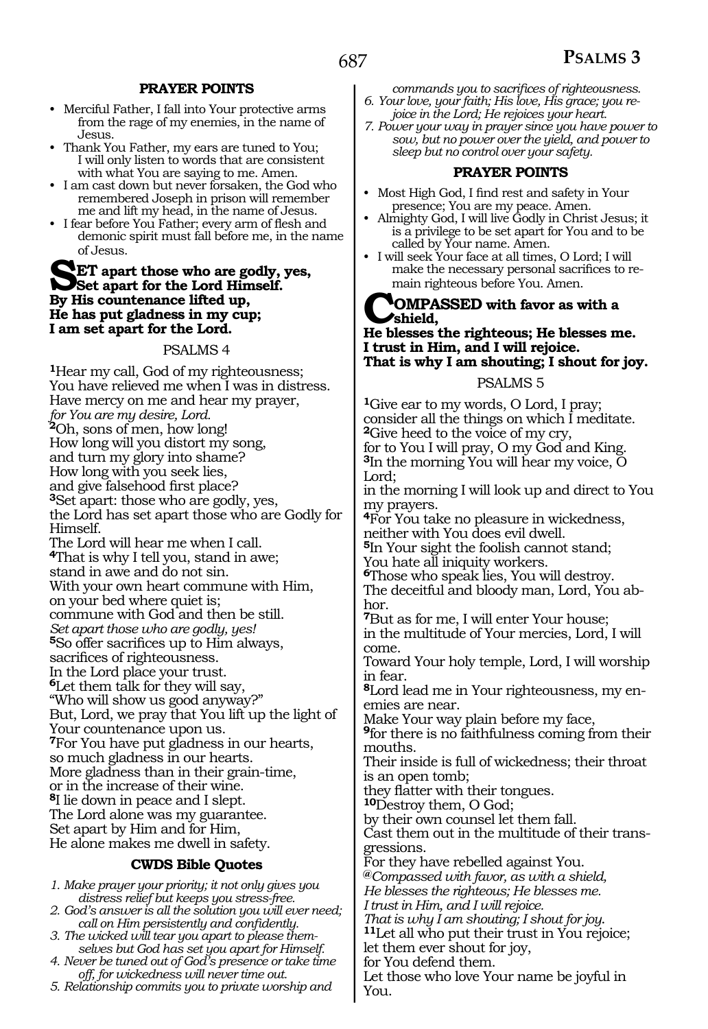#### PRAYER POINTS

- Merciful Father, I fall into Your protective arms from the rage of my enemies, in the name of Jesus.
- Thank You Father, my ears are tuned to You; I will only listen to words that are consistent with what You are saying to me. Amen.
- I am cast down but never forsaken, the God who remembered Joseph in prison will remember me and lift my head, in the name of Jesus.
- I fear before You Father; every arm of flesh and demonic spirit must fall before me, in the name of Jesus.

**SET apart those who are godly, yes,**
**Set apart for the Lord Himself.**
**By His countenance lifted up,**
**He has put gladness in my cup;**
**I am set apart for the Lord.**

PSALMS 4

**1**Hear my call, God of my righteousness;
You have relieved me when I was in distress.
Have mercy on me and hear my prayer,
*for You are my desire, Lord.*
**2**Oh, sons of men, how long!
How long will you distort my song,
and turn my glory into shame?
How long with you seek lies,
and give falsehood first place?
**3**Set apart: those who are godly, yes,
the Lord has set apart those who are Godly for Himself.
The Lord will hear me when I call.
**4**That is why I tell you, stand in awe;
stand in awe and do not sin.
With your own heart commune with Him,
on your bed where quiet is;
commune with God and then be still.
*Set apart those who are godly, yes!*
**5**So offer sacrifices up to Him always,
sacrifices of righteousness.
In the Lord place your trust.
**6**Let them talk for they will say,
"Who will show us good anyway?"
But, Lord, we pray that You lift up the light of Your countenance upon us.
**7**For You have put gladness in our hearts,
so much gladness in our hearts.
More gladness than in their grain-time,
or in the increase of their wine.
**8**I lie down in peace and I slept.
The Lord alone was my guarantee.
Set apart by Him and for Him,
He alone makes me dwell in safety.

#### CWDS Bible Quotes

1. *Make prayer your priority; it not only gives you distress relief but keeps you stress-free.*
2. *God's answer is all the solution you will ever need; call on Him persistently and confidently.*
3. *The wicked will tear you apart to please themselves but God has set you apart for Himself.*
4. *Never be tuned out of God's presence or take time off, for wickedness will never time out.*
5. *Relationship commits you to private worship and commands you to sacrifices of righteousness.*
6. *Your love, your faith; His love, His grace; you rejoice in the Lord; He rejoices your heart.*
7. *Power your way in prayer since you have power to sow, but no power over the yield, and power to sleep but no control over your safety.*

#### PRAYER POINTS

- Most High God, I find rest and safety in Your presence; You are my peace. Amen.
- Almighty God, I will live Godly in Christ Jesus; it is a privilege to be set apart for You and to be called by Your name. Amen.
- I will seek Your face at all times, O Lord; I will make the necessary personal sacrifices to remain righteous before You. Amen.

**COMPASSED with favor as with a shield,**
**He blesses the righteous; He blesses me.**
**I trust in Him, and I will rejoice.**
**That is why I am shouting; I shout for joy.**

PSALMS 5

**1**Give ear to my words, O Lord, I pray;
consider all the things on which I meditate.
**2**Give heed to the voice of my cry,
for to You I will pray, O my God and King.
**3**In the morning You will hear my voice, O Lord;
in the morning I will look up and direct to You my prayers.
**4**For You take no pleasure in wickedness,
neither with You does evil dwell.
**5**In Your sight the foolish cannot stand;
You hate all iniquity workers.
**6**Those who speak lies, You will destroy.
The deceitful and bloody man, Lord, You abhor.
**7**But as for me, I will enter Your house;
in the multitude of Your mercies, Lord, I will come.
Toward Your holy temple, Lord, I will worship in fear.
**8**Lord lead me in Your righteousness, my enemies are near.
Make Your way plain before my face,
**9**for there is no faithfulness coming from their mouths.
Their inside is full of wickedness; their throat is an open tomb;
they flatter with their tongues.
**10**Destroy them, O God;
by their own counsel let them fall.
Cast them out in the multitude of their transgressions.
For they have rebelled against You.
*@Compassed with favor, as with a shield,*
*He blesses the righteous; He blesses me.*
*I trust in Him, and I will rejoice.*
*That is why I am shouting; I shout for joy.*
**11**Let all who put their trust in You rejoice;
let them ever shout for joy,
for You defend them.
Let those who love Your name be joyful in You.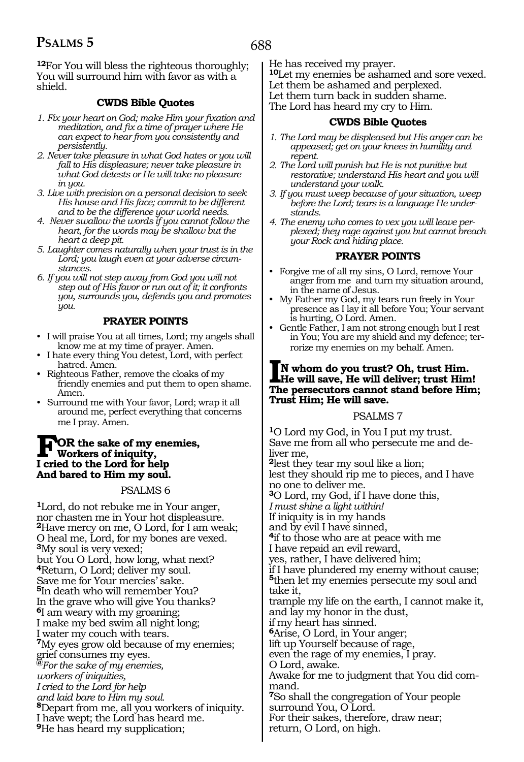**12**For You will bless the righteous thoroughly;
You will surround him with favor as with a shield.

### CWDS Bible Quotes

1. *Fix your heart on God; make Him your fixation and meditation, and fix a time of prayer where He can expect to hear from you consistently and persistently.*
2. *Never take pleasure in what God hates or you will fall to His displeasure; never take pleasure in what God detests or He will take no pleasure in you.*
3. *Live with precision on a personal decision to seek His house and His face; commit to be different and to be the difference your world needs.*
4. *Never swallow the words if you cannot follow the heart, for the words may be shallow but the heart a deep pit.*
5. *Laughter comes naturally when your trust is in the Lord; you laugh even at your adverse circumstances.*
6. *If you will not step away from God you will not step out of His favor or run out of it; it confronts you, surrounds you, defends you and promotes you.*

### PRAYER POINTS

- I will praise You at all times, Lord; my angels shall know me at my time of prayer. Amen.
- I hate every thing You detest, Lord, with perfect hatred. Amen.
- Righteous Father, remove the cloaks of my friendly enemies and put them to open shame. Amen.
- Surround me with Your favor, Lord; wrap it all around me, perfect everything that concerns me I pray. Amen.

**FOR the sake of my enemies,
Workers of iniquity,
I cried to the Lord for help
And bared to Him my soul.**

## PSALMS 6

**1**Lord, do not rebuke me in Your anger,
nor chasten me in Your hot displeasure.
**2**Have mercy on me, O Lord, for I am weak;
O heal me, Lord, for my bones are vexed.
**3**My soul is very vexed;
but You O Lord, how long, what next?
**4**Return, O Lord; deliver my soul.
Save me for Your mercies' sake.
**5**In death who will remember You?
In the grave who will give You thanks?
**6**I am weary with my groaning;
I make my bed swim all night long;
I water my couch with tears.
**7**My eyes grow old because of my enemies;
grief consumes my eyes.
*@For the sake of my enemies,
workers of iniquities,
I cried to the Lord for help
and laid bare to Him my soul.*
**8**Depart from me, all you workers of iniquity.
I have wept; the Lord has heard me.
**9**He has heard my supplication;
He has received my prayer.
**10**Let my enemies be ashamed and sore vexed.
Let them be ashamed and perplexed.
Let them turn back in sudden shame.
The Lord has heard my cry to Him.

### CWDS Bible Quotes

1. *The Lord may be displeased but His anger can be appeased; get on your knees in humility and repent.*
2. *The Lord will punish but He is not punitive but restorative; understand His heart and you will understand your walk.*
3. *If you must weep because of your situation, weep before the Lord; tears is a language He understands.*
4. *The enemy who comes to vex you will leave perplexed; they rage against you but cannot breach your Rock and hiding place.*

### PRAYER POINTS

- Forgive me of all my sins, O Lord, remove Your anger from me and turn my situation around, in the name of Jesus.
- My Father my God, my tears run freely in Your presence as I lay it all before You; Your servant is hurting, O Lord. Amen.
- Gentle Father, I am not strong enough but I rest in You; You are my shield and my defence; terrorize my enemies on my behalf. Amen.

**IN whom do you trust? Oh, trust Him.
He will save, He will deliver; trust Him!
The persecutors cannot stand before Him;
Trust Him; He will save.**

## PSALMS 7

**1**O Lord my God, in You I put my trust.
Save me from all who persecute me and deliver me,
**2**lest they tear my soul like a lion;
lest they should rip me to pieces, and I have no one to deliver me.
**3**O Lord, my God, if I have done this,
*I must shine a light within!*
If iniquity is in my hands
and by evil I have sinned,
**4**if to those who are at peace with me
I have repaid an evil reward,
yes, rather, I have delivered him;
if I have plundered my enemy without cause;
**5**then let my enemies persecute my soul and take it,
trample my life on the earth, I cannot make it,
and lay my honor in the dust,
if my heart has sinned.
**6**Arise, O Lord, in Your anger;
lift up Yourself because of rage,
even the rage of my enemies, I pray.
O Lord, awake.
Awake for me to judgment that You did command.
**7**So shall the congregation of Your people
surround You, O Lord.
For their sakes, therefore, draw near;
return, O Lord, on high.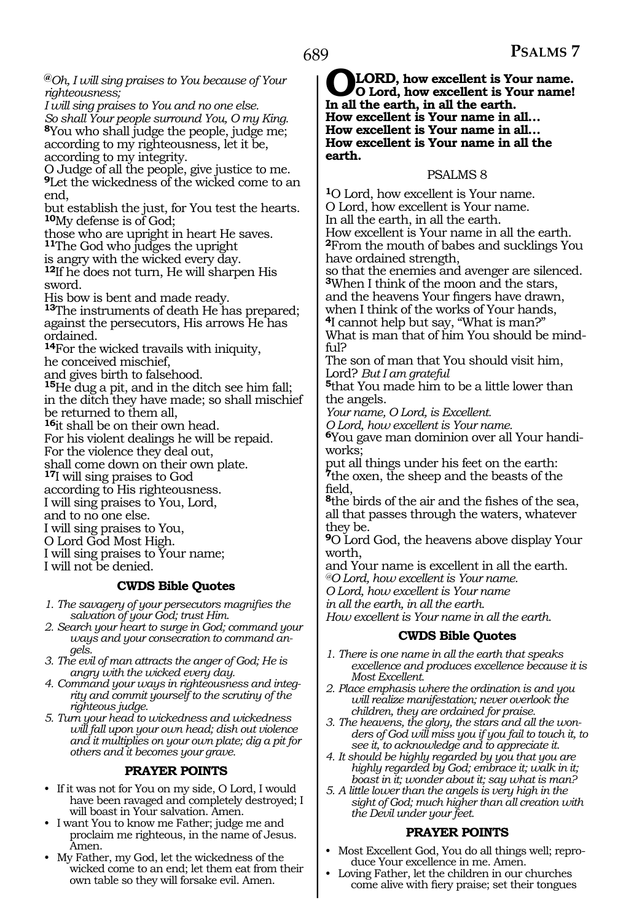*@Oh, I will sing praises to You because of Your righteousness;*
*I will sing praises to You and no one else.*
*So shall Your people surround You, O my King.*
**8**You who shall judge the people, judge me; according to my righteousness, let it be, according to my integrity.
O Judge of all the people, give justice to me.
**9**Let the wickedness of the wicked come to an end,
but establish the just, for You test the hearts.
**10**My defense is of God;
those who are upright in heart He saves.
**11**The God who judges the upright
is angry with the wicked every day.
**12**If he does not turn, He will sharpen His sword.
His bow is bent and made ready.
**13**The instruments of death He has prepared; against the persecutors, His arrows He has ordained.
**14**For the wicked travails with iniquity,
he conceived mischief,
and gives birth to falsehood.
**15**He dug a pit, and in the ditch see him fall; in the ditch they have made; so shall mischief be returned to them all,
**16**it shall be on their own head.
For his violent dealings he will be repaid.
For the violence they deal out,
shall come down on their own plate.
**17**I will sing praises to God
according to His righteousness.
I will sing praises to You, Lord,
and to no one else.
I will sing praises to You,
O Lord God Most High.
I will sing praises to Your name;
I will not be denied.

### CWDS Bible Quotes

1. *The savagery of your persecutors magnifies the salvation of your God; trust Him.*
2. *Search your heart to surge in God; command your ways and your consecration to command angels.*
3. *The evil of man attracts the anger of God; He is angry with the wicked every day.*
4. *Command your ways in righteousness and integrity and commit yourself to the scrutiny of the righteous judge.*
5. *Turn your head to wickedness and wickedness will fall upon your own head; dish out violence and it multiplies on your own plate; dig a pit for others and it becomes your grave.*

### PRAYER POINTS

- If it was not for You on my side, O Lord, I would have been ravaged and completely destroyed; I will boast in Your salvation. Amen.
- I want You to know me Father; judge me and proclaim me righteous, in the name of Jesus. Amen.
- My Father, my God, let the wickedness of the wicked come to an end; let them eat from their own table so they will forsake evil. Amen.

**O LORD, how excellent is Your name.**
**O Lord, how excellent is Your name!**
**In all the earth, in all the earth.**
**How excellent is Your name in all…**
**How excellent is Your name in all…**
**How excellent is Your name in all the earth.**

## PSALMS 8

**1**O Lord, how excellent is Your name.
O Lord, how excellent is Your name.
In all the earth, in all the earth.
How excellent is Your name in all the earth.
**2**From the mouth of babes and sucklings You have ordained strength,
so that the enemies and avenger are silenced.
**3**When I think of the moon and the stars,
and the heavens Your fingers have drawn,
when I think of the works of Your hands,
**4**I cannot help but say, "What is man?"
What is man that of him You should be mindful?
The son of man that You should visit him,
Lord? *But I am grateful*
**5**that You made him to be a little lower than the angels.
*Your name, O Lord, is Excellent.*
*O Lord, how excellent is Your name.*
**6**You gave man dominion over all Your handiworks;
put all things under his feet on the earth:
**7**the oxen, the sheep and the beasts of the field,
**8**the birds of the air and the fishes of the sea,
all that passes through the waters, whatever they be.
**9**O Lord God, the heavens above display Your worth,
and Your name is excellent in all the earth.
*@O Lord, how excellent is Your name.*
*O Lord, how excellent is Your name*
*in all the earth, in all the earth.*
*How excellent is Your name in all the earth.*

### CWDS Bible Quotes

1. *There is one name in all the earth that speaks excellence and produces excellence because it is Most Excellent.*
2. *Place emphasis where the ordination is and you will realize manifestation; never overlook the children, they are ordained for praise.*
3. *The heavens, the glory, the stars and all the wonders of God will miss you if you fail to touch it, to see it, to acknowledge and to appreciate it.*
4. *It should be highly regarded by you that you are highly regarded by God; embrace it; walk in it; boast in it; wonder about it; say what is man?*
5. *A little lower than the angels is very high in the sight of God; much higher than all creation with the Devil under your feet.*

### PRAYER POINTS

- Most Excellent God, You do all things well; reproduce Your excellence in me. Amen.
- Loving Father, let the children in our churches come alive with fiery praise; set their tongues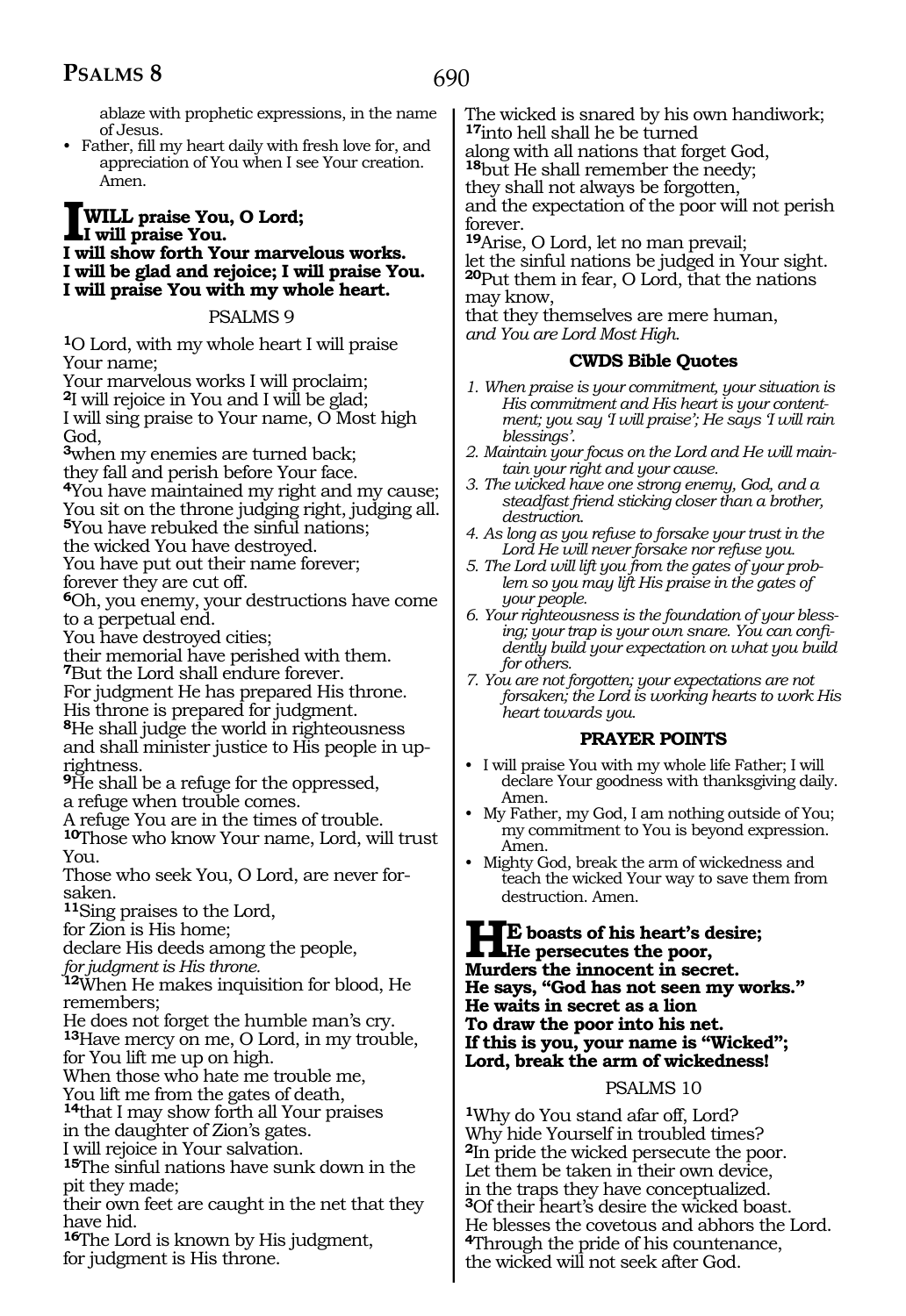ablaze with prophetic expressions, in the name of Jesus.

- Father, fill my heart daily with fresh love for, and appreciation of You when I see Your creation. Amen.

**I WILL praise You, O Lord;**
**I will praise You.**
**I will show forth Your marvelous works.**
**I will be glad and rejoice; I will praise You.**
**I will praise You with my whole heart.**

## PSALMS 9

**1**O Lord, with my whole heart I will praise Your name;
Your marvelous works I will proclaim;
**2**I will rejoice in You and I will be glad;
I will sing praise to Your name, O Most high God,
**3**when my enemies are turned back;
they fall and perish before Your face.
**4**You have maintained my right and my cause;
You sit on the throne judging right, judging all.
**5**You have rebuked the sinful nations;
the wicked You have destroyed.
You have put out their name forever;
forever they are cut off.
**6**Oh, you enemy, your destructions have come to a perpetual end.
You have destroyed cities;
their memorial have perished with them.
**7**But the Lord shall endure forever.
For judgment He has prepared His throne.
His throne is prepared for judgment.
**8**He shall judge the world in righteousness
and shall minister justice to His people in uprightness.
**9**He shall be a refuge for the oppressed,
a refuge when trouble comes.
A refuge You are in the times of trouble.
**10**Those who know Your name, Lord, will trust You.
Those who seek You, O Lord, are never forsaken.
**11**Sing praises to the Lord,
for Zion is His home;
declare His deeds among the people,
*for judgment is His throne.*
**12**When He makes inquisition for blood, He remembers;
He does not forget the humble man's cry.
**13**Have mercy on me, O Lord, in my trouble,
for You lift me up on high.
When those who hate me trouble me,
You lift me from the gates of death,
**14**that I may show forth all Your praises
in the daughter of Zion's gates.
I will rejoice in Your salvation.
**15**The sinful nations have sunk down in the pit they made;
their own feet are caught in the net that they have hid.
**16**The Lord is known by His judgment,
for judgment is His throne.
The wicked is snared by his own handiwork;
**17**into hell shall he be turned
along with all nations that forget God,
**18**but He shall remember the needy;
they shall not always be forgotten,
and the expectation of the poor will not perish forever.
**19**Arise, O Lord, let no man prevail;
let the sinful nations be judged in Your sight.
**20**Put them in fear, O Lord, that the nations may know,
that they themselves are mere human,
*and You are Lord Most High.*

### CWDS Bible Quotes

1. *When praise is your commitment, your situation is His commitment and His heart is your contentment; you say 'I will praise'; He says 'I will rain blessings'.*
2. *Maintain your focus on the Lord and He will maintain your right and your cause.*
3. *The wicked have one strong enemy, God, and a steadfast friend sticking closer than a brother, destruction.*
4. *As long as you refuse to forsake your trust in the Lord He will never forsake nor refuse you.*
5. *The Lord will lift you from the gates of your problem so you may lift His praise in the gates of your people.*
6. *Your righteousness is the foundation of your blessing; your trap is your own snare. You can confidently build your expectation on what you build for others.*
7. *You are not forgotten; your expectations are not forsaken; the Lord is working hearts to work His heart towards you.*

### PRAYER POINTS

- I will praise You with my whole life Father; I will declare Your goodness with thanksgiving daily. Amen.
- My Father, my God, I am nothing outside of You; my commitment to You is beyond expression. Amen.
- Mighty God, break the arm of wickedness and teach the wicked Your way to save them from destruction. Amen.

**HE boasts of his heart's desire;**
**He persecutes the poor,**
**Murders the innocent in secret.**
**He says, "God has not seen my works."**
**He waits in secret as a lion**
**To draw the poor into his net.**
**If this is you, your name is "Wicked";**
**Lord, break the arm of wickedness!**

## PSALMS 10

**1**Why do You stand afar off, Lord?
Why hide Yourself in troubled times?
**2**In pride the wicked persecute the poor.
Let them be taken in their own device,
in the traps they have conceptualized.
**3**Of their heart's desire the wicked boast.
He blesses the covetous and abhors the Lord.
**4**Through the pride of his countenance,
the wicked will not seek after God.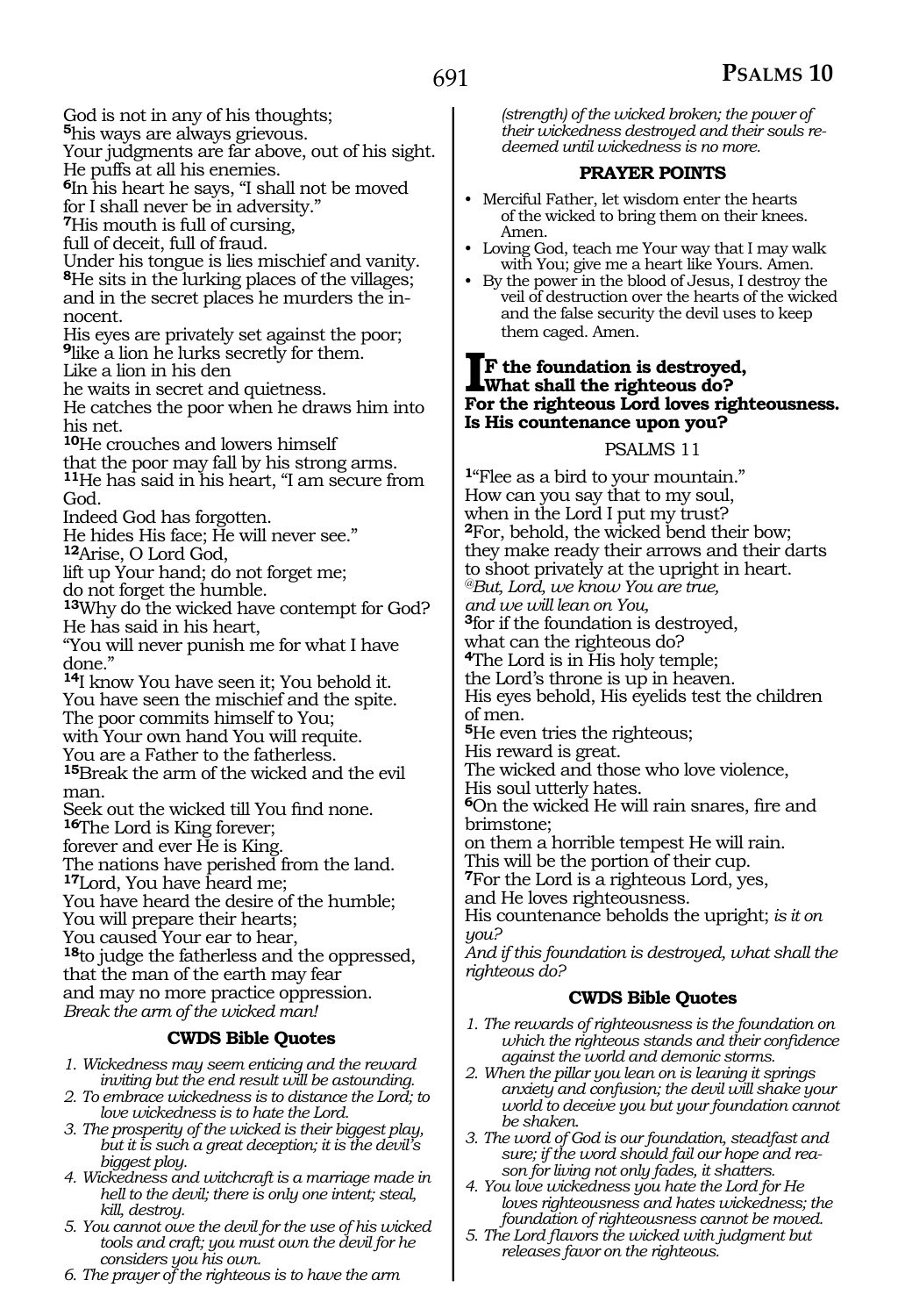God is not in any of his thoughts;
**5**his ways are always grievous.
Your judgments are far above, out of his sight.
He puffs at all his enemies.
**6**In his heart he says, "I shall not be moved
for I shall never be in adversity."
**7**His mouth is full of cursing,
full of deceit, full of fraud.
Under his tongue is lies mischief and vanity.
**8**He sits in the lurking places of the villages;
and in the secret places he murders the innocent.
His eyes are privately set against the poor;
**9**like a lion he lurks secretly for them.
Like a lion in his den
he waits in secret and quietness.
He catches the poor when he draws him into his net.
**10**He crouches and lowers himself
that the poor may fall by his strong arms.
**11**He has said in his heart, "I am secure from God.
Indeed God has forgotten.
He hides His face; He will never see."
**12**Arise, O Lord God,
lift up Your hand; do not forget me;
do not forget the humble.
**13**Why do the wicked have contempt for God?
He has said in his heart,
"You will never punish me for what I have done."
**14**I know You have seen it; You behold it.
You have seen the mischief and the spite.
The poor commits himself to You;
with Your own hand You will requite.
You are a Father to the fatherless.
**15**Break the arm of the wicked and the evil man.
Seek out the wicked till You find none.
**16**The Lord is King forever;
forever and ever He is King.
The nations have perished from the land.
**17**Lord, You have heard me;
You have heard the desire of the humble;
You will prepare their hearts;
You caused Your ear to hear,
**18**to judge the fatherless and the oppressed,
that the man of the earth may fear
and may no more practice oppression.
*Break the arm of the wicked man!*

### CWDS Bible Quotes

1. *Wickedness may seem enticing and the reward inviting but the end result will be astounding.*
2. *To embrace wickedness is to distance the Lord; to love wickedness is to hate the Lord.*
3. *The prosperity of the wicked is their biggest play, but it is such a great deception; it is the devil's biggest ploy.*
4. *Wickedness and witchcraft is a marriage made in hell to the devil; there is only one intent; steal, kill, destroy.*
5. *You cannot owe the devil for the use of his wicked tools and craft; you must own the devil for he considers you his own.*
6. *The prayer of the righteous is to have the arm (strength) of the wicked broken; the power of their wickedness destroyed and their souls redeemed until wickedness is no more.*

### PRAYER POINTS

- Merciful Father, let wisdom enter the hearts of the wicked to bring them on their knees. Amen.
- Loving God, teach me Your way that I may walk with You; give me a heart like Yours. Amen.
- By the power in the blood of Jesus, I destroy the veil of destruction over the hearts of the wicked and the false security the devil uses to keep them caged. Amen.

**If the foundation is destroyed,**
**What shall the righteous do?**
**For the righteous Lord loves righteousness.**
**Is His countenance upon you?**

## PSALMS 11

**1**"Flee as a bird to your mountain."
How can you say that to my soul,
when in the Lord I put my trust?
**2**For, behold, the wicked bend their bow;
they make ready their arrows and their darts
to shoot privately at the upright in heart.
*@But, Lord, we know You are true,*
*and we will lean on You,*
**3**for if the foundation is destroyed,
what can the righteous do?
**4**The Lord is in His holy temple;
the Lord's throne is up in heaven.
His eyes behold, His eyelids test the children of men.
**5**He even tries the righteous;
His reward is great.
The wicked and those who love violence,
His soul utterly hates.
**6**On the wicked He will rain snares, fire and brimstone;
on them a horrible tempest He will rain.
This will be the portion of their cup.
**7**For the Lord is a righteous Lord, yes,
and He loves righteousness.
His countenance beholds the upright; *is it on you?*
*And if this foundation is destroyed, what shall the righteous do?*

### CWDS Bible Quotes

1. *The rewards of righteousness is the foundation on which the righteous stands and their confidence against the world and demonic storms.*
2. *When the pillar you lean on is leaning it springs anxiety and confusion; the devil will shake your world to deceive you but your foundation cannot be shaken.*
3. *The word of God is our foundation, steadfast and sure; if the word should fail our hope and reason for living not only fades, it shatters.*
4. *You love wickedness you hate the Lord for He loves righteousness and hates wickedness; the foundation of righteousness cannot be moved.*
5. *The Lord flavors the wicked with judgment but releases favor on the righteous.*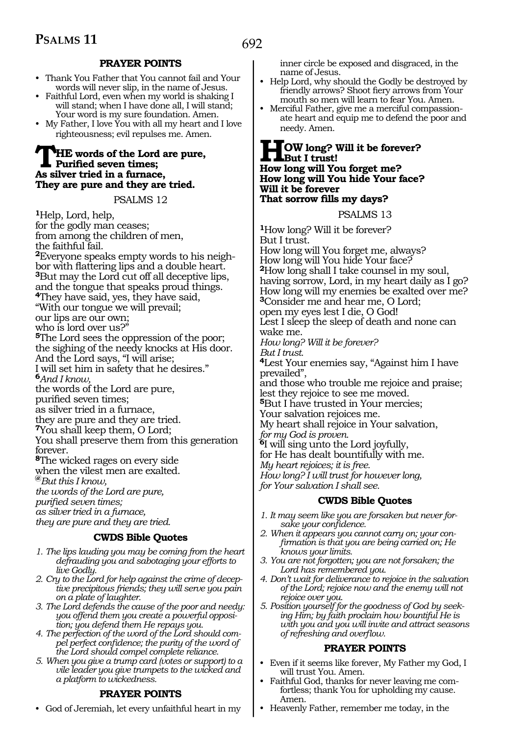### PRAYER POINTS

- Thank You Father that You cannot fail and Your words will never slip, in the name of Jesus.
- Faithful Lord, even when my world is shaking I will stand; when I have done all, I will stand; Your word is my sure foundation. Amen.
- My Father, I love You with all my heart and I love righteousness; evil repulses me. Amen.

**THE words of the Lord are pure,**
**Purified seven times;**
**As silver tried in a furnace,**
**They are pure and they are tried.**

PSALMS 12

[1]Help, Lord, help,
for the godly man ceases;
from among the children of men,
the faithful fail.
[2]Everyone speaks empty words to his neighbor with flattering lips and a double heart.
[3]But may the Lord cut off all deceptive lips,
and the tongue that speaks proud things.
[4]They have said, yes, they have said,
"With our tongue we will prevail;
our lips are our own;
who is lord over us?"
[5]The Lord sees the oppression of the poor;
the sighing of the needy knocks at His door.
And the Lord says, "I will arise;
I will set him in safety that he desires."
[6]*And I know,*
the words of the Lord are pure,
purified seven times;
as silver tried in a furnace,
they are pure and they are tried.
[7]You shall keep them, O Lord;
You shall preserve them from this generation forever.
[8]The wicked rages on every side
when the vilest men are exalted.
[@]*But this I know,*
*the words of the Lord are pure,*
*purified seven times;*
*as silver tried in a furnace,*
*they are pure and they are tried.*

### CWDS Bible Quotes

1. *The lips lauding you may be coming from the heart defrauding you and sabotaging your efforts to live Godly.*
2. *Cry to the Lord for help against the crime of deceptive precipitous friends; they will serve you pain on a plate of laughter.*
3. *The Lord defends the cause of the poor and needy: you offend them you create a powerful opposition; you defend them He repays you.*
4. *The perfection of the word of the Lord should compel perfect confidence; the purity of the word of the Lord should compel complete reliance.*
5. *When you give a trump card (votes or support) to a vile leader you give trumpets to the wicked and a platform to wickedness.*

### PRAYER POINTS

- God of Jeremiah, let every unfaithful heart in my inner circle be exposed and disgraced, in the name of Jesus.
- Help Lord, why should the Godly be destroyed by friendly arrows? Shoot fiery arrows from Your mouth so men will learn to fear You. Amen.
- Merciful Father, give me a merciful compassionate heart and equip me to defend the poor and needy. Amen.

**HOW long? Will it be forever?**
**But I trust!**
**How long will You forget me?**
**How long will You hide Your face?**
**Will it be forever**
**That sorrow fills my days?**

PSALMS 13

[1]How long? Will it be forever?
But I trust.
How long will You forget me, always?
How long will You hide Your face?
[2]How long shall I take counsel in my soul,
having sorrow, Lord, in my heart daily as I go?
How long will my enemies be exalted over me?
[3]Consider me and hear me, O Lord;
open my eyes lest I die, O God!
Lest I sleep the sleep of death and none can wake me.
*How long? Will it be forever?*
*But I trust.*
[4]Lest Your enemies say, "Against him I have prevailed",
and those who trouble me rejoice and praise;
lest they rejoice to see me moved.
[5]But I have trusted in Your mercies;
Your salvation rejoices me.
My heart shall rejoice in Your salvation,
*for my God is proven.*
[6]I will sing unto the Lord joyfully,
for He has dealt bountifully with me.
*My heart rejoices; it is free.*
*How long? I will trust for however long,*
*for Your salvation I shall see.*

### CWDS Bible Quotes

1. *It may seem like you are forsaken but never forsake your confidence.*
2. *When it appears you cannot carry on; your confirmation is that you are being carried on; He knows your limits.*
3. *You are not forgotten; you are not forsaken; the Lord has remembered you.*
4. *Don't wait for deliverance to rejoice in the salvation of the Lord; rejoice now and the enemy will not rejoice over you.*
5. *Position yourself for the goodness of God by seeking Him; by faith proclaim how bountiful He is with you and you will invite and attract seasons of refreshing and overflow.*

### PRAYER POINTS

- Even if it seems like forever, My Father my God, I will trust You. Amen.
- Faithful God, thanks for never leaving me comfortless; thank You for upholding my cause. Amen.
- Heavenly Father, remember me today, in the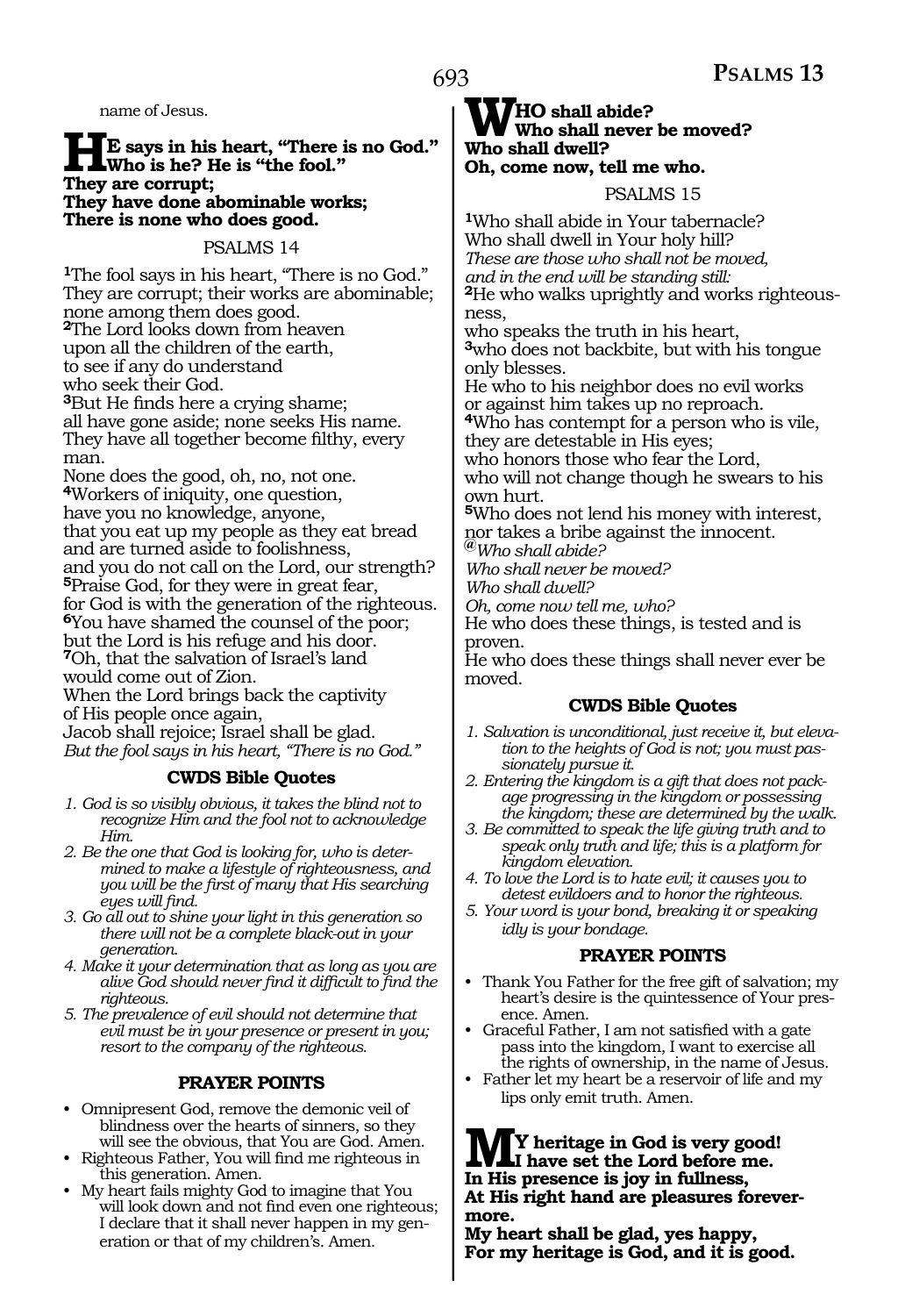name of Jesus.

**HE says in his heart, "There is no God."**
**Who is he? He is "the fool."**
**They are corrupt;**
**They have done abominable works;**
**There is none who does good.**

PSALMS 14

[1]The fool says in his heart, "There is no God."
They are corrupt; their works are abominable;
none among them does good.
[2]The Lord looks down from heaven
upon all the children of the earth,
to see if any do understand
who seek their God.
[3]But He finds here a crying shame;
all have gone aside; none seeks His name.
They have all together become filthy, every man.
None does the good, oh, no, not one.
[4]Workers of iniquity, one question,
have you no knowledge, anyone,
that you eat up my people as they eat bread
and are turned aside to foolishness,
and you do not call on the Lord, our strength?
[5]Praise God, for they were in great fear,
for God is with the generation of the righteous.
[6]You have shamed the counsel of the poor;
but the Lord is his refuge and his door.
[7]Oh, that the salvation of Israel's land
would come out of Zion.
When the Lord brings back the captivity
of His people once again,
Jacob shall rejoice; Israel shall be glad.
*But the fool says in his heart, "There is no God."*

**CWDS Bible Quotes**

1. *God is so visibly obvious, it takes the blind not to recognize Him and the fool not to acknowledge Him.*
2. *Be the one that God is looking for, who is determined to make a lifestyle of righteousness, and you will be the first of many that His searching eyes will find.*
3. *Go all out to shine your light in this generation so there will not be a complete black-out in your generation.*
4. *Make it your determination that as long as you are alive God should never find it difficult to find the righteous.*
5. *The prevalence of evil should not determine that evil must be in your presence or present in you; resort to the company of the righteous.*

**PRAYER POINTS**

- Omnipresent God, remove the demonic veil of blindness over the hearts of sinners, so they will see the obvious, that You are God. Amen.
- Righteous Father, You will find me righteous in this generation. Amen.
- My heart fails mighty God to imagine that You will look down and not find even one righteous; I declare that it shall never happen in my generation or that of my children's. Amen.

**WHO shall abide?**
**Who shall never be moved?**
**Who shall dwell?**
**Oh, come now, tell me who.**

PSALMS 15

[1]Who shall abide in Your tabernacle?
Who shall dwell in Your holy hill?
*These are those who shall not be moved,*
*and in the end will be standing still:*
[2]He who walks uprightly and works righteousness,
who speaks the truth in his heart,
[3]who does not backbite, but with his tongue only blesses.
He who to his neighbor does no evil works
or against him takes up no reproach.
[4]Who has contempt for a person who is vile,
they are detestable in His eyes;
who honors those who fear the Lord,
who will not change though he swears to his own hurt.
[5]Who does not lend his money with interest,
nor takes a bribe against the innocent.
[@]*Who shall abide?*
*Who shall never be moved?*
*Who shall dwell?*
*Oh, come now tell me, who?*
He who does these things, is tested and is proven.
He who does these things shall never ever be moved.

**CWDS Bible Quotes**

1. *Salvation is unconditional, just receive it, but elevation to the heights of God is not; you must passionately pursue it.*
2. *Entering the kingdom is a gift that does not package progressing in the kingdom or possessing the kingdom; these are determined by the walk.*
3. *Be committed to speak the life giving truth and to speak only truth and life; this is a platform for kingdom elevation.*
4. *To love the Lord is to hate evil; it causes you to detest evildoers and to honor the righteous.*
5. *Your word is your bond, breaking it or speaking idly is your bondage.*

**PRAYER POINTS**

- Thank You Father for the free gift of salvation; my heart's desire is the quintessence of Your presence. Amen.
- Graceful Father, I am not satisfied with a gate pass into the kingdom, I want to exercise all the rights of ownership, in the name of Jesus.
- Father let my heart be a reservoir of life and my lips only emit truth. Amen.

**MY heritage in God is very good!**
**I have set the Lord before me.**
**In His presence is joy in fullness,**
**At His right hand are pleasures forevermore.**
**My heart shall be glad, yes happy,**
**For my heritage is God, and it is good.**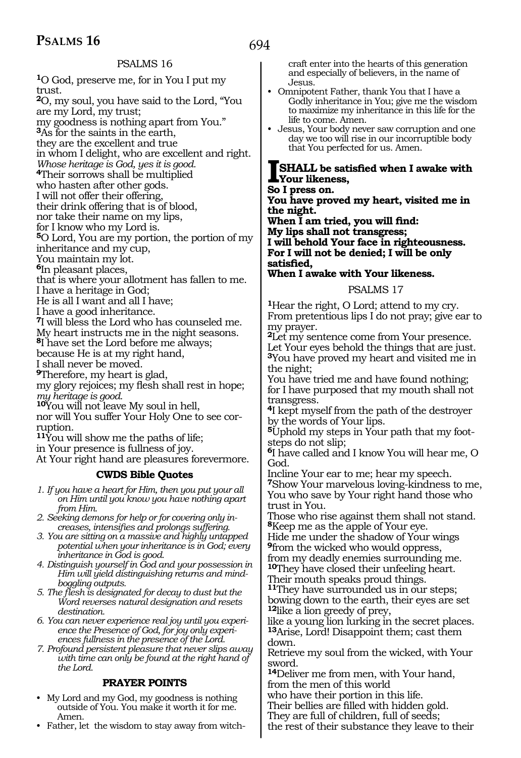## PSALMS 16

[1]O God, preserve me, for in You I put my trust.
[2]O, my soul, you have said to the Lord, "You are my Lord, my trust;
my goodness is nothing apart from You."
[3]As for the saints in the earth,
they are the excellent and true
in whom I delight, who are excellent and right.
*Whose heritage is God, yes it is good.*
[4]Their sorrows shall be multiplied
who hasten after other gods.
I will not offer their offering,
their drink offering that is of blood,
nor take their name on my lips,
for I know who my Lord is.
[5]O Lord, You are my portion, the portion of my inheritance and my cup,
You maintain my lot.
[6]In pleasant places,
that is where your allotment has fallen to me.
I have a heritage in God;
He is all I want and all I have;
I have a good inheritance.
[7]I will bless the Lord who has counseled me.
My heart instructs me in the night seasons.
[8]I have set the Lord before me always;
because He is at my right hand,
I shall never be moved.
[9]Therefore, my heart is glad,
my glory rejoices; my flesh shall rest in hope;
*my heritage is good.*
[10]You will not leave My soul in hell,
nor will You suffer Your Holy One to see corruption.
[11]You will show me the paths of life;
in Your presence is fullness of joy.
At Your right hand are pleasures forevermore.

### CWDS Bible Quotes

1. *If you have a heart for Him, then you put your all on Him until you know you have nothing apart from Him.*
2. *Seeking demons for help or for covering only increases, intensifies and prolongs suffering.*
3. *You are sitting on a massive and highly untapped potential when your inheritance is in God; every inheritance in God is good.*
4. *Distinguish yourself in God and your possession in Him will yield distinguishing returns and mind-boggling outputs.*
5. *The flesh is designated for decay to dust but the Word reverses natural designation and resets destination.*
6. *You can never experience real joy until you experience the Presence of God, for joy only experiences fullness in the presence of the Lord.*
7. *Profound persistent pleasure that never slips away with time can only be found at the right hand of the Lord.*

### PRAYER POINTS

- My Lord and my God, my goodness is nothing outside of You. You make it worth it for me. Amen.
- Father, let the wisdom to stay away from witchcraft enter into the hearts of this generation and especially of believers, in the name of Jesus.
- Omnipotent Father, thank You that I have a Godly inheritance in You; give me the wisdom to maximize my inheritance in this life for the life to come. Amen.
- Jesus, Your body never saw corruption and one day we too will rise in our incorruptible body that You perfected for us. Amen.

**I SHALL be satisfied when I awake with Your likeness,**
**So I press on.**
**You have proved my heart, visited me in the night.**
**When I am tried, you will find:**
**My lips shall not transgress;**
**I will behold Your face in righteousness.**
**For I will not be denied; I will be only satisfied,**
**When I awake with Your likeness.**

## PSALMS 17

[1]Hear the right, O Lord; attend to my cry.
From pretentious lips I do not pray; give ear to my prayer.
[2]Let my sentence come from Your presence.
Let Your eyes behold the things that are just.
[3]You have proved my heart and visited me in the night;
You have tried me and have found nothing;
for I have purposed that my mouth shall not transgress.
[4]I kept myself from the path of the destroyer
by the words of Your lips.
[5]Uphold my steps in Your path that my footsteps do not slip;
[6]I have called and I know You will hear me, O God.
Incline Your ear to me; hear my speech.
[7]Show Your marvelous loving-kindness to me,
You who save by Your right hand those who trust in You.
Those who rise against them shall not stand.
[8]Keep me as the apple of Your eye.
Hide me under the shadow of Your wings
[9]from the wicked who would oppress,
from my deadly enemies surrounding me.
[10]They have closed their unfeeling heart.
Their mouth speaks proud things.
[11]They have surrounded us in our steps;
bowing down to the earth, their eyes are set
[12]like a lion greedy of prey,
like a young lion lurking in the secret places.
[13]Arise, Lord! Disappoint them; cast them down.
Retrieve my soul from the wicked, with Your sword.
[14]Deliver me from men, with Your hand,
from the men of this world
who have their portion in this life.
Their bellies are filled with hidden gold.
They are full of children, full of seeds;
the rest of their substance they leave to their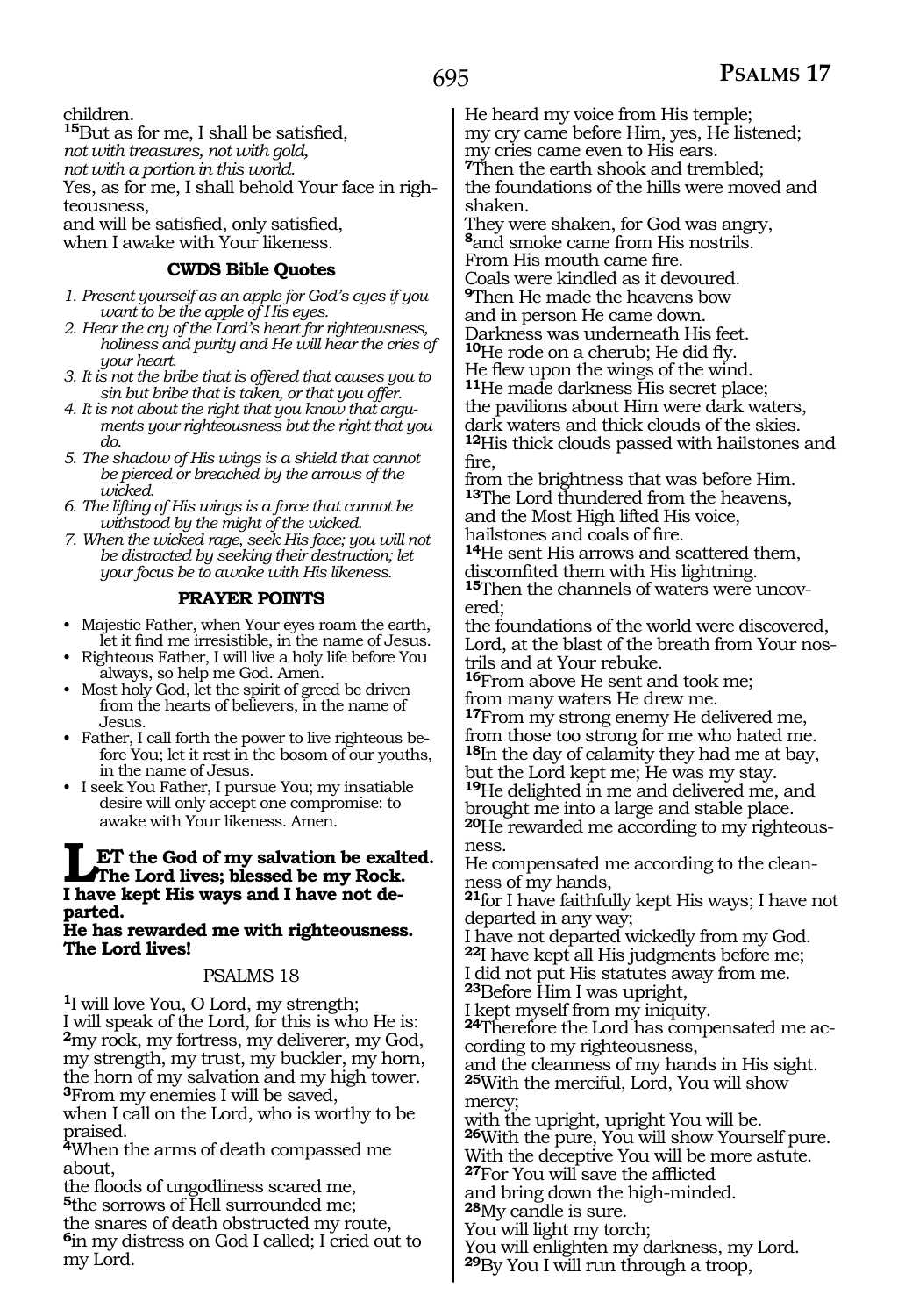children.
[15]But as for me, I shall be satisfied,
*not with treasures, not with gold,*
*not with a portion in this world.*
Yes, as for me, I shall behold Your face in righteousness,
and will be satisfied, only satisfied,
when I awake with Your likeness.

### CWDS Bible Quotes

1. *Present yourself as an apple for God's eyes if you want to be the apple of His eyes.*
2. *Hear the cry of the Lord's heart for righteousness, holiness and purity and He will hear the cries of your heart.*
3. *It is not the bribe that is offered that causes you to sin but bribe that is taken, or that you offer.*
4. *It is not about the right that you know that arguments your righteousness but the right that you do.*
5. *The shadow of His wings is a shield that cannot be pierced or breached by the arrows of the wicked.*
6. *The lifting of His wings is a force that cannot be withstood by the might of the wicked.*
7. *When the wicked rage, seek His face; you will not be distracted by seeking their destruction; let your focus be to awake with His likeness.*

### PRAYER POINTS

- Majestic Father, when Your eyes roam the earth, let it find me irresistible, in the name of Jesus.
- Righteous Father, I will live a holy life before You always, so help me God. Amen.
- Most holy God, let the spirit of greed be driven from the hearts of believers, in the name of Jesus.
- Father, I call forth the power to live righteous before You; let it rest in the bosom of our youths, in the name of Jesus.
- I seek You Father, I pursue You; my insatiable desire will only accept one compromise: to awake with Your likeness. Amen.

**LET the God of my salvation be exalted. The Lord lives; blessed be my Rock. I have kept His ways and I have not departed.**
**He has rewarded me with righteousness. The Lord lives!**

## PSALMS 18

[1]I will love You, O Lord, my strength;
I will speak of the Lord, for this is who He is:
[2]my rock, my fortress, my deliverer, my God,
my strength, my trust, my buckler, my horn,
the horn of my salvation and my high tower.
[3]From my enemies I will be saved,
when I call on the Lord, who is worthy to be praised.
[4]When the arms of death compassed me about,
the floods of ungodliness scared me,
[5]the sorrows of Hell surrounded me;
the snares of death obstructed my route,
[6]in my distress on God I called; I cried out to my Lord.
He heard my voice from His temple;
my cry came before Him, yes, He listened;
my cries came even to His ears.
[7]Then the earth shook and trembled;
the foundations of the hills were moved and shaken.
They were shaken, for God was angry,
[8]and smoke came from His nostrils.
From His mouth came fire.
Coals were kindled as it devoured.
[9]Then He made the heavens bow
and in person He came down.
Darkness was underneath His feet.
[10]He rode on a cherub; He did fly.
He flew upon the wings of the wind.
[11]He made darkness His secret place;
the pavilions about Him were dark waters,
dark waters and thick clouds of the skies.
[12]His thick clouds passed with hailstones and fire,
from the brightness that was before Him.
[13]The Lord thundered from the heavens,
and the Most High lifted His voice,
hailstones and coals of fire.
[14]He sent His arrows and scattered them,
discomfited them with His lightning.
[15]Then the channels of waters were uncovered;
the foundations of the world were discovered,
Lord, at the blast of the breath from Your nostrils and at Your rebuke.
[16]From above He sent and took me;
from many waters He drew me.
[17]From my strong enemy He delivered me,
from those too strong for me who hated me.
[18]In the day of calamity they had me at bay,
but the Lord kept me; He was my stay.
[19]He delighted in me and delivered me, and brought me into a large and stable place.
[20]He rewarded me according to my righteousness.
He compensated me according to the cleanness of my hands,
[21]for I have faithfully kept His ways; I have not departed in any way;
I have not departed wickedly from my God.
[22]I have kept all His judgments before me;
I did not put His statutes away from me.
[23]Before Him I was upright,
I kept myself from my iniquity.
[24]Therefore the Lord has compensated me according to my righteousness,
and the cleanness of my hands in His sight.
[25]With the merciful, Lord, You will show mercy;
with the upright, upright You will be.
[26]With the pure, You will show Yourself pure.
With the deceptive You will be more astute.
[27]For You will save the afflicted
and bring down the high-minded.
[28]My candle is sure.
You will light my torch;
You will enlighten my darkness, my Lord.
[29]By You I will run through a troop,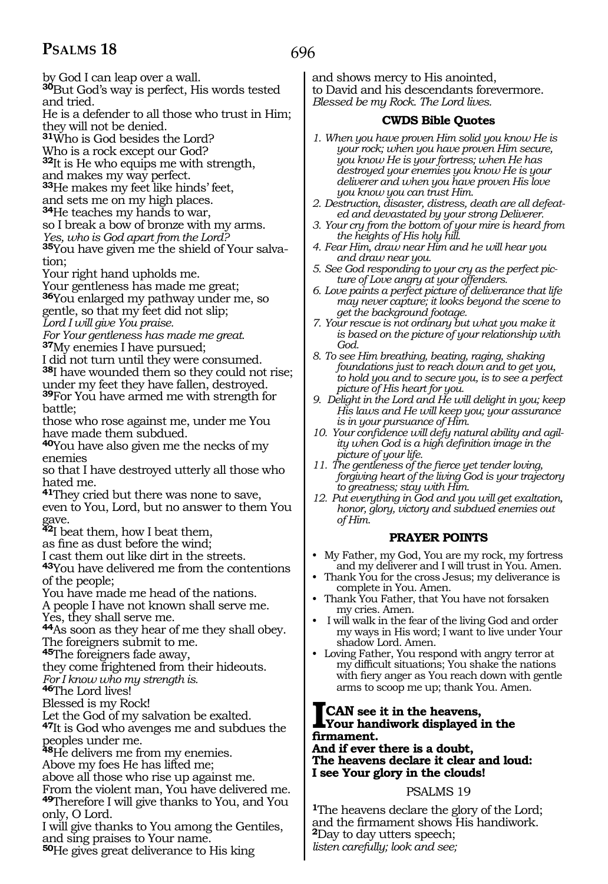by God I can leap over a wall.
**30**But God's way is perfect, His words tested and tried.
He is a defender to all those who trust in Him; they will not be denied.
**31**Who is God besides the Lord?
Who is a rock except our God?
**32**It is He who equips me with strength,
and makes my way perfect.
**33**He makes my feet like hinds' feet,
and sets me on my high places.
**34**He teaches my hands to war,
so I break a bow of bronze with my arms.
*Yes, who is God apart from the Lord?*
**35**You have given me the shield of Your salvation;
Your right hand upholds me.
Your gentleness has made me great;
**36**You enlarged my pathway under me, so gentle, so that my feet did not slip;
*Lord I will give You praise.*
*For Your gentleness has made me great.*
**37**My enemies I have pursued;
I did not turn until they were consumed.
**38**I have wounded them so they could not rise;
under my feet they have fallen, destroyed.
**39**For You have armed me with strength for battle;
those who rose against me, under me You have made them subdued.
**40**You have also given me the necks of my enemies
so that I have destroyed utterly all those who hated me.
**41**They cried but there was none to save,
even to You, Lord, but no answer to them You gave.
**42**I beat them, how I beat them,
as fine as dust before the wind;
I cast them out like dirt in the streets.
**43**You have delivered me from the contentions of the people;
You have made me head of the nations.
A people I have not known shall serve me.
Yes, they shall serve me.
**44**As soon as they hear of me they shall obey.
The foreigners submit to me.
**45**The foreigners fade away,
they come frightened from their hideouts.
*For I know who my strength is.*
**46**The Lord lives!
Blessed is my Rock!
Let the God of my salvation be exalted.
**47**It is God who avenges me and subdues the peoples under me.
**48**He delivers me from my enemies.
Above my foes He has lifted me;
above all those who rise up against me.
From the violent man, You have delivered me.
**49**Therefore I will give thanks to You, and You only, O Lord.
I will give thanks to You among the Gentiles,
and sing praises to Your name.
**50**He gives great deliverance to His king
and shows mercy to His anointed,
to David and his descendants forevermore.
*Blessed be my Rock. The Lord lives.*

## CWDS Bible Quotes

1. *When you have proven Him solid you know He is your rock; when you have proven Him secure, you know He is your fortress; when He has destroyed your enemies you know He is your deliverer and when you have proven His love you know you can trust Him.*
2. *Destruction, disaster, distress, death are all defeated and devastated by your strong Deliverer.*
3. *Your cry from the bottom of your mire is heard from the heights of His holy hill.*
4. *Fear Him, draw near Him and he will hear you and draw near you.*
5. *See God responding to your cry as the perfect picture of Love angry at your offenders.*
6. *Love paints a perfect picture of deliverance that life may never capture; it looks beyond the scene to get the background footage.*
7. *Your rescue is not ordinary but what you make it is based on the picture of your relationship with God.*
8. *To see Him breathing, beating, raging, shaking foundations just to reach down and to get you, to hold you and to secure you, is to see a perfect picture of His heart for you.*
9. *Delight in the Lord and He will delight in you; keep His laws and He will keep you; your assurance is in your pursuance of Him.*
10. *Your confidence will defy natural ability and agility when God is a high definition image in the picture of your life.*
11. *The gentleness of the fierce yet tender loving, forgiving heart of the living God is your trajectory to greatness; stay with Him.*
12. *Put everything in God and you will get exaltation, honor, glory, victory and subdued enemies out of Him.*

## PRAYER POINTS

- My Father, my God, You are my rock, my fortress and my deliverer and I will trust in You. Amen.
- Thank You for the cross Jesus; my deliverance is complete in You. Amen.
- Thank You Father, that You have not forsaken my cries. Amen.
- I will walk in the fear of the living God and order my ways in His word; I want to live under Your shadow Lord. Amen.
- Loving Father, You respond with angry terror at my difficult situations; You shake the nations with fiery anger as You reach down with gentle arms to scoop me up; thank You. Amen.

**I CAN see it in the heavens,**
**Your handiwork displayed in the firmament.**
**And if ever there is a doubt,**
**The heavens declare it clear and loud:**
**I see Your glory in the clouds!**

## PSALMS 19

**1**The heavens declare the glory of the Lord;
and the firmament shows His handiwork.
**2**Day to day utters speech;
*listen carefully; look and see;*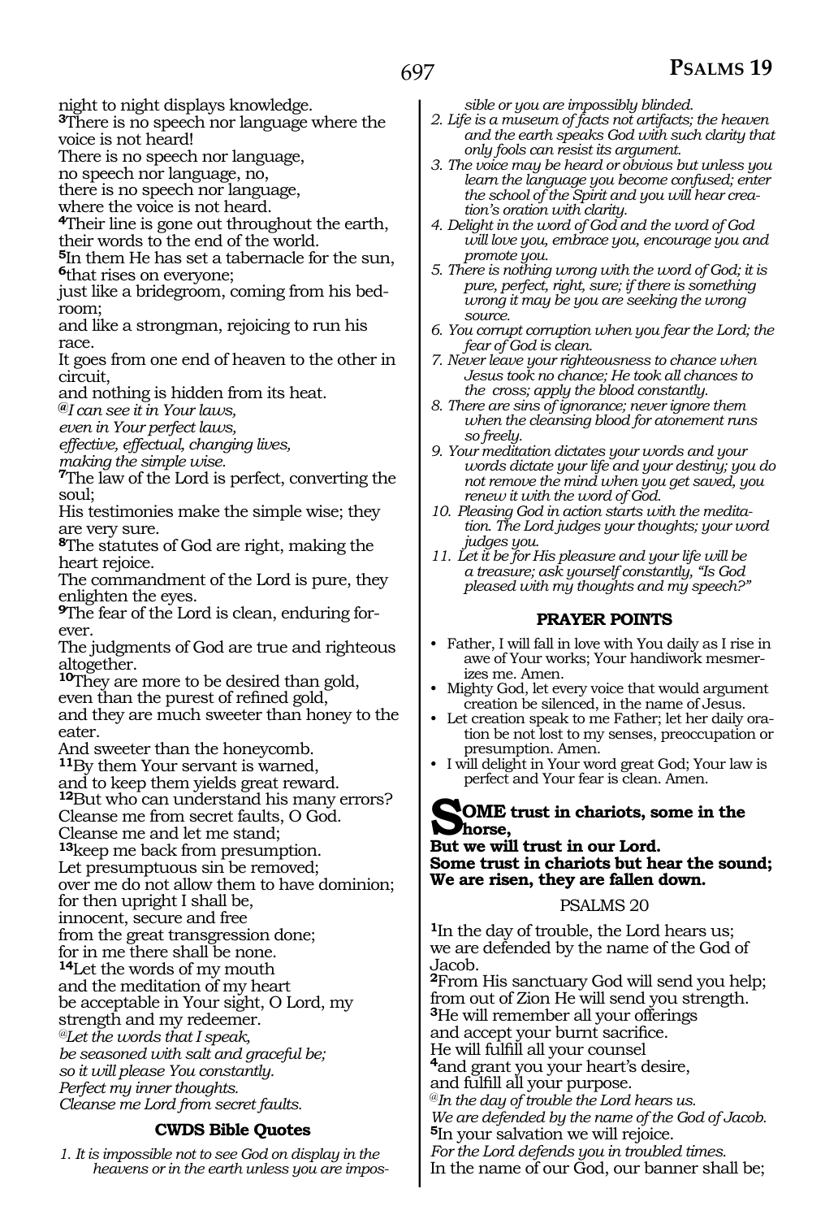night to night displays knowledge.
[3]There is no speech nor language where the voice is not heard!
There is no speech nor language,
no speech nor language, no,
there is no speech nor language,
where the voice is not heard.
[4]Their line is gone out throughout the earth,
their words to the end of the world.
[5]In them He has set a tabernacle for the sun,
[6]that rises on everyone;
just like a bridegroom, coming from his bedroom;
and like a strongman, rejoicing to run his race.
It goes from one end of heaven to the other in circuit,
and nothing is hidden from its heat.
*@I can see it in Your laws,*
*even in Your perfect laws,*
*effective, effectual, changing lives,*
*making the simple wise.*
[7]The law of the Lord is perfect, converting the soul;
His testimonies make the simple wise; they are very sure.
[8]The statutes of God are right, making the heart rejoice.
The commandment of the Lord is pure, they enlighten the eyes.
[9]The fear of the Lord is clean, enduring forever.
The judgments of God are true and righteous altogether.
[10]They are more to be desired than gold,
even than the purest of refined gold,
and they are much sweeter than honey to the eater.
And sweeter than the honeycomb.
[11]By them Your servant is warned,
and to keep them yields great reward.
[12]But who can understand his many errors?
Cleanse me from secret faults, O God.
Cleanse me and let me stand;
[13]keep me back from presumption.
Let presumptuous sin be removed;
over me do not allow them to have dominion;
for then upright I shall be,
innocent, secure and free
from the great transgression done;
for in me there shall be none.
[14]Let the words of my mouth
and the meditation of my heart
be acceptable in Your sight, O Lord, my strength and my redeemer.
*@Let the words that I speak,*
*be seasoned with salt and graceful be;*
*so it will please You constantly.*
*Perfect my inner thoughts.*
*Cleanse me Lord from secret faults.*

### CWDS Bible Quotes

1. *It is impossible not to see God on display in the heavens or in the earth unless you are impossible or you are impossibly blinded.*
2. *Life is a museum of facts not artifacts; the heaven and the earth speaks God with such clarity that only fools can resist its argument.*
3. *The voice may be heard or obvious but unless you learn the language you become confused; enter the school of the Spirit and you will hear creation's oration with clarity.*
4. *Delight in the word of God and the word of God will love you, embrace you, encourage you and promote you.*
5. *There is nothing wrong with the word of God; it is pure, perfect, right, sure; if there is something wrong it may be you are seeking the wrong source.*
6. *You corrupt corruption when you fear the Lord; the fear of God is clean.*
7. *Never leave your righteousness to chance when Jesus took no chance; He took all chances to the cross; apply the blood constantly.*
8. *There are sins of ignorance; never ignore them when the cleansing blood for atonement runs so freely.*
9. *Your meditation dictates your words and your words dictate your life and your destiny; you do not remove the mind when you get saved, you renew it with the word of God.*
10. *Pleasing God in action starts with the meditation. The Lord judges your thoughts; your word judges you.*
11. *Let it be for His pleasure and your life will be a treasure; ask yourself constantly, "Is God pleased with my thoughts and my speech?"*

### PRAYER POINTS

- Father, I will fall in love with You daily as I rise in awe of Your works; Your handiwork mesmerizes me. Amen.
- Mighty God, let every voice that would argument creation be silenced, in the name of Jesus.
- Let creation speak to me Father; let her daily oration be not lost to my senses, preoccupation or presumption. Amen.
- I will delight in Your word great God; Your law is perfect and Your fear is clean. Amen.

**SOME trust in chariots, some in the horse,**
**But we will trust in our Lord.**
**Some trust in chariots but hear the sound;**
**We are risen, they are fallen down.**

## PSALMS 20

[1]In the day of trouble, the Lord hears us;
we are defended by the name of the God of Jacob.
[2]From His sanctuary God will send you help;
from out of Zion He will send you strength.
[3]He will remember all your offerings
and accept your burnt sacrifice.
He will fulfill all your counsel
[4]and grant you your heart's desire,
and fulfill all your purpose.
*@In the day of trouble the Lord hears us.*
*We are defended by the name of the God of Jacob.*
[5]In your salvation we will rejoice.
*For the Lord defends you in troubled times.*
In the name of our God, our banner shall be;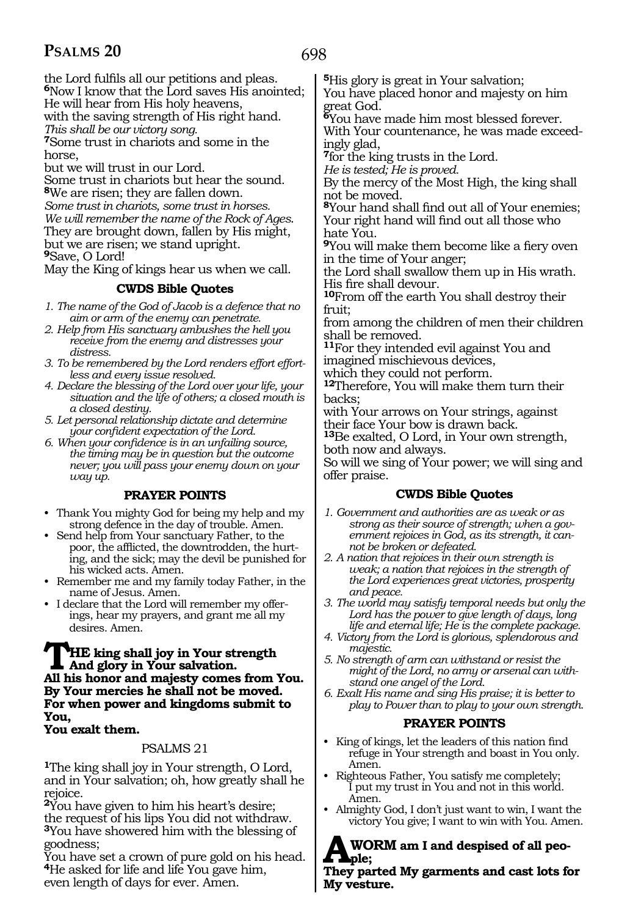the Lord fulfils all our petitions and pleas.
**6**Now I know that the Lord saves His anointed;
He will hear from His holy heavens,
with the saving strength of His right hand.
*This shall be our victory song.*
**7**Some trust in chariots and some in the horse,
but we will trust in our Lord.
Some trust in chariots but hear the sound.
**8**We are risen; they are fallen down.
*Some trust in chariots, some trust in horses.*
*We will remember the name of the Rock of Ages.*
They are brought down, fallen by His might,
but we are risen; we stand upright.
**9**Save, O Lord!
May the King of kings hear us when we call.

### CWDS Bible Quotes

1. *The name of the God of Jacob is a defence that no aim or arm of the enemy can penetrate.*
2. *Help from His sanctuary ambushes the hell you receive from the enemy and distresses your distress.*
3. *To be remembered by the Lord renders effort effortless and every issue resolved.*
4. *Declare the blessing of the Lord over your life, your situation and the life of others; a closed mouth is a closed destiny.*
5. *Let personal relationship dictate and determine your confident expectation of the Lord.*
6. *When your confidence is in an unfailing source, the timing may be in question but the outcome never; you will pass your enemy down on your way up.*

### PRAYER POINTS

- Thank You mighty God for being my help and my strong defence in the day of trouble. Amen.
- Send help from Your sanctuary Father, to the poor, the afflicted, the downtrodden, the hurting, and the sick; may the devil be punished for his wicked acts. Amen.
- Remember me and my family today Father, in the name of Jesus. Amen.
- I declare that the Lord will remember my offerings, hear my prayers, and grant me all my desires. Amen.

**THE king shall joy in Your strength**
**And glory in Your salvation.**
**All his honor and majesty comes from You.**
**By Your mercies he shall not be moved.**
**For when power and kingdoms submit to You,**
**You exalt them.**

## PSALMS 21

**1**The king shall joy in Your strength, O Lord, and in Your salvation; oh, how greatly shall he rejoice.
**2**You have given to him his heart's desire;
the request of his lips You did not withdraw.
**3**You have showered him with the blessing of goodness;
You have set a crown of pure gold on his head.
**4**He asked for life and life You gave him,
even length of days for ever. Amen.
**5**His glory is great in Your salvation;
You have placed honor and majesty on him great God.
**6**You have made him most blessed forever.
With Your countenance, he was made exceedingly glad,
**7**for the king trusts in the Lord.
*He is tested; He is proved.*
By the mercy of the Most High, the king shall not be moved.
**8**Your hand shall find out all of Your enemies;
Your right hand will find out all those who hate You.
**9**You will make them become like a fiery oven in the time of Your anger;
the Lord shall swallow them up in His wrath.
His fire shall devour.
**10**From off the earth You shall destroy their fruit;
from among the children of men their children shall be removed.
**11**For they intended evil against You and imagined mischievous devices,
which they could not perform.
**12**Therefore, You will make them turn their backs;
with Your arrows on Your strings, against their face Your bow is drawn back.
**13**Be exalted, O Lord, in Your own strength,
both now and always.
So will we sing of Your power; we will sing and offer praise.

### CWDS Bible Quotes

1. *Government and authorities are as weak or as strong as their source of strength; when a government rejoices in God, as its strength, it cannot be broken or defeated.*
2. *A nation that rejoices in their own strength is weak; a nation that rejoices in the strength of the Lord experiences great victories, prosperity and peace.*
3. *The world may satisfy temporal needs but only the Lord has the power to give length of days, long life and eternal life; He is the complete package.*
4. *Victory from the Lord is glorious, splendorous and majestic.*
5. *No strength of arm can withstand or resist the might of the Lord, no army or arsenal can withstand one angel of the Lord.*
6. *Exalt His name and sing His praise; it is better to play to Power than to play to your own strength.*

### PRAYER POINTS

- King of kings, let the leaders of this nation find refuge in Your strength and boast in You only. Amen.
- Righteous Father, You satisfy me completely; I put my trust in You and not in this world. Amen.
- Almighty God, I don't just want to win, I want the victory You give; I want to win with You. Amen.

**A WORM am I and despised of all people;**
**They parted My garments and cast lots for My vesture.**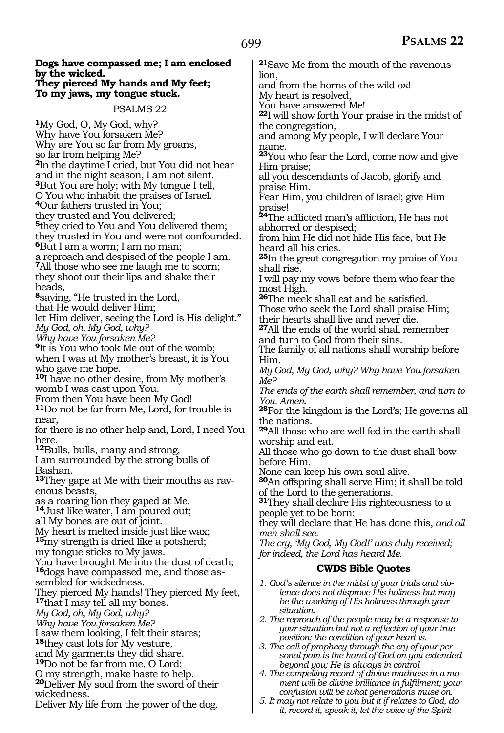**Dogs have compassed me; I am enclosed by the wicked.**
**They pierced My hands and My feet;**
**To my jaws, my tongue stuck.**

PSALMS 22

[1]My God, O, My God, why?
Why have You forsaken Me?
Why are You so far from My groans,
so far from helping Me?
[2]In the daytime I cried, but You did not hear
and in the night season, I am not silent.
[3]But You are holy; with My tongue I tell,
O You who inhabit the praises of Israel.
[4]Our fathers trusted in You;
they trusted and You delivered;
[5]they cried to You and You delivered them;
they trusted in You and were not confounded.
[6]But I am a worm; I am no man;
a reproach and despised of the people I am.
[7]All those who see me laugh me to scorn;
they shoot out their lips and shake their heads,
[8]saying, "He trusted in the Lord,
that He would deliver Him;
let Him deliver, seeing the Lord is His delight."
*My God, oh, My God, why?*
*Why have You forsaken Me?*
[9]It is You who took Me out of the womb;
when I was at My mother's breast, it is You who gave me hope.
[10]I have no other desire, from My mother's womb I was cast upon You.
From then You have been My God!
[11]Do not be far from Me, Lord, for trouble is near,
for there is no other help and, Lord, I need You here.
[12]Bulls, bulls, many and strong,
I am surrounded by the strong bulls of Bashan.
[13]They gape at Me with their mouths as ravenous beasts,
as a roaring lion they gaped at Me.
[14]Just like water, I am poured out;
all My bones are out of joint.
My heart is melted inside just like wax;
[15]my strength is dried like a potsherd;
my tongue sticks to My jaws.
You have brought Me into the dust of death;
[16]dogs have compassed me, and those assembled for wickedness.
They pierced My hands! They pierced My feet,
[17]that I may tell all my bones.
*My God, oh, My God, why?*
*Why have You forsaken Me?*
I saw them looking, I felt their stares;
[18]they cast lots for My vesture,
and My garments they did share.
[19]Do not be far from me, O Lord;
O my strength, make haste to help.
[20]Deliver My soul from the sword of their wickedness.
Deliver My life from the power of the dog.
[21]Save Me from the mouth of the ravenous lion,
and from the horns of the wild ox!
My heart is resolved,
You have answered Me!
[22]I will show forth Your praise in the midst of the congregation,
and among My people, I will declare Your name.
[23]You who fear the Lord, come now and give Him praise;
all you descendants of Jacob, glorify and praise Him.
Fear Him, you children of Israel; give Him praise!
[24]The afflicted man's affliction, He has not abhorred or despised;
from him He did not hide His face, but He heard all his cries.
[25]In the great congregation my praise of You shall rise.
I will pay my vows before them who fear the most High.
[26]The meek shall eat and be satisfied.
Those who seek the Lord shall praise Him;
their hearts shall live and never die.
[27]All the ends of the world shall remember and turn to God from their sins.
The family of all nations shall worship before Him.
*My God, My God, why? Why have You forsaken Me?*
*The ends of the earth shall remember, and turn to You. Amen.*
[28]For the kingdom is the Lord's; He governs all the nations.
[29]All those who are well fed in the earth shall worship and eat.
All those who go down to the dust shall bow before Him.
None can keep his own soul alive.
[30]An offspring shall serve Him; it shall be told of the Lord to the generations.
[31]They shall declare His righteousness to a people yet to be born;
they will declare that He has done this, *and all men shall see.*
*The cry, 'My God, My God!' was duly received; for indeed, the Lord has heard Me.*

### CWDS Bible Quotes

1. *God's silence in the midst of your trials and violence does not disprove His holiness but may be the working of His holiness through your situation.*
2. *The reproach of the people may be a response to your situation but not a reflection of your true position; the condition of your heart is.*
3. *The call of prophecy through the cry of your personal pain is the hand of God on you extended beyond you; He is always in control.*
4. *The compelling record of divine madness in a moment will be divine brilliance in fulfilment; your confusion will be what generations muse on.*
5. *It may not relate to you but it if relates to God, do it, record it, speak it; let the voice of the Spirit*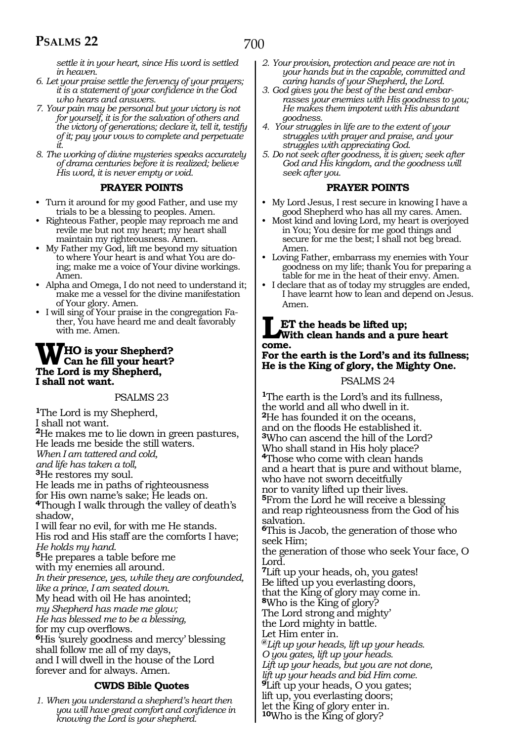*settle it in your heart, since His word is settled in heaven.*

6. *Let your praise settle the fervency of your prayers; it is a statement of your confidence in the God who hears and answers.*
7. *Your pain may be personal but your victory is not for yourself, it is for the salvation of others and the victory of generations; declare it, tell it, testify of it; pay your vows to complete and perpetuate it.*
8. *The working of divine mysteries speaks accurately of drama centuries before it is realized; believe His word, it is never empty or void.*

### PRAYER POINTS

- Turn it around for my good Father, and use my trials to be a blessing to peoples. Amen.
- Righteous Father, people may reproach me and revile me but not my heart; my heart shall maintain my righteousness. Amen.
- My Father my God, lift me beyond my situation to where Your heart is and what You are doing; make me a voice of Your divine workings. Amen.
- Alpha and Omega, I do not need to understand it; make me a vessel for the divine manifestation of Your glory. Amen.
- I will sing of Your praise in the congregation Father, You have heard me and dealt favorably with me. Amen.

**WHO is your Shepherd?**
**Can he fill your heart?**
**The Lord is my Shepherd,**
**I shall not want.**

## PSALMS 23

1The Lord is my Shepherd,
I shall not want.
2He makes me to lie down in green pastures,
He leads me beside the still waters.
*When I am tattered and cold,*
*and life has taken a toll,*
3He restores my soul.
He leads me in paths of righteousness
for His own name's sake; He leads on.
4Though I walk through the valley of death's shadow,
I will fear no evil, for with me He stands.
His rod and His staff are the comforts I have;
*He holds my hand.*
5He prepares a table before me
with my enemies all around.
*In their presence, yes, while they are confounded,*
*like a prince, I am seated down.*
My head with oil He has anointed;
*my Shepherd has made me glow;*
*He has blessed me to be a blessing,*
for my cup overflows.
6His 'surely goodness and mercy' blessing
shall follow me all of my days,
and I will dwell in the house of the Lord
forever and for always. Amen.

### CWDS Bible Quotes

1. *When you understand a shepherd's heart then you will have great comfort and confidence in knowing the Lord is your shepherd.*
2. *Your provision, protection and peace are not in your hands but in the capable, committed and caring hands of your Shepherd, the Lord.*
3. *God gives you the best of the best and embarrasses your enemies with His goodness to you; He makes them impotent with His abundant goodness.*
4. *Your struggles in life are to the extent of your struggles with prayer and praise, and your struggles with appreciating God.*
5. *Do not seek after goodness, it is given; seek after God and His kingdom, and the goodness will seek after you.*

### PRAYER POINTS

- My Lord Jesus, I rest secure in knowing I have a good Shepherd who has all my cares. Amen.
- Most kind and loving Lord, my heart is overjoyed in You; You desire for me good things and secure for me the best; I shall not beg bread. Amen.
- Loving Father, embarrass my enemies with Your goodness on my life; thank You for preparing a table for me in the heat of their envy. Amen.
- I declare that as of today my struggles are ended, I have learnt how to lean and depend on Jesus. Amen.

**LET the heads be lifted up;**
**With clean hands and a pure heart come.**
**For the earth is the Lord's and its fullness;**
**He is the King of glory, the Mighty One.**

## PSALMS 24

1The earth is the Lord's and its fullness,
the world and all who dwell in it.
2He has founded it on the oceans,
and on the floods He established it.
3Who can ascend the hill of the Lord?
Who shall stand in His holy place?
4Those who come with clean hands
and a heart that is pure and without blame,
who have not sworn deceitfully
nor to vanity lifted up their lives.
5From the Lord he will receive a blessing
and reap righteousness from the God of his salvation.
6This is Jacob, the generation of those who seek Him;
the generation of those who seek Your face, O Lord.
7Lift up your heads, oh, you gates!
Be lifted up you everlasting doors,
that the King of glory may come in.
8Who is the King of glory?
The Lord strong and mighty'
the Lord mighty in battle.
Let Him enter in.
*@Lift up your heads, lift up your heads.*
*O you gates, lift up your heads.*
*Lift up your heads, but you are not done,*
*lift up your heads and bid Him come.*
9Lift up your heads, O you gates;
lift up, you everlasting doors;
let the King of glory enter in.
10Who is the King of glory?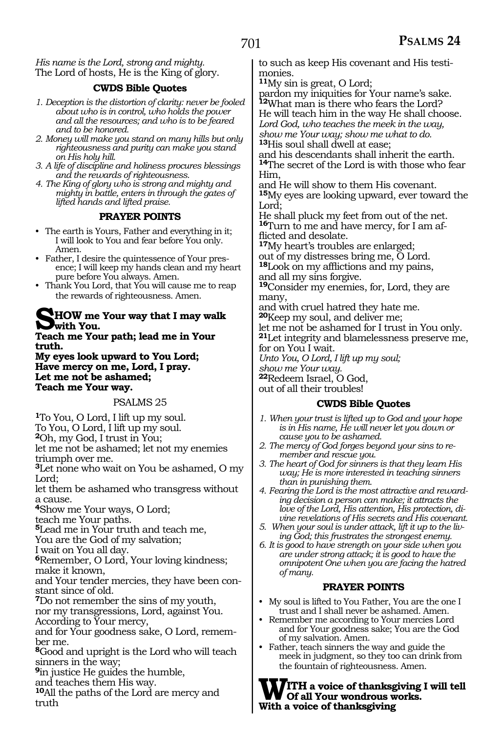*His name is the Lord, strong and mighty.*
The Lord of hosts, He is the King of glory.

### CWDS Bible Quotes

1. *Deception is the distortion of clarity: never be fooled about who is in control, who holds the power and all the resources; and who is to be feared and to be honored.*
2. *Money will make you stand on many hills but only righteousness and purity can make you stand on His holy hill.*
3. *A life of discipline and holiness procures blessings and the rewards of righteousness.*
4. *The King of glory who is strong and mighty and mighty in battle, enters in through the gates of lifted hands and lifted praise.*

### PRAYER POINTS

- The earth is Yours, Father and everything in it; I will look to You and fear before You only. Amen.
- Father, I desire the quintessence of Your presence; I will keep my hands clean and my heart pure before You always. Amen.
- Thank You Lord, that You will cause me to reap the rewards of righteousness. Amen.

**SHOW me Your way that I may walk with You.**
**Teach me Your path; lead me in Your truth.**
**My eyes look upward to You Lord;**
**Have mercy on me, Lord, I pray.**
**Let me not be ashamed;**
**Teach me Your way.**

## PSALMS 25

[1]To You, O Lord, I lift up my soul.
To You, O Lord, I lift up my soul.
[2]Oh, my God, I trust in You;
let me not be ashamed; let not my enemies triumph over me.
[3]Let none who wait on You be ashamed, O my Lord;
let them be ashamed who transgress without a cause.
[4]Show me Your ways, O Lord;
teach me Your paths.
[5]Lead me in Your truth and teach me,
You are the God of my salvation;
I wait on You all day.
[6]Remember, O Lord, Your loving kindness; make it known,
and Your tender mercies, they have been constant since of old.
[7]Do not remember the sins of my youth,
nor my transgressions, Lord, against You.
According to Your mercy,
and for Your goodness sake, O Lord, remember me.
[8]Good and upright is the Lord who will teach sinners in the way;
[9]in justice He guides the humble,
and teaches them His way.
[10]All the paths of the Lord are mercy and truth
to such as keep His covenant and His testimonies.
[11]My sin is great, O Lord;
pardon my iniquities for Your name's sake.
[12]What man is there who fears the Lord?
He will teach him in the way He shall choose.
*Lord God, who teaches the meek in the way,*
*show me Your way; show me what to do.*
[13]His soul shall dwell at ease;
and his descendants shall inherit the earth.
[14]The secret of the Lord is with those who fear Him,
and He will show to them His covenant.
[15]My eyes are looking upward, ever toward the Lord;
He shall pluck my feet from out of the net.
[16]Turn to me and have mercy, for I am afflicted and desolate.
[17]My heart's troubles are enlarged;
out of my distresses bring me, O Lord.
[18]Look on my afflictions and my pains,
and all my sins forgive.
[19]Consider my enemies, for, Lord, they are many,
and with cruel hatred they hate me.
[20]Keep my soul, and deliver me;
let me not be ashamed for I trust in You only.
[21]Let integrity and blamelessness preserve me,
for on You I wait.
*Unto You, O Lord, I lift up my soul;*
*show me Your way.*
[22]Redeem Israel, O God,
out of all their troubles!

### CWDS Bible Quotes

1. *When your trust is lifted up to God and your hope is in His name, He will never let you down or cause you to be ashamed.*
2. *The mercy of God forges beyond your sins to remember and rescue you.*
3. *The heart of God for sinners is that they learn His way; He is more interested in teaching sinners than in punishing them.*
4. *Fearing the Lord is the most attractive and rewarding decision a person can make; it attracts the love of the Lord, His attention, His protection, divine revelations of His secrets and His covenant.*
5. *When your soul is under attack, lift it up to the living God; this frustrates the strongest enemy.*
6. *It is good to have strength on your side when you are under strong attack; it is good to have the omnipotent One when you are facing the hatred of many.*

### PRAYER POINTS

- My soul is lifted to You Father, You are the one I trust and I shall never be ashamed. Amen.
- Remember me according to Your mercies Lord and for Your goodness sake; You are the God of my salvation. Amen.
- Father, teach sinners the way and guide the meek in judgment, so they too can drink from the fountain of righteousness. Amen.

**WITH a voice of thanksgiving I will tell Of all Your wondrous works.**
**With a voice of thanksgiving**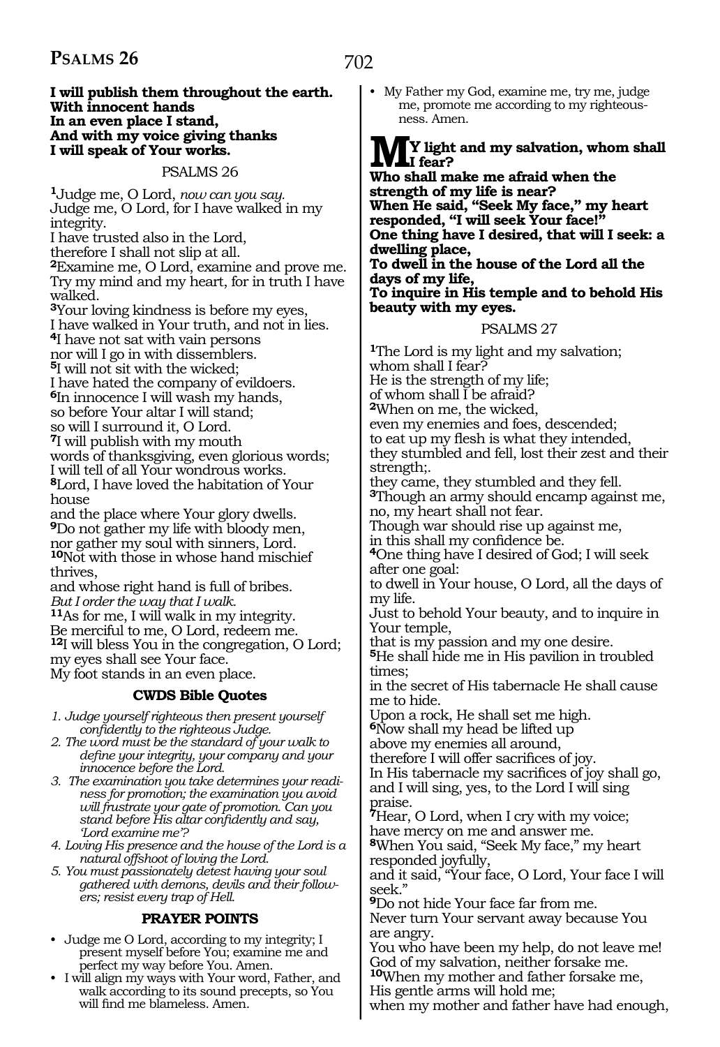**I will publish them throughout the earth.**
**With innocent hands**
**In an even place I stand,**
**And with my voice giving thanks**
**I will speak of Your works.**

## PSALMS 26

[1]Judge me, O Lord, *now can you say.*
Judge me, O Lord, for I have walked in my integrity.
I have trusted also in the Lord,
therefore I shall not slip at all.
[2]Examine me, O Lord, examine and prove me.
Try my mind and my heart, for in truth I have walked.
[3]Your loving kindness is before my eyes,
I have walked in Your truth, and not in lies.
[4]I have not sat with vain persons
nor will I go in with dissemblers.
[5]I will not sit with the wicked;
I have hated the company of evildoers.
[6]In innocence I will wash my hands,
so before Your altar I will stand;
so will I surround it, O Lord.
[7]I will publish with my mouth
words of thanksgiving, even glorious words;
I will tell of all Your wondrous works.
[8]Lord, I have loved the habitation of Your house
and the place where Your glory dwells.
[9]Do not gather my life with bloody men,
nor gather my soul with sinners, Lord.
[10]Not with those in whose hand mischief thrives,
and whose right hand is full of bribes.
*But I order the way that I walk.*
[11]As for me, I will walk in my integrity.
Be merciful to me, O Lord, redeem me.
[12]I will bless You in the congregation, O Lord;
my eyes shall see Your face.
My foot stands in an even place.

### CWDS Bible Quotes

1. *Judge yourself righteous then present yourself confidently to the righteous Judge.*
2. *The word must be the standard of your walk to define your integrity, your company and your innocence before the Lord.*
3. *The examination you take determines your readiness for promotion; the examination you avoid will frustrate your gate of promotion. Can you stand before His altar confidently and say, 'Lord examine me'?*
4. *Loving His presence and the house of the Lord is a natural offshoot of loving the Lord.*
5. *You must passionately detest having your soul gathered with demons, devils and their followers; resist every trap of Hell.*

### PRAYER POINTS

- Judge me O Lord, according to my integrity; I present myself before You; examine me and perfect my way before You. Amen.
- I will align my ways with Your word, Father, and walk according to its sound precepts, so You will find me blameless. Amen.
- My Father my God, examine me, try me, judge me, promote me according to my righteousness. Amen.

**MY light and my salvation, whom shall I fear?**
**Who shall make me afraid when the strength of my life is near?**
**When He said, "Seek My face," my heart responded, "I will seek Your face!"**
**One thing have I desired, that will I seek: a dwelling place,**
**To dwell in the house of the Lord all the days of my life,**
**To inquire in His temple and to behold His beauty with my eyes.**

## PSALMS 27

[1]The Lord is my light and my salvation;
whom shall I fear?
He is the strength of my life;
of whom shall I be afraid?
[2]When on me, the wicked,
even my enemies and foes, descended;
to eat up my flesh is what they intended,
they stumbled and fell, lost their zest and their strength;.
they came, they stumbled and they fell.
[3]Though an army should encamp against me,
no, my heart shall not fear.
Though war should rise up against me,
in this shall my confidence be.
[4]One thing have I desired of God; I will seek after one goal:
to dwell in Your house, O Lord, all the days of my life.
Just to behold Your beauty, and to inquire in Your temple,
that is my passion and my one desire.
[5]He shall hide me in His pavilion in troubled times;
in the secret of His tabernacle He shall cause me to hide.
Upon a rock, He shall set me high.
[6]Now shall my head be lifted up
above my enemies all around,
therefore I will offer sacrifices of joy.
In His tabernacle my sacrifices of joy shall go,
and I will sing, yes, to the Lord I will sing praise.
[7]Hear, O Lord, when I cry with my voice;
have mercy on me and answer me.
[8]When You said, "Seek My face," my heart responded joyfully,
and it said, "Your face, O Lord, Your face I will seek."
[9]Do not hide Your face far from me.
Never turn Your servant away because You are angry.
You who have been my help, do not leave me!
God of my salvation, neither forsake me.
[10]When my mother and father forsake me,
His gentle arms will hold me;
when my mother and father have had enough,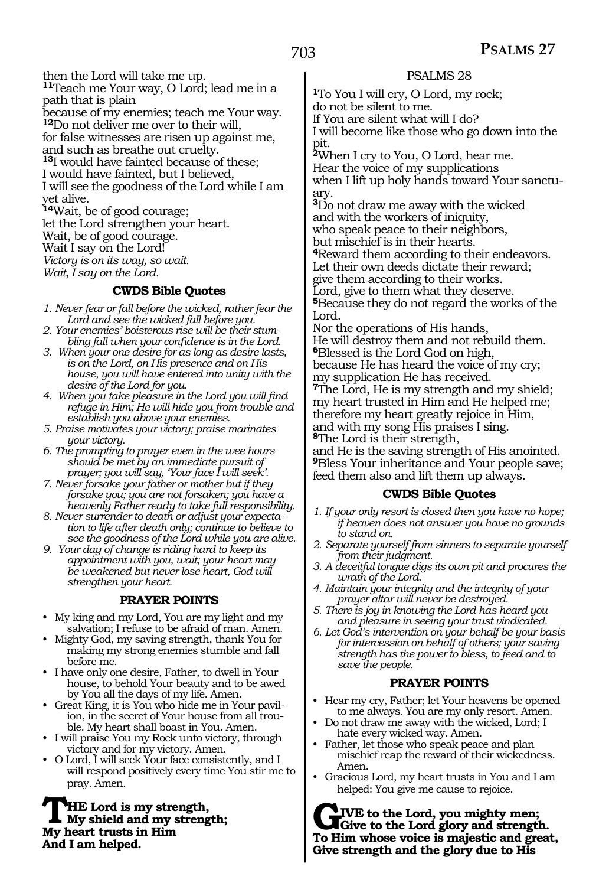then the Lord will take me up.
[11]Teach me Your way, O Lord; lead me in a path that is plain
because of my enemies; teach me Your way.
[12]Do not deliver me over to their will,
for false witnesses are risen up against me,
and such as breathe out cruelty.
[13]I would have fainted because of these;
I would have fainted, but I believed,
I will see the goodness of the Lord while I am yet alive.
[14]Wait, be of good courage;
let the Lord strengthen your heart.
Wait, be of good courage.
Wait I say on the Lord!
*Victory is on its way, so wait.*
*Wait, I say on the Lord.*

### CWDS Bible Quotes

*1. Never fear or fall before the wicked, rather fear the Lord and see the wicked fall before you.*
*2. Your enemies' boisterous rise will be their stumbling fall when your confidence is in the Lord.*
*3. When your one desire for as long as desire lasts, is on the Lord, on His presence and on His house, you will have entered into unity with the desire of the Lord for you.*
*4. When you take pleasure in the Lord you will find refuge in Him; He will hide you from trouble and establish you above your enemies.*
*5. Praise motivates your victory; praise marinates your victory.*
*6. The prompting to prayer even in the wee hours should be met by an immediate pursuit of prayer; you will say, 'Your face I will seek'.*
*7. Never forsake your father or mother but if they forsake you; you are not forsaken; you have a heavenly Father ready to take full responsibility.*
*8. Never surrender to death or adjust your expectation to life after death only; continue to believe to see the goodness of the Lord while you are alive.*
*9. Your day of change is riding hard to keep its appointment with you, wait; your heart may be weakened but never lose heart, God will strengthen your heart.*

### PRAYER POINTS

- My king and my Lord, You are my light and my salvation; I refuse to be afraid of man. Amen.
- Mighty God, my saving strength, thank You for making my strong enemies stumble and fall before me.
- I have only one desire, Father, to dwell in Your house, to behold Your beauty and to be awed by You all the days of my life. Amen.
- Great King, it is You who hide me in Your pavilion, in the secret of Your house from all trouble. My heart shall boast in You. Amen.
- I will praise You my Rock unto victory, through victory and for my victory. Amen.
- O Lord, I will seek Your face consistently, and I will respond positively every time You stir me to pray. Amen.

**THE Lord is my strength,**
**My shield and my strength;**
**My heart trusts in Him**
**And I am helped.**

## PSALMS 28

[1]To You I will cry, O Lord, my rock;
do not be silent to me.
If You are silent what will I do?
I will become like those who go down into the pit.
[2]When I cry to You, O Lord, hear me.
Hear the voice of my supplications
when I lift up holy hands toward Your sanctuary.
[3]Do not draw me away with the wicked
and with the workers of iniquity,
who speak peace to their neighbors,
but mischief is in their hearts.
[4]Reward them according to their endeavors.
Let their own deeds dictate their reward;
give them according to their works.
Lord, give to them what they deserve.
[5]Because they do not regard the works of the Lord.
Nor the operations of His hands,
He will destroy them and not rebuild them.
[6]Blessed is the Lord God on high,
because He has heard the voice of my cry;
my supplication He has received.
[7]The Lord, He is my strength and my shield;
my heart trusted in Him and He helped me;
therefore my heart greatly rejoice in Him,
and with my song His praises I sing.
[8]The Lord is their strength,
and He is the saving strength of His anointed.
[9]Bless Your inheritance and Your people save;
feed them also and lift them up always.

### CWDS Bible Quotes

*1. If your only resort is closed then you have no hope; if heaven does not answer you have no grounds to stand on.*
*2. Separate yourself from sinners to separate yourself from their judgment.*
*3. A deceitful tongue digs its own pit and procures the wrath of the Lord.*
*4. Maintain your integrity and the integrity of your prayer altar will never be destroyed.*
*5. There is joy in knowing the Lord has heard you and pleasure in seeing your trust vindicated.*
*6. Let God's intervention on your behalf be your basis for intercession on behalf of others; your saving strength has the power to bless, to feed and to save the people.*

### PRAYER POINTS

- Hear my cry, Father; let Your heavens be opened to me always. You are my only resort. Amen.
- Do not draw me away with the wicked, Lord; I hate every wicked way. Amen.
- Father, let those who speak peace and plan mischief reap the reward of their wickedness. Amen.
- Gracious Lord, my heart trusts in You and I am helped: You give me cause to rejoice.

**GIVE to the Lord, you mighty men;**
**Give to the Lord glory and strength.**
**To Him whose voice is majestic and great,**
**Give strength and the glory due to His**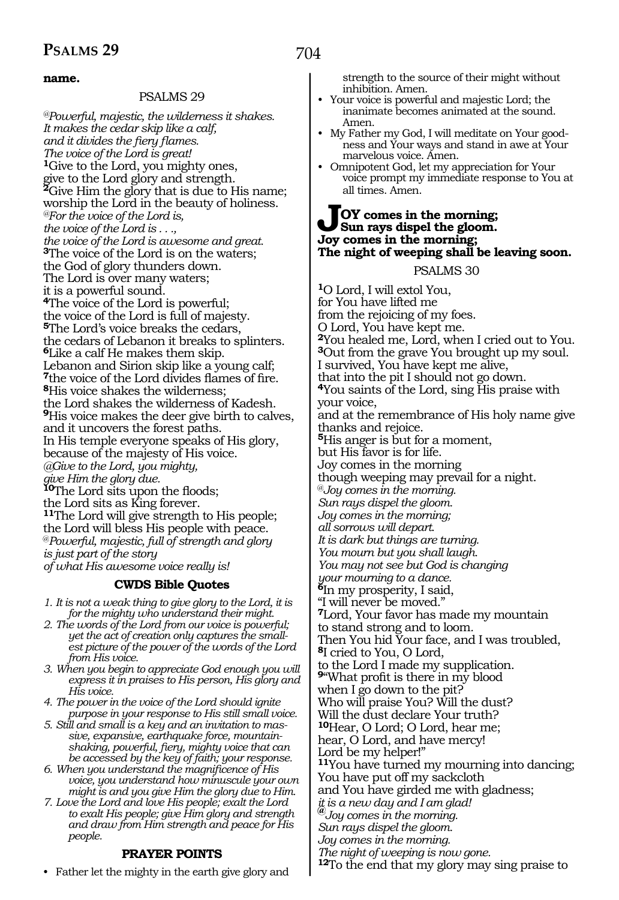**name.**

PSALMS 29

@*Powerful, majestic, the wilderness it shakes.*
*It makes the cedar skip like a calf,*
*and it divides the fiery flames.*
*The voice of the Lord is great!*
**1**Give to the Lord, you mighty ones,
give to the Lord glory and strength.
**2**Give Him the glory that is due to His name;
worship the Lord in the beauty of holiness.
@*For the voice of the Lord is,*
*the voice of the Lord is . . .,*
*the voice of the Lord is awesome and great.*
**3**The voice of the Lord is on the waters;
the God of glory thunders down.
The Lord is over many waters;
it is a powerful sound.
**4**The voice of the Lord is powerful;
the voice of the Lord is full of majesty.
**5**The Lord's voice breaks the cedars,
the cedars of Lebanon it breaks to splinters.
**6**Like a calf He makes them skip.
Lebanon and Sirion skip like a young calf;
**7**the voice of the Lord divides flames of fire.
**8**His voice shakes the wilderness;
the Lord shakes the wilderness of Kadesh.
**9**His voice makes the deer give birth to calves,
and it uncovers the forest paths.
In His temple everyone speaks of His glory,
because of the majesty of His voice.
@*Give to the Lord, you mighty,*
*give Him the glory due.*
**10**The Lord sits upon the floods;
the Lord sits as King forever.
**11**The Lord will give strength to His people;
the Lord will bless His people with peace.
@*Powerful, majestic, full of strength and glory*
*is just part of the story*
*of what His awesome voice really is!*

### CWDS Bible Quotes

1. *It is not a weak thing to give glory to the Lord, it is for the mighty who understand their might.*
2. *The words of the Lord from our voice is powerful; yet the act of creation only captures the smallest picture of the power of the words of the Lord from His voice.*
3. *When you begin to appreciate God enough you will express it in praises to His person, His glory and His voice.*
4. *The power in the voice of the Lord should ignite purpose in your response to His still small voice.*
5. *Still and small is a key and an invitation to massive, expansive, earthquake force, mountain-shaking, powerful, fiery, mighty voice that can be accessed by the key of faith; your response.*
6. *When you understand the magnificence of His voice, you understand how minuscule your own might is and you give Him the glory due to Him.*
7. *Love the Lord and love His people; exalt the Lord to exalt His people; give Him glory and strength and draw from Him strength and peace for His people.*

### PRAYER POINTS

- Father let the mighty in the earth give glory and strength to the source of their might without inhibition. Amen.
- Your voice is powerful and majestic Lord; the inanimate becomes animated at the sound. Amen.
- My Father my God, I will meditate on Your goodness and Your ways and stand in awe at Your marvelous voice. Amen.
- Omnipotent God, let my appreciation for Your voice prompt my immediate response to You at all times. Amen.

**JOY comes in the morning;**
**Sun rays dispel the gloom.**
**Joy comes in the morning;**
**The night of weeping shall be leaving soon.**

PSALMS 30

**1**O Lord, I will extol You,
for You have lifted me
from the rejoicing of my foes.
O Lord, You have kept me.
**2**You healed me, Lord, when I cried out to You.
**3**Out from the grave You brought up my soul.
I survived, You have kept me alive,
that into the pit I should not go down.
**4**You saints of the Lord, sing His praise with your voice,
and at the remembrance of His holy name give thanks and rejoice.
**5**His anger is but for a moment,
but His favor is for life.
Joy comes in the morning
though weeping may prevail for a night.
@*Joy comes in the morning.*
*Sun rays dispel the gloom.*
*Joy comes in the morning;*
*all sorrows will depart.*
*It is dark but things are turning.*
*You mourn but you shall laugh.*
*You may not see but God is changing*
*your mourning to a dance.*
**6**In my prosperity, I said,
"I will never be moved."
**7**Lord, Your favor has made my mountain
to stand strong and to loom.
Then You hid Your face, and I was troubled,
**8**I cried to You, O Lord,
to the Lord I made my supplication.
**9**"What profit is there in my blood
when I go down to the pit?
Who will praise You? Will the dust?
Will the dust declare Your truth?
**10**Hear, O Lord; O Lord, hear me;
hear, O Lord, and have mercy!
Lord be my helper!"
**11**You have turned my mourning into dancing;
You have put off my sackcloth
and You have girded me with gladness;
*it is a new day and I am glad!*
@*Joy comes in the morning.*
*Sun rays dispel the gloom.*
*Joy comes in the morning.*
*The night of weeping is now gone.*
**12**To the end that my glory may sing praise to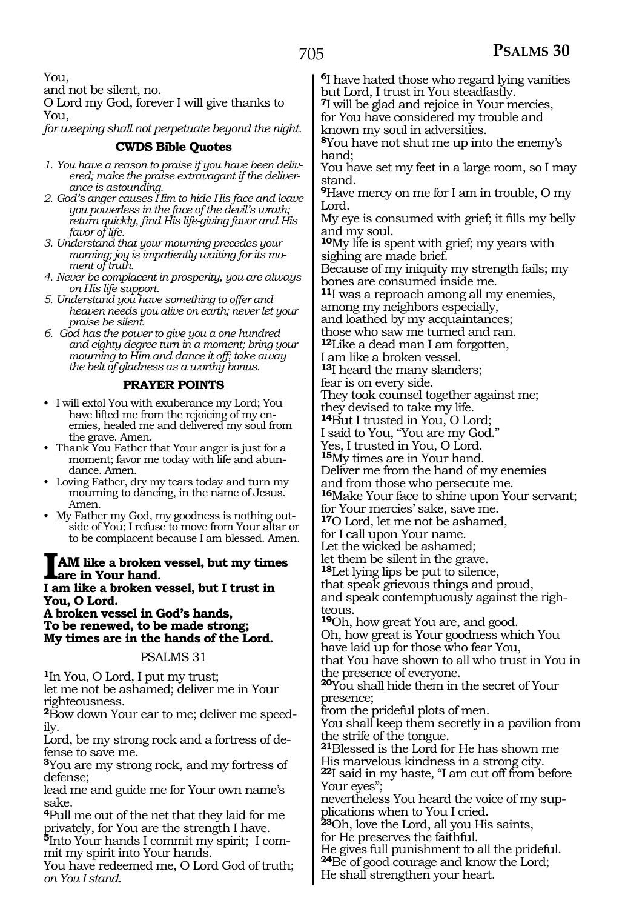You,
and not be silent, no.
O Lord my God, forever I will give thanks to You,
*for weeping shall not perpetuate beyond the night.*

### CWDS Bible Quotes

1. *You have a reason to praise if you have been delivered; make the praise extravagant if the deliverance is astounding.*
2. *God's anger causes Him to hide His face and leave you powerless in the face of the devil's wrath; return quickly, find His life-giving favor and His favor of life.*
3. *Understand that your mourning precedes your morning; joy is impatiently waiting for its moment of truth.*
4. *Never be complacent in prosperity, you are always on His life support.*
5. *Understand you have something to offer and heaven needs you alive on earth; never let your praise be silent.*
6. *God has the power to give you a one hundred and eighty degree turn in a moment; bring your mourning to Him and dance it off; take away the belt of gladness as a worthy bonus.*

### PRAYER POINTS

- I will extol You with exuberance my Lord; You have lifted me from the rejoicing of my enemies, healed me and delivered my soul from the grave. Amen.
- Thank You Father that Your anger is just for a moment; favor me today with life and abundance. Amen.
- Loving Father, dry my tears today and turn my mourning to dancing, in the name of Jesus. Amen.
- My Father my God, my goodness is nothing outside of You; I refuse to move from Your altar or to be complacent because I am blessed. Amen.

**I AM like a broken vessel, but my times are in Your hand.**
**I am like a broken vessel, but I trust in You, O Lord.**
**A broken vessel in God's hands,**
**To be renewed, to be made strong;**
**My times are in the hands of the Lord.**

## PSALMS 31

[1]In You, O Lord, I put my trust;
let me not be ashamed; deliver me in Your righteousness.
[2]Bow down Your ear to me; deliver me speedily.
Lord, be my strong rock and a fortress of defense to save me.
[3]You are my strong rock, and my fortress of defense;
lead me and guide me for Your own name's sake.
[4]Pull me out of the net that they laid for me privately, for You are the strength I have.
[5]Into Your hands I commit my spirit; I commit my spirit into Your hands.
You have redeemed me, O Lord God of truth;
*on You I stand.*
[6]I have hated those who regard lying vanities but Lord, I trust in You steadfastly.
[7]I will be glad and rejoice in Your mercies, for You have considered my trouble and known my soul in adversities.
[8]You have not shut me up into the enemy's hand;
You have set my feet in a large room, so I may stand.
[9]Have mercy on me for I am in trouble, O my Lord.
My eye is consumed with grief; it fills my belly and my soul.
[10]My life is spent with grief; my years with sighing are made brief.
Because of my iniquity my strength fails; my bones are consumed inside me.
[11]I was a reproach among all my enemies,
among my neighbors especially,
and loathed by my acquaintances;
those who saw me turned and ran.
[12]Like a dead man I am forgotten,
I am like a broken vessel.
[13]I heard the many slanders;
fear is on every side.
They took counsel together against me;
they devised to take my life.
[14]But I trusted in You, O Lord;
I said to You, "You are my God."
Yes, I trusted in You, O Lord.
[15]My times are in Your hand.
Deliver me from the hand of my enemies
and from those who persecute me.
[16]Make Your face to shine upon Your servant;
for Your mercies' sake, save me.
[17]O Lord, let me not be ashamed,
for I call upon Your name.
Let the wicked be ashamed;
let them be silent in the grave.
[18]Let lying lips be put to silence,
that speak grievous things and proud,
and speak contemptuously against the righteous.
[19]Oh, how great You are, and good.
Oh, how great is Your goodness which You have laid up for those who fear You,
that You have shown to all who trust in You in the presence of everyone.
[20]You shall hide them in the secret of Your presence;
from the prideful plots of men.
You shall keep them secretly in a pavilion from the strife of the tongue.
[21]Blessed is the Lord for He has shown me
His marvelous kindness in a strong city.
[22]I said in my haste, "I am cut off from before Your eyes";
nevertheless You heard the voice of my supplications when to You I cried.
[23]Oh, love the Lord, all you His saints,
for He preserves the faithful.
He gives full punishment to all the prideful.
[24]Be of good courage and know the Lord;
He shall strengthen your heart.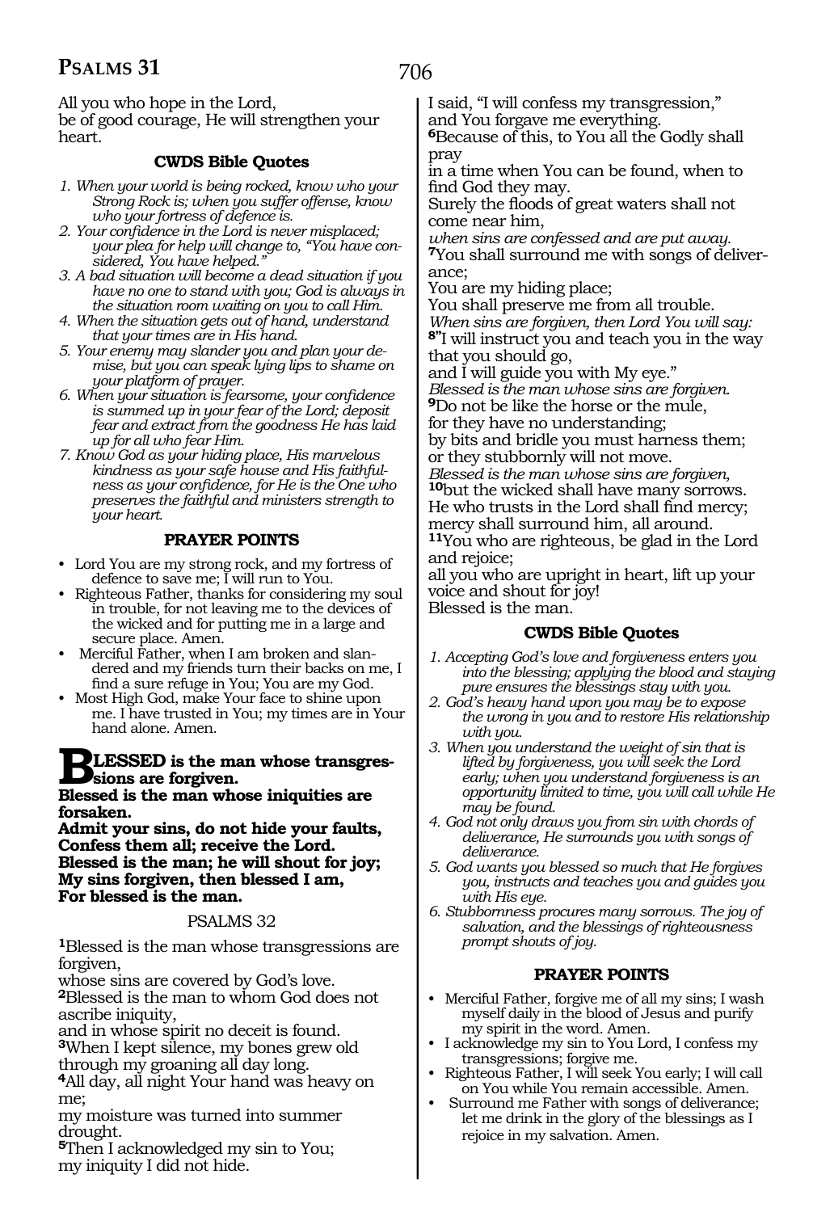All you who hope in the Lord,
be of good courage, He will strengthen your heart.

### CWDS Bible Quotes

1. *When your world is being rocked, know who your Strong Rock is; when you suffer offense, know who your fortress of defence is.*
2. *Your confidence in the Lord is never misplaced; your plea for help will change to, "You have considered, You have helped."*
3. *A bad situation will become a dead situation if you have no one to stand with you; God is always in the situation room waiting on you to call Him.*
4. *When the situation gets out of hand, understand that your times are in His hand.*
5. *Your enemy may slander you and plan your demise, but you can speak lying lips to shame on your platform of prayer.*
6. *When your situation is fearsome, your confidence is summed up in your fear of the Lord; deposit fear and extract from the goodness He has laid up for all who fear Him.*
7. *Know God as your hiding place, His marvelous kindness as your safe house and His faithfulness as your confidence, for He is the One who preserves the faithful and ministers strength to your heart.*

### PRAYER POINTS

- Lord You are my strong rock, and my fortress of defence to save me; I will run to You.
- Righteous Father, thanks for considering my soul in trouble, for not leaving me to the devices of the wicked and for putting me in a large and secure place. Amen.
- Merciful Father, when I am broken and slandered and my friends turn their backs on me, I find a sure refuge in You; You are my God.
- Most High God, make Your face to shine upon me. I have trusted in You; my times are in Your hand alone. Amen.

**BLESSED is the man whose transgressions are forgiven.**
**Blessed is the man whose iniquities are forsaken.**
**Admit your sins, do not hide your faults,**
**Confess them all; receive the Lord.**
**Blessed is the man; he will shout for joy;**
**My sins forgiven, then blessed I am,**
**For blessed is the man.**

## PSALMS 32

**1**Blessed is the man whose transgressions are forgiven,
whose sins are covered by God's love.
**2**Blessed is the man to whom God does not ascribe iniquity,
and in whose spirit no deceit is found.
**3**When I kept silence, my bones grew old through my groaning all day long.
**4**All day, all night Your hand was heavy on me;
my moisture was turned into summer drought.
**5**Then I acknowledged my sin to You;
my iniquity I did not hide.
I said, "I will confess my transgression,"
and You forgave me everything.
**6**Because of this, to You all the Godly shall pray
in a time when You can be found, when to find God they may.
Surely the floods of great waters shall not come near him,
*when sins are confessed and are put away.*
**7**You shall surround me with songs of deliverance;
You are my hiding place;
You shall preserve me from all trouble.
*When sins are forgiven, then Lord You will say:*
**8**"I will instruct you and teach you in the way that you should go,
and I will guide you with My eye."
*Blessed is the man whose sins are forgiven.*
**9**Do not be like the horse or the mule,
for they have no understanding;
by bits and bridle you must harness them;
or they stubbornly will not move.
*Blessed is the man whose sins are forgiven,*
**10**but the wicked shall have many sorrows.
He who trusts in the Lord shall find mercy;
mercy shall surround him, all around.
**11**You who are righteous, be glad in the Lord and rejoice;
all you who are upright in heart, lift up your voice and shout for joy!
Blessed is the man.

### CWDS Bible Quotes

1. *Accepting God's love and forgiveness enters you into the blessing; applying the blood and staying pure ensures the blessings stay with you.*
2. *God's heavy hand upon you may be to expose the wrong in you and to restore His relationship with you.*
3. *When you understand the weight of sin that is lifted by forgiveness, you will seek the Lord early; when you understand forgiveness is an opportunity limited to time, you will call while He may be found.*
4. *God not only draws you from sin with chords of deliverance, He surrounds you with songs of deliverance.*
5. *God wants you blessed so much that He forgives you, instructs and teaches you and guides you with His eye.*
6. *Stubbornness procures many sorrows. The joy of salvation, and the blessings of righteousness prompt shouts of joy.*

### PRAYER POINTS

- Merciful Father, forgive me of all my sins; I wash myself daily in the blood of Jesus and purify my spirit in the word. Amen.
- I acknowledge my sin to You Lord, I confess my transgressions; forgive me.
- Righteous Father, I will seek You early; I will call on You while You remain accessible. Amen.
- Surround me Father with songs of deliverance; let me drink in the glory of the blessings as I rejoice in my salvation. Amen.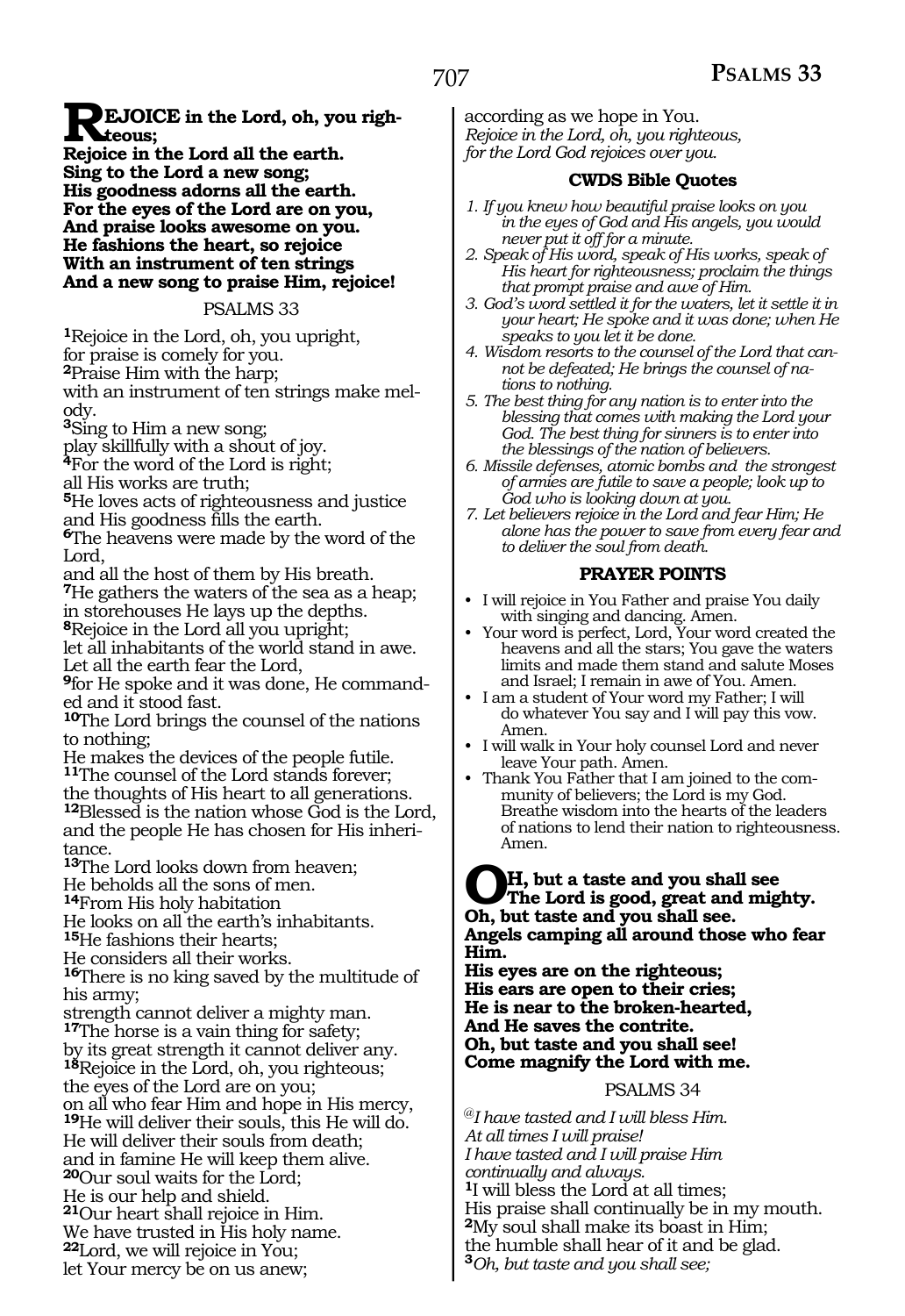**REJOICE in the Lord, oh, you righteous;**
**Rejoice in the Lord all the earth.**
**Sing to the Lord a new song;**
**His goodness adorns all the earth.**
**For the eyes of the Lord are on you,**
**And praise looks awesome on you.**
**He fashions the heart, so rejoice**
**With an instrument of ten strings**
**And a new song to praise Him, rejoice!**

## PSALMS 33

1Rejoice in the Lord, oh, you upright,
for praise is comely for you.
2Praise Him with the harp;
with an instrument of ten strings make melody.
3Sing to Him a new song;
play skillfully with a shout of joy.
4For the word of the Lord is right;
all His works are truth;
5He loves acts of righteousness and justice
and His goodness fills the earth.
6The heavens were made by the word of the Lord,
and all the host of them by His breath.
7He gathers the waters of the sea as a heap;
in storehouses He lays up the depths.
8Rejoice in the Lord all you upright;
let all inhabitants of the world stand in awe.
Let all the earth fear the Lord,
9for He spoke and it was done, He commanded and it stood fast.
10The Lord brings the counsel of the nations to nothing;
He makes the devices of the people futile.
11The counsel of the Lord stands forever;
the thoughts of His heart to all generations.
12Blessed is the nation whose God is the Lord,
and the people He has chosen for His inheritance.
13The Lord looks down from heaven;
He beholds all the sons of men.
14From His holy habitation
He looks on all the earth's inhabitants.
15He fashions their hearts;
He considers all their works.
16There is no king saved by the multitude of his army;
strength cannot deliver a mighty man.
17The horse is a vain thing for safety;
by its great strength it cannot deliver any.
18Rejoice in the Lord, oh, you righteous;
the eyes of the Lord are on you;
on all who fear Him and hope in His mercy,
19He will deliver their souls, this He will do.
He will deliver their souls from death;
and in famine He will keep them alive.
20Our soul waits for the Lord;
He is our help and shield.
21Our heart shall rejoice in Him.
We have trusted in His holy name.
22Lord, we will rejoice in You;
let Your mercy be on us anew;
according as we hope in You.
*Rejoice in the Lord, oh, you righteous,*
*for the Lord God rejoices over you.*

### CWDS Bible Quotes

1. *If you knew how beautiful praise looks on you in the eyes of God and His angels, you would never put it off for a minute.*
2. *Speak of His word, speak of His works, speak of His heart for righteousness; proclaim the things that prompt praise and awe of Him.*
3. *God's word settled it for the waters, let it settle it in your heart; He spoke and it was done; when He speaks to you let it be done.*
4. *Wisdom resorts to the counsel of the Lord that cannot be defeated; He brings the counsel of nations to nothing.*
5. *The best thing for any nation is to enter into the blessing that comes with making the Lord your God. The best thing for sinners is to enter into the blessings of the nation of believers.*
6. *Missile defenses, atomic bombs and the strongest of armies are futile to save a people; look up to God who is looking down at you.*
7. *Let believers rejoice in the Lord and fear Him; He alone has the power to save from every fear and to deliver the soul from death.*

### PRAYER POINTS

- I will rejoice in You Father and praise You daily with singing and dancing. Amen.
- Your word is perfect, Lord, Your word created the heavens and all the stars; You gave the waters limits and made them stand and salute Moses and Israel; I remain in awe of You. Amen.
- I am a student of Your word my Father; I will do whatever You say and I will pay this vow. Amen.
- I will walk in Your holy counsel Lord and never leave Your path. Amen.
- Thank You Father that I am joined to the community of believers; the Lord is my God. Breathe wisdom into the hearts of the leaders of nations to lend their nation to righteousness. Amen.

**OH, but a taste and you shall see**
**The Lord is good, great and mighty.**
**Oh, but taste and you shall see.**
**Angels camping all around those who fear Him.**
**His eyes are on the righteous;**
**His ears are open to their cries;**
**He is near to the broken-hearted,**
**And He saves the contrite.**
**Oh, but taste and you shall see!**
**Come magnify the Lord with me.**

## PSALMS 34

@*I have tasted and I will bless Him.*
*At all times I will praise!*
*I have tasted and I will praise Him*
*continually and always.*
1I will bless the Lord at all times;
His praise shall continually be in my mouth.
2My soul shall make its boast in Him;
the humble shall hear of it and be glad.
3*Oh, but taste and you shall see;*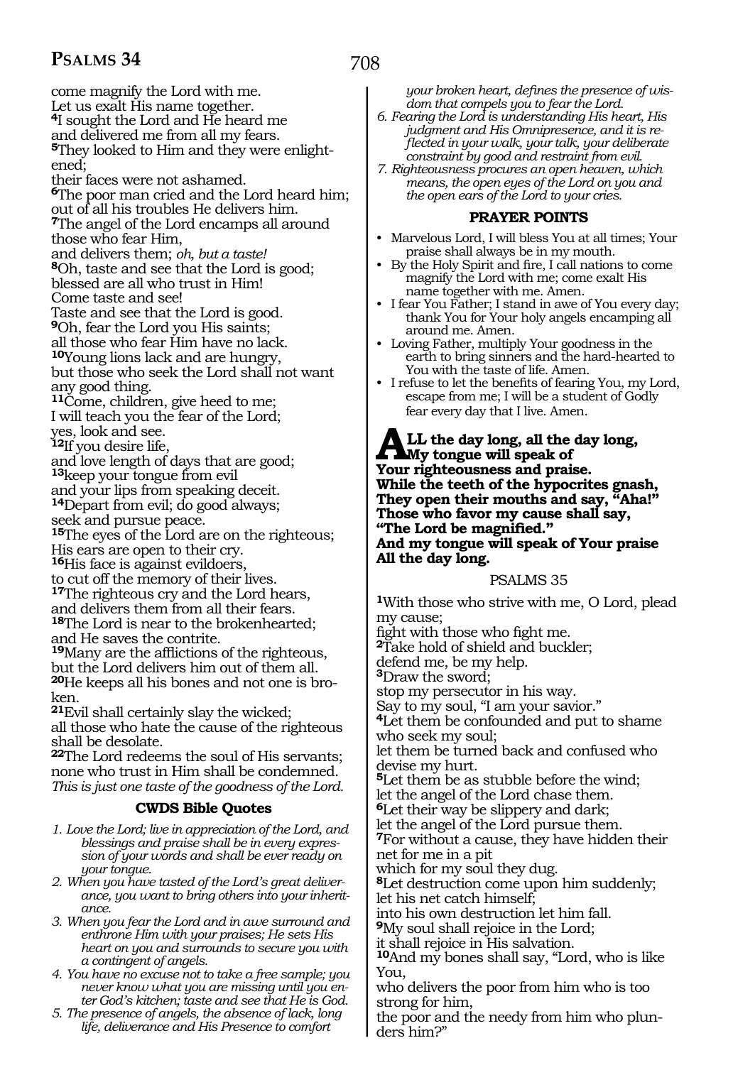come magnify the Lord with me.
Let us exalt His name together.
**4**I sought the Lord and He heard me
and delivered me from all my fears.
**5**They looked to Him and they were enlightened;
their faces were not ashamed.
**6**The poor man cried and the Lord heard him;
out of all his troubles He delivers him.
**7**The angel of the Lord encamps all around those who fear Him,
and delivers them; *oh, but a taste!*
**8**Oh, taste and see that the Lord is good;
blessed are all who trust in Him!
Come taste and see!
Taste and see that the Lord is good.
**9**Oh, fear the Lord you His saints;
all those who fear Him have no lack.
**10**Young lions lack and are hungry,
but those who seek the Lord shall not want any good thing.
**11**Come, children, give heed to me;
I will teach you the fear of the Lord;
yes, look and see.
**12**If you desire life,
and love length of days that are good;
**13**keep your tongue from evil
and your lips from speaking deceit.
**14**Depart from evil; do good always;
seek and pursue peace.
**15**The eyes of the Lord are on the righteous;
His ears are open to their cry.
**16**His face is against evildoers,
to cut off the memory of their lives.
**17**The righteous cry and the Lord hears,
and delivers them from all their fears.
**18**The Lord is near to the brokenhearted;
and He saves the contrite.
**19**Many are the afflictions of the righteous,
but the Lord delivers him out of them all.
**20**He keeps all his bones and not one is broken.
**21**Evil shall certainly slay the wicked;
all those who hate the cause of the righteous shall be desolate.
**22**The Lord redeems the soul of His servants;
none who trust in Him shall be condemned.
*This is just one taste of the goodness of the Lord.*

### CWDS Bible Quotes

1. *Love the Lord; live in appreciation of the Lord, and blessings and praise shall be in every expression of your words and shall be ever ready on your tongue.*
2. *When you have tasted of the Lord's great deliverance, you want to bring others into your inheritance.*
3. *When you fear the Lord and in awe surround and enthrone Him with your praises; He sets His heart on you and surrounds to secure you with a contingent of angels.*
4. *You have no excuse not to take a free sample; you never know what you are missing until you enter God's kitchen; taste and see that He is God.*
5. *The presence of angels, the absence of lack, long life, deliverance and His Presence to comfort your broken heart, defines the presence of wisdom that compels you to fear the Lord.*
6. *Fearing the Lord is understanding His heart, His judgment and His Omnipresence, and it is reflected in your walk, your talk, your deliberate constraint by good and restraint from evil.*
7. *Righteousness procures an open heaven, which means, the open eyes of the Lord on you and the open ears of the Lord to your cries.*

### PRAYER POINTS

- Marvelous Lord, I will bless You at all times; Your praise shall always be in my mouth.
- By the Holy Spirit and fire, I call nations to come magnify the Lord with me; come exalt His name together with me. Amen.
- I fear You Father; I stand in awe of You every day; thank You for Your holy angels encamping all around me. Amen.
- Loving Father, multiply Your goodness in the earth to bring sinners and the hard-hearted to You with the taste of life. Amen.
- I refuse to let the benefits of fearing You, my Lord, escape from me; I will be a student of Godly fear every day that I live. Amen.

**ALL the day long, all the day long,**
**My tongue will speak of**
**Your righteousness and praise.**
**While the teeth of the hypocrites gnash,**
**They open their mouths and say, "Aha!"**
**Those who favor my cause shall say,**
**"The Lord be magnified."**
**And my tongue will speak of Your praise**
**All the day long.**

## PSALMS 35

**1**With those who strive with me, O Lord, plead my cause;
fight with those who fight me.
**2**Take hold of shield and buckler;
defend me, be my help.
**3**Draw the sword;
stop my persecutor in his way.
Say to my soul, "I am your savior."
**4**Let them be confounded and put to shame who seek my soul;
let them be turned back and confused who devise my hurt.
**5**Let them be as stubble before the wind;
let the angel of the Lord chase them.
**6**Let their way be slippery and dark;
let the angel of the Lord pursue them.
**7**For without a cause, they have hidden their net for me in a pit
which for my soul they dug.
**8**Let destruction come upon him suddenly;
let his net catch himself;
into his own destruction let him fall.
**9**My soul shall rejoice in the Lord;
it shall rejoice in His salvation.
**10**And my bones shall say, "Lord, who is like You,
who delivers the poor from him who is too strong for him,
the poor and the needy from him who plunders him?"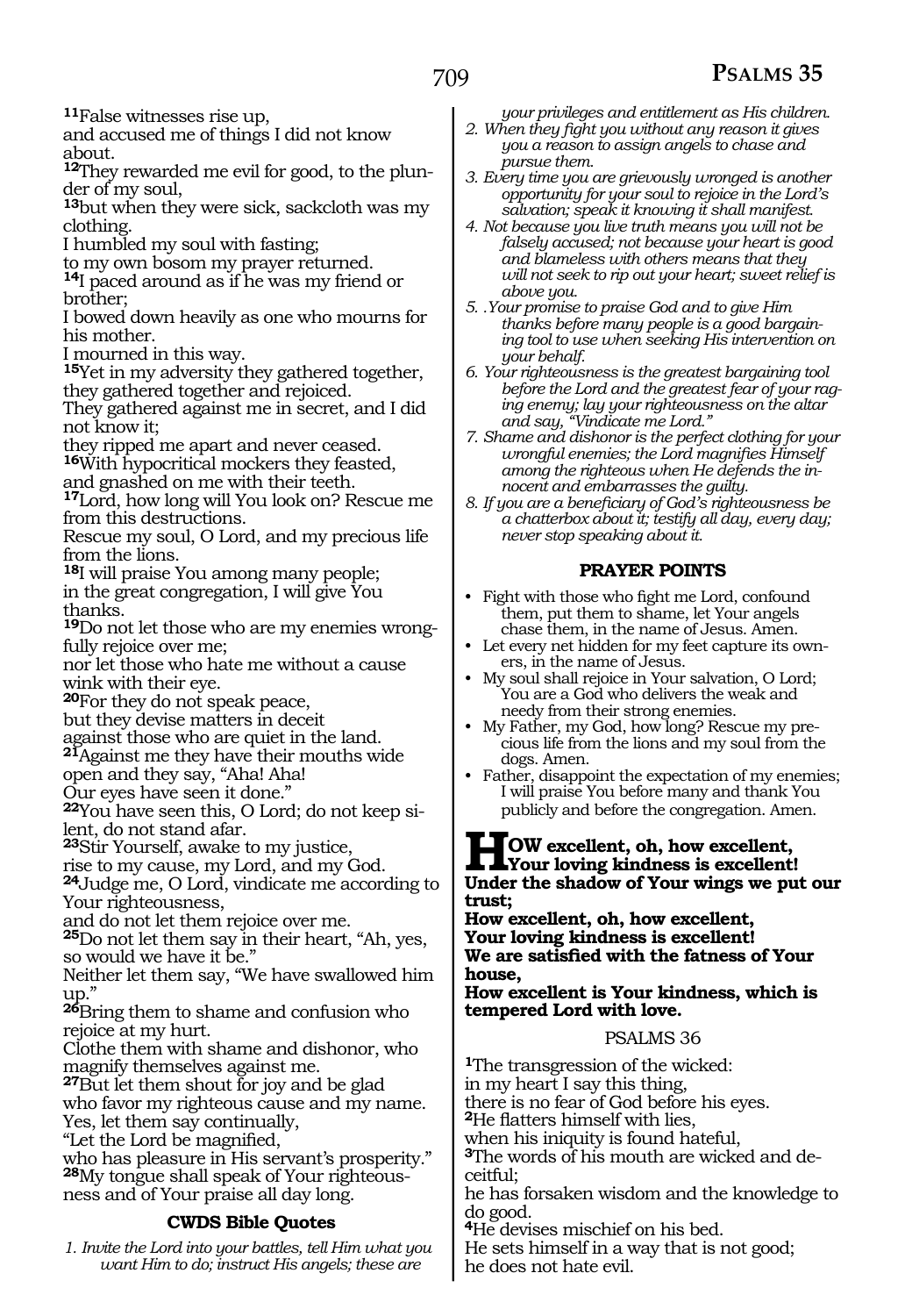[11]False witnesses rise up,
and accused me of things I did not know about.
[12]They rewarded me evil for good, to the plunder of my soul,
[13]but when they were sick, sackcloth was my clothing.
I humbled my soul with fasting;
to my own bosom my prayer returned.
[14]I paced around as if he was my friend or brother;
I bowed down heavily as one who mourns for his mother.
I mourned in this way.
[15]Yet in my adversity they gathered together,
they gathered together and rejoiced.
They gathered against me in secret, and I did not know it;
they ripped me apart and never ceased.
[16]With hypocritical mockers they feasted,
and gnashed on me with their teeth.
[17]Lord, how long will You look on? Rescue me from this destructions.
Rescue my soul, O Lord, and my precious life from the lions.
[18]I will praise You among many people;
in the great congregation, I will give You thanks.
[19]Do not let those who are my enemies wrongfully rejoice over me;
nor let those who hate me without a cause wink with their eye.
[20]For they do not speak peace,
but they devise matters in deceit
against those who are quiet in the land.
[21]Against me they have their mouths wide open and they say, "Aha! Aha!
Our eyes have seen it done."
[22]You have seen this, O Lord; do not keep silent, do not stand afar.
[23]Stir Yourself, awake to my justice,
rise to my cause, my Lord, and my God.
[24]Judge me, O Lord, vindicate me according to Your righteousness,
and do not let them rejoice over me.
[25]Do not let them say in their heart, "Ah, yes, so would we have it be."
Neither let them say, "We have swallowed him up."
[26]Bring them to shame and confusion who rejoice at my hurt.
Clothe them with shame and dishonor, who magnify themselves against me.
[27]But let them shout for joy and be glad
who favor my righteous cause and my name.
Yes, let them say continually,
"Let the Lord be magnified,
who has pleasure in His servant's prosperity."
[28]My tongue shall speak of Your righteousness and of Your praise all day long.

### CWDS Bible Quotes

1. *Invite the Lord into your battles, tell Him what you want Him to do; instruct His angels; these are your privileges and entitlement as His children.*
2. *When they fight you without any reason it gives you a reason to assign angels to chase and pursue them.*
3. *Every time you are grievously wronged is another opportunity for your soul to rejoice in the Lord's salvation; speak it knowing it shall manifest.*
4. *Not because you live truth means you will not be falsely accused; not because your heart is good and blameless with others means that they will not seek to rip out your heart; sweet relief is above you.*
5. *.Your promise to praise God and to give Him thanks before many people is a good bargaining tool to use when seeking His intervention on your behalf.*
6. *Your righteousness is the greatest bargaining tool before the Lord and the greatest fear of your raging enemy; lay your righteousness on the altar and say, "Vindicate me Lord."*
7. *Shame and dishonor is the perfect clothing for your wrongful enemies; the Lord magnifies Himself among the righteous when He defends the innocent and embarrasses the guilty.*
8. *If you are a beneficiary of God's righteousness be a chatterbox about it; testify all day, every day; never stop speaking about it.*

### PRAYER POINTS

- Fight with those who fight me Lord, confound them, put them to shame, let Your angels chase them, in the name of Jesus. Amen.
- Let every net hidden for my feet capture its owners, in the name of Jesus.
- My soul shall rejoice in Your salvation, O Lord; You are a God who delivers the weak and needy from their strong enemies.
- My Father, my God, how long? Rescue my precious life from the lions and my soul from the dogs. Amen.
- Father, disappoint the expectation of my enemies; I will praise You before many and thank You publicly and before the congregation. Amen.

**HOW excellent, oh, how excellent, Your loving kindness is excellent!**
**Under the shadow of Your wings we put our trust;**
**How excellent, oh, how excellent,**
**Your loving kindness is excellent!**
**We are satisfied with the fatness of Your house,**
**How excellent is Your kindness, which is tempered Lord with love.**

## PSALMS 36

[1]The transgression of the wicked:
in my heart I say this thing,
there is no fear of God before his eyes.
[2]He flatters himself with lies,
when his iniquity is found hateful,
[3]The words of his mouth are wicked and deceitful;
he has forsaken wisdom and the knowledge to do good.
[4]He devises mischief on his bed.
He sets himself in a way that is not good;
he does not hate evil.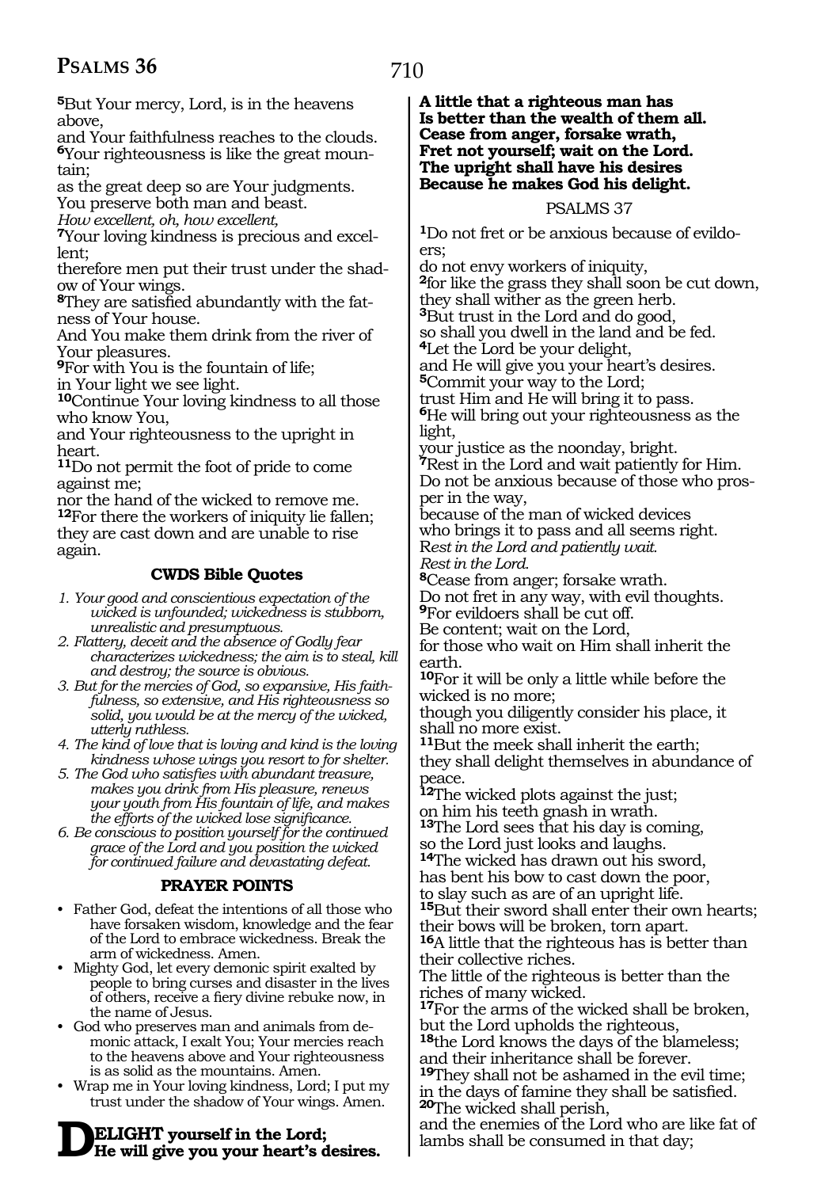[5]But Your mercy, Lord, is in the heavens above,
and Your faithfulness reaches to the clouds.
[6]Your righteousness is like the great mountain;
as the great deep so are Your judgments.
You preserve both man and beast.
*How excellent, oh, how excellent,*
[7]Your loving kindness is precious and excellent;
therefore men put their trust under the shadow of Your wings.
[8]They are satisfied abundantly with the fatness of Your house.
And You make them drink from the river of Your pleasures.
[9]For with You is the fountain of life;
in Your light we see light.
[10]Continue Your loving kindness to all those who know You,
and Your righteousness to the upright in heart.
[11]Do not permit the foot of pride to come against me;
nor the hand of the wicked to remove me.
[12]For there the workers of iniquity lie fallen;
they are cast down and are unable to rise again.

### CWDS Bible Quotes

1. *Your good and conscientious expectation of the wicked is unfounded; wickedness is stubborn, unrealistic and presumptuous.*
2. *Flattery, deceit and the absence of Godly fear characterizes wickedness; the aim is to steal, kill and destroy; the source is obvious.*
3. *But for the mercies of God, so expansive, His faithfulness, so extensive, and His righteousness so solid, you would be at the mercy of the wicked, utterly ruthless.*
4. *The kind of love that is loving and kind is the loving kindness whose wings you resort to for shelter.*
5. *The God who satisfies with abundant treasure, makes you drink from His pleasure, renews your youth from His fountain of life, and makes the efforts of the wicked lose significance.*
6. *Be conscious to position yourself for the continued grace of the Lord and you position the wicked for continued failure and devastating defeat.*

### PRAYER POINTS

- Father God, defeat the intentions of all those who have forsaken wisdom, knowledge and the fear of the Lord to embrace wickedness. Break the arm of wickedness. Amen.
- Mighty God, let every demonic spirit exalted by people to bring curses and disaster in the lives of others, receive a fiery divine rebuke now, in the name of Jesus.
- God who preserves man and animals from demonic attack, I exalt You; Your mercies reach to the heavens above and Your righteousness is as solid as the mountains. Amen.
- Wrap me in Your loving kindness, Lord; I put my trust under the shadow of Your wings. Amen.

**DELIGHT yourself in the Lord;**
**He will give you your heart's desires.**
**A little that a righteous man has**
**Is better than the wealth of them all.**
**Cease from anger, forsake wrath,**
**Fret not yourself; wait on the Lord.**
**The upright shall have his desires**
**Because he makes God his delight.**

## PSALMS 37

[1]Do not fret or be anxious because of evildoers;
do not envy workers of iniquity,
[2]for like the grass they shall soon be cut down,
they shall wither as the green herb.
[3]But trust in the Lord and do good,
so shall you dwell in the land and be fed.
[4]Let the Lord be your delight,
and He will give you your heart's desires.
[5]Commit your way to the Lord;
trust Him and He will bring it to pass.
[6]He will bring out your righteousness as the light,
your justice as the noonday, bright.
[7]Rest in the Lord and wait patiently for Him.
Do not be anxious because of those who prosper in the way,
because of the man of wicked devices
who brings it to pass and all seems right.
*Rest in the Lord and patiently wait.*
*Rest in the Lord.*
[8]Cease from anger; forsake wrath.
Do not fret in any way, with evil thoughts.
[9]For evildoers shall be cut off.
Be content; wait on the Lord,
for those who wait on Him shall inherit the earth.
[10]For it will be only a little while before the wicked is no more;
though you diligently consider his place, it shall no more exist.
[11]But the meek shall inherit the earth;
they shall delight themselves in abundance of peace.
[12]The wicked plots against the just;
on him his teeth gnash in wrath.
[13]The Lord sees that his day is coming,
so the Lord just looks and laughs.
[14]The wicked has drawn out his sword,
has bent his bow to cast down the poor,
to slay such as are of an upright life.
[15]But their sword shall enter their own hearts;
their bows will be broken, torn apart.
[16]A little that the righteous has is better than their collective riches.
The little of the righteous is better than the riches of many wicked.
[17]For the arms of the wicked shall be broken,
but the Lord upholds the righteous,
[18]the Lord knows the days of the blameless;
and their inheritance shall be forever.
[19]They shall not be ashamed in the evil time;
in the days of famine they shall be satisfied.
[20]The wicked shall perish,
and the enemies of the Lord who are like fat of lambs shall be consumed in that day;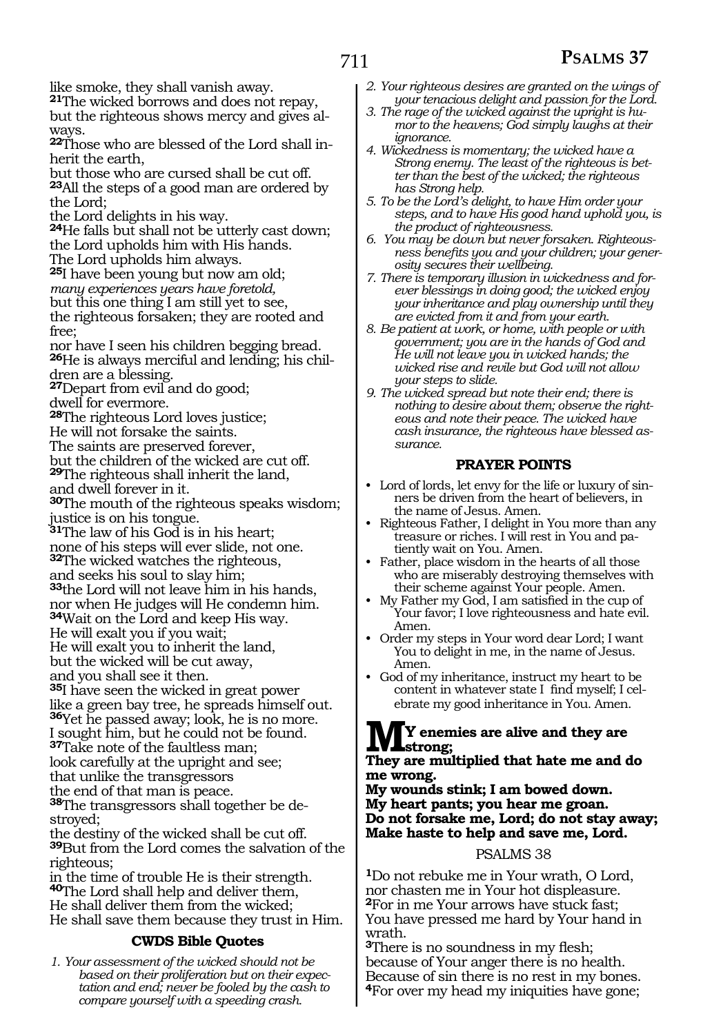like smoke, they shall vanish away.
[21]The wicked borrows and does not repay,
but the righteous shows mercy and gives always.
[22]Those who are blessed of the Lord shall inherit the earth,
but those who are cursed shall be cut off.
[23]All the steps of a good man are ordered by the Lord;
the Lord delights in his way.
[24]He falls but shall not be utterly cast down;
the Lord upholds him with His hands.
The Lord upholds him always.
[25]I have been young but now am old;
*many experiences years have foretold,*
but this one thing I am still yet to see,
the righteous forsaken; they are rooted and free;
nor have I seen his children begging bread.
[26]He is always merciful and lending; his children are a blessing.
[27]Depart from evil and do good;
dwell for evermore.
[28]The righteous Lord loves justice;
He will not forsake the saints.
The saints are preserved forever,
but the children of the wicked are cut off.
[29]The righteous shall inherit the land,
and dwell forever in it.
[30]The mouth of the righteous speaks wisdom;
justice is on his tongue.
[31]The law of his God is in his heart;
none of his steps will ever slide, not one.
[32]The wicked watches the righteous,
and seeks his soul to slay him;
[33]the Lord will not leave him in his hands,
nor when He judges will He condemn him.
[34]Wait on the Lord and keep His way.
He will exalt you if you wait;
He will exalt you to inherit the land,
but the wicked will be cut away,
and you shall see it then.
[35]I have seen the wicked in great power
like a green bay tree, he spreads himself out.
[36]Yet he passed away; look, he is no more.
I sought him, but he could not be found.
[37]Take note of the faultless man;
look carefully at the upright and see;
that unlike the transgressors
the end of that man is peace.
[38]The transgressors shall together be destroyed;
the destiny of the wicked shall be cut off.
[39]But from the Lord comes the salvation of the righteous;
in the time of trouble He is their strength.
[40]The Lord shall help and deliver them,
He shall deliver them from the wicked;
He shall save them because they trust in Him.

### CWDS Bible Quotes

*1. Your assessment of the wicked should not be based on their proliferation but on their expectation and end; never be fooled by the cash to compare yourself with a speeding crash.*

*2. Your righteous desires are granted on the wings of your tenacious delight and passion for the Lord.*

*3. The rage of the wicked against the upright is humor to the heavens; God simply laughs at their ignorance.*

*4. Wickedness is momentary; the wicked have a Strong enemy. The least of the righteous is better than the best of the wicked; the righteous has Strong help.*

*5. To be the Lord's delight, to have Him order your steps, and to have His good hand uphold you, is the product of righteousness.*

*6. You may be down but never forsaken. Righteousness benefits you and your children; your generosity secures their wellbeing.*

*7. There is temporary illusion in wickedness and forever blessings in doing good; the wicked enjoy your inheritance and play ownership until they are evicted from it and from your earth.*

*8. Be patient at work, or home, with people or with government; you are in the hands of God and He will not leave you in wicked hands; the wicked rise and revile but God will not allow your steps to slide.*

*9. The wicked spread but note their end; there is nothing to desire about them; observe the righteous and note their peace. The wicked have cash insurance, the righteous have blessed assurance.*

### PRAYER POINTS

- Lord of lords, let envy for the life or luxury of sinners be driven from the heart of believers, in the name of Jesus. Amen.
- Righteous Father, I delight in You more than any treasure or riches. I will rest in You and patiently wait on You. Amen.
- Father, place wisdom in the hearts of all those who are miserably destroying themselves with their scheme against Your people. Amen.
- My Father my God, I am satisfied in the cup of Your favor; I love righteousness and hate evil. Amen.
- Order my steps in Your word dear Lord; I want You to delight in me, in the name of Jesus. Amen.
- God of my inheritance, instruct my heart to be content in whatever state I find myself; I celebrate my good inheritance in You. Amen.

**My enemies are alive and they are strong;**
**They are multiplied that hate me and do me wrong.**
**My wounds stink; I am bowed down.**
**My heart pants; you hear me groan.**
**Do not forsake me, Lord; do not stay away;**
**Make haste to help and save me, Lord.**

## PSALMS 38

[1]Do not rebuke me in Your wrath, O Lord,
nor chasten me in Your hot displeasure.
[2]For in me Your arrows have stuck fast;
You have pressed me hard by Your hand in wrath.
[3]There is no soundness in my flesh;
because of Your anger there is no health.
Because of sin there is no rest in my bones.
[4]For over my head my iniquities have gone;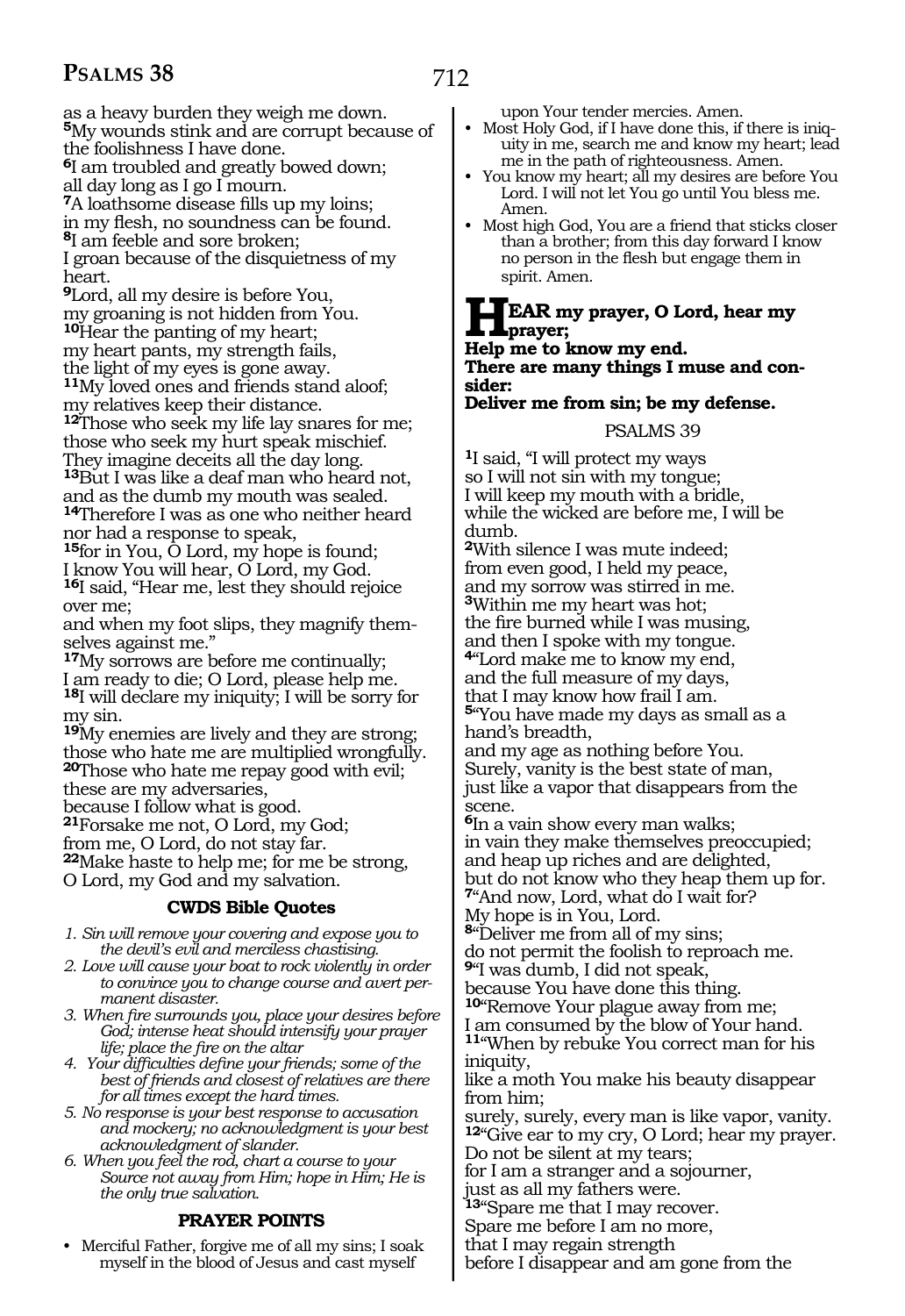as a heavy burden they weigh me down.
**5**My wounds stink and are corrupt because of the foolishness I have done.
**6**I am troubled and greatly bowed down;
all day long as I go I mourn.
**7**A loathsome disease fills up my loins;
in my flesh, no soundness can be found.
**8**I am feeble and sore broken;
I groan because of the disquietness of my heart.
**9**Lord, all my desire is before You,
my groaning is not hidden from You.
**10**Hear the panting of my heart;
my heart pants, my strength fails,
the light of my eyes is gone away.
**11**My loved ones and friends stand aloof;
my relatives keep their distance.
**12**Those who seek my life lay snares for me;
those who seek my hurt speak mischief.
They imagine deceits all the day long.
**13**But I was like a deaf man who heard not,
and as the dumb my mouth was sealed.
**14**Therefore I was as one who neither heard nor had a response to speak,
**15**for in You, O Lord, my hope is found;
I know You will hear, O Lord, my God.
**16**I said, "Hear me, lest they should rejoice over me;
and when my foot slips, they magnify themselves against me."
**17**My sorrows are before me continually;
I am ready to die; O Lord, please help me.
**18**I will declare my iniquity; I will be sorry for my sin.
**19**My enemies are lively and they are strong;
those who hate me are multiplied wrongfully.
**20**Those who hate me repay good with evil;
these are my adversaries,
because I follow what is good.
**21**Forsake me not, O Lord, my God;
from me, O Lord, do not stay far.
**22**Make haste to help me; for me be strong,
O Lord, my God and my salvation.

### CWDS Bible Quotes

1. *Sin will remove your covering and expose you to the devil's evil and merciless chastising.*
2. *Love will cause your boat to rock violently in order to convince you to change course and avert permanent disaster.*
3. *When fire surrounds you, place your desires before God; intense heat should intensify your prayer life; place the fire on the altar*
4. *Your difficulties define your friends; some of the best of friends and closest of relatives are there for all times except the hard times.*
5. *No response is your best response to accusation and mockery; no acknowledgment is your best acknowledgment of slander.*
6. *When you feel the rod, chart a course to your Source not away from Him; hope in Him; He is the only true salvation.*

### PRAYER POINTS

- Merciful Father, forgive me of all my sins; I soak myself in the blood of Jesus and cast myself upon Your tender mercies. Amen.
- Most Holy God, if I have done this, if there is iniquity in me, search me and know my heart; lead me in the path of righteousness. Amen.
- You know my heart; all my desires are before You Lord. I will not let You go until You bless me. Amen.
- Most high God, You are a friend that sticks closer than a brother; from this day forward I know no person in the flesh but engage them in spirit. Amen.

**HEAR my prayer, O Lord, hear my prayer;
Help me to know my end.
There are many things I muse and consider:
Deliver me from sin; be my defense.**

## PSALMS 39

**1**I said, "I will protect my ways
so I will not sin with my tongue;
I will keep my mouth with a bridle,
while the wicked are before me, I will be dumb.
**2**With silence I was mute indeed;
from even good, I held my peace,
and my sorrow was stirred in me.
**3**Within me my heart was hot;
the fire burned while I was musing,
and then I spoke with my tongue.
**4**"Lord make me to know my end,
and the full measure of my days,
that I may know how frail I am.
**5**"You have made my days as small as a hand's breadth,
and my age as nothing before You.
Surely, vanity is the best state of man,
just like a vapor that disappears from the scene.
**6**In a vain show every man walks;
in vain they make themselves preoccupied;
and heap up riches and are delighted,
but do not know who they heap them up for.
**7**"And now, Lord, what do I wait for?
My hope is in You, Lord.
**8**"Deliver me from all of my sins;
do not permit the foolish to reproach me.
**9**"I was dumb, I did not speak,
because You have done this thing.
**10**"Remove Your plague away from me;
I am consumed by the blow of Your hand.
**11**"When by rebuke You correct man for his iniquity,
like a moth You make his beauty disappear from him;
surely, surely, every man is like vapor, vanity.
**12**"Give ear to my cry, O Lord; hear my prayer.
Do not be silent at my tears;
for I am a stranger and a sojourner,
just as all my fathers were.
**13**"Spare me that I may recover.
Spare me before I am no more,
that I may regain strength
before I disappear and am gone from the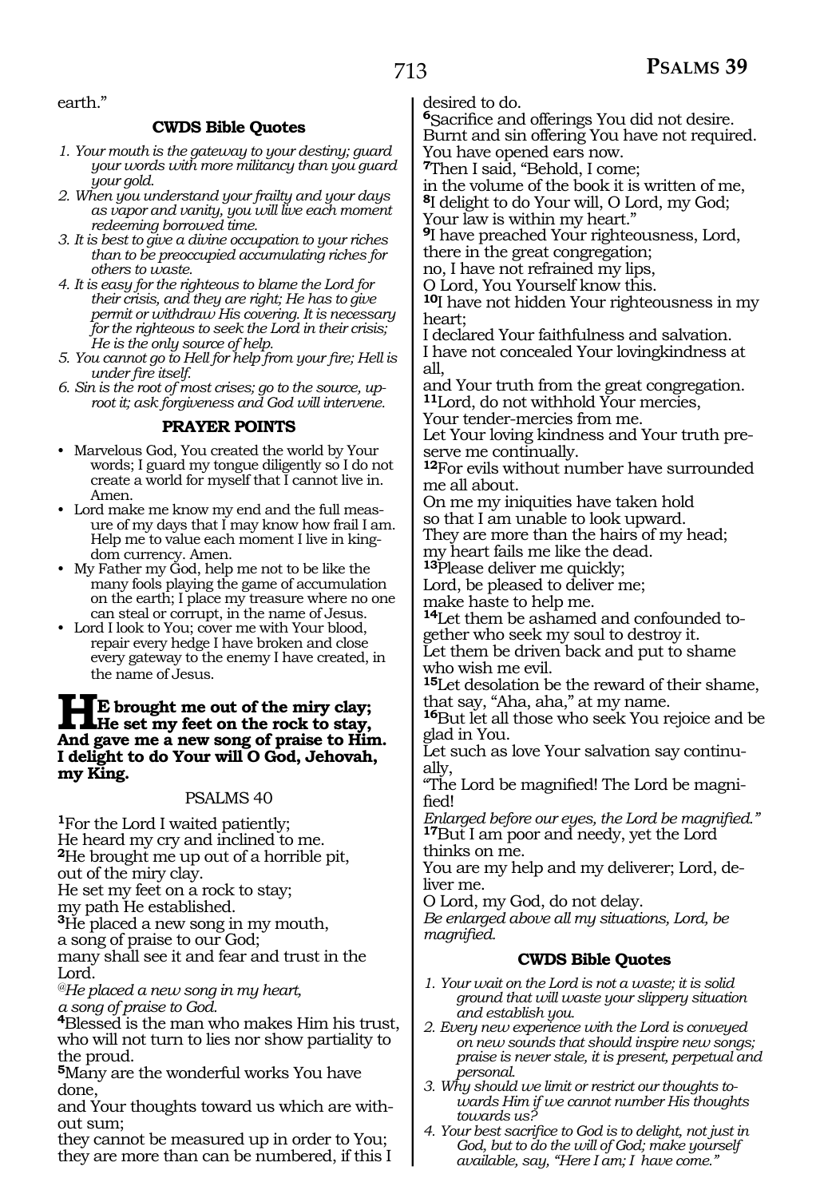earth."

### CWDS Bible Quotes

1. *Your mouth is the gateway to your destiny; guard your words with more militancy than you guard your gold.*
2. *When you understand your frailty and your days as vapor and vanity, you will live each moment redeeming borrowed time.*
3. *It is best to give a divine occupation to your riches than to be preoccupied accumulating riches for others to waste.*
4. *It is easy for the righteous to blame the Lord for their crisis, and they are right; He has to give permit or withdraw His covering. It is necessary for the righteous to seek the Lord in their crisis; He is the only source of help.*
5. *You cannot go to Hell for help from your fire; Hell is under fire itself.*
6. *Sin is the root of most crises; go to the source, uproot it; ask forgiveness and God will intervene.*

### PRAYER POINTS

- Marvelous God, You created the world by Your words; I guard my tongue diligently so I do not create a world for myself that I cannot live in. Amen.
- Lord make me know my end and the full measure of my days that I may know how frail I am. Help me to value each moment I live in kingdom currency. Amen.
- My Father my God, help me not to be like the many fools playing the game of accumulation on the earth; I place my treasure where no one can steal or corrupt, in the name of Jesus.
- Lord I look to You; cover me with Your blood, repair every hedge I have broken and close every gateway to the enemy I have created, in the name of Jesus.

**HE brought me out of the miry clay; He set my feet on the rock to stay, And gave me a new song of praise to Him. I delight to do Your will O God, Jehovah, my King.**

## PSALMS 40

[1]For the Lord I waited patiently;
He heard my cry and inclined to me.
[2]He brought me up out of a horrible pit,
out of the miry clay.
He set my feet on a rock to stay;
my path He established.
[3]He placed a new song in my mouth,
a song of praise to our God;
many shall see it and fear and trust in the Lord.
*@He placed a new song in my heart,*
*a song of praise to God.*
[4]Blessed is the man who makes Him his trust, who will not turn to lies nor show partiality to the proud.
[5]Many are the wonderful works You have done,
and Your thoughts toward us which are without sum;
they cannot be measured up in order to You;
they are more than can be numbered, if this I desired to do.
[6]Sacrifice and offerings You did not desire.
Burnt and sin offering You have not required.
You have opened ears now.
[7]Then I said, "Behold, I come;
in the volume of the book it is written of me,
[8]I delight to do Your will, O Lord, my God;
Your law is within my heart."
[9]I have preached Your righteousness, Lord,
there in the great congregation;
no, I have not refrained my lips,
O Lord, You Yourself know this.
[10]I have not hidden Your righteousness in my heart;
I declared Your faithfulness and salvation.
I have not concealed Your lovingkindness at all,
and Your truth from the great congregation.
[11]Lord, do not withhold Your mercies,
Your tender-mercies from me.
Let Your loving kindness and Your truth preserve me continually.
[12]For evils without number have surrounded me all about.
On me my iniquities have taken hold
so that I am unable to look upward.
They are more than the hairs of my head;
my heart fails me like the dead.
[13]Please deliver me quickly;
Lord, be pleased to deliver me;
make haste to help me.
[14]Let them be ashamed and confounded together who seek my soul to destroy it.
Let them be driven back and put to shame
who wish me evil.
[15]Let desolation be the reward of their shame,
that say, "Aha, aha," at my name.
[16]But let all those who seek You rejoice and be glad in You.
Let such as love Your salvation say continually,
"The Lord be magnified! The Lord be magnified!
*Enlarged before our eyes, the Lord be magnified."*
[17]But I am poor and needy, yet the Lord thinks on me.
You are my help and my deliverer; Lord, deliver me.
O Lord, my God, do not delay.
*Be enlarged above all my situations, Lord, be magnified.*

### CWDS Bible Quotes

1. *Your wait on the Lord is not a waste; it is solid ground that will waste your slippery situation and establish you.*
2. *Every new experience with the Lord is conveyed on new sounds that should inspire new songs; praise is never stale, it is present, perpetual and personal.*
3. *Why should we limit or restrict our thoughts towards Him if we cannot number His thoughts towards us?*
4. *Your best sacrifice to God is to delight, not just in God, but to do the will of God; make yourself available, say, "Here I am; I have come."*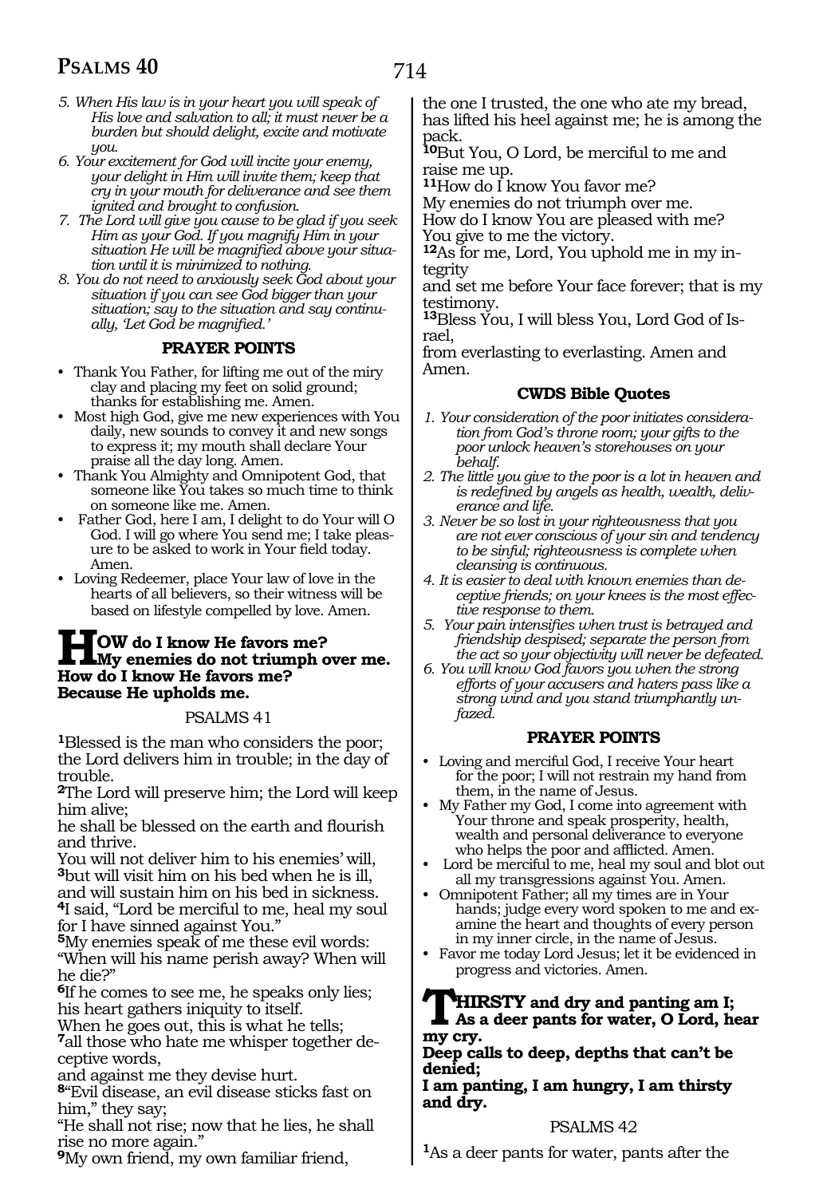5. When His law is in your heart you will speak of His love and salvation to all; it must never be a burden but should delight, excite and motivate you.
6. Your excitement for God will incite your enemy, your delight in Him will invite them; keep that cry in your mouth for deliverance and see them ignited and brought to confusion.
7. The Lord will give you cause to be glad if you seek Him as your God. If you magnify Him in your situation He will be magnified above your situation until it is minimized to nothing.
8. You do not need to anxiously seek God about your situation if you can see God bigger than your situation; say to the situation and say continually, 'Let God be magnified.'

### PRAYER POINTS

- Thank You Father, for lifting me out of the miry clay and placing my feet on solid ground; thanks for establishing me. Amen.
- Most high God, give me new experiences with You daily, new sounds to convey it and new songs to express it; my mouth shall declare Your praise all the day long. Amen.
- Thank You Almighty and Omnipotent God, that someone like You takes so much time to think on someone like me. Amen.
- Father God, here I am, I delight to do Your will O God. I will go where You send me; I take pleasure to be asked to work in Your field today. Amen.
- Loving Redeemer, place Your law of love in the hearts of all believers, so their witness will be based on lifestyle compelled by love. Amen.

**HOW do I know He favors me?**
**My enemies do not triumph over me.**
**How do I know He favors me?**
**Because He upholds me.**

PSALMS 41

[1]Blessed is the man who considers the poor; the Lord delivers him in trouble; in the day of trouble.
[2]The Lord will preserve him; the Lord will keep him alive;
he shall be blessed on the earth and flourish and thrive.
You will not deliver him to his enemies' will,
[3]but will visit him on his bed when he is ill,
and will sustain him on his bed in sickness.
[4]I said, "Lord be merciful to me, heal my soul for I have sinned against You."
[5]My enemies speak of me these evil words:
"When will his name perish away? When will he die?"
[6]If he comes to see me, he speaks only lies;
his heart gathers iniquity to itself.
When he goes out, this is what he tells;
[7]all those who hate me whisper together deceptive words,
and against me they devise hurt.
[8]"Evil disease, an evil disease sticks fast on him," they say;
"He shall not rise; now that he lies, he shall rise no more again."
[9]My own friend, my own familiar friend,
the one I trusted, the one who ate my bread, has lifted his heel against me; he is among the pack.
[10]But You, O Lord, be merciful to me and raise me up.
[11]How do I know You favor me?
My enemies do not triumph over me.
How do I know You are pleased with me?
You give to me the victory.
[12]As for me, Lord, You uphold me in my integrity
and set me before Your face forever; that is my testimony.
[13]Bless You, I will bless You, Lord God of Israel,
from everlasting to everlasting. Amen and Amen.

### CWDS Bible Quotes

1. *Your consideration of the poor initiates consideration from God's throne room; your gifts to the poor unlock heaven's storehouses on your behalf.*
2. *The little you give to the poor is a lot in heaven and is redefined by angels as health, wealth, deliverance and life.*
3. *Never be so lost in your righteousness that you are not ever conscious of your sin and tendency to be sinful; righteousness is complete when cleansing is continuous.*
4. *It is easier to deal with known enemies than deceptive friends; on your knees is the most effective response to them.*
5. *Your pain intensifies when trust is betrayed and friendship despised; separate the person from the act so your objectivity will never be defeated.*
6. *You will know God favors you when the strong efforts of your accusers and haters pass like a strong wind and you stand triumphantly unfazed.*

### PRAYER POINTS

- Loving and merciful God, I receive Your heart for the poor; I will not restrain my hand from them, in the name of Jesus.
- My Father my God, I come into agreement with Your throne and speak prosperity, health, wealth and personal deliverance to everyone who helps the poor and afflicted. Amen.
- Lord be merciful to me, heal my soul and blot out all my transgressions against You. Amen.
- Omnipotent Father; all my times are in Your hands; judge every word spoken to me and examine the heart and thoughts of every person in my inner circle, in the name of Jesus.
- Favor me today Lord Jesus; let it be evidenced in progress and victories. Amen.

**THIRSTY and dry and panting am I;**
**As a deer pants for water, O Lord, hear my cry.**
**Deep calls to deep, depths that can't be denied;**
**I am panting, I am hungry, I am thirsty and dry.**

PSALMS 42

[1]As a deer pants for water, pants after the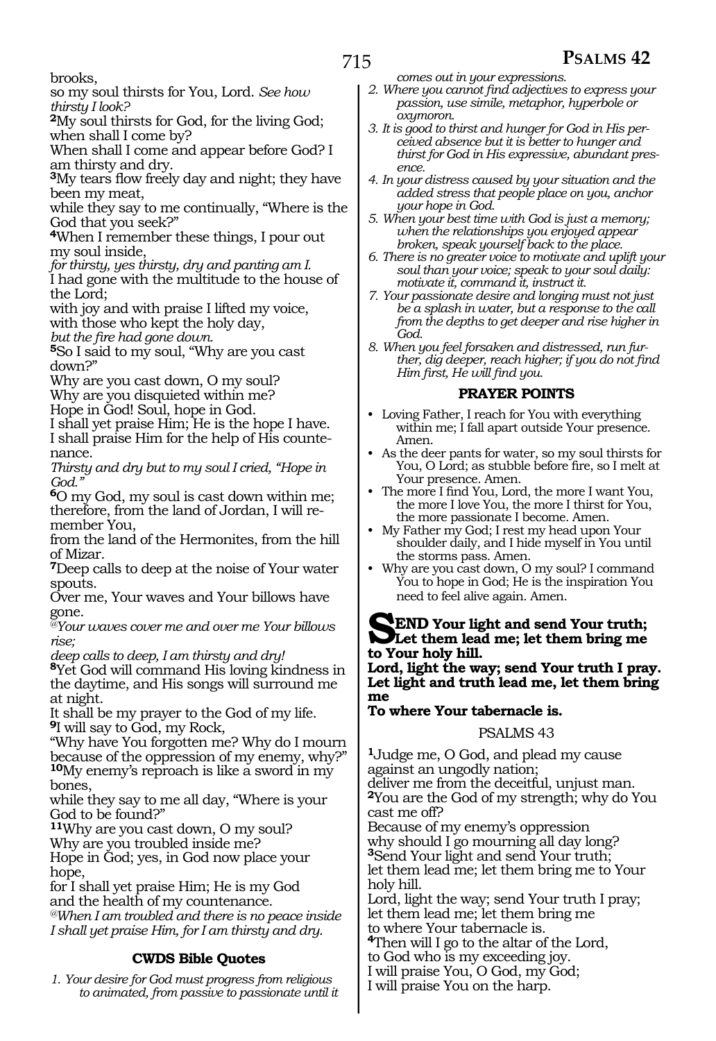brooks,
so my soul thirsts for You, Lord. *See how thirsty I look?*
**2**My soul thirsts for God, for the living God; when shall I come by?
When shall I come and appear before God? I am thirsty and dry.
**3**My tears flow freely day and night; they have been my meat,
while they say to me continually, "Where is the God that you seek?"
**4**When I remember these things, I pour out my soul inside,
*for thirsty, yes thirsty, dry and panting am I.*
I had gone with the multitude to the house of the Lord;
with joy and with praise I lifted my voice,
with those who kept the holy day,
*but the fire had gone down.*
**5**So I said to my soul, "Why are you cast down?"
Why are you cast down, O my soul?
Why are you disquieted within me?
Hope in God! Soul, hope in God.
I shall yet praise Him; He is the hope I have.
I shall praise Him for the help of His countenance.
*Thirsty and dry but to my soul I cried, "Hope in God."*
**6**O my God, my soul is cast down within me; therefore, from the land of Jordan, I will remember You,
from the land of the Hermonites, from the hill of Mizar.
**7**Deep calls to deep at the noise of Your water spouts.
Over me, Your waves and Your billows have gone.
*@Your waves cover me and over me Your billows rise;*
*deep calls to deep, I am thirsty and dry!*
**8**Yet God will command His loving kindness in the daytime, and His songs will surround me at night.
It shall be my prayer to the God of my life.
**9**I will say to God, my Rock,
"Why have You forgotten me? Why do I mourn because of the oppression of my enemy, why?"
**10**My enemy's reproach is like a sword in my bones,
while they say to me all day, "Where is your God to be found?"
**11**Why are you cast down, O my soul?
Why are you troubled inside me?
Hope in God; yes, in God now place your hope,
for I shall yet praise Him; He is my God
and the health of my countenance.
*@When I am troubled and there is no peace inside I shall yet praise Him, for I am thirsty and dry.*

### CWDS Bible Quotes

1. *Your desire for God must progress from religious to animated, from passive to passionate until it comes out in your expressions.*
2. *Where you cannot find adjectives to express your passion, use simile, metaphor, hyperbole or oxymoron.*
3. *It is good to thirst and hunger for God in His perceived absence but it is better to hunger and thirst for God in His expressive, abundant presence.*
4. *In your distress caused by your situation and the added stress that people place on you, anchor your hope in God.*
5. *When your best time with God is just a memory; when the relationships you enjoyed appear broken, speak yourself back to the place.*
6. *There is no greater voice to motivate and uplift your soul than your voice; speak to your soul daily: motivate it, command it, instruct it.*
7. *Your passionate desire and longing must not just be a splash in water, but a response to the call from the depths to get deeper and rise higher in God.*
8. *When you feel forsaken and distressed, run further, dig deeper, reach higher; if you do not find Him first, He will find you.*

### PRAYER POINTS

- Loving Father, I reach for You with everything within me; I fall apart outside Your presence. Amen.
- As the deer pants for water, so my soul thirsts for You, O Lord; as stubble before fire, so I melt at Your presence. Amen.
- The more I find You, Lord, the more I want You, the more I love You, the more I thirst for You, the more passionate I become. Amen.
- My Father my God; I rest my head upon Your shoulder daily, and I hide myself in You until the storms pass. Amen.
- Why are you cast down, O my soul? I command You to hope in God; He is the inspiration You need to feel alive again. Amen.

**SEND Your light and send Your truth; Let them lead me; let them bring me to Your holy hill.**
**Lord, light the way; send Your truth I pray. Let light and truth lead me, let them bring me**
**To where Your tabernacle is.**

## PSALMS 43

**1**Judge me, O God, and plead my cause against an ungodly nation;
deliver me from the deceitful, unjust man.
**2**You are the God of my strength; why do You cast me off?
Because of my enemy's oppression
why should I go mourning all day long?
**3**Send Your light and send Your truth;
let them lead me; let them bring me to Your holy hill.
Lord, light the way; send Your truth I pray;
let them lead me; let them bring me
to where Your tabernacle is.
**4**Then will I go to the altar of the Lord,
to God who is my exceeding joy.
I will praise You, O God, my God;
I will praise You on the harp.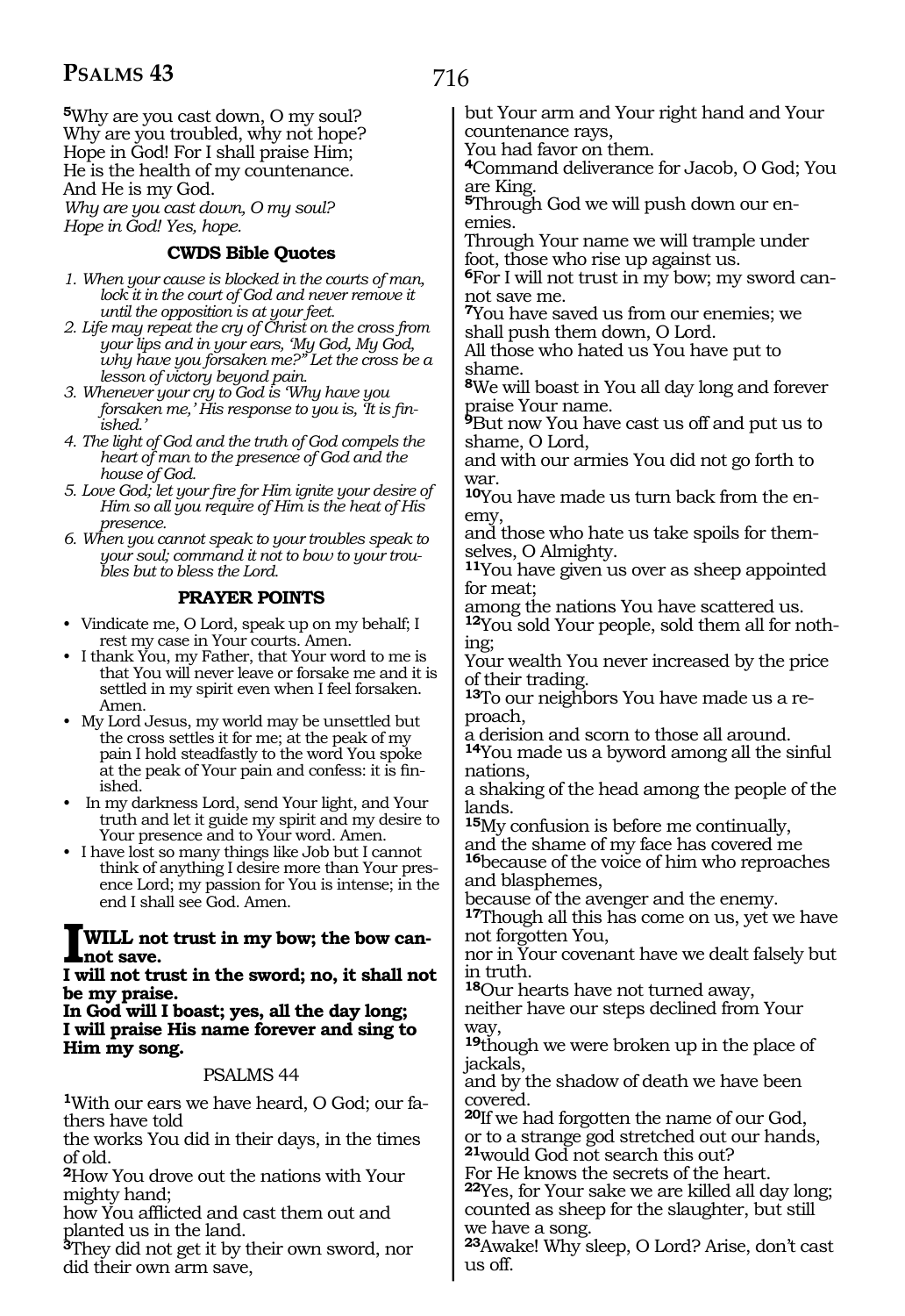**5**Why are you cast down, O my soul?
Why are you troubled, why not hope?
Hope in God! For I shall praise Him;
He is the health of my countenance.
And He is my God.
*Why are you cast down, O my soul?*
*Hope in God! Yes, hope.*

### CWDS Bible Quotes

1. *When your cause is blocked in the courts of man, lock it in the court of God and never remove it until the opposition is at your feet.*
2. *Life may repeat the cry of Christ on the cross from your lips and in your ears, 'My God, My God, why have you forsaken me?" Let the cross be a lesson of victory beyond pain.*
3. *Whenever your cry to God is 'Why have you forsaken me,' His response to you is, 'It is finished.'*
4. *The light of God and the truth of God compels the heart of man to the presence of God and the house of God.*
5. *Love God; let your fire for Him ignite your desire of Him so all you require of Him is the heat of His presence.*
6. *When you cannot speak to your troubles speak to your soul; command it not to bow to your troubles but to bless the Lord.*

### PRAYER POINTS

- Vindicate me, O Lord, speak up on my behalf; I rest my case in Your courts. Amen.
- I thank You, my Father, that Your word to me is that You will never leave or forsake me and it is settled in my spirit even when I feel forsaken. Amen.
- My Lord Jesus, my world may be unsettled but the cross settles it for me; at the peak of my pain I hold steadfastly to the word You spoke at the peak of Your pain and confess: it is finished.
- In my darkness Lord, send Your light, and Your truth and let it guide my spirit and my desire to Your presence and to Your word. Amen.
- I have lost so many things like Job but I cannot think of anything I desire more than Your presence Lord; my passion for You is intense; in the end I shall see God. Amen.

**I WILL not trust in my bow; the bow cannot save.**
**I will not trust in the sword; no, it shall not be my praise.**
**In God will I boast; yes, all the day long;**
**I will praise His name forever and sing to Him my song.**

## PSALMS 44

**1**With our ears we have heard, O God; our fathers have told
the works You did in their days, in the times of old.
**2**How You drove out the nations with Your mighty hand;
how You afflicted and cast them out and planted us in the land.
**3**They did not get it by their own sword, nor did their own arm save,
but Your arm and Your right hand and Your countenance rays,
You had favor on them.
**4**Command deliverance for Jacob, O God; You are King.
**5**Through God we will push down our enemies.
Through Your name we will trample under foot, those who rise up against us.
**6**For I will not trust in my bow; my sword cannot save me.
**7**You have saved us from our enemies; we shall push them down, O Lord.
All those who hated us You have put to shame.
**8**We will boast in You all day long and forever praise Your name.
**9**But now You have cast us off and put us to shame, O Lord,
and with our armies You did not go forth to war.
**10**You have made us turn back from the enemy,
and those who hate us take spoils for themselves, O Almighty.
**11**You have given us over as sheep appointed for meat;
among the nations You have scattered us.
**12**You sold Your people, sold them all for nothing;
Your wealth You never increased by the price of their trading.
**13**To our neighbors You have made us a reproach,
a derision and scorn to those all around.
**14**You made us a byword among all the sinful nations,
a shaking of the head among the people of the lands.
**15**My confusion is before me continually,
and the shame of my face has covered me
**16**because of the voice of him who reproaches and blasphemes,
because of the avenger and the enemy.
**17**Though all this has come on us, yet we have not forgotten You,
nor in Your covenant have we dealt falsely but in truth.
**18**Our hearts have not turned away,
neither have our steps declined from Your way,
**19**though we were broken up in the place of jackals,
and by the shadow of death we have been covered.
**20**If we had forgotten the name of our God,
or to a strange god stretched out our hands,
**21**would God not search this out?
For He knows the secrets of the heart.
**22**Yes, for Your sake we are killed all day long;
counted as sheep for the slaughter, but still we have a song.
**23**Awake! Why sleep, O Lord? Arise, don't cast us off.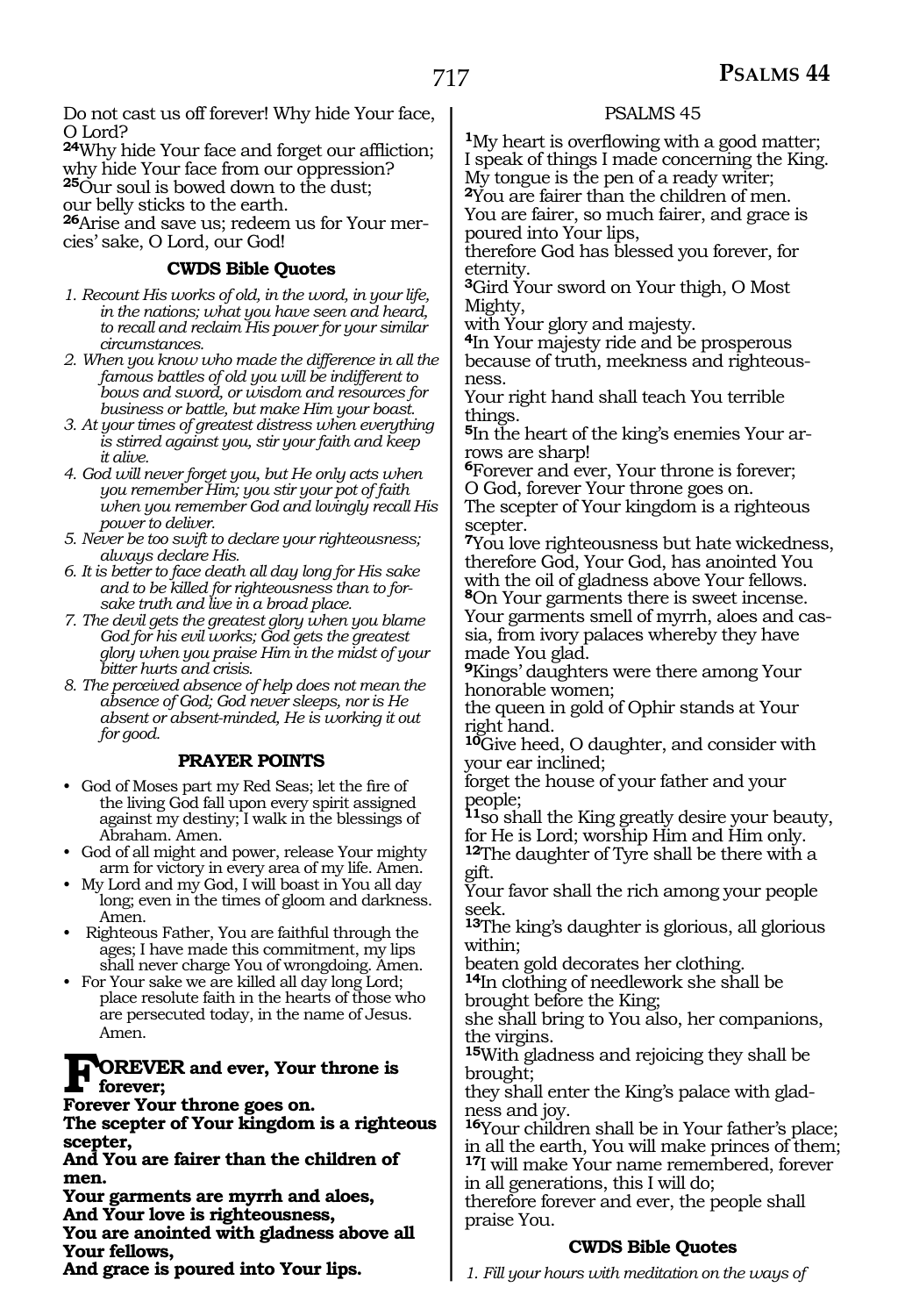Do not cast us off forever! Why hide Your face, O Lord?

[24]Why hide Your face and forget our affliction; why hide Your face from our oppression?

[25]Our soul is bowed down to the dust; our belly sticks to the earth.

[26]Arise and save us; redeem us for Your mercies' sake, O Lord, our God!

### CWDS Bible Quotes

*1. Recount His works of old, in the word, in your life, in the nations; what you have seen and heard, to recall and reclaim His power for your similar circumstances.*

*2. When you know who made the difference in all the famous battles of old you will be indifferent to bows and sword, or wisdom and resources for business or battle, but make Him your boast.*

*3. At your times of greatest distress when everything is stirred against you, stir your faith and keep it alive.*

*4. God will never forget you, but He only acts when you remember Him; you stir your pot of faith when you remember God and lovingly recall His power to deliver.*

*5. Never be too swift to declare your righteousness; always declare His.*

*6. It is better to face death all day long for His sake and to be killed for righteousness than to forsake truth and live in a broad place.*

*7. The devil gets the greatest glory when you blame God for his evil works; God gets the greatest glory when you praise Him in the midst of your bitter hurts and crisis.*

*8. The perceived absence of help does not mean the absence of God; God never sleeps, nor is He absent or absent-minded, He is working it out for good.*

### PRAYER POINTS

- God of Moses part my Red Seas; let the fire of the living God fall upon every spirit assigned against my destiny; I walk in the blessings of Abraham. Amen.
- God of all might and power, release Your mighty arm for victory in every area of my life. Amen.
- My Lord and my God, I will boast in You all day long; even in the times of gloom and darkness. Amen.
- Righteous Father, You are faithful through the ages; I have made this commitment, my lips shall never charge You of wrongdoing. Amen.
- For Your sake we are killed all day long Lord; place resolute faith in the hearts of those who are persecuted today, in the name of Jesus. Amen.

**FOREVER and ever, Your throne is forever;**
**Forever Your throne goes on.**
**The scepter of Your kingdom is a righteous scepter,**
**And You are fairer than the children of men.**
**Your garments are myrrh and aloes,**
**And Your love is righteousness,**
**You are anointed with gladness above all Your fellows,**
**And grace is poured into Your lips.**

## PSALMS 45

[1]My heart is overflowing with a good matter; I speak of things I made concerning the King. My tongue is the pen of a ready writer;

[2]You are fairer than the children of men. You are fairer, so much fairer, and grace is poured into Your lips, therefore God has blessed you forever, for eternity.

[3]Gird Your sword on Your thigh, O Most Mighty, with Your glory and majesty.

[4]In Your majesty ride and be prosperous because of truth, meekness and righteousness. Your right hand shall teach You terrible things.

[5]In the heart of the king's enemies Your arrows are sharp!

[6]Forever and ever, Your throne is forever; O God, forever Your throne goes on. The scepter of Your kingdom is a righteous scepter.

[7]You love righteousness but hate wickedness, therefore God, Your God, has anointed You with the oil of gladness above Your fellows.

[8]On Your garments there is sweet incense. Your garments smell of myrrh, aloes and cassia, from ivory palaces whereby they have made You glad.

[9]Kings' daughters were there among Your honorable women; the queen in gold of Ophir stands at Your right hand.

[10]Give heed, O daughter, and consider with your ear inclined; forget the house of your father and your people;

[11]so shall the King greatly desire your beauty, for He is Lord; worship Him and Him only.

[12]The daughter of Tyre shall be there with a gift. Your favor shall the rich among your people seek.

[13]The king's daughter is glorious, all glorious within; beaten gold decorates her clothing.

[14]In clothing of needlework she shall be brought before the King; she shall bring to You also, her companions, the virgins.

[15]With gladness and rejoicing they shall be brought; they shall enter the King's palace with gladness and joy.

[16]Your children shall be in Your father's place; in all the earth, You will make princes of them;

[17]I will make Your name remembered, forever in all generations, this I will do; therefore forever and ever, the people shall praise You.

### CWDS Bible Quotes

*1. Fill your hours with meditation on the ways of*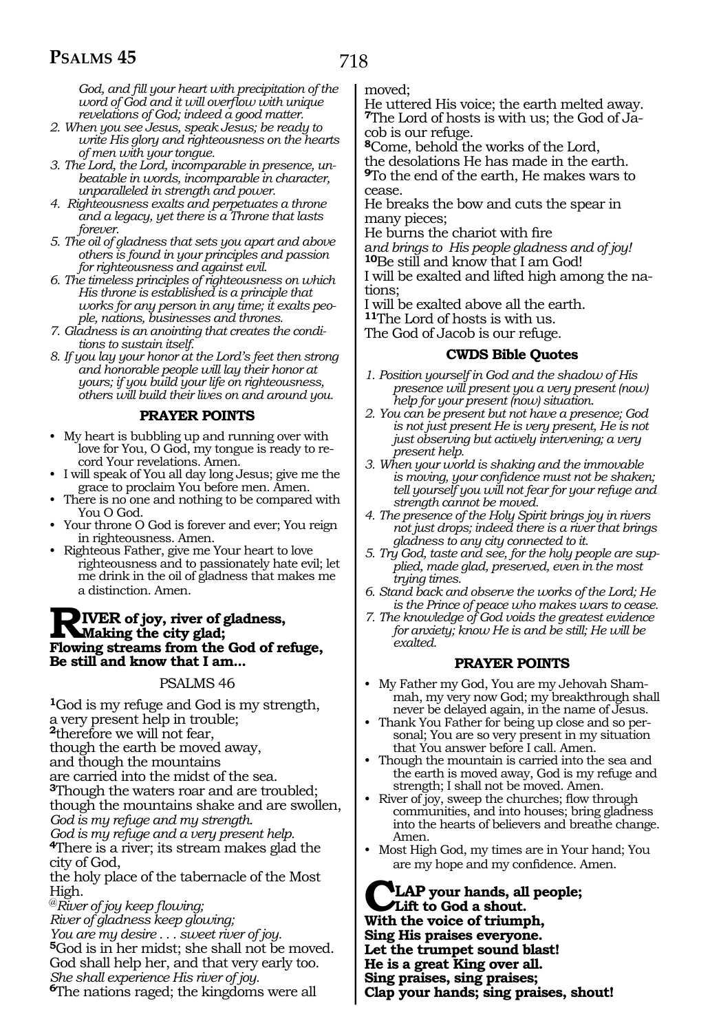*God, and fill your heart with precipitation of the word of God and it will overflow with unique revelations of God; indeed a good matter.*

2. *When you see Jesus, speak Jesus; be ready to write His glory and righteousness on the hearts of men with your tongue.*
3. *The Lord, the Lord, incomparable in presence, unbeatable in words, incomparable in character, unparalleled in strength and power.*
4. *Righteousness exalts and perpetuates a throne and a legacy, yet there is a Throne that lasts forever.*
5. *The oil of gladness that sets you apart and above others is found in your principles and passion for righteousness and against evil.*
6. *The timeless principles of righteousness on which His throne is established is a principle that works for any person in any time; it exalts people, nations, businesses and thrones.*
7. *Gladness is an anointing that creates the conditions to sustain itself.*
8. *If you lay your honor at the Lord's feet then strong and honorable people will lay their honor at yours; if you build your life on righteousness, others will build their lives on and around you.*

### PRAYER POINTS

- My heart is bubbling up and running over with love for You, O God, my tongue is ready to record Your revelations. Amen.
- I will speak of You all day long Jesus; give me the grace to proclaim You before men. Amen.
- There is no one and nothing to be compared with You O God.
- Your throne O God is forever and ever; You reign in righteousness. Amen.
- Righteous Father, give me Your heart to love righteousness and to passionately hate evil; let me drink in the oil of gladness that makes me a distinction. Amen.

**RIVER of joy, river of gladness,**
**Making the city glad;**
**Flowing streams from the God of refuge,**
**Be still and know that I am...**

## PSALMS 46

[1]God is my refuge and God is my strength,
a very present help in trouble;
[2]therefore we will not fear,
though the earth be moved away,
and though the mountains
are carried into the midst of the sea.
[3]Though the waters roar and are troubled;
though the mountains shake and are swollen,
*God is my refuge and my strength.*
*God is my refuge and a very present help.*
[4]There is a river; its stream makes glad the city of God,
the holy place of the tabernacle of the Most High.
*@River of joy keep flowing;*
*River of gladness keep glowing;*
*You are my desire . . . sweet river of joy.*
[5]God is in her midst; she shall not be moved.
God shall help her, and that very early too.
*She shall experience His river of joy.*
[6]The nations raged; the kingdoms were all moved;
He uttered His voice; the earth melted away.
[7]The Lord of hosts is with us; the God of Jacob is our refuge.
[8]Come, behold the works of the Lord,
the desolations He has made in the earth.
[9]To the end of the earth, He makes wars to cease.
He breaks the bow and cuts the spear in many pieces;
He burns the chariot with fire
a*nd brings to His people gladness and of joy!*
[10]Be still and know that I am God!
I will be exalted and lifted high among the nations;
I will be exalted above all the earth.
[11]The Lord of hosts is with us.
The God of Jacob is our refuge.

### CWDS Bible Quotes

1. *Position yourself in God and the shadow of His presence will present you a very present (now) help for your present (now) situation.*
2. *You can be present but not have a presence; God is not just present He is very present, He is not just observing but actively intervening; a very present help.*
3. *When your world is shaking and the immovable is moving, your confidence must not be shaken; tell yourself you will not fear for your refuge and strength cannot be moved.*
4. *The presence of the Holy Spirit brings joy in rivers not just drops; indeed there is a river that brings gladness to any city connected to it.*
5. *Try God, taste and see, for the holy people are supplied, made glad, preserved, even in the most trying times.*
6. *Stand back and observe the works of the Lord; He is the Prince of peace who makes wars to cease.*
7. *The knowledge of God voids the greatest evidence for anxiety; know He is and be still; He will be exalted.*

### PRAYER POINTS

- My Father my God, You are my Jehovah Shammah, my very now God; my breakthrough shall never be delayed again, in the name of Jesus.
- Thank You Father for being up close and so personal; You are so very present in my situation that You answer before I call. Amen.
- Though the mountain is carried into the sea and the earth is moved away, God is my refuge and strength; I shall not be moved. Amen.
- River of joy, sweep the churches; flow through communities, and into houses; bring gladness into the hearts of believers and breathe change. Amen.
- Most High God, my times are in Your hand; You are my hope and my confidence. Amen.

**CLAP your hands, all people;**
**Lift to God a shout.**
**With the voice of triumph,**
**Sing His praises everyone.**
**Let the trumpet sound blast!**
**He is a great King over all.**
**Sing praises, sing praises;**
**Clap your hands; sing praises, shout!**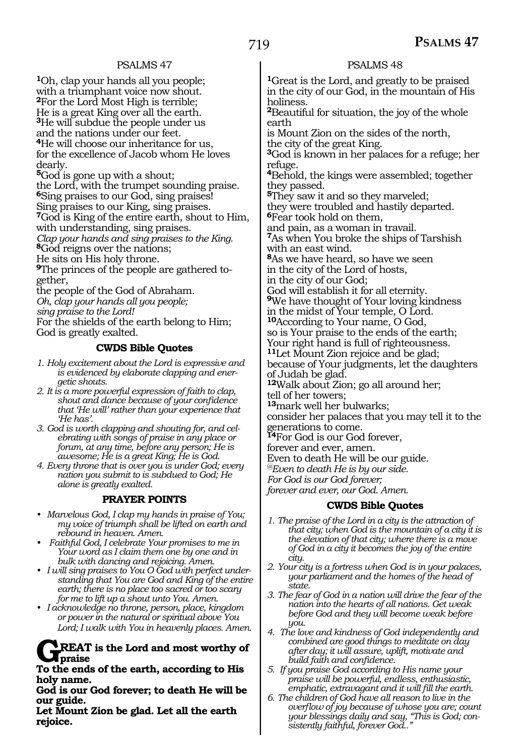## PSALMS 47

**1**Oh, clap your hands all you people;
with a triumphant voice now shout.
**2**For the Lord Most High is terrible;
He is a great King over all the earth.
**3**He will subdue the people under us
and the nations under our feet.
**4**He will choose our inheritance for us,
for the excellence of Jacob whom He loves dearly.
**5**God is gone up with a shout;
the Lord, with the trumpet sounding praise.
**6**Sing praises to our God, sing praises!
Sing praises to our King, sing praises.
**7**God is King of the entire earth, shout to Him,
with understanding, sing praises.
*Clap your hands and sing praises to the King.*
**8**God reigns over the nations;
He sits on His holy throne.
**9**The princes of the people are gathered together,
the people of the God of Abraham.
*Oh, clap your hands all you people;*
*sing praise to the Lord!*
For the shields of the earth belong to Him;
God is greatly exalted.

### CWDS Bible Quotes

1. *Holy excitement about the Lord is expressive and is evidenced by elaborate clapping and energetic shouts.*
2. *It is a more powerful expression of faith to clap, shout and dance because of your confidence that 'He will' rather than your experience that 'He has'.*
3. *God is worth clapping and shouting for, and celebrating with songs of praise in any place or forum, at any time, before any person; He is awesome; He is a great King; He is God.*
4. *Every throne that is over you is under God; every nation you submit to is subdued to God; He alone is greatly exalted.*

### PRAYER POINTS

- *Marvelous God, I clap my hands in praise of You; my voice of triumph shall be lifted on earth and rebound in heaven. Amen.*
- *Faithful God, I celebrate Your promises to me in Your word as I claim them one by one and in bulk with dancing and rejoicing. Amen.*
- *I will sing praises to You O God with perfect understanding that You are God and King of the entire earth; there is no place too sacred or too scary for me to lift up a shout unto You. Amen.*
- *I acknowledge no throne, person, place, kingdom or power in the natural or spiritual above You Lord; I walk with You in heavenly places. Amen.*

**GREAT is the Lord and most worthy of praise**
**To the ends of the earth, according to His holy name.**
**God is our God forever; to death He will be our guide.**
**Let Mount Zion be glad. Let all the earth rejoice.**

## PSALMS 48

**1**Great is the Lord, and greatly to be praised
in the city of our God, in the mountain of His holiness.
**2**Beautiful for situation, the joy of the whole earth
is Mount Zion on the sides of the north,
the city of the great King.
**3**God is known in her palaces for a refuge; her refuge.
**4**Behold, the kings were assembled; together they passed.
**5**They saw it and so they marveled;
they were troubled and hastily departed.
**6**Fear took hold on them,
and pain, as a woman in travail.
**7**As when You broke the ships of Tarshish
with an east wind.
**8**As we have heard, so have we seen
in the city of the Lord of hosts,
in the city of our God;
God will establish it for all eternity.
**9**We have thought of Your loving kindness
in the midst of Your temple, O Lord.
**10**According to Your name, O God,
so is Your praise to the ends of the earth;
Your right hand is full of righteousness.
**11**Let Mount Zion rejoice and be glad;
because of Your judgments, let the daughters of Judah be glad.
**12**Walk about Zion; go all around her;
tell of her towers;
**13**mark well her bulwarks;
consider her palaces that you may tell it to the generations to come.
**14**For God is our God forever,
forever and ever, amen.
Even to death He will be our guide.
*@Even to death He is by our side.*
*For God is our God forever;*
*forever and ever, our God. Amen.*

### CWDS Bible Quotes

1. *The praise of the Lord in a city is the attraction of that city; when God is the mountain of a city it is the elevation of that city; where there is a move of God in a city it becomes the joy of the entire city.*
2. *Your city is a fortress when God is in your palaces, your parliament and the homes of the head of state.*
3. *The fear of God in a nation will drive the fear of the nation into the hearts of all nations. Get weak before God and they will become weak before you.*
4. *The love and kindness of God independently and combined are good things to meditate on day after day; it will assure, uplift, motivate and build faith and confidence.*
5. *If you praise God according to His name your praise will be powerful, endless, enthusiastic, emphatic, extravagant and it will fill the earth.*
6. *The children of God have all reason to live in the overflow of joy because of whose you are; count your blessings daily and say, "This is God; consistently faithful, forever God.."*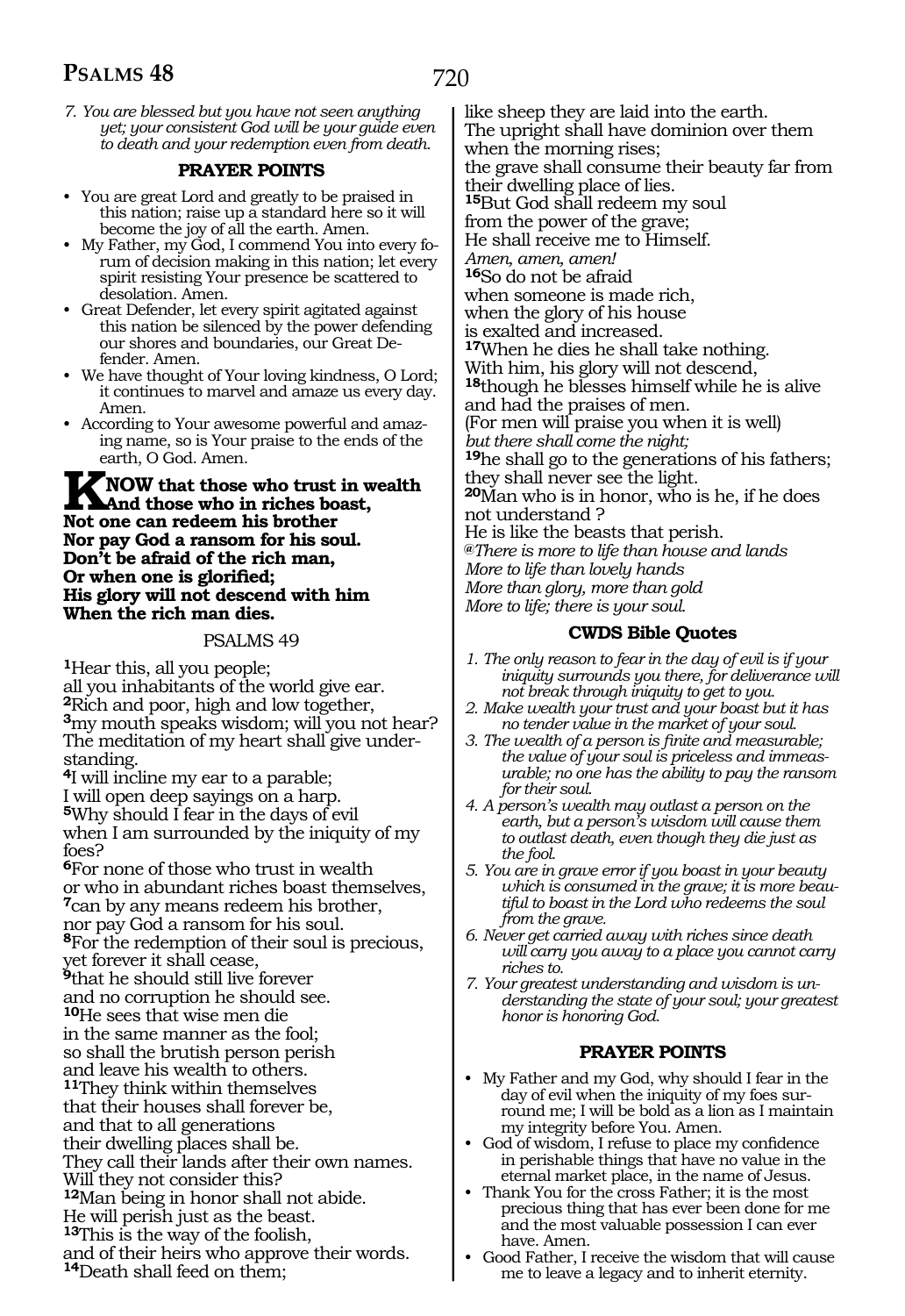*7. You are blessed but you have not seen anything yet; your consistent God will be your guide even to death and your redemption even from death.*

### PRAYER POINTS

- You are great Lord and greatly to be praised in this nation; raise up a standard here so it will become the joy of all the earth. Amen.
- My Father, my God, I commend You into every forum of decision making in this nation; let every spirit resisting Your presence be scattered to desolation. Amen.
- Great Defender, let every spirit agitated against this nation be silenced by the power defending our shores and boundaries, our Great Defender. Amen.
- We have thought of Your loving kindness, O Lord; it continues to marvel and amaze us every day. Amen.
- According to Your awesome powerful and amazing name, so is Your praise to the ends of the earth, O God. Amen.

**KNOW that those who trust in wealth And those who in riches boast, Not one can redeem his brother Nor pay God a ransom for his soul. Don't be afraid of the rich man, Or when one is glorified; His glory will not descend with him When the rich man dies.**

## PSALMS 49

[1]Hear this, all you people;
all you inhabitants of the world give ear.
[2]Rich and poor, high and low together,
[3]my mouth speaks wisdom; will you not hear?
The meditation of my heart shall give understanding.
[4]I will incline my ear to a parable;
I will open deep sayings on a harp.
[5]Why should I fear in the days of evil
when I am surrounded by the iniquity of my foes?
[6]For none of those who trust in wealth
or who in abundant riches boast themselves,
[7]can by any means redeem his brother,
nor pay God a ransom for his soul.
[8]For the redemption of their soul is precious,
yet forever it shall cease,
[9]that he should still live forever
and no corruption he should see.
[10]He sees that wise men die
in the same manner as the fool;
so shall the brutish person perish
and leave his wealth to others.
[11]They think within themselves
that their houses shall forever be,
and that to all generations
their dwelling places shall be.
They call their lands after their own names.
Will they not consider this?
[12]Man being in honor shall not abide.
He will perish just as the beast.
[13]This is the way of the foolish,
and of their heirs who approve their words.
[14]Death shall feed on them;
like sheep they are laid into the earth.
The upright shall have dominion over them
when the morning rises;
the grave shall consume their beauty far from
their dwelling place of lies.
[15]But God shall redeem my soul
from the power of the grave;
He shall receive me to Himself.
*Amen, amen, amen!*
[16]So do not be afraid
when someone is made rich,
when the glory of his house
is exalted and increased.
[17]When he dies he shall take nothing.
With him, his glory will not descend,
[18]though he blesses himself while he is alive
and had the praises of men.
(For men will praise you when it is well)
*but there shall come the night;*
[19]he shall go to the generations of his fathers;
they shall never see the light.
[20]Man who is in honor, who is he, if he does
not understand ?
He is like the beasts that perish.
*@There is more to life than house and lands*
*More to life than lovely hands*
*More than glory, more than gold*
*More to life; there is your soul.*

### CWDS Bible Quotes

1. *The only reason to fear in the day of evil is if your iniquity surrounds you there, for deliverance will not break through iniquity to get to you.*
2. *Make wealth your trust and your boast but it has no tender value in the market of your soul.*
3. *The wealth of a person is finite and measurable; the value of your soul is priceless and immeasurable; no one has the ability to pay the ransom for their soul.*
4. *A person's wealth may outlast a person on the earth, but a person's wisdom will cause them to outlast death, even though they die just as the fool.*
5. *You are in grave error if you boast in your beauty which is consumed in the grave; it is more beautiful to boast in the Lord who redeems the soul from the grave.*
6. *Never get carried away with riches since death will carry you away to a place you cannot carry riches to.*
7. *Your greatest understanding and wisdom is understanding the state of your soul; your greatest honor is honoring God.*

### PRAYER POINTS

- My Father and my God, why should I fear in the day of evil when the iniquity of my foes surround me; I will be bold as a lion as I maintain my integrity before You. Amen.
- God of wisdom, I refuse to place my confidence in perishable things that have no value in the eternal market place, in the name of Jesus.
- Thank You for the cross Father; it is the most precious thing that has ever been done for me and the most valuable possession I can ever have. Amen.
- Good Father, I receive the wisdom that will cause me to leave a legacy and to inherit eternity.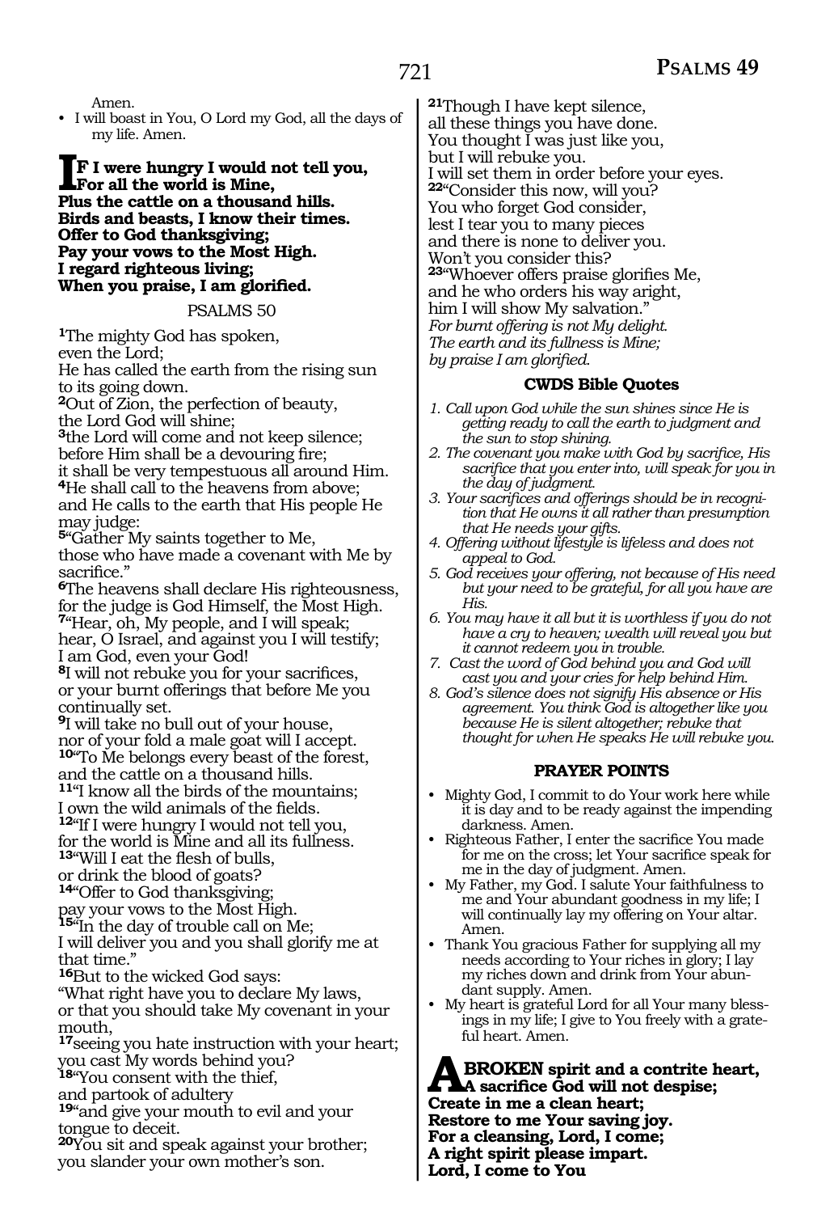Amen.

- I will boast in You, O Lord my God, all the days of my life. Amen.

**If I were hungry I would not tell you,**
**For all the world is Mine,**
**Plus the cattle on a thousand hills.**
**Birds and beasts, I know their times.**
**Offer to God thanksgiving;**
**Pay your vows to the Most High.**
**I regard righteous living;**
**When you praise, I am glorified.**

## PSALMS 50

[1]The mighty God has spoken,
even the Lord;
He has called the earth from the rising sun to its going down.
[2]Out of Zion, the perfection of beauty,
the Lord God will shine;
[3]the Lord will come and not keep silence;
before Him shall be a devouring fire;
it shall be very tempestuous all around Him.
[4]He shall call to the heavens from above;
and He calls to the earth that His people He may judge:
[5]"Gather My saints together to Me,
those who have made a covenant with Me by sacrifice."
[6]The heavens shall declare His righteousness,
for the judge is God Himself, the Most High.
[7]"Hear, oh, My people, and I will speak;
hear, O Israel, and against you I will testify;
I am God, even your God!
[8]I will not rebuke you for your sacrifices,
or your burnt offerings that before Me you continually set.
[9]I will take no bull out of your house,
nor of your fold a male goat will I accept.
[10]"To Me belongs every beast of the forest,
and the cattle on a thousand hills.
[11]"I know all the birds of the mountains;
I own the wild animals of the fields.
[12]"If I were hungry I would not tell you,
for the world is Mine and all its fullness.
[13]"Will I eat the flesh of bulls,
or drink the blood of goats?
[14]"Offer to God thanksgiving;
pay your vows to the Most High.
[15]"In the day of trouble call on Me;
I will deliver you and you shall glorify me at that time."
[16]But to the wicked God says:
"What right have you to declare My laws,
or that you should take My covenant in your mouth,
[17]seeing you hate instruction with your heart;
you cast My words behind you?
[18]"You consent with the thief,
and partook of adultery
[19]"and give your mouth to evil and your tongue to deceit.
[20]You sit and speak against your brother;
you slander your own mother's son.
[21]Though I have kept silence,
all these things you have done.
You thought I was just like you,
but I will rebuke you.
I will set them in order before your eyes.
[22]"Consider this now, will you?
You who forget God consider,
lest I tear you to many pieces
and there is none to deliver you.
Won't you consider this?
[23]"Whoever offers praise glorifies Me,
and he who orders his way aright,
him I will show My salvation."
*For burnt offering is not My delight.*
*The earth and its fullness is Mine;*
*by praise I am glorified.*

### CWDS Bible Quotes

1. *Call upon God while the sun shines since He is getting ready to call the earth to judgment and the sun to stop shining.*
2. *The covenant you make with God by sacrifice, His sacrifice that you enter into, will speak for you in the day of judgment.*
3. *Your sacrifices and offerings should be in recognition that He owns it all rather than presumption that He needs your gifts.*
4. *Offering without lifestyle is lifeless and does not appeal to God.*
5. *God receives your offering, not because of His need but your need to be grateful, for all you have are His.*
6. *You may have it all but it is worthless if you do not have a cry to heaven; wealth will reveal you but it cannot redeem you in trouble.*
7. *Cast the word of God behind you and God will cast you and your cries for help behind Him.*
8. *God's silence does not signify His absence or His agreement. You think God is altogether like you because He is silent altogether; rebuke that thought for when He speaks He will rebuke you.*

### PRAYER POINTS

- Mighty God, I commit to do Your work here while it is day and to be ready against the impending darkness. Amen.
- Righteous Father, I enter the sacrifice You made for me on the cross; let Your sacrifice speak for me in the day of judgment. Amen.
- My Father, my God. I salute Your faithfulness to me and Your abundant goodness in my life; I will continually lay my offering on Your altar. Amen.
- Thank You gracious Father for supplying all my needs according to Your riches in glory; I lay my riches down and drink from Your abundant supply. Amen.
- My heart is grateful Lord for all Your many blessings in my life; I give to You freely with a grateful heart. Amen.

**A broken spirit and a contrite heart,**
**A sacrifice God will not despise;**
**Create in me a clean heart;**
**Restore to me Your saving joy.**
**For a cleansing, Lord, I come;**
**A right spirit please impart.**
**Lord, I come to You**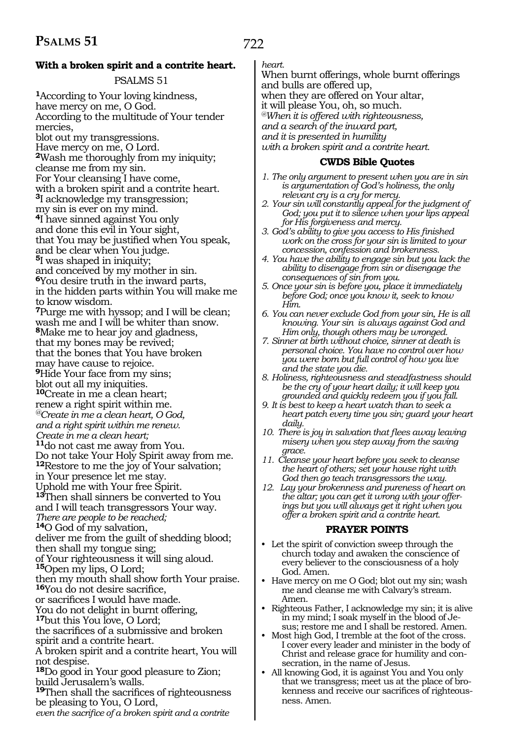## With a broken spirit and a contrite heart.

PSALMS 51

**1**According to Your loving kindness,
have mercy on me, O God.
According to the multitude of Your tender mercies,
blot out my transgressions.
Have mercy on me, O Lord.
**2**Wash me thoroughly from my iniquity;
cleanse me from my sin.
For Your cleansing I have come,
with a broken spirit and a contrite heart.
**3**I acknowledge my transgression;
my sin is ever on my mind.
**4**I have sinned against You only
and done this evil in Your sight,
that You may be justified when You speak,
and be clear when You judge.
**5**I was shaped in iniquity;
and conceived by my mother in sin.
**6**You desire truth in the inward parts,
in the hidden parts within You will make me to know wisdom.
**7**Purge me with hyssop; and I will be clean;
wash me and I will be whiter than snow.
**8**Make me to hear joy and gladness,
that my bones may be revived;
that the bones that You have broken
may have cause to rejoice.
**9**Hide Your face from my sins;
blot out all my iniquities.
**10**Create in me a clean heart;
renew a right spirit within me.
*@Create in me a clean heart, O God,*
*and a right spirit within me renew.*
*Create in me a clean heart;*
**11**do not cast me away from You.
Do not take Your Holy Spirit away from me.
**12**Restore to me the joy of Your salvation;
in Your presence let me stay.
Uphold me with Your free Spirit.
**13**Then shall sinners be converted to You
and I will teach transgressors Your way.
*There are people to be reached;*
**14**O God of my salvation,
deliver me from the guilt of shedding blood;
then shall my tongue sing;
of Your righteousness it will sing aloud.
**15**Open my lips, O Lord;
then my mouth shall show forth Your praise.
**16**You do not desire sacrifice,
or sacrifices I would have made.
You do not delight in burnt offering,
**17**but this You love, O Lord;
the sacrifices of a submissive and broken spirit and a contrite heart.
A broken spirit and a contrite heart, You will not despise.
**18**Do good in Your good pleasure to Zion;
build Jerusalem's walls.
**19**Then shall the sacrifices of righteousness
be pleasing to You, O Lord,
*even the sacrifice of a broken spirit and a contrite heart.*
When burnt offerings, whole burnt offerings
and bulls are offered up,
when they are offered on Your altar,
it will please You, oh, so much.
*@When it is offered with righteousness,*
*and a search of the inward part,*
*and it is presented in humility*
*with a broken spirit and a contrite heart.*

### CWDS Bible Quotes

1. *The only argument to present when you are in sin is argumentation of God's holiness, the only relevant cry is a cry for mercy.*
2. *Your sin will constantly appeal for the judgment of God; you put it to silence when your lips appeal for His forgiveness and mercy.*
3. *God's ability to give you access to His finished work on the cross for your sin is limited to your concession, confession and brokenness.*
4. *You have the ability to engage sin but you lack the ability to disengage from sin or disengage the consequences of sin from you.*
5. *Once your sin is before you, place it immediately before God; once you know it, seek to know Him.*
6. *You can never exclude God from your sin, He is all knowing. Your sin is always against God and Him only, though others may be wronged.*
7. *Sinner at birth without choice, sinner at death is personal choice. You have no control over how you were born but full control of how you live and the state you die.*
8. *Holiness, righteousness and steadfastness should be the cry of your heart daily; it will keep you grounded and quickly redeem you if you fall.*
9. *It is best to keep a heart watch than to seek a heart patch every time you sin; guard your heart daily.*
10. *There is joy in salvation that flees away leaving misery when you step away from the saving grace.*
11. *Cleanse your heart before you seek to cleanse the heart of others; set your house right with God then go teach transgressors the way.*
12. *Lay your brokenness and pureness of heart on the altar; you can get it wrong with your offerings but you will always get it right when you offer a broken spirit and a contrite heart.*

### PRAYER POINTS

- Let the spirit of conviction sweep through the church today and awaken the conscience of every believer to the consciousness of a holy God. Amen.
- Have mercy on me O God; blot out my sin; wash me and cleanse me with Calvary's stream. Amen.
- Righteous Father, I acknowledge my sin; it is alive in my mind; I soak myself in the blood of Jesus; restore me and I shall be restored. Amen.
- Most high God, I tremble at the foot of the cross. I cover every leader and minister in the body of Christ and release grace for humility and consecration, in the name of Jesus.
- All knowing God, it is against You and You only that we transgress; meet us at the place of brokenness and receive our sacrifices of righteousness. Amen.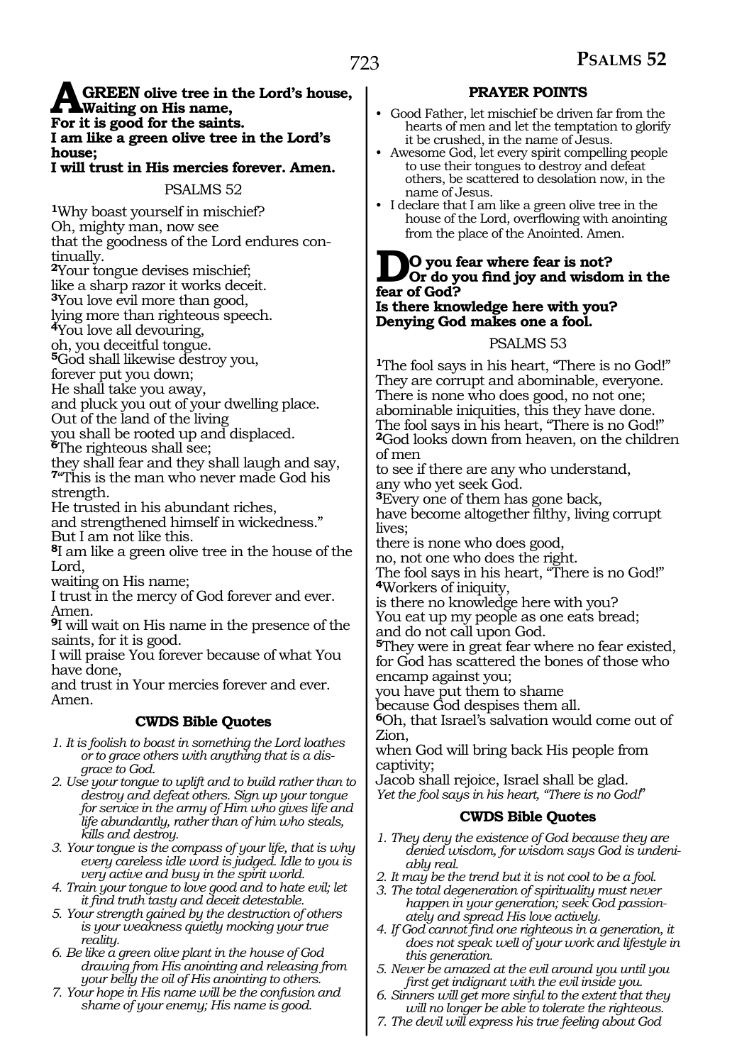**AGREEN olive tree in the Lord's house, Waiting on His name,**
**For it is good for the saints.**
**I am like a green olive tree in the Lord's house;**
**I will trust in His mercies forever. Amen.**

## PSALMS 52

[1]Why boast yourself in mischief?
Oh, mighty man, now see
that the goodness of the Lord endures continually.
[2]Your tongue devises mischief;
like a sharp razor it works deceit.
[3]You love evil more than good,
lying more than righteous speech.
[4]You love all devouring,
oh, you deceitful tongue.
[5]God shall likewise destroy you,
forever put you down;
He shall take you away,
and pluck you out of your dwelling place.
Out of the land of the living
you shall be rooted up and displaced.
[6]The righteous shall see;
they shall fear and they shall laugh and say,
[7]"This is the man who never made God his strength.
He trusted in his abundant riches,
and strengthened himself in wickedness."
But I am not like this.
[8]I am like a green olive tree in the house of the Lord,
waiting on His name;
I trust in the mercy of God forever and ever. Amen.
[9]I will wait on His name in the presence of the saints, for it is good.
I will praise You forever because of what You have done,
and trust in Your mercies forever and ever. Amen.

### CWDS Bible Quotes

1. *It is foolish to boast in something the Lord loathes or to grace others with anything that is a disgrace to God.*
2. *Use your tongue to uplift and to build rather than to destroy and defeat others. Sign up your tongue for service in the army of Him who gives life and life abundantly, rather than of him who steals, kills and destroy.*
3. *Your tongue is the compass of your life, that is why every careless idle word is judged. Idle to you is very active and busy in the spirit world.*
4. *Train your tongue to love good and to hate evil; let it find truth tasty and deceit detestable.*
5. *Your strength gained by the destruction of others is your weakness quietly mocking your true reality.*
6. *Be like a green olive plant in the house of God drawing from His anointing and releasing from your belly the oil of His anointing to others.*
7. *Your hope in His name will be the confusion and shame of your enemy; His name is good.*

### PRAYER POINTS

- Good Father, let mischief be driven far from the hearts of men and let the temptation to glorify it be crushed, in the name of Jesus.
- Awesome God, let every spirit compelling people to use their tongues to destroy and defeat others, be scattered to desolation now, in the name of Jesus.
- I declare that I am like a green olive tree in the house of the Lord, overflowing with anointing from the place of the Anointed. Amen.

**DO you fear where fear is not?**
**Or do you find joy and wisdom in the fear of God?**
**Is there knowledge here with you?**
**Denying God makes one a fool.**

## PSALMS 53

[1]The fool says in his heart, "There is no God!"
They are corrupt and abominable, everyone.
There is none who does good, no not one;
abominable iniquities, this they have done.
The fool says in his heart, "There is no God!"
[2]God looks down from heaven, on the children of men
to see if there are any who understand,
any who yet seek God.
[3]Every one of them has gone back,
have become altogether filthy, living corrupt lives;
there is none who does good,
no, not one who does the right.
The fool says in his heart, "There is no God!"
[4]Workers of iniquity,
is there no knowledge here with you?
You eat up my people as one eats bread;
and do not call upon God.
[5]They were in great fear where no fear existed,
for God has scattered the bones of those who encamp against you;
you have put them to shame
because God despises them all.
[6]Oh, that Israel's salvation would come out of Zion,
when God will bring back His people from captivity;
Jacob shall rejoice, Israel shall be glad.
*Yet the fool says in his heart, "There is no God!"*

### CWDS Bible Quotes

1. *They deny the existence of God because they are denied wisdom, for wisdom says God is undeniably real.*
2. *It may be the trend but it is not cool to be a fool.*
3. *The total degeneration of spirituality must never happen in your generation; seek God passionately and spread His love actively.*
4. *If God cannot find one righteous in a generation, it does not speak well of your work and lifestyle in this generation.*
5. *Never be amazed at the evil around you until you first get indignant with the evil inside you.*
6. *Sinners will get more sinful to the extent that they will no longer be able to tolerate the righteous.*
7. *The devil will express his true feeling about God*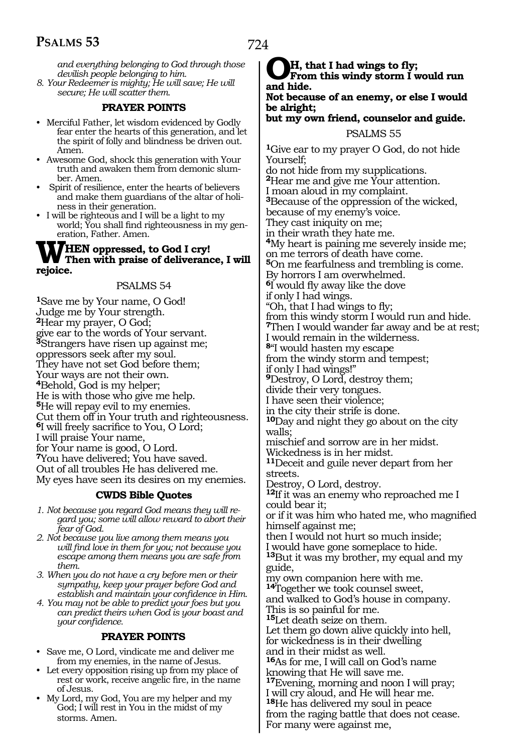*and everything belonging to God through those devilish people belonging to him.*

8. *Your Redeemer is mighty; He will save; He will secure; He will scatter them.*

### PRAYER POINTS

- Merciful Father, let wisdom evidenced by Godly fear enter the hearts of this generation, and let the spirit of folly and blindness be driven out. Amen.
- Awesome God, shock this generation with Your truth and awaken them from demonic slumber. Amen.
- Spirit of resilience, enter the hearts of believers and make them guardians of the altar of holiness in their generation.
- I will be righteous and I will be a light to my world; You shall find righteousness in my generation, Father. Amen.

**WHEN oppressed, to God I cry!**
**Then with praise of deliverance, I will rejoice.**

## PSALMS 54

**1**Save me by Your name, O God!
Judge me by Your strength.
**2**Hear my prayer, O God;
give ear to the words of Your servant.
**3**Strangers have risen up against me;
oppressors seek after my soul.
They have not set God before them;
Your ways are not their own.
**4**Behold, God is my helper;
He is with those who give me help.
**5**He will repay evil to my enemies.
Cut them off in Your truth and righteousness.
**6**I will freely sacrifice to You, O Lord;
I will praise Your name,
for Your name is good, O Lord.
**7**You have delivered; You have saved.
Out of all troubles He has delivered me.
My eyes have seen its desires on my enemies.

### CWDS Bible Quotes

1. *Not because you regard God means they will regard you; some will allow reward to abort their fear of God.*
2. *Not because you live among them means you will find love in them for you; not because you escape among them means you are safe from them.*
3. *When you do not have a cry before men or their sympathy, keep your prayer before God and establish and maintain your confidence in Him.*
4. *You may not be able to predict your foes but you can predict theirs when God is your boast and your confidence.*

### PRAYER POINTS

- Save me, O Lord, vindicate me and deliver me from my enemies, in the name of Jesus.
- Let every opposition rising up from my place of rest or work, receive angelic fire, in the name of Jesus.
- My Lord, my God, You are my helper and my God; I will rest in You in the midst of my storms. Amen.

**OH, that I had wings to fly;**
**From this windy storm I would run and hide.**
**Not because of an enemy, or else I would be alright;**
**but my own friend, counselor and guide.**

## PSALMS 55

**1**Give ear to my prayer O God, do not hide Yourself;
do not hide from my supplications.
**2**Hear me and give me Your attention.
I moan aloud in my complaint.
**3**Because of the oppression of the wicked,
because of my enemy's voice.
They cast iniquity on me;
in their wrath they hate me.
**4**My heart is paining me severely inside me;
on me terrors of death have come.
**5**On me fearfulness and trembling is come.
By horrors I am overwhelmed.
**6**I would fly away like the dove
if only I had wings.
"Oh, that I had wings to fly;
from this windy storm I would run and hide.
**7**Then I would wander far away and be at rest;
I would remain in the wilderness.
**8**"I would hasten my escape
from the windy storm and tempest;
if only I had wings!"
**9**Destroy, O Lord, destroy them;
divide their very tongues.
I have seen their violence;
in the city their strife is done.
**10**Day and night they go about on the city walls;
mischief and sorrow are in her midst.
Wickedness is in her midst.
**11**Deceit and guile never depart from her streets.
Destroy, O Lord, destroy.
**12**If it was an enemy who reproached me I could bear it;
or if it was him who hated me, who magnified himself against me;
then I would not hurt so much inside;
I would have gone someplace to hide.
**13**But it was my brother, my equal and my guide,
my own companion here with me.
**14**Together we took counsel sweet,
and walked to God's house in company.
This is so painful for me.
**15**Let death seize on them.
Let them go down alive quickly into hell,
for wickedness is in their dwelling
and in their midst as well.
**16**As for me, I will call on God's name
knowing that He will save me.
**17**Evening, morning and noon I will pray;
I will cry aloud, and He will hear me.
**18**He has delivered my soul in peace
from the raging battle that does not cease.
For many were against me,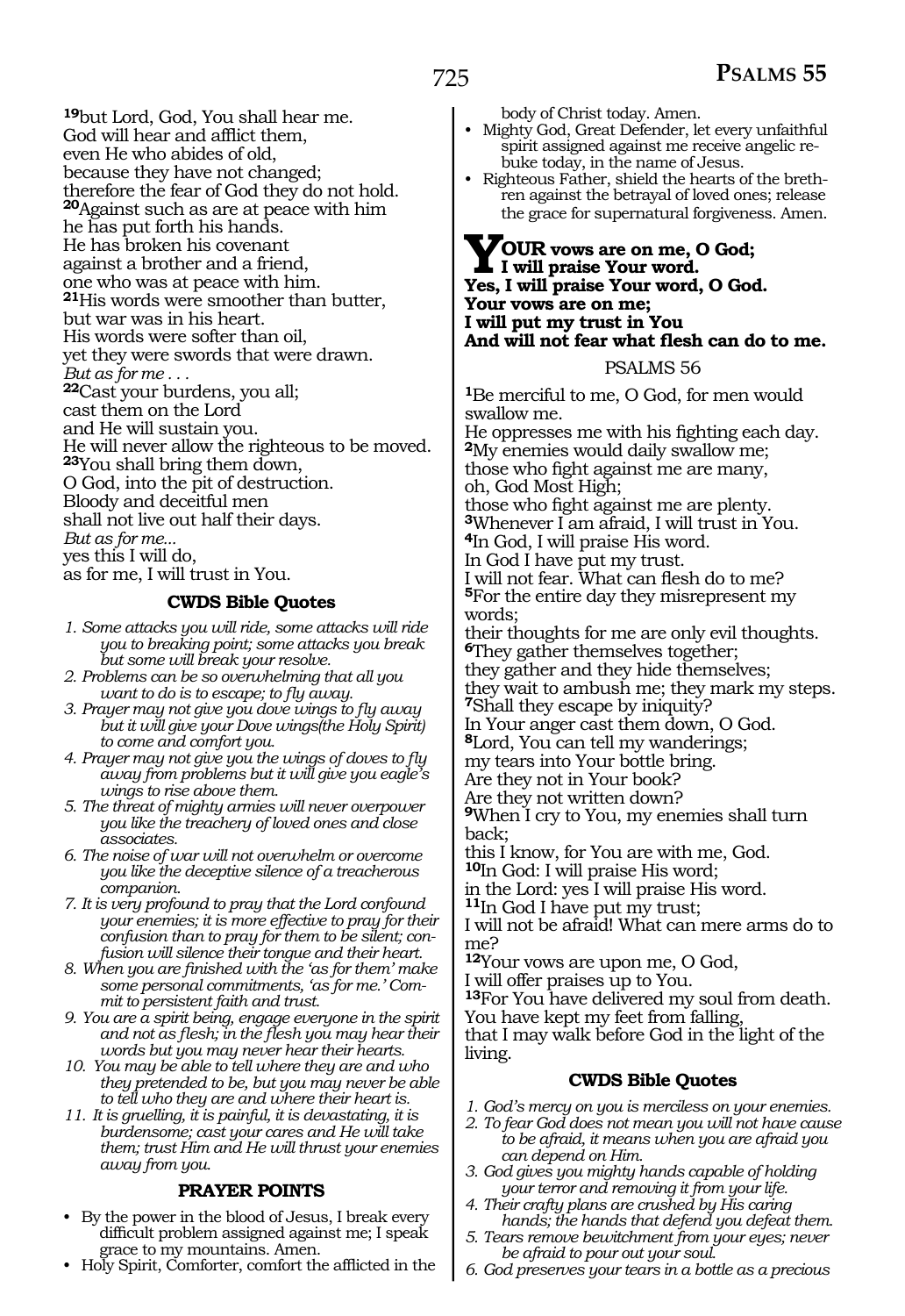[19]but Lord, God, You shall hear me.
God will hear and afflict them,
even He who abides of old,
because they have not changed;
therefore the fear of God they do not hold.
[20]Against such as are at peace with him
he has put forth his hands.
He has broken his covenant
against a brother and a friend,
one who was at peace with him.
[21]His words were smoother than butter,
but war was in his heart.
His words were softer than oil,
yet they were swords that were drawn.
*But as for me . . .*
[22]Cast your burdens, you all;
cast them on the Lord
and He will sustain you.
He will never allow the righteous to be moved.
[23]You shall bring them down,
O God, into the pit of destruction.
Bloody and deceitful men
shall not live out half their days.
*But as for me...*
yes this I will do,
as for me, I will trust in You.

### CWDS Bible Quotes

1. *Some attacks you will ride, some attacks will ride you to breaking point; some attacks you break but some will break your resolve.*
2. *Problems can be so overwhelming that all you want to do is to escape; to fly away.*
3. *Prayer may not give you dove wings to fly away but it will give your Dove wings(the Holy Spirit) to come and comfort you.*
4. *Prayer may not give you the wings of doves to fly away from problems but it will give you eagle's wings to rise above them.*
5. *The threat of mighty armies will never overpower you like the treachery of loved ones and close associates.*
6. *The noise of war will not overwhelm or overcome you like the deceptive silence of a treacherous companion.*
7. *It is very profound to pray that the Lord confound your enemies; it is more effective to pray for their confusion than to pray for them to be silent; confusion will silence their tongue and their heart.*
8. *When you are finished with the 'as for them' make some personal commitments, 'as for me.' Commit to persistent faith and trust.*
9. *You are a spirit being, engage everyone in the spirit and not as flesh; in the flesh you may hear their words but you may never hear their hearts.*
10. *You may be able to tell where they are and who they pretended to be, but you may never be able to tell who they are and where their heart is.*
11. *It is gruelling, it is painful, it is devastating, it is burdensome; cast your cares and He will take them; trust Him and He will thrust your enemies away from you.*

### PRAYER POINTS

- By the power in the blood of Jesus, I break every difficult problem assigned against me; I speak grace to my mountains. Amen.
- Holy Spirit, Comforter, comfort the afflicted in the body of Christ today. Amen.
- Mighty God, Great Defender, let every unfaithful spirit assigned against me receive angelic rebuke today, in the name of Jesus.
- Righteous Father, shield the hearts of the brethren against the betrayal of loved ones; release the grace for supernatural forgiveness. Amen.

**YOUR vows are on me, O God;**
**I will praise Your word.**
**Yes, I will praise Your word, O God.**
**Your vows are on me;**
**I will put my trust in You**
**And will not fear what flesh can do to me.**

## PSALMS 56

[1]Be merciful to me, O God, for men would swallow me.
He oppresses me with his fighting each day.
[2]My enemies would daily swallow me;
those who fight against me are many,
oh, God Most High;
those who fight against me are plenty.
[3]Whenever I am afraid, I will trust in You.
[4]In God, I will praise His word.
In God I have put my trust.
I will not fear. What can flesh do to me?
[5]For the entire day they misrepresent my words;
their thoughts for me are only evil thoughts.
[6]They gather themselves together;
they gather and they hide themselves;
they wait to ambush me; they mark my steps.
[7]Shall they escape by iniquity?
In Your anger cast them down, O God.
[8]Lord, You can tell my wanderings;
my tears into Your bottle bring.
Are they not in Your book?
Are they not written down?
[9]When I cry to You, my enemies shall turn back;
this I know, for You are with me, God.
[10]In God: I will praise His word;
in the Lord: yes I will praise His word.
[11]In God I have put my trust;
I will not be afraid! What can mere arms do to me?
[12]Your vows are upon me, O God,
I will offer praises up to You.
[13]For You have delivered my soul from death.
You have kept my feet from falling,
that I may walk before God in the light of the living.

### CWDS Bible Quotes

1. *God's mercy on you is merciless on your enemies.*
2. *To fear God does not mean you will not have cause to be afraid, it means when you are afraid you can depend on Him.*
3. *God gives you mighty hands capable of holding your terror and removing it from your life.*
4. *Their crafty plans are crushed by His caring hands; the hands that defend you defeat them.*
5. *Tears remove bewitchment from your eyes; never be afraid to pour out your soul.*
6. *God preserves your tears in a bottle as a precious*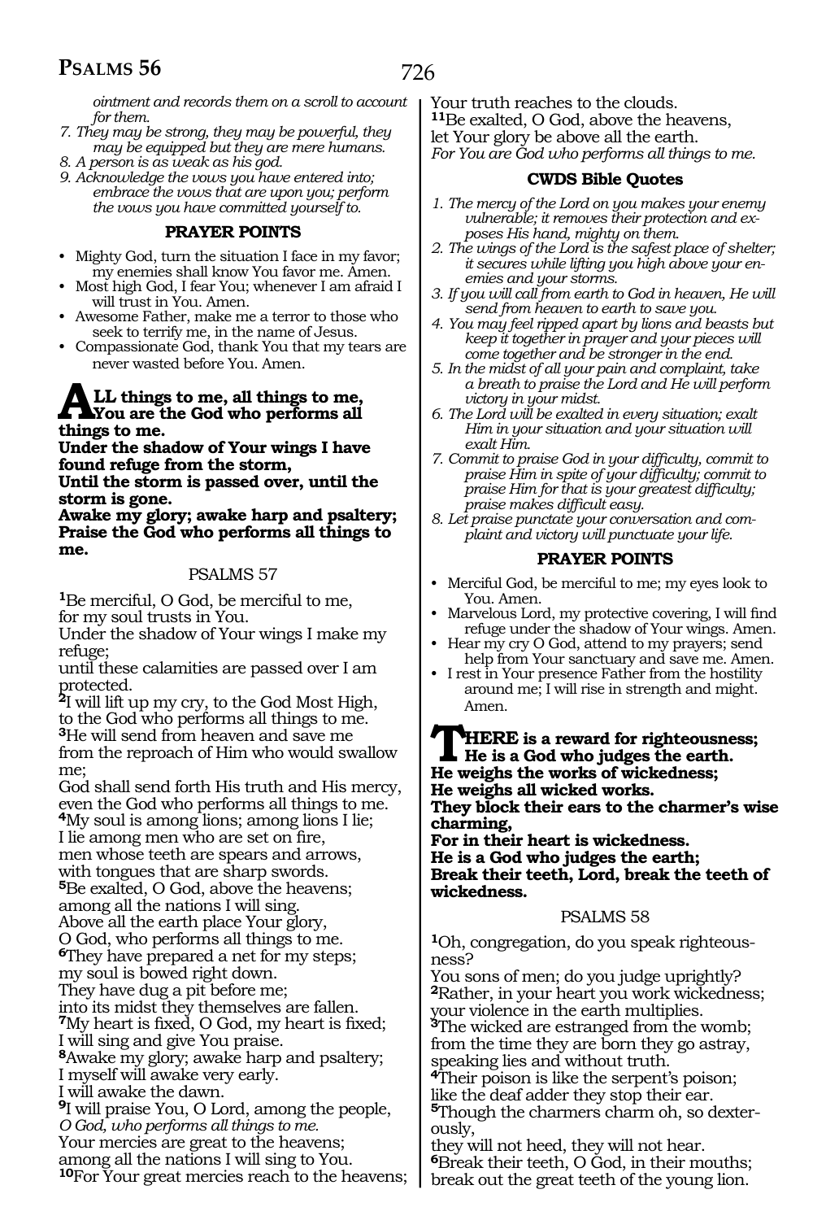*ointment and records them on a scroll to account for them.*

*7. They may be strong, they may be powerful, they may be equipped but they are mere humans.*

*8. A person is as weak as his god.*

*9. Acknowledge the vows you have entered into; embrace the vows that are upon you; perform the vows you have committed yourself to.*

### PRAYER POINTS

- Mighty God, turn the situation I face in my favor; my enemies shall know You favor me. Amen.
- Most high God, I fear You; whenever I am afraid I will trust in You. Amen.
- Awesome Father, make me a terror to those who seek to terrify me, in the name of Jesus.
- Compassionate God, thank You that my tears are never wasted before You. Amen.

**ALL things to me, all things to me, You are the God who performs all things to me.**
**Under the shadow of Your wings I have found refuge from the storm,**
**Until the storm is passed over, until the storm is gone.**
**Awake my glory; awake harp and psaltery;**
**Praise the God who performs all things to me.**

## PSALMS 57

[1]Be merciful, O God, be merciful to me,
for my soul trusts in You.
Under the shadow of Your wings I make my refuge;
until these calamities are passed over I am protected.
[2]I will lift up my cry, to the God Most High,
to the God who performs all things to me.
[3]He will send from heaven and save me
from the reproach of Him who would swallow me;
God shall send forth His truth and His mercy,
even the God who performs all things to me.
[4]My soul is among lions; among lions I lie;
I lie among men who are set on fire,
men whose teeth are spears and arrows,
with tongues that are sharp swords.
[5]Be exalted, O God, above the heavens;
among all the nations I will sing.
Above all the earth place Your glory,
O God, who performs all things to me.
[6]They have prepared a net for my steps;
my soul is bowed right down.
They have dug a pit before me;
into its midst they themselves are fallen.
[7]My heart is fixed, O God, my heart is fixed;
I will sing and give You praise.
[8]Awake my glory; awake harp and psaltery;
I myself will awake very early.
I will awake the dawn.
[9]I will praise You, O Lord, among the people,
*O God, who performs all things to me.*
Your mercies are great to the heavens;
among all the nations I will sing to You.
[10]For Your great mercies reach to the heavens;
Your truth reaches to the clouds.
[11]Be exalted, O God, above the heavens,
let Your glory be above all the earth.
*For You are God who performs all things to me.*

### CWDS Bible Quotes

*1. The mercy of the Lord on you makes your enemy vulnerable; it removes their protection and exposes His hand, mighty on them.*

*2. The wings of the Lord is the safest place of shelter; it secures while lifting you high above your enemies and your storms.*

*3. If you will call from earth to God in heaven, He will send from heaven to earth to save you.*

*4. You may feel ripped apart by lions and beasts but keep it together in prayer and your pieces will come together and be stronger in the end.*

*5. In the midst of all your pain and complaint, take a breath to praise the Lord and He will perform victory in your midst.*

*6. The Lord will be exalted in every situation; exalt Him in your situation and your situation will exalt Him.*

*7. Commit to praise God in your difficulty, commit to praise Him in spite of your difficulty; commit to praise Him for that is your greatest difficulty; praise makes difficult easy.*

*8. Let praise punctuate your conversation and complaint and victory will punctuate your life.*

### PRAYER POINTS

- Merciful God, be merciful to me; my eyes look to You. Amen.
- Marvelous Lord, my protective covering, I will find refuge under the shadow of Your wings. Amen.
- Hear my cry O God, attend to my prayers; send help from Your sanctuary and save me. Amen.
- I rest in Your presence Father from the hostility around me; I will rise in strength and might. Amen.

**THERE is a reward for righteousness; He is a God who judges the earth.**
**He weighs the works of wickedness;**
**He weighs all wicked works.**
**They block their ears to the charmer's wise charming,**
**For in their heart is wickedness.**
**He is a God who judges the earth;**
**Break their teeth, Lord, break the teeth of wickedness.**

## PSALMS 58

[1]Oh, congregation, do you speak righteousness?
You sons of men; do you judge uprightly?
[2]Rather, in your heart you work wickedness;
your violence in the earth multiplies.
[3]The wicked are estranged from the womb;
from the time they are born they go astray,
speaking lies and without truth.
[4]Their poison is like the serpent's poison;
like the deaf adder they stop their ear.
[5]Though the charmers charm oh, so dexterously,
they will not heed, they will not hear.
[6]Break their teeth, O God, in their mouths;
break out the great teeth of the young lion.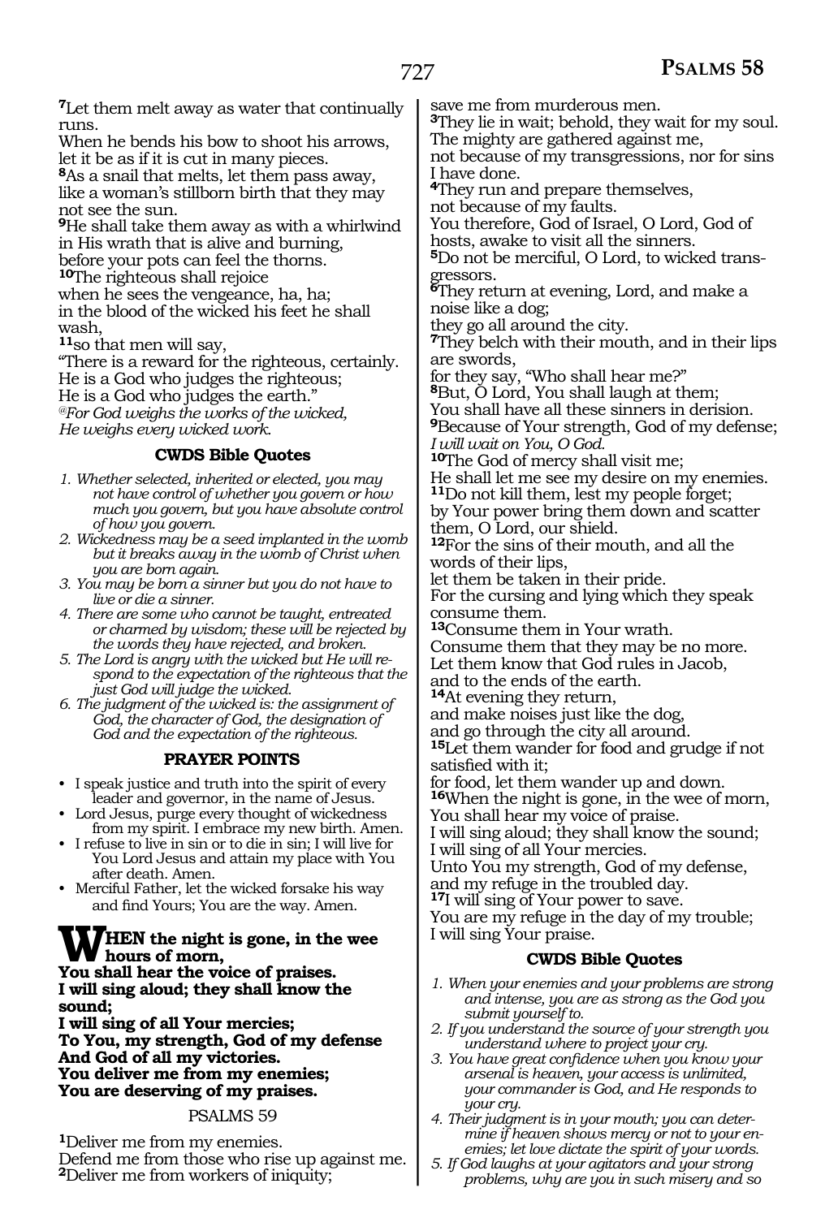[7]Let them melt away as water that continually runs.
When he bends his bow to shoot his arrows, let it be as if it is cut in many pieces.
[8]As a snail that melts, let them pass away, like a woman's stillborn birth that they may not see the sun.
[9]He shall take them away as with a whirlwind in His wrath that is alive and burning, before your pots can feel the thorns.
[10]The righteous shall rejoice
when he sees the vengeance, ha, ha;
in the blood of the wicked his feet he shall wash,
[11]so that men will say,
"There is a reward for the righteous, certainly.
He is a God who judges the righteous;
He is a God who judges the earth."
*@For God weighs the works of the wicked,*
*He weighs every wicked work.*

### CWDS Bible Quotes

1. *Whether selected, inherited or elected, you may not have control of whether you govern or how much you govern, but you have absolute control of how you govern.*
2. *Wickedness may be a seed implanted in the womb but it breaks away in the womb of Christ when you are born again.*
3. *You may be born a sinner but you do not have to live or die a sinner.*
4. *There are some who cannot be taught, entreated or charmed by wisdom; these will be rejected by the words they have rejected, and broken.*
5. *The Lord is angry with the wicked but He will respond to the expectation of the righteous that the just God will judge the wicked.*
6. *The judgment of the wicked is: the assignment of God, the character of God, the designation of God and the expectation of the righteous.*

### PRAYER POINTS

- I speak justice and truth into the spirit of every leader and governor, in the name of Jesus.
- Lord Jesus, purge every thought of wickedness from my spirit. I embrace my new birth. Amen.
- I refuse to live in sin or to die in sin; I will live for You Lord Jesus and attain my place with You after death. Amen.
- Merciful Father, let the wicked forsake his way and find Yours; You are the way. Amen.

**WHEN the night is gone, in the wee hours of morn,**
**You shall hear the voice of praises.**
**I will sing aloud; they shall know the sound;**
**I will sing of all Your mercies;**
**To You, my strength, God of my defense**
**And God of all my victories.**
**You deliver me from my enemies;**
**You are deserving of my praises.**

## PSALMS 59

[1]Deliver me from my enemies.
Defend me from those who rise up against me.
[2]Deliver me from workers of iniquity;
save me from murderous men.
[3]They lie in wait; behold, they wait for my soul.
The mighty are gathered against me,
not because of my transgressions, nor for sins I have done.
[4]They run and prepare themselves,
not because of my faults.
You therefore, God of Israel, O Lord, God of hosts, awake to visit all the sinners.
[5]Do not be merciful, O Lord, to wicked transgressors.
[6]They return at evening, Lord, and make a noise like a dog;
they go all around the city.
[7]They belch with their mouth, and in their lips are swords,
for they say, "Who shall hear me?"
[8]But, O Lord, You shall laugh at them;
You shall have all these sinners in derision.
[9]Because of Your strength, God of my defense;
*I will wait on You, O God.*
[10]The God of mercy shall visit me;
He shall let me see my desire on my enemies.
[11]Do not kill them, lest my people forget;
by Your power bring them down and scatter them, O Lord, our shield.
[12]For the sins of their mouth, and all the words of their lips,
let them be taken in their pride.
For the cursing and lying which they speak consume them.
[13]Consume them in Your wrath.
Consume them that they may be no more.
Let them know that God rules in Jacob,
and to the ends of the earth.
[14]At evening they return,
and make noises just like the dog,
and go through the city all around.
[15]Let them wander for food and grudge if not satisfied with it;
for food, let them wander up and down.
[16]When the night is gone, in the wee of morn,
You shall hear my voice of praise.
I will sing aloud; they shall know the sound;
I will sing of all Your mercies.
Unto You my strength, God of my defense,
and my refuge in the troubled day.
[17]I will sing of Your power to save.
You are my refuge in the day of my trouble;
I will sing Your praise.

### CWDS Bible Quotes

1. *When your enemies and your problems are strong and intense, you are as strong as the God you submit yourself to.*
2. *If you understand the source of your strength you understand where to project your cry.*
3. *You have great confidence when you know your arsenal is heaven, your access is unlimited, your commander is God, and He responds to your cry.*
4. *Their judgment is in your mouth; you can determine if heaven shows mercy or not to your enemies; let love dictate the spirit of your words.*
5. *If God laughs at your agitators and your strong problems, why are you in such misery and so*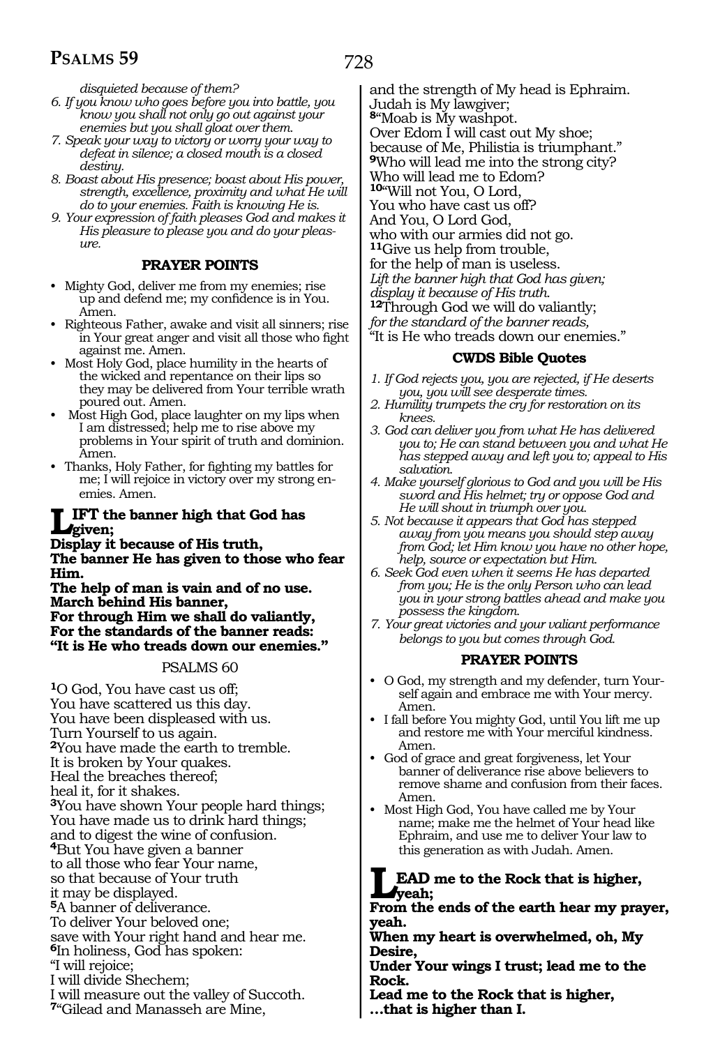*disquieted because of them?*

6. *If you know who goes before you into battle, you know you shall not only go out against your enemies but you shall gloat over them.*
7. *Speak your way to victory or worry your way to defeat in silence; a closed mouth is a closed destiny.*
8. *Boast about His presence; boast about His power, strength, excellence, proximity and what He will do to your enemies. Faith is knowing He is.*
9. *Your expression of faith pleases God and makes it His pleasure to please you and do your pleasure.*

### PRAYER POINTS

- Mighty God, deliver me from my enemies; rise up and defend me; my confidence is in You. Amen.
- Righteous Father, awake and visit all sinners; rise in Your great anger and visit all those who fight against me. Amen.
- Most Holy God, place humility in the hearts of the wicked and repentance on their lips so they may be delivered from Your terrible wrath poured out. Amen.
- Most High God, place laughter on my lips when I am distressed; help me to rise above my problems in Your spirit of truth and dominion. Amen.
- Thanks, Holy Father, for fighting my battles for me; I will rejoice in victory over my strong enemies. Amen.

**LIFT the banner high that God has given;**
**Display it because of His truth,**
**The banner He has given to those who fear Him.**
**The help of man is vain and of no use.**
**March behind His banner,**
**For through Him we shall do valiantly,**
**For the standards of the banner reads:**
**"It is He who treads down our enemies."**

## PSALMS 60

[1]O God, You have cast us off;
You have scattered us this day.
You have been displeased with us.
Turn Yourself to us again.
[2]You have made the earth to tremble.
It is broken by Your quakes.
Heal the breaches thereof;
heal it, for it shakes.
[3]You have shown Your people hard things;
You have made us to drink hard things;
and to digest the wine of confusion.
[4]But You have given a banner
to all those who fear Your name,
so that because of Your truth
it may be displayed.
[5]A banner of deliverance.
To deliver Your beloved one;
save with Your right hand and hear me.
[6]In holiness, God has spoken:
"I will rejoice;
I will divide Shechem;
I will measure out the valley of Succoth.
[7]"Gilead and Manasseh are Mine,
and the strength of My head is Ephraim.
Judah is My lawgiver;
[8]"Moab is My washpot.
Over Edom I will cast out My shoe;
because of Me, Philistia is triumphant."
[9]Who will lead me into the strong city?
Who will lead me to Edom?
[10]"Will not You, O Lord,
You who have cast us off?
And You, O Lord God,
who with our armies did not go.
[11]Give us help from trouble,
for the help of man is useless.
*Lift the banner high that God has given;*
*display it because of His truth.*
[12]Through God we will do valiantly;
*for the standard of the banner reads,*
"It is He who treads down our enemies."

### CWDS Bible Quotes

1. *If God rejects you, you are rejected, if He deserts you, you will see desperate times.*
2. *Humility trumpets the cry for restoration on its knees.*
3. *God can deliver you from what He has delivered you to; He can stand between you and what He has stepped away and left you to; appeal to His salvation.*
4. *Make yourself glorious to God and you will be His sword and His helmet; try or oppose God and He will shout in triumph over you.*
5. *Not because it appears that God has stepped away from you means you should step away from God; let Him know you have no other hope, help, source or expectation but Him.*
6. *Seek God even when it seems He has departed from you; He is the only Person who can lead you in your strong battles ahead and make you possess the kingdom.*
7. *Your great victories and your valiant performance belongs to you but comes through God.*

### PRAYER POINTS

- O God, my strength and my defender, turn Yourself again and embrace me with Your mercy. Amen.
- I fall before You mighty God, until You lift me up and restore me with Your merciful kindness. Amen.
- God of grace and great forgiveness, let Your banner of deliverance rise above believers to remove shame and confusion from their faces. Amen.
- Most High God, You have called me by Your name; make me the helmet of Your head like Ephraim, and use me to deliver Your law to this generation as with Judah. Amen.

**LEAD me to the Rock that is higher, yeah;**
**From the ends of the earth hear my prayer, yeah.**
**When my heart is overwhelmed, oh, My Desire,**
**Under Your wings I trust; lead me to the Rock.**
**Lead me to the Rock that is higher,**
**...that is higher than I.**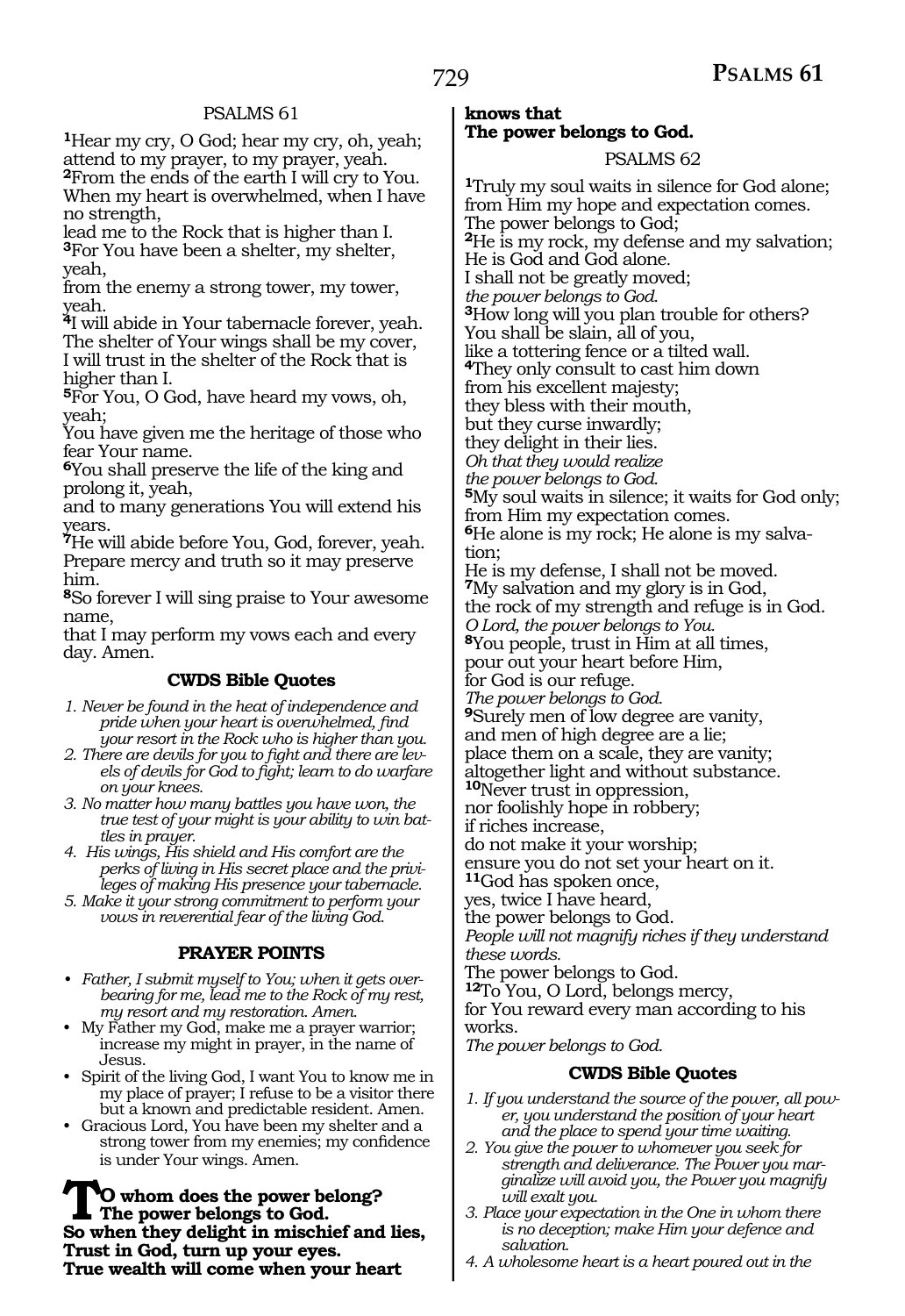## PSALMS 61

[1]Hear my cry, O God; hear my cry, oh, yeah; attend to my prayer, to my prayer, yeah.
[2]From the ends of the earth I will cry to You. When my heart is overwhelmed, when I have no strength,
lead me to the Rock that is higher than I.
[3]For You have been a shelter, my shelter, yeah,
from the enemy a strong tower, my tower, yeah.
[4]I will abide in Your tabernacle forever, yeah.
The shelter of Your wings shall be my cover,
I will trust in the shelter of the Rock that is higher than I.
[5]For You, O God, have heard my vows, oh, yeah;
You have given me the heritage of those who fear Your name.
[6]You shall preserve the life of the king and prolong it, yeah,
and to many generations You will extend his years.
[7]He will abide before You, God, forever, yeah.
Prepare mercy and truth so it may preserve him.
[8]So forever I will sing praise to Your awesome name,
that I may perform my vows each and every day. Amen.

### CWDS Bible Quotes

1. *Never be found in the heat of independence and pride when your heart is overwhelmed, find your resort in the Rock who is higher than you.*
2. *There are devils for you to fight and there are levels of devils for God to fight; learn to do warfare on your knees.*
3. *No matter how many battles you have won, the true test of your might is your ability to win battles in prayer.*
4. *His wings, His shield and His comfort are the perks of living in His secret place and the privileges of making His presence your tabernacle.*
5. *Make it your strong commitment to perform your vows in reverential fear of the living God.*

### PRAYER POINTS

- *Father, I submit myself to You; when it gets overbearing for me, lead me to the Rock of my rest, my resort and my restoration. Amen.*
- My Father my God, make me a prayer warrior; increase my might in prayer, in the name of Jesus.
- Spirit of the living God, I want You to know me in my place of prayer; I refuse to be a visitor there but a known and predictable resident. Amen.
- Gracious Lord, You have been my shelter and a strong tower from my enemies; my confidence is under Your wings. Amen.

**To whom does the power belong?**
**The power belongs to God.**
**So when they delight in mischief and lies,**
**Trust in God, turn up your eyes.**
**True wealth will come when your heart knows that**
**The power belongs to God.**

## PSALMS 62

[1]Truly my soul waits in silence for God alone;
from Him my hope and expectation comes.
The power belongs to God;
[2]He is my rock, my defense and my salvation;
He is God and God alone.
I shall not be greatly moved;
*the power belongs to God.*
[3]How long will you plan trouble for others?
You shall be slain, all of you,
like a tottering fence or a tilted wall.
[4]They only consult to cast him down
from his excellent majesty;
they bless with their mouth,
but they curse inwardly;
they delight in their lies.
*Oh that they would realize*
*the power belongs to God.*
[5]My soul waits in silence; it waits for God only;
from Him my expectation comes.
[6]He alone is my rock; He alone is my salvation;
He is my defense, I shall not be moved.
[7]My salvation and my glory is in God,
the rock of my strength and refuge is in God.
*O Lord, the power belongs to You.*
[8]You people, trust in Him at all times,
pour out your heart before Him,
for God is our refuge.
*The power belongs to God.*
[9]Surely men of low degree are vanity,
and men of high degree are a lie;
place them on a scale, they are vanity;
altogether light and without substance.
[10]Never trust in oppression,
nor foolishly hope in robbery;
if riches increase,
do not make it your worship;
ensure you do not set your heart on it.
[11]God has spoken once,
yes, twice I have heard,
the power belongs to God.
*People will not magnify riches if they understand these words.*
The power belongs to God.
[12]To You, O Lord, belongs mercy,
for You reward every man according to his works.
*The power belongs to God.*

### CWDS Bible Quotes

1. *If you understand the source of the power, all power, you understand the position of your heart and the place to spend your time waiting.*
2. *You give the power to whomever you seek for strength and deliverance. The Power you marginalize will avoid you, the Power you magnify will exalt you.*
3. *Place your expectation in the One in whom there is no deception; make Him your defence and salvation.*
4. *A wholesome heart is a heart poured out in the*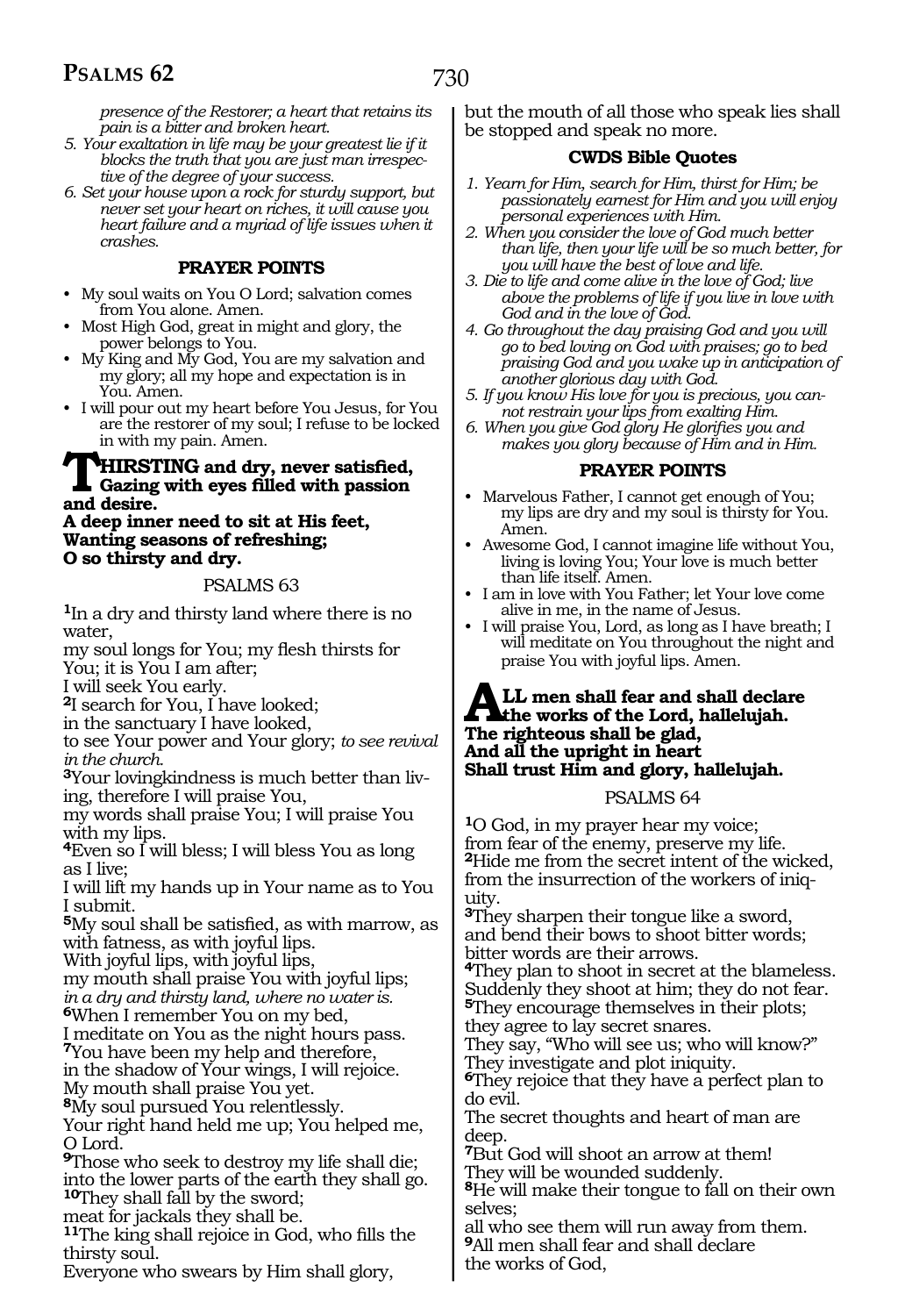*presence of the Restorer; a heart that retains its pain is a bitter and broken heart.*

5. *Your exaltation in life may be your greatest lie if it blocks the truth that you are just man irrespective of the degree of your success.*
6. *Set your house upon a rock for sturdy support, but never set your heart on riches, it will cause you heart failure and a myriad of life issues when it crashes.*

### PRAYER POINTS

- My soul waits on You O Lord; salvation comes from You alone. Amen.
- Most High God, great in might and glory, the power belongs to You.
- My King and My God, You are my salvation and my glory; all my hope and expectation is in You. Amen.
- I will pour out my heart before You Jesus, for You are the restorer of my soul; I refuse to be locked in with my pain. Amen.

**THIRSTING and dry, never satisfied,**
**Gazing with eyes filled with passion and desire.**
**A deep inner need to sit at His feet,**
**Wanting seasons of refreshing;**
**O so thirsty and dry.**

## PSALMS 63

[1]In a dry and thirsty land where there is no water,
my soul longs for You; my flesh thirsts for You; it is You I am after;
I will seek You early.
[2]I search for You, I have looked;
in the sanctuary I have looked,
to see Your power and Your glory; *to see revival in the church.*
[3]Your lovingkindness is much better than living, therefore I will praise You,
my words shall praise You; I will praise You with my lips.
[4]Even so I will bless; I will bless You as long as I live;
I will lift my hands up in Your name as to You I submit.
[5]My soul shall be satisfied, as with marrow, as with fatness, as with joyful lips.
With joyful lips, with joyful lips,
my mouth shall praise You with joyful lips;
*in a dry and thirsty land, where no water is.*
[6]When I remember You on my bed,
I meditate on You as the night hours pass.
[7]You have been my help and therefore,
in the shadow of Your wings, I will rejoice.
My mouth shall praise You yet.
[8]My soul pursued You relentlessly.
Your right hand held me up; You helped me, O Lord.
[9]Those who seek to destroy my life shall die;
into the lower parts of the earth they shall go.
[10]They shall fall by the sword;
meat for jackals they shall be.
[11]The king shall rejoice in God, who fills the thirsty soul.
Everyone who swears by Him shall glory,
but the mouth of all those who speak lies shall be stopped and speak no more.

### CWDS Bible Quotes

1. *Yearn for Him, search for Him, thirst for Him; be passionately earnest for Him and you will enjoy personal experiences with Him.*
2. *When you consider the love of God much better than life, then your life will be so much better, for you will have the best of love and life.*
3. *Die to life and come alive in the love of God; live above the problems of life if you live in love with God and in the love of God.*
4. *Go throughout the day praising God and you will go to bed loving on God with praises; go to bed praising God and you wake up in anticipation of another glorious day with God.*
5. *If you know His love for you is precious, you cannot restrain your lips from exalting Him.*
6. *When you give God glory He glorifies you and makes you glory because of Him and in Him.*

### PRAYER POINTS

- Marvelous Father, I cannot get enough of You; my lips are dry and my soul is thirsty for You. Amen.
- Awesome God, I cannot imagine life without You, living is loving You; Your love is much better than life itself. Amen.
- I am in love with You Father; let Your love come alive in me, in the name of Jesus.
- I will praise You, Lord, as long as I have breath; I will meditate on You throughout the night and praise You with joyful lips. Amen.

**ALL men shall fear and shall declare the works of the Lord, hallelujah.**
**The righteous shall be glad,**
**And all the upright in heart**
**Shall trust Him and glory, hallelujah.**

## PSALMS 64

[1]O God, in my prayer hear my voice;
from fear of the enemy, preserve my life.
[2]Hide me from the secret intent of the wicked,
from the insurrection of the workers of iniquity.
[3]They sharpen their tongue like a sword,
and bend their bows to shoot bitter words;
bitter words are their arrows.
[4]They plan to shoot in secret at the blameless.
Suddenly they shoot at him; they do not fear.
[5]They encourage themselves in their plots;
they agree to lay secret snares.
They say, "Who will see us; who will know?"
They investigate and plot iniquity.
[6]They rejoice that they have a perfect plan to do evil.
The secret thoughts and heart of man are deep.
[7]But God will shoot an arrow at them!
They will be wounded suddenly.
[8]He will make their tongue to fall on their own selves;
all who see them will run away from them.
[9]All men shall fear and shall declare
the works of God,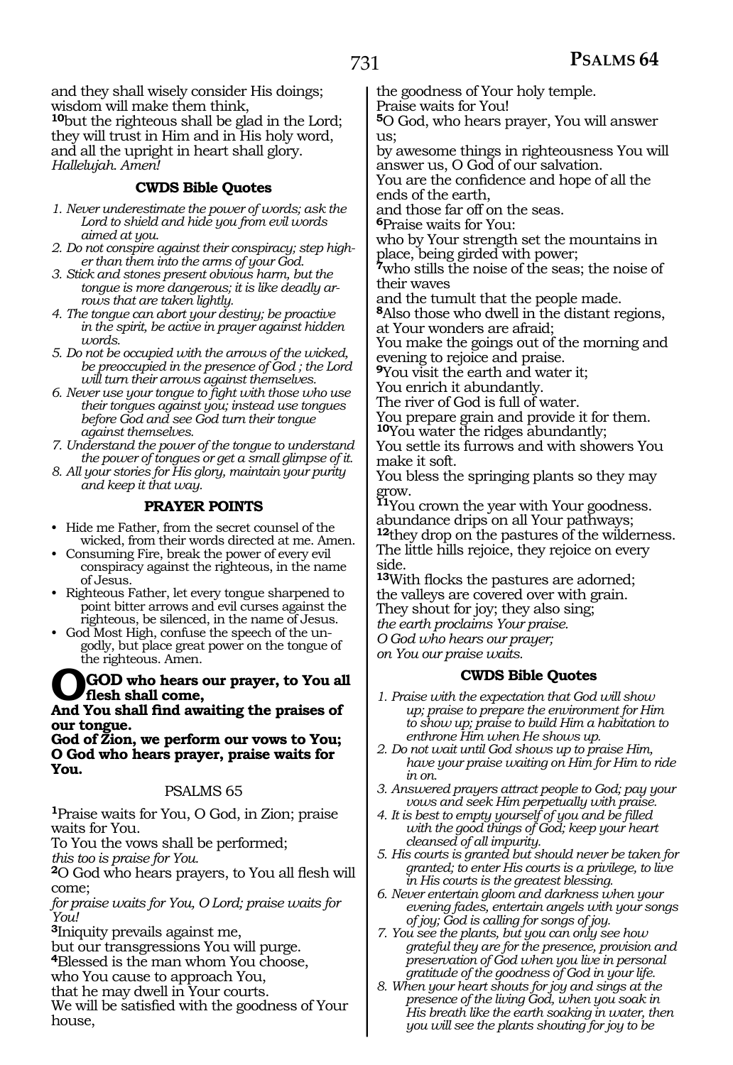and they shall wisely consider His doings;
wisdom will make them think,
10but the righteous shall be glad in the Lord;
they will trust in Him and in His holy word,
and all the upright in heart shall glory.
*Hallelujah. Amen!*

### CWDS Bible Quotes

1. *Never underestimate the power of words; ask the Lord to shield and hide you from evil words aimed at you.*
2. *Do not conspire against their conspiracy; step higher than them into the arms of your God.*
3. *Stick and stones present obvious harm, but the tongue is more dangerous; it is like deadly arrows that are taken lightly.*
4. *The tongue can abort your destiny; be proactive in the spirit, be active in prayer against hidden words.*
5. *Do not be occupied with the arrows of the wicked, be preoccupied in the presence of God ; the Lord will turn their arrows against themselves.*
6. *Never use your tongue to fight with those who use their tongues against you; instead use tongues before God and see God turn their tongue against themselves.*
7. *Understand the power of the tongue to understand the power of tongues or get a small glimpse of it.*
8. *All your stories for His glory, maintain your purity and keep it that way.*

### PRAYER POINTS

- Hide me Father, from the secret counsel of the wicked, from their words directed at me. Amen.
- Consuming Fire, break the power of every evil conspiracy against the righteous, in the name of Jesus.
- Righteous Father, let every tongue sharpened to point bitter arrows and evil curses against the righteous, be silenced, in the name of Jesus.
- God Most High, confuse the speech of the ungodly, but place great power on the tongue of the righteous. Amen.

**O GOD who hears our prayer, to You all flesh shall come,**
**And You shall find awaiting the praises of our tongue.**
**God of Zion, we perform our vows to You;**
**O God who hears prayer, praise waits for You.**

## PSALMS 65

1Praise waits for You, O God, in Zion; praise waits for You.
To You the vows shall be performed;
*this too is praise for You.*
2O God who hears prayers, to You all flesh will come;
*for praise waits for You, O Lord; praise waits for You!*
3Iniquity prevails against me,
but our transgressions You will purge.
4Blessed is the man whom You choose,
who You cause to approach You,
that he may dwell in Your courts.
We will be satisfied with the goodness of Your house,
the goodness of Your holy temple.
Praise waits for You!
5O God, who hears prayer, You will answer us;
by awesome things in righteousness You will answer us, O God of our salvation.
You are the confidence and hope of all the ends of the earth,
and those far off on the seas.
6Praise waits for You:
who by Your strength set the mountains in place, being girded with power;
7who stills the noise of the seas; the noise of their waves
and the tumult that the people made.
8Also those who dwell in the distant regions, at Your wonders are afraid;
You make the goings out of the morning and evening to rejoice and praise.
9You visit the earth and water it;
You enrich it abundantly.
The river of God is full of water.
You prepare grain and provide it for them.
10You water the ridges abundantly;
You settle its furrows and with showers You make it soft.
You bless the springing plants so they may grow.
11You crown the year with Your goodness.
abundance drips on all Your pathways;
12they drop on the pastures of the wilderness.
The little hills rejoice, they rejoice on every side.
13With flocks the pastures are adorned;
the valleys are covered over with grain.
They shout for joy; they also sing;
*the earth proclaims Your praise.*
*O God who hears our prayer;*
*on You our praise waits.*

### CWDS Bible Quotes

1. *Praise with the expectation that God will show up; praise to prepare the environment for Him to show up; praise to build Him a habitation to enthrone Him when He shows up.*
2. *Do not wait until God shows up to praise Him, have your praise waiting on Him for Him to ride in on.*
3. *Answered prayers attract people to God; pay your vows and seek Him perpetually with praise.*
4. *It is best to empty yourself of you and be filled with the good things of God; keep your heart cleansed of all impurity.*
5. *His courts is granted but should never be taken for granted; to enter His courts is a privilege, to live in His courts is the greatest blessing.*
6. *Never entertain gloom and darkness when your evening fades, entertain angels with your songs of joy; God is calling for songs of joy.*
7. *You see the plants, but you can only see how grateful they are for the presence, provision and preservation of God when you live in personal gratitude of the goodness of God in your life.*
8. *When your heart shouts for joy and sings at the presence of the living God, when you soak in His breath like the earth soaking in water, then you will see the plants shouting for joy to be*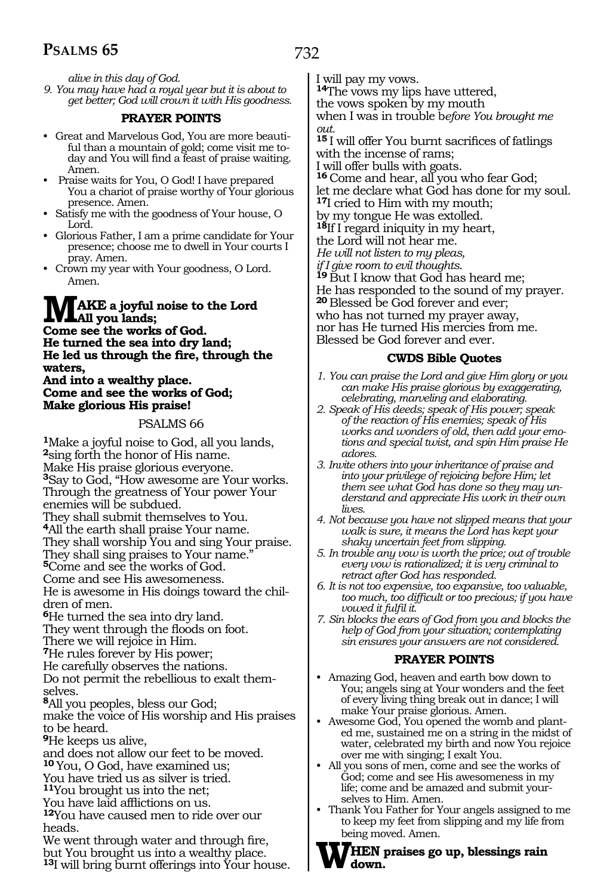*alive in this day of God.*

*9. You may have had a royal year but it is about to get better; God will crown it with His goodness.*

### PRAYER POINTS

- Great and Marvelous God, You are more beautiful than a mountain of gold; come visit me today and You will find a feast of praise waiting. Amen.
- Praise waits for You, O God! I have prepared You a chariot of praise worthy of Your glorious presence. Amen.
- Satisfy me with the goodness of Your house, O Lord.
- Glorious Father, I am a prime candidate for Your presence; choose me to dwell in Your courts I pray. Amen.
- Crown my year with Your goodness, O Lord. Amen.

**MAKE a joyful noise to the Lord**
**All you lands;**
**Come see the works of God.**
**He turned the sea into dry land;**
**He led us through the fire, through the waters,**
**And into a wealthy place.**
**Come and see the works of God;**
**Make glorious His praise!**

## PSALMS 66

**1**Make a joyful noise to God, all you lands,
**2**sing forth the honor of His name.
Make His praise glorious everyone.
**3**Say to God, "How awesome are Your works.
Through the greatness of Your power Your enemies will be subdued.
They shall submit themselves to You.
**4**All the earth shall praise Your name.
They shall worship You and sing Your praise.
They shall sing praises to Your name."
**5**Come and see the works of God.
Come and see His awesomeness.
He is awesome in His doings toward the children of men.
**6**He turned the sea into dry land.
They went through the floods on foot.
There we will rejoice in Him.
**7**He rules forever by His power;
He carefully observes the nations.
Do not permit the rebellious to exalt themselves.
**8**All you peoples, bless our God;
make the voice of His worship and His praises to be heard.
**9**He keeps us alive,
and does not allow our feet to be moved.
**10** You, O God, have examined us;
You have tried us as silver is tried.
**11**You brought us into the net;
You have laid afflictions on us.
**12**You have caused men to ride over our heads.
We went through water and through fire,
but You brought us into a wealthy place.
**13**I will bring burnt offerings into Your house.
I will pay my vows.
**14**The vows my lips have uttered,
the vows spoken by my mouth
when I was in trouble b*efore You brought me out.*
**15** I will offer You burnt sacrifices of fatlings
with the incense of rams;
I will offer bulls with goats.
**16** Come and hear, all you who fear God;
let me declare what God has done for my soul.
**17**I cried to Him with my mouth;
by my tongue He was extolled.
**18**If I regard iniquity in my heart,
the Lord will not hear me.
*He will not listen to my pleas,*
*if I give room to evil thoughts.*
**19** But I know that God has heard me;
He has responded to the sound of my prayer.
**20** Blessed be God forever and ever;
who has not turned my prayer away,
nor has He turned His mercies from me.
Blessed be God forever and ever.

### CWDS Bible Quotes

*1. You can praise the Lord and give Him glory or you can make His praise glorious by exaggerating, celebrating, marveling and elaborating.*

*2. Speak of His deeds; speak of His power; speak of the reaction of His enemies; speak of His works and wonders of old, then add your emotions and special twist, and spin Him praise He adores.*

*3. Invite others into your inheritance of praise and into your privilege of rejoicing before Him; let them see what God has done so they may understand and appreciate His work in their own lives.*

*4. Not because you have not slipped means that your walk is sure, it means the Lord has kept your shaky uncertain feet from slipping.*

*5. In trouble any vow is worth the price; out of trouble every vow is rationalized; it is very criminal to retract after God has responded.*

*6. It is not too expensive, too expansive, too valuable, too much, too difficult or too precious; if you have vowed it fulfil it.*

*7. Sin blocks the ears of God from you and blocks the help of God from your situation; contemplating sin ensures your answers are not considered.*

### PRAYER POINTS

- Amazing God, heaven and earth bow down to You; angels sing at Your wonders and the feet of every living thing break out in dance; I will make Your praise glorious. Amen.
- Awesome God, You opened the womb and planted me, sustained me on a string in the midst of water, celebrated my birth and now You rejoice over me with singing; I exalt You.
- All you sons of men, come and see the works of God; come and see His awesomeness in my life; come and be amazed and submit yourselves to Him. Amen.
- Thank You Father for Your angels assigned to me to keep my feet from slipping and my life from being moved. Amen.

**WHEN praises go up, blessings rain down.**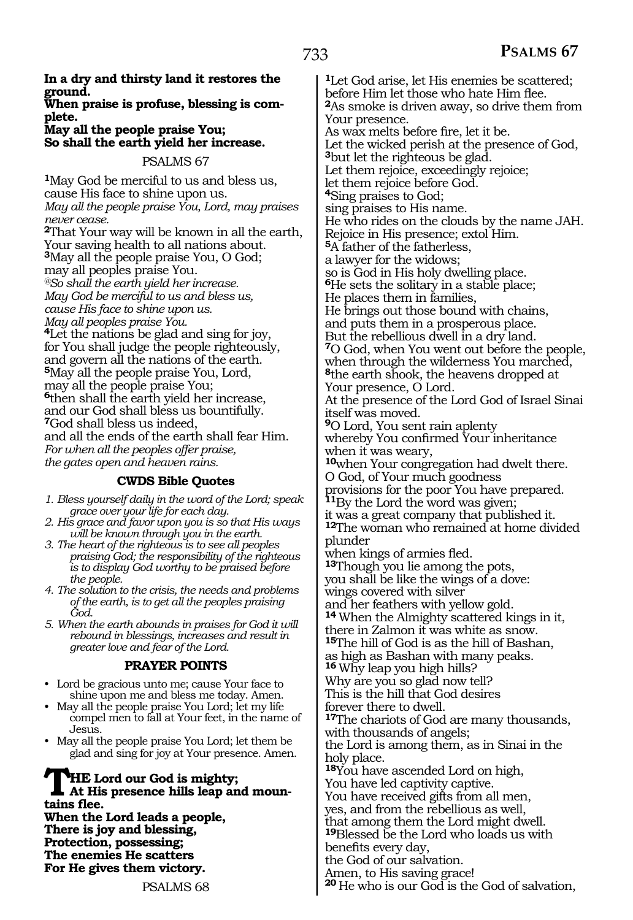**In a dry and thirsty land it restores the ground.**
**When praise is profuse, blessing is complete.**
**May all the people praise You;**
**So shall the earth yield her increase.**

PSALMS 67

[1]May God be merciful to us and bless us, cause His face to shine upon us.
*May all the people praise You, Lord, may praises never cease.*
[2]That Your way will be known in all the earth, Your saving health to all nations about.
[3]May all the people praise You, O God; may all peoples praise You.
*@So shall the earth yield her increase.*
*May God be merciful to us and bless us,*
*cause His face to shine upon us.*
*May all peoples praise You.*
[4]Let the nations be glad and sing for joy, for You shall judge the people righteously, and govern all the nations of the earth.
[5]May all the people praise You, Lord, may all the people praise You;
[6]then shall the earth yield her increase, and our God shall bless us bountifully.
[7]God shall bless us indeed, and all the ends of the earth shall fear Him.
*For when all the peoples offer praise,*
*the gates open and heaven rains.*

### CWDS Bible Quotes

1. *Bless yourself daily in the word of the Lord; speak grace over your life for each day.*
2. *His grace and favor upon you is so that His ways will be known through you in the earth.*
3. *The heart of the righteous is to see all peoples praising God; the responsibility of the righteous is to display God worthy to be praised before the people.*
4. *The solution to the crisis, the needs and problems of the earth, is to get all the peoples praising God.*
5. *When the earth abounds in praises for God it will rebound in blessings, increases and result in greater love and fear of the Lord.*

### PRAYER POINTS

- Lord be gracious unto me; cause Your face to shine upon me and bless me today. Amen.
- May all the people praise You Lord; let my life compel men to fall at Your feet, in the name of Jesus.
- May all the people praise You Lord; let them be glad and sing for joy at Your presence. Amen.

**THE Lord our God is mighty;**
**At His presence hills leap and mountains flee.**
**When the Lord leads a people,**
**There is joy and blessing,**
**Protection, possessing;**
**The enemies He scatters**
**For He gives them victory.**

PSALMS 68

[1]Let God arise, let His enemies be scattered; before Him let those who hate Him flee.
[2]As smoke is driven away, so drive them from Your presence.
As wax melts before fire, let it be.
Let the wicked perish at the presence of God,
[3]but let the righteous be glad.
Let them rejoice, exceedingly rejoice;
let them rejoice before God.
[4]Sing praises to God;
sing praises to His name.
He who rides on the clouds by the name JAH.
Rejoice in His presence; extol Him.
[5]A father of the fatherless,
a lawyer for the widows;
so is God in His holy dwelling place.
[6]He sets the solitary in a stable place;
He places them in families,
He brings out those bound with chains,
and puts them in a prosperous place.
But the rebellious dwell in a dry land.
[7]O God, when You went out before the people,
when through the wilderness You marched,
[8]the earth shook, the heavens dropped at Your presence, O Lord.
At the presence of the Lord God of Israel Sinai itself was moved.
[9]O Lord, You sent rain aplenty
whereby You confirmed Your inheritance
when it was weary,
[10]when Your congregation had dwelt there.
O God, of Your much goodness
provisions for the poor You have prepared.
[11]By the Lord the word was given;
it was a great company that published it.
[12]The woman who remained at home divided plunder
when kings of armies fled.
[13]Though you lie among the pots,
you shall be like the wings of a dove:
wings covered with silver
and her feathers with yellow gold.
[14] When the Almighty scattered kings in it,
there in Zalmon it was white as snow.
[15]The hill of God is as the hill of Bashan,
as high as Bashan with many peaks.
[16] Why leap you high hills?
Why are you so glad now tell?
This is the hill that God desires
forever there to dwell.
[17]The chariots of God are many thousands,
with thousands of angels;
the Lord is among them, as in Sinai in the holy place.
[18]You have ascended Lord on high,
You have led captivity captive.
You have received gifts from all men,
yes, and from the rebellious as well,
that among them the Lord might dwell.
[19]Blessed be the Lord who loads us with benefits every day,
the God of our salvation.
Amen, to His saving grace!
[20] He who is our God is the God of salvation,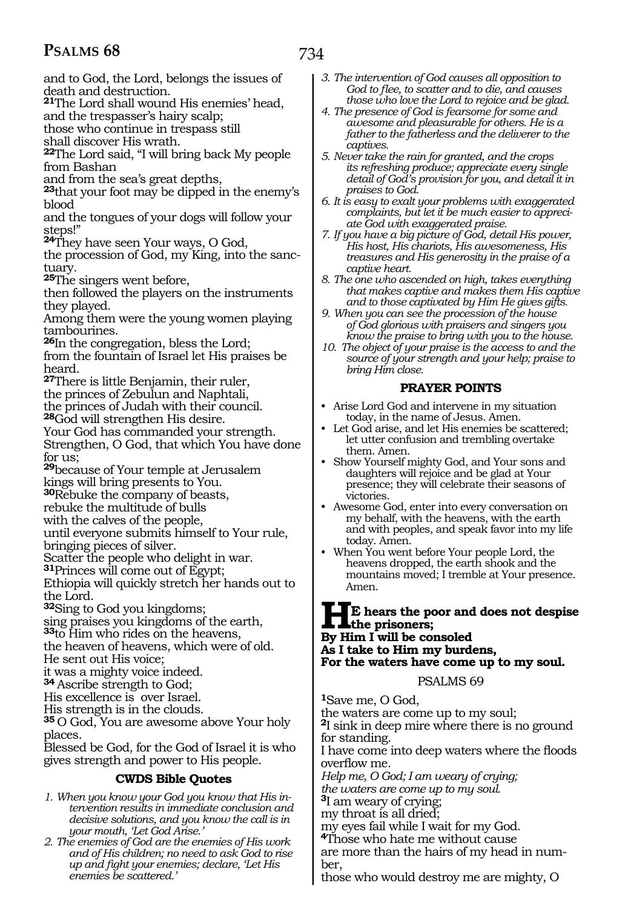and to God, the Lord, belongs the issues of death and destruction.

**21**The Lord shall wound His enemies' head,
and the trespasser's hairy scalp;
those who continue in trespass still
shall discover His wrath.

**22**The Lord said, "I will bring back My people from Bashan
and from the sea's great depths,

**23**that your foot may be dipped in the enemy's blood
and the tongues of your dogs will follow your steps!"

**24**They have seen Your ways, O God,
the procession of God, my King, into the sanctuary.

**25**The singers went before,
then followed the players on the instruments they played.
Among them were the young women playing tambourines.

**26**In the congregation, bless the Lord;
from the fountain of Israel let His praises be heard.

**27**There is little Benjamin, their ruler,
the princes of Zebulun and Naphtali,
the princes of Judah with their council.

**28**God will strengthen His desire.
Your God has commanded your strength.
Strengthen, O God, that which You have done for us;

**29**because of Your temple at Jerusalem
kings will bring presents to You.

**30**Rebuke the company of beasts,
rebuke the multitude of bulls
with the calves of the people,
until everyone submits himself to Your rule,
bringing pieces of silver.
Scatter the people who delight in war.

**31**Princes will come out of Egypt;
Ethiopia will quickly stretch her hands out to the Lord.

**32**Sing to God you kingdoms;
sing praises you kingdoms of the earth,

**33**to Him who rides on the heavens,
the heaven of heavens, which were of old.
He sent out His voice;
it was a mighty voice indeed.

**34** Ascribe strength to God;
His excellence is over Israel.
His strength is in the clouds.

**35** O God, You are awesome above Your holy places.
Blessed be God, for the God of Israel it is who gives strength and power to His people.

### CWDS Bible Quotes

1. *When you know your God you know that His intervention results in immediate conclusion and decisive solutions, and you know the call is in your mouth, 'Let God Arise.'*
2. *The enemies of God are the enemies of His work and of His children; no need to ask God to rise up and fight your enemies; declare, 'Let His enemies be scattered.'*
3. *The intervention of God causes all opposition to God to flee, to scatter and to die, and causes those who love the Lord to rejoice and be glad.*
4. *The presence of God is fearsome for some and awesome and pleasurable for others. He is a father to the fatherless and the deliverer to the captives.*
5. *Never take the rain for granted, and the crops its refreshing produce; appreciate every single detail of God's provision for you, and detail it in praises to God.*
6. *It is easy to exalt your problems with exaggerated complaints, but let it be much easier to appreciate God with exaggerated praise.*
7. *If you have a big picture of God, detail His power, His host, His chariots, His awesomeness, His treasures and His generosity in the praise of a captive heart.*
8. *The one who ascended on high, takes everything that makes captive and makes them His captive and to those captivated by Him He gives gifts.*
9. *When you can see the procession of the house of God glorious with praisers and singers you know the praise to bring with you to the house.*
10. *The object of your praise is the access to and the source of your strength and your help; praise to bring Him close.*

### PRAYER POINTS

- Arise Lord God and intervene in my situation today, in the name of Jesus. Amen.
- Let God arise, and let His enemies be scattered; let utter confusion and trembling overtake them. Amen.
- Show Yourself mighty God, and Your sons and daughters will rejoice and be glad at Your presence; they will celebrate their seasons of victories.
- Awesome God, enter into every conversation on my behalf, with the heavens, with the earth and with peoples, and speak favor into my life today. Amen.
- When You went before Your people Lord, the heavens dropped, the earth shook and the mountains moved; I tremble at Your presence. Amen.

**HE hears the poor and does not despise the prisoners;
By Him I will be consoled
As I take to Him my burdens,
For the waters have come up to my soul.**

## PSALMS 69

**1**Save me, O God,
the waters are come up to my soul;

**2**I sink in deep mire where there is no ground for standing.
I have come into deep waters where the floods overflow me.
*Help me, O God; I am weary of crying;*
*the waters are come up to my soul.*

**3**I am weary of crying;
my throat is all dried;
my eyes fail while I wait for my God.

**4**Those who hate me without cause
are more than the hairs of my head in number,
those who would destroy me are mighty, O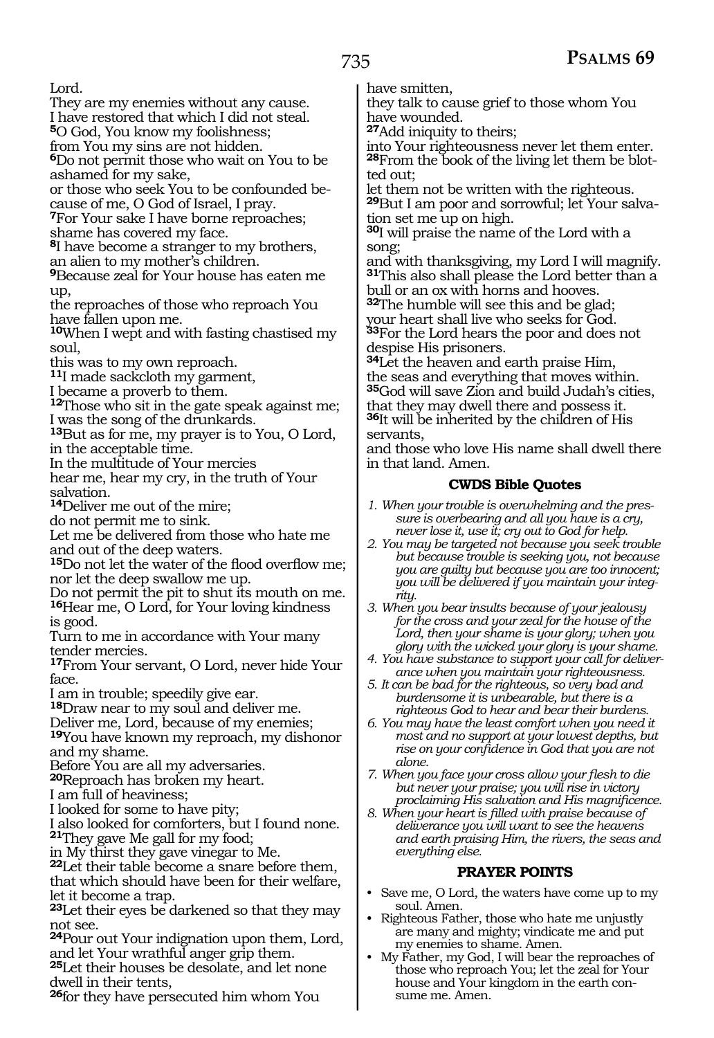Lord.
They are my enemies without any cause.
I have restored that which I did not steal.
**5**O God, You know my foolishness;
from You my sins are not hidden.
**6**Do not permit those who wait on You to be ashamed for my sake,
or those who seek You to be confounded because of me, O God of Israel, I pray.
**7**For Your sake I have borne reproaches;
shame has covered my face.
**8**I have become a stranger to my brothers,
an alien to my mother's children.
**9**Because zeal for Your house has eaten me up,
the reproaches of those who reproach You have fallen upon me.
**10**When I wept and with fasting chastised my soul,
this was to my own reproach.
**11**I made sackcloth my garment,
I became a proverb to them.
**12**Those who sit in the gate speak against me;
I was the song of the drunkards.
**13**But as for me, my prayer is to You, O Lord,
in the acceptable time.
In the multitude of Your mercies
hear me, hear my cry, in the truth of Your salvation.
**14**Deliver me out of the mire;
do not permit me to sink.
Let me be delivered from those who hate me
and out of the deep waters.
**15**Do not let the water of the flood overflow me;
nor let the deep swallow me up.
Do not permit the pit to shut its mouth on me.
**16**Hear me, O Lord, for Your loving kindness is good.
Turn to me in accordance with Your many tender mercies.
**17**From Your servant, O Lord, never hide Your face.
I am in trouble; speedily give ear.
**18**Draw near to my soul and deliver me.
Deliver me, Lord, because of my enemies;
**19**You have known my reproach, my dishonor and my shame.
Before You are all my adversaries.
**20**Reproach has broken my heart.
I am full of heaviness;
I looked for some to have pity;
I also looked for comforters, but I found none.
**21**They gave Me gall for my food;
in My thirst they gave vinegar to Me.
**22**Let their table become a snare before them,
that which should have been for their welfare,
let it become a trap.
**23**Let their eyes be darkened so that they may not see.
**24**Pour out Your indignation upon them, Lord,
and let Your wrathful anger grip them.
**25**Let their houses be desolate, and let none dwell in their tents,
**26**for they have persecuted him whom You have smitten,
they talk to cause grief to those whom You have wounded.
**27**Add iniquity to theirs;
into Your righteousness never let them enter.
**28**From the book of the living let them be blotted out;
let them not be written with the righteous.
**29**But I am poor and sorrowful; let Your salvation set me up on high.
**30**I will praise the name of the Lord with a song;
and with thanksgiving, my Lord I will magnify.
**31**This also shall please the Lord better than a bull or an ox with horns and hooves.
**32**The humble will see this and be glad;
your heart shall live who seeks for God.
**33**For the Lord hears the poor and does not despise His prisoners.
**34**Let the heaven and earth praise Him,
the seas and everything that moves within.
**35**God will save Zion and build Judah's cities,
that they may dwell there and possess it.
**36**It will be inherited by the children of His servants,
and those who love His name shall dwell there in that land. Amen.

### CWDS Bible Quotes

1. *When your trouble is overwhelming and the pressure is overbearing and all you have is a cry, never lose it, use it; cry out to God for help.*
2. *You may be targeted not because you seek trouble but because trouble is seeking you, not because you are guilty but because you are too innocent; you will be delivered if you maintain your integrity.*
3. *When you bear insults because of your jealousy for the cross and your zeal for the house of the Lord, then your shame is your glory; when you glory with the wicked your glory is your shame.*
4. *You have substance to support your call for deliverance when you maintain your righteousness.*
5. *It can be bad for the righteous, so very bad and burdensome it is unbearable, but there is a righteous God to hear and bear their burdens.*
6. *You may have the least comfort when you need it most and no support at your lowest depths, but rise on your confidence in God that you are not alone.*
7. *When you face your cross allow your flesh to die but never your praise; you will rise in victory proclaiming His salvation and His magnificence.*
8. *When your heart is filled with praise because of deliverance you will want to see the heavens and earth praising Him, the rivers, the seas and everything else.*

### PRAYER POINTS

- Save me, O Lord, the waters have come up to my soul. Amen.
- Righteous Father, those who hate me unjustly are many and mighty; vindicate me and put my enemies to shame. Amen.
- My Father, my God, I will bear the reproaches of those who reproach You; let the zeal for Your house and Your kingdom in the earth consume me. Amen.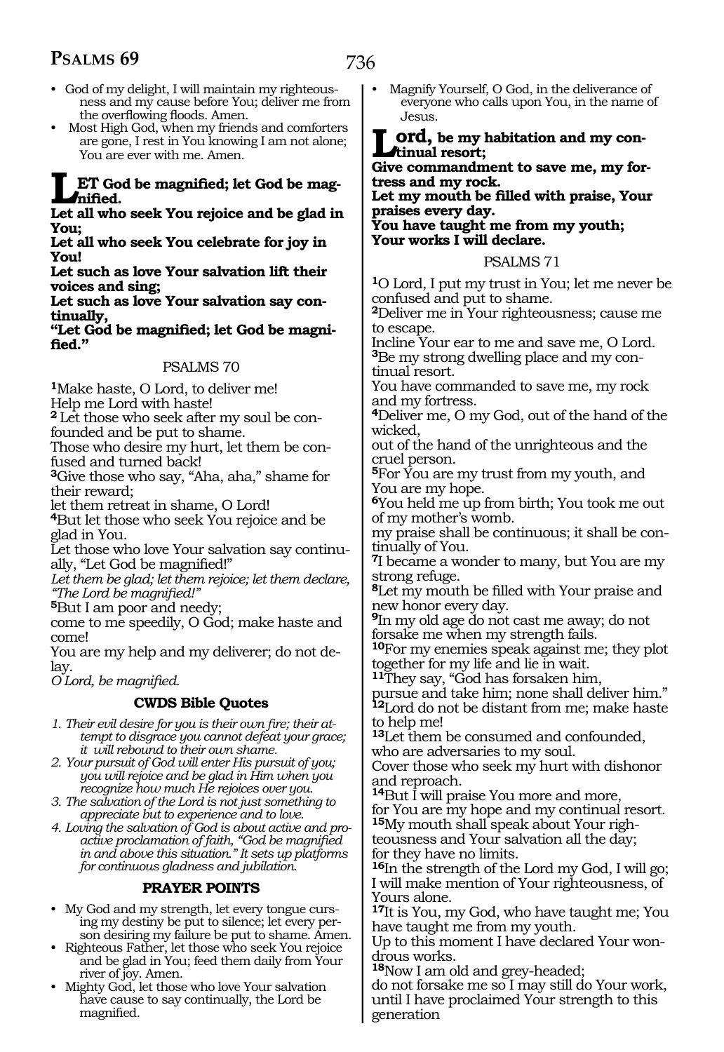- God of my delight, I will maintain my righteousness and my cause before You; deliver me from the overflowing floods. Amen.
- Most High God, when my friends and comforters are gone, I rest in You knowing I am not alone; You are ever with me. Amen.

**LET God be magnified; let God be magnified.**
**Let all who seek You rejoice and be glad in You;**
**Let all who seek You celebrate for joy in You!**
**Let such as love Your salvation lift their voices and sing;**
**Let such as love Your salvation say continually,**
**"Let God be magnified; let God be magnified."**

## PSALMS 70

**1**Make haste, O Lord, to deliver me!
Help me Lord with haste!
**2** Let those who seek after my soul be confounded and be put to shame.
Those who desire my hurt, let them be confused and turned back!
**3**Give those who say, "Aha, aha," shame for their reward;
let them retreat in shame, O Lord!
**4**But let those who seek You rejoice and be glad in You.
Let those who love Your salvation say continually, "Let God be magnified!"
*Let them be glad; let them rejoice; let them declare, "The Lord be magnified!"*
**5**But I am poor and needy;
come to me speedily, O God; make haste and come!
You are my help and my deliverer; do not delay.
*O Lord, be magnified.*

### CWDS Bible Quotes

1. *Their evil desire for you is their own fire; their attempt to disgrace you cannot defeat your grace; it will rebound to their own shame.*
2. *Your pursuit of God will enter His pursuit of you; you will rejoice and be glad in Him when you recognize how much He rejoices over you.*
3. *The salvation of the Lord is not just something to appreciate but to experience and to love.*
4. *Loving the salvation of God is about active and proactive proclamation of faith, "God be magnified in and above this situation." It sets up platforms for continuous gladness and jubilation.*

### PRAYER POINTS

- My God and my strength, let every tongue cursing my destiny be put to silence; let every person desiring my failure be put to shame. Amen.
- Righteous Father, let those who seek You rejoice and be glad in You; feed them daily from Your river of joy. Amen.
- Mighty God, let those who love Your salvation have cause to say continually, the Lord be magnified.
- Magnify Yourself, O God, in the deliverance of everyone who calls upon You, in the name of Jesus.

**Lord, be my habitation and my continual resort;**
**Give commandment to save me, my fortress and my rock.**
**Let my mouth be filled with praise, Your praises every day.**
**You have taught me from my youth;**
**Your works I will declare.**

## PSALMS 71

**1**O Lord, I put my trust in You; let me never be confused and put to shame.
**2**Deliver me in Your righteousness; cause me to escape.
Incline Your ear to me and save me, O Lord.
**3**Be my strong dwelling place and my continual resort.
You have commanded to save me, my rock and my fortress.
**4**Deliver me, O my God, out of the hand of the wicked,
out of the hand of the unrighteous and the cruel person.
**5**For You are my trust from my youth, and You are my hope.
**6**You held me up from birth; You took me out of my mother's womb.
my praise shall be continuous; it shall be continually of You.
**7**I became a wonder to many, but You are my strong refuge.
**8**Let my mouth be filled with Your praise and new honor every day.
**9**In my old age do not cast me away; do not forsake me when my strength fails.
**10**For my enemies speak against me; they plot together for my life and lie in wait.
**11**They say, "God has forsaken him,
pursue and take him; none shall deliver him."
**12**Lord do not be distant from me; make haste to help me!
**13**Let them be consumed and confounded,
who are adversaries to my soul.
Cover those who seek my hurt with dishonor and reproach.
**14**But I will praise You more and more,
for You are my hope and my continual resort.
**15**My mouth shall speak about Your righteousness and Your salvation all the day;
for they have no limits.
**16**In the strength of the Lord my God, I will go;
I will make mention of Your righteousness, of Yours alone.
**17**It is You, my God, who have taught me; You have taught me from my youth.
Up to this moment I have declared Your wondrous works.
**18**Now I am old and grey-headed;
do not forsake me so I may still do Your work,
until I have proclaimed Your strength to this generation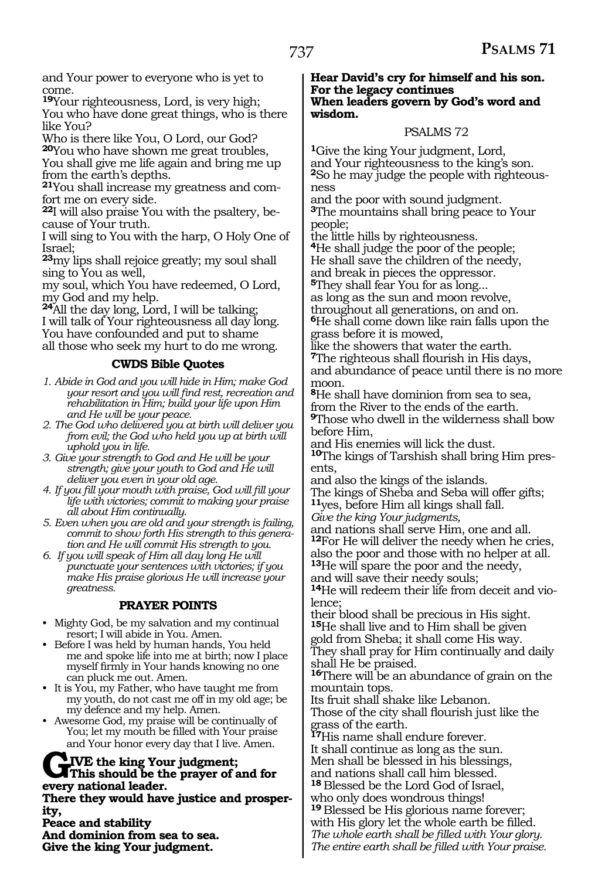and Your power to everyone who is yet to come.

**19**Your righteousness, Lord, is very high;
You who have done great things, who is there like You?
Who is there like You, O Lord, our God?

**20**You who have shown me great troubles,
You shall give me life again and bring me up from the earth's depths.

**21**You shall increase my greatness and comfort me on every side.

**22**I will also praise You with the psaltery, because of Your truth.
I will sing to You with the harp, O Holy One of Israel;

**23**my lips shall rejoice greatly; my soul shall sing to You as well,
my soul, which You have redeemed, O Lord, my God and my help.

**24**All the day long, Lord, I will be talking;
I will talk of Your righteousness all day long.
You have confounded and put to shame
all those who seek my hurt to do me wrong.

### CWDS Bible Quotes

*1. Abide in God and you will hide in Him; make God your resort and you will find rest, recreation and rehabilitation in Him; build your life upon Him and He will be your peace.*

*2. The God who delivered you at birth will deliver you from evil; the God who held you up at birth will uphold you in life.*

*3. Give your strength to God and He will be your strength; give your youth to God and He will deliver you even in your old age.*

*4. If you fill your mouth with praise, God will fill your life with victories; commit to making your praise all about Him continually.*

*5. Even when you are old and your strength is failing, commit to show forth His strength to this generation and He will commit His strength to you.*

*6. If you will speak of Him all day long He will punctuate your sentences with victories; if you make His praise glorious He will increase your greatness.*

### PRAYER POINTS

- Mighty God, be my salvation and my continual resort; I will abide in You. Amen.
- Before I was held by human hands, You held me and spoke life into me at birth; now I place myself firmly in Your hands knowing no one can pluck me out. Amen.
- It is You, my Father, who have taught me from my youth, do not cast me off in my old age; be my defence and my help. Amen.
- Awesome God, my praise will be continually of You; let my mouth be filled with Your praise and Your honor every day that I live. Amen.

**GIVE the king Your judgment;**
**This should be the prayer of and for every national leader.**
**There they would have justice and prosperity,**
**Peace and stability**
**And dominion from sea to sea.**
**Give the king Your judgment.**

**Hear David's cry for himself and his son.**
**For the legacy continues**
**When leaders govern by God's word and wisdom.**

## PSALMS 72

**1**Give the king Your judgment, Lord,
and Your righteousness to the king's son.

**2**So he may judge the people with righteousness
and the poor with sound judgment.

**3**The mountains shall bring peace to Your people;
the little hills by righteousness.

**4**He shall judge the poor of the people;
He shall save the children of the needy,
and break in pieces the oppressor.

**5**They shall fear You for as long...
as long as the sun and moon revolve,
throughout all generations, on and on.

**6**He shall come down like rain falls upon the grass before it is mowed,
like the showers that water the earth.

**7**The righteous shall flourish in His days,
and abundance of peace until there is no more moon.

**8**He shall have dominion from sea to sea,
from the River to the ends of the earth.

**9**Those who dwell in the wilderness shall bow before Him,
and His enemies will lick the dust.

**10**The kings of Tarshish shall bring Him presents,
and also the kings of the islands.
The kings of Sheba and Seba will offer gifts;

**11**yes, before Him all kings shall fall.
*Give the king Your judgments,*
and nations shall serve Him, one and all.

**12**For He will deliver the needy when he cries,
also the poor and those with no helper at all.

**13**He will spare the poor and the needy,
and will save their needy souls;

**14**He will redeem their life from deceit and violence;
their blood shall be precious in His sight.

**15**He shall live and to Him shall be given
gold from Sheba; it shall come His way.
They shall pray for Him continually and daily shall He be praised.

**16**There will be an abundance of grain on the mountain tops.
Its fruit shall shake like Lebanon.
Those of the city shall flourish just like the grass of the earth.

**17**His name shall endure forever.
It shall continue as long as the sun.
Men shall be blessed in his blessings,
and nations shall call him blessed.

**18** Blessed be the Lord God of Israel,
who only does wondrous things!

**19** Blessed be His glorious name forever;
with His glory let the whole earth be filled.
*The whole earth shall be filled with Your glory.*
*The entire earth shall be filled with Your praise.*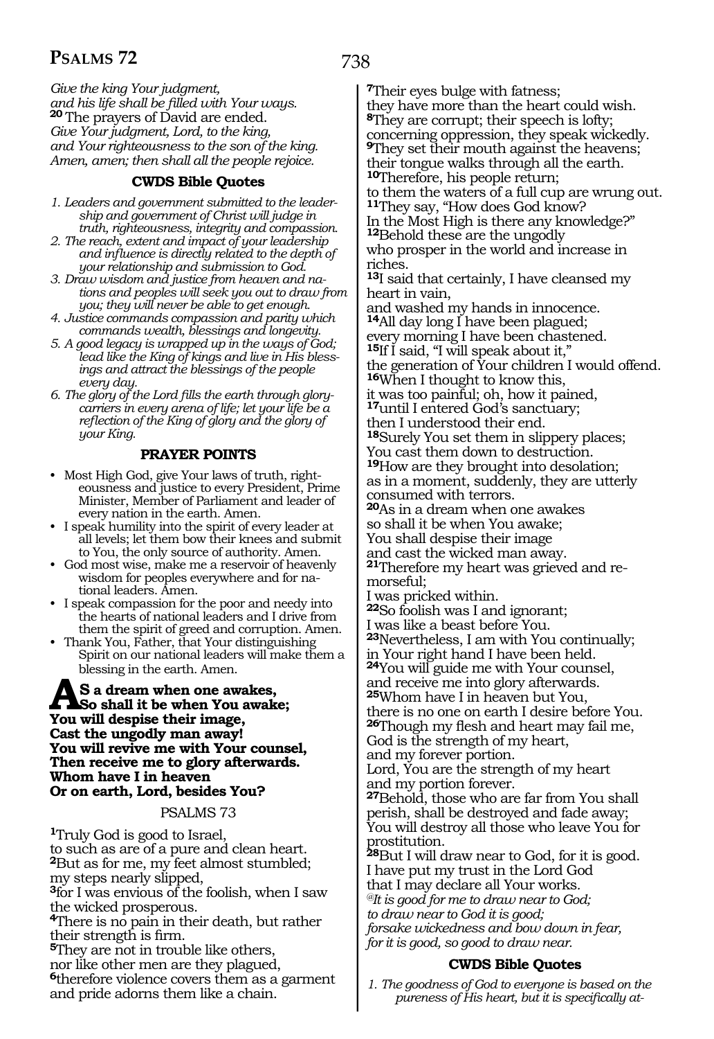*Give the king Your judgment,*
*and his life shall be filled with Your ways.*
**20** The prayers of David are ended.
*Give Your judgment, Lord, to the king,*
*and Your righteousness to the son of the king.*
*Amen, amen; then shall all the people rejoice.*

### CWDS Bible Quotes

1. *Leaders and government submitted to the leadership and government of Christ will judge in truth, righteousness, integrity and compassion.*
2. *The reach, extent and impact of your leadership and influence is directly related to the depth of your relationship and submission to God.*
3. *Draw wisdom and justice from heaven and nations and peoples will seek you out to draw from you; they will never be able to get enough.*
4. *Justice commands compassion and parity which commands wealth, blessings and longevity.*
5. *A good legacy is wrapped up in the ways of God; lead like the King of kings and live in His blessings and attract the blessings of the people every day.*
6. *The glory of the Lord fills the earth through glory-carriers in every arena of life; let your life be a reflection of the King of glory and the glory of your King.*

### PRAYER POINTS

- Most High God, give Your laws of truth, righteousness and justice to every President, Prime Minister, Member of Parliament and leader of every nation in the earth. Amen.
- I speak humility into the spirit of every leader at all levels; let them bow their knees and submit to You, the only source of authority. Amen.
- God most wise, make me a reservoir of heavenly wisdom for peoples everywhere and for national leaders. Amen.
- I speak compassion for the poor and needy into the hearts of national leaders and I drive from them the spirit of greed and corruption. Amen.
- Thank You, Father, that Your distinguishing Spirit on our national leaders will make them a blessing in the earth. Amen.

**As a dream when one awakes,**
**So shall it be when You awake;**
**You will despise their image,**
**Cast the ungodly man away!**
**You will revive me with Your counsel,**
**Then receive me to glory afterwards.**
**Whom have I in heaven**
**Or on earth, Lord, besides You?**

## PSALMS 73

**1**Truly God is good to Israel,
to such as are of a pure and clean heart.
**2**But as for me, my feet almost stumbled;
my steps nearly slipped,
**3**for I was envious of the foolish, when I saw the wicked prosperous.
**4**There is no pain in their death, but rather their strength is firm.
**5**They are not in trouble like others,
nor like other men are they plagued,
**6**therefore violence covers them as a garment and pride adorns them like a chain.
**7**Their eyes bulge with fatness;
they have more than the heart could wish.
**8**They are corrupt; their speech is lofty;
concerning oppression, they speak wickedly.
**9**They set their mouth against the heavens;
their tongue walks through all the earth.
**10**Therefore, his people return;
to them the waters of a full cup are wrung out.
**11**They say, "How does God know?
In the Most High is there any knowledge?"
**12**Behold these are the ungodly
who prosper in the world and increase in riches.
**13**I said that certainly, I have cleansed my heart in vain,
and washed my hands in innocence.
**14**All day long I have been plagued;
every morning I have been chastened.
**15**If I said, "I will speak about it,"
the generation of Your children I would offend.
**16**When I thought to know this,
it was too painful; oh, how it pained,
**17**until I entered God's sanctuary;
then I understood their end.
**18**Surely You set them in slippery places;
You cast them down to destruction.
**19**How are they brought into desolation;
as in a moment, suddenly, they are utterly consumed with terrors.
**20**As in a dream when one awakes
so shall it be when You awake;
You shall despise their image
and cast the wicked man away.
**21**Therefore my heart was grieved and remorseful;
I was pricked within.
**22**So foolish was I and ignorant;
I was like a beast before You.
**23**Nevertheless, I am with You continually;
in Your right hand I have been held.
**24**You will guide me with Your counsel,
and receive me into glory afterwards.
**25**Whom have I in heaven but You,
there is no one on earth I desire before You.
**26**Though my flesh and heart may fail me,
God is the strength of my heart,
and my forever portion.
Lord, You are the strength of my heart
and my portion forever.
**27**Behold, those who are far from You shall perish, shall be destroyed and fade away;
You will destroy all those who leave You for prostitution.
**28**But I will draw near to God, for it is good.
I have put my trust in the Lord God
that I may declare all Your works.
*@It is good for me to draw near to God;*
*to draw near to God it is good;*
*forsake wickedness and bow down in fear,*
*for it is good, so good to draw near.*

### CWDS Bible Quotes

1. *The goodness of God to everyone is based on the pureness of His heart, but it is specifically at-*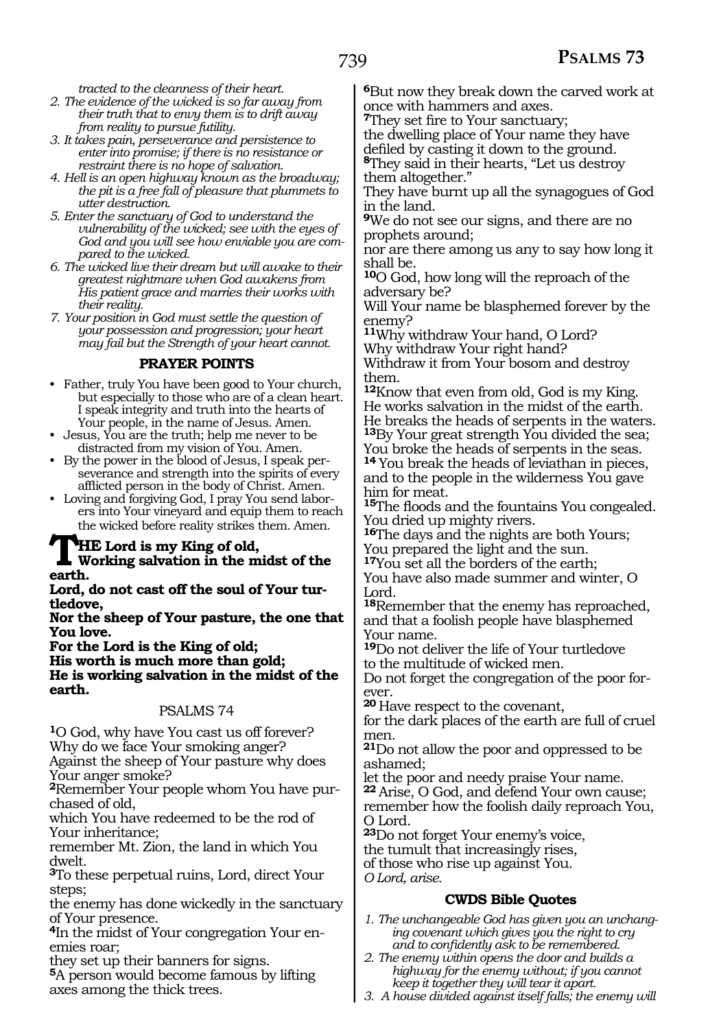*tracted to the cleanness of their heart.*

2. *The evidence of the wicked is so far away from their truth that to envy them is to drift away from reality to pursue futility.*
3. *It takes pain, perseverance and persistence to enter into promise; if there is no resistance or restraint there is no hope of salvation.*
4. *Hell is an open highway known as the broadway; the pit is a free fall of pleasure that plummets to utter destruction.*
5. *Enter the sanctuary of God to understand the vulnerability of the wicked; see with the eyes of God and you will see how enviable you are compared to the wicked.*
6. *The wicked live their dream but will awake to their greatest nightmare when God awakens from His patient grace and marries their works with their reality.*
7. *Your position in God must settle the question of your possession and progression; your heart may fail but the Strength of your heart cannot.*

### PRAYER POINTS

- Father, truly You have been good to Your church, but especially to those who are of a clean heart. I speak integrity and truth into the hearts of Your people, in the name of Jesus. Amen.
- Jesus, You are the truth; help me never to be distracted from my vision of You. Amen.
- By the power in the blood of Jesus, I speak perseverance and strength into the spirits of every afflicted person in the body of Christ. Amen.
- Loving and forgiving God, I pray You send laborers into Your vineyard and equip them to reach the wicked before reality strikes them. Amen.

**THE Lord is my King of old,**
**Working salvation in the midst of the earth.**
**Lord, do not cast off the soul of Your turtledove,**
**Nor the sheep of Your pasture, the one that You love.**
**For the Lord is the King of old;**
**His worth is much more than gold;**
**He is working salvation in the midst of the earth.**

## PSALMS 74

**1**O God, why have You cast us off forever?
Why do we face Your smoking anger?
Against the sheep of Your pasture why does Your anger smoke?
**2**Remember Your people whom You have purchased of old,
which You have redeemed to be the rod of Your inheritance;
remember Mt. Zion, the land in which You dwelt.
**3**To these perpetual ruins, Lord, direct Your steps;
the enemy has done wickedly in the sanctuary of Your presence.
**4**In the midst of Your congregation Your enemies roar;
they set up their banners for signs.
**5**A person would become famous by lifting axes among the thick trees.
**6**But now they break down the carved work at once with hammers and axes.
**7**They set fire to Your sanctuary;
the dwelling place of Your name they have defiled by casting it down to the ground.
**8**They said in their hearts, "Let us destroy them altogether."
They have burnt up all the synagogues of God in the land.
**9**We do not see our signs, and there are no prophets around;
nor are there among us any to say how long it shall be.
**10**O God, how long will the reproach of the adversary be?
Will Your name be blasphemed forever by the enemy?
**11**Why withdraw Your hand, O Lord?
Why withdraw Your right hand?
Withdraw it from Your bosom and destroy them.
**12**Know that even from old, God is my King.
He works salvation in the midst of the earth.
He breaks the heads of serpents in the waters.
**13**By Your great strength You divided the sea;
You broke the heads of serpents in the seas.
**14** You break the heads of leviathan in pieces,
and to the people in the wilderness You gave him for meat.
**15**The floods and the fountains You congealed.
You dried up mighty rivers.
**16**The days and the nights are both Yours;
You prepared the light and the sun.
**17**You set all the borders of the earth;
You have also made summer and winter, O Lord.
**18**Remember that the enemy has reproached,
and that a foolish people have blasphemed Your name.
**19**Do not deliver the life of Your turtledove
to the multitude of wicked men.
Do not forget the congregation of the poor forever.
**20** Have respect to the covenant,
for the dark places of the earth are full of cruel men.
**21**Do not allow the poor and oppressed to be ashamed;
let the poor and needy praise Your name.
**22** Arise, O God, and defend Your own cause;
remember how the foolish daily reproach You, O Lord.
**23**Do not forget Your enemy's voice,
the tumult that increasingly rises,
of those who rise up against You.
*O Lord, arise.*

### CWDS Bible Quotes

1. *The unchangeable God has given you an unchanging covenant which gives you the right to cry and to confidently ask to be remembered.*
2. *The enemy within opens the door and builds a highway for the enemy without; if you cannot keep it together they will tear it apart.*
3. *A house divided against itself falls; the enemy will*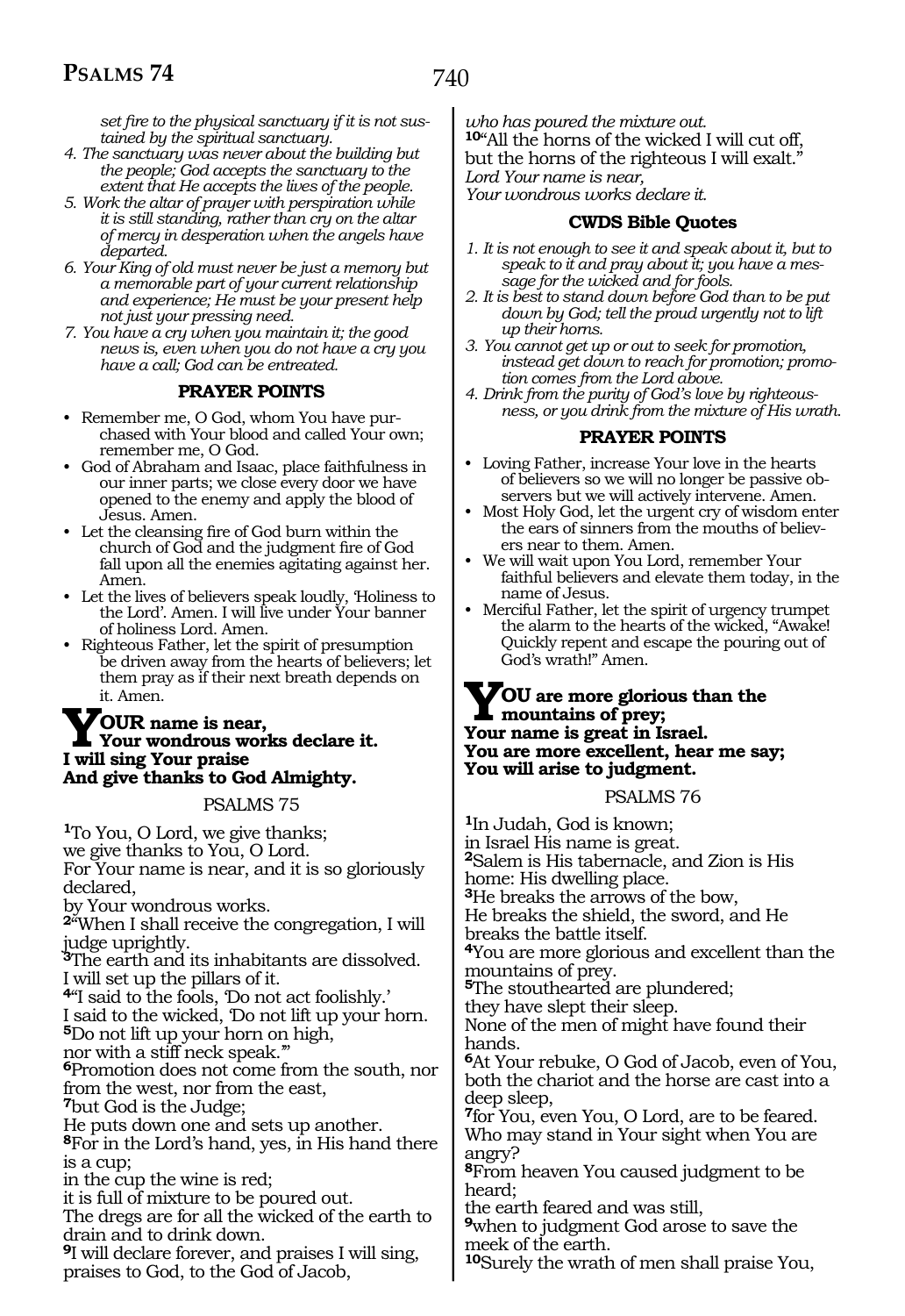*set fire to the physical sanctuary if it is not sustained by the spiritual sanctuary.*

4. *The sanctuary was never about the building but the people; God accepts the sanctuary to the extent that He accepts the lives of the people.*
5. *Work the altar of prayer with perspiration while it is still standing, rather than cry on the altar of mercy in desperation when the angels have departed.*
6. *Your King of old must never be just a memory but a memorable part of your current relationship and experience; He must be your present help not just your pressing need.*
7. *You have a cry when you maintain it; the good news is, even when you do not have a cry you have a call; God can be entreated.*

### PRAYER POINTS

- Remember me, O God, whom You have purchased with Your blood and called Your own; remember me, O God.
- God of Abraham and Isaac, place faithfulness in our inner parts; we close every door we have opened to the enemy and apply the blood of Jesus. Amen.
- Let the cleansing fire of God burn within the church of God and the judgment fire of God fall upon all the enemies agitating against her. Amen.
- Let the lives of believers speak loudly, 'Holiness to the Lord'. Amen. I will live under Your banner of holiness Lord. Amen.
- Righteous Father, let the spirit of presumption be driven away from the hearts of believers; let them pray as if their next breath depends on it. Amen.

**YOUR name is near,**
**Your wondrous works declare it.**
**I will sing Your praise**
**And give thanks to God Almighty.**

## PSALMS 75

[1]To You, O Lord, we give thanks;
we give thanks to You, O Lord.
For Your name is near, and it is so gloriously declared,
by Your wondrous works.
[2]"When I shall receive the congregation, I will judge uprightly.
[3]The earth and its inhabitants are dissolved.
I will set up the pillars of it.
[4]"I said to the fools, 'Do not act foolishly.'
I said to the wicked, 'Do not lift up your horn.
[5]Do not lift up your horn on high,
nor with a stiff neck speak.'"
[6]Promotion does not come from the south, nor from the west, nor from the east,
[7]but God is the Judge;
He puts down one and sets up another.
[8]For in the Lord's hand, yes, in His hand there is a cup;
in the cup the wine is red;
it is full of mixture to be poured out.
The dregs are for all the wicked of the earth to drain and to drink down.
[9]I will declare forever, and praises I will sing,
praises to God, to the God of Jacob,
*who has poured the mixture out.*
[10]"All the horns of the wicked I will cut off,
but the horns of the righteous I will exalt."
*Lord Your name is near,*
*Your wondrous works declare it.*

### CWDS Bible Quotes

1. *It is not enough to see it and speak about it, but to speak to it and pray about it; you have a message for the wicked and for fools.*
2. *It is best to stand down before God than to be put down by God; tell the proud urgently not to lift up their horns.*
3. *You cannot get up or out to seek for promotion, instead get down to reach for promotion; promotion comes from the Lord above.*
4. *Drink from the purity of God's love by righteousness, or you drink from the mixture of His wrath.*

### PRAYER POINTS

- Loving Father, increase Your love in the hearts of believers so we will no longer be passive observers but we will actively intervene. Amen.
- Most Holy God, let the urgent cry of wisdom enter the ears of sinners from the mouths of believers near to them. Amen.
- We will wait upon You Lord, remember Your faithful believers and elevate them today, in the name of Jesus.
- Merciful Father, let the spirit of urgency trumpet the alarm to the hearts of the wicked, "Awake! Quickly repent and escape the pouring out of God's wrath!" Amen.

**YOU are more glorious than the mountains of prey;**
**Your name is great in Israel.**
**You are more excellent, hear me say;**
**You will arise to judgment.**

## PSALMS 76

[1]In Judah, God is known;
in Israel His name is great.
[2]Salem is His tabernacle, and Zion is His home: His dwelling place.
[3]He breaks the arrows of the bow,
He breaks the shield, the sword, and He breaks the battle itself.
[4]You are more glorious and excellent than the mountains of prey.
[5]The stouthearted are plundered;
they have slept their sleep.
None of the men of might have found their hands.
[6]At Your rebuke, O God of Jacob, even of You, both the chariot and the horse are cast into a deep sleep,
[7]for You, even You, O Lord, are to be feared.
Who may stand in Your sight when You are angry?
[8]From heaven You caused judgment to be heard;
the earth feared and was still,
[9]when to judgment God arose to save the meek of the earth.
[10]Surely the wrath of men shall praise You,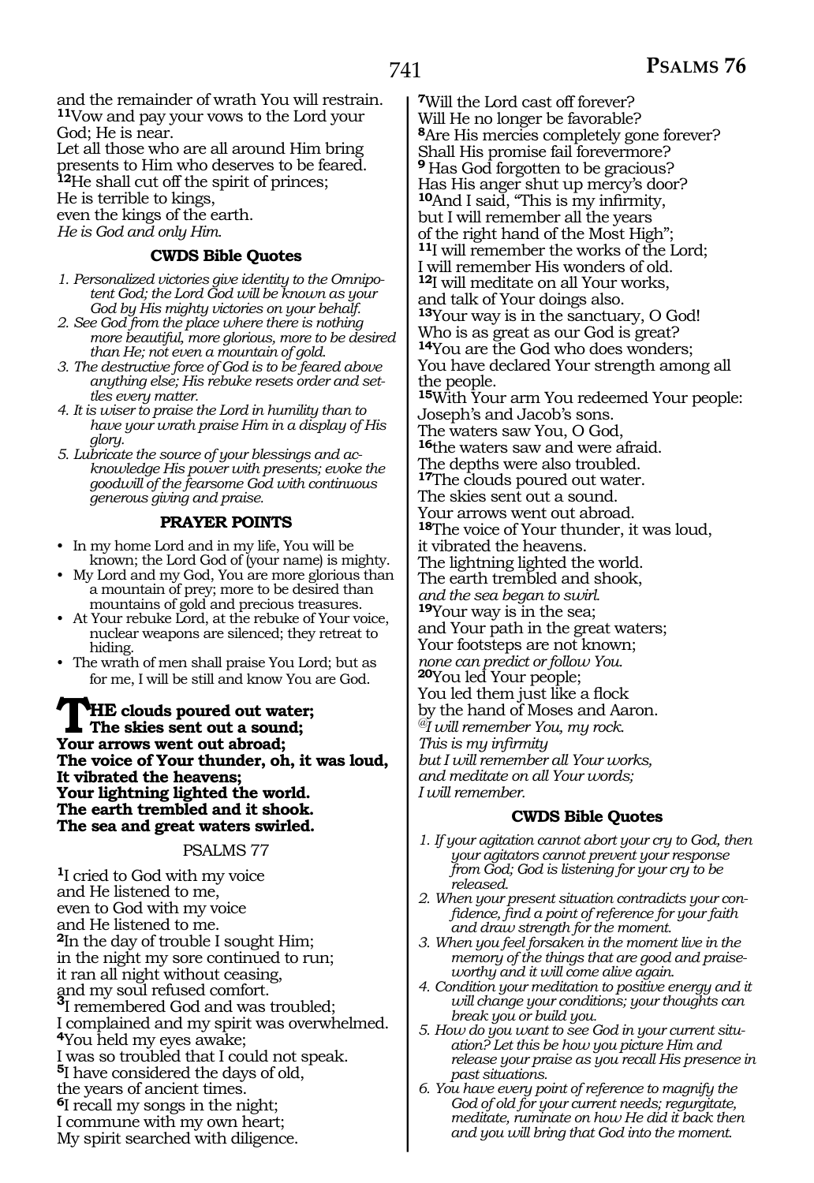and the remainder of wrath You will restrain.
[11]Vow and pay your vows to the Lord your God; He is near.
Let all those who are all around Him bring presents to Him who deserves to be feared.
[12]He shall cut off the spirit of princes;
He is terrible to kings,
even the kings of the earth.
*He is God and only Him.*

### CWDS Bible Quotes

1. *Personalized victories give identity to the Omnipotent God; the Lord God will be known as your God by His mighty victories on your behalf.*
2. *See God from the place where there is nothing more beautiful, more glorious, more to be desired than He; not even a mountain of gold.*
3. *The destructive force of God is to be feared above anything else; His rebuke resets order and settles every matter.*
4. *It is wiser to praise the Lord in humility than to have your wrath praise Him in a display of His glory.*
5. *Lubricate the source of your blessings and acknowledge His power with presents; evoke the goodwill of the fearsome God with continuous generous giving and praise.*

### PRAYER POINTS

- In my home Lord and in my life, You will be known; the Lord God of (your name) is mighty.
- My Lord and my God, You are more glorious than a mountain of prey; more to be desired than mountains of gold and precious treasures.
- At Your rebuke Lord, at the rebuke of Your voice, nuclear weapons are silenced; they retreat to hiding.
- The wrath of men shall praise You Lord; but as for me, I will be still and know You are God.

**THE clouds poured out water;
The skies sent out a sound;
Your arrows went out abroad;
The voice of Your thunder, oh, it was loud,
It vibrated the heavens;
Your lightning lighted the world.
The earth trembled and it shook.
The sea and great waters swirled.**

## PSALMS 77

[1]I cried to God with my voice
and He listened to me,
even to God with my voice
and He listened to me.
[2]In the day of trouble I sought Him;
in the night my sore continued to run;
it ran all night without ceasing,
and my soul refused comfort.
[3]I remembered God and was troubled;
I complained and my spirit was overwhelmed.
[4]You held my eyes awake;
I was so troubled that I could not speak.
[5]I have considered the days of old,
the years of ancient times.
[6]I recall my songs in the night;
I commune with my own heart;
My spirit searched with diligence.
[7]Will the Lord cast off forever?
Will He no longer be favorable?
[8]Are His mercies completely gone forever?
Shall His promise fail forevermore?
[9] Has God forgotten to be gracious?
Has His anger shut up mercy's door?
[10]And I said, "This is my infirmity,
but I will remember all the years
of the right hand of the Most High";
[11]I will remember the works of the Lord;
I will remember His wonders of old.
[12]I will meditate on all Your works,
and talk of Your doings also.
[13]Your way is in the sanctuary, O God!
Who is as great as our God is great?
[14]You are the God who does wonders;
You have declared Your strength among all the people.
[15]With Your arm You redeemed Your people:
Joseph's and Jacob's sons.
The waters saw You, O God,
[16]the waters saw and were afraid.
The depths were also troubled.
[17]The clouds poured out water.
The skies sent out a sound.
Your arrows went out abroad.
[18]The voice of Your thunder, it was loud,
it vibrated the heavens.
The lightning lighted the world.
The earth trembled and shook,
*and the sea began to swirl.*
[19]Your way is in the sea;
and Your path in the great waters;
Your footsteps are not known;
*none can predict or follow You.*
[20]You led Your people;
You led them just like a flock
by the hand of Moses and Aaron.
*@I will remember You, my rock.
This is my infirmity
but I will remember all Your works,
and meditate on all Your words;
I will remember.*

### CWDS Bible Quotes

1. *If your agitation cannot abort your cry to God, then your agitators cannot prevent your response from God; God is listening for your cry to be released.*
2. *When your present situation contradicts your confidence, find a point of reference for your faith and draw strength for the moment.*
3. *When you feel forsaken in the moment live in the memory of the things that are good and praiseworthy and it will come alive again.*
4. *Condition your meditation to positive energy and it will change your conditions; your thoughts can break you or build you.*
5. *How do you want to see God in your current situation? Let this be how you picture Him and release your praise as you recall His presence in past situations.*
6. *You have every point of reference to magnify the God of old for your current needs; regurgitate, meditate, ruminate on how He did it back then and you will bring that God into the moment.*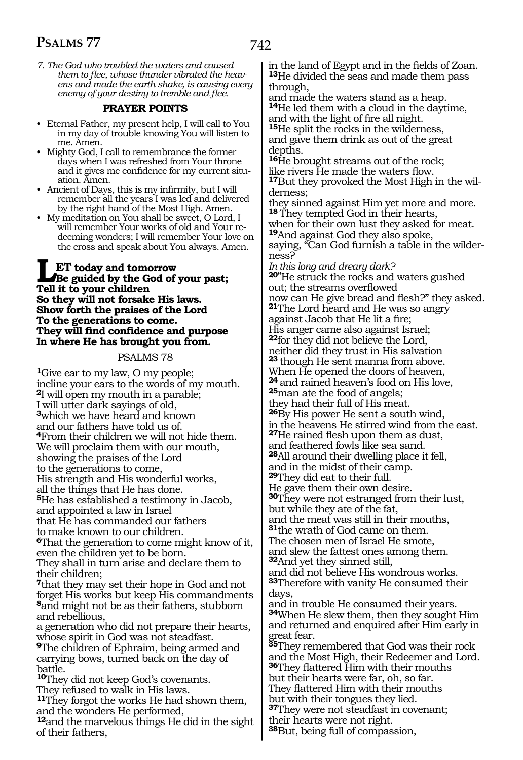*7. The God who troubled the waters and caused them to flee, whose thunder vibrated the heavens and made the earth shake, is causing every enemy of your destiny to tremble and flee.*

### PRAYER POINTS

- Eternal Father, my present help, I will call to You in my day of trouble knowing You will listen to me. Amen.
- Mighty God, I call to remembrance the former days when I was refreshed from Your throne and it gives me confidence for my current situation. Amen.
- Ancient of Days, this is my infirmity, but I will remember all the years I was led and delivered by the right hand of the Most High. Amen.
- My meditation on You shall be sweet, O Lord, I will remember Your works of old and Your redeeming wonders; I will remember Your love on the cross and speak about You always. Amen.

**LET today and tomorrow**
**Be guided by the God of your past;**
**Tell it to your children**
**So they will not forsake His laws.**
**Show forth the praises of the Lord**
**To the generations to come.**
**They will find confidence and purpose**
**In where He has brought you from.**

## PSALMS 78

[1]Give ear to my law, O my people;
incline your ears to the words of my mouth.
[2]I will open my mouth in a parable;
I will utter dark sayings of old,
[3]which we have heard and known
and our fathers have told us of.
[4]From their children we will not hide them.
We will proclaim them with our mouth,
showing the praises of the Lord
to the generations to come,
His strength and His wonderful works,
all the things that He has done.
[5]He has established a testimony in Jacob,
and appointed a law in Israel
that He has commanded our fathers
to make known to our children.
[6]That the generation to come might know of it,
even the children yet to be born.
They shall in turn arise and declare them to their children;
[7]that they may set their hope in God and not forget His works but keep His commandments
[8]and might not be as their fathers, stubborn and rebellious,
a generation who did not prepare their hearts,
whose spirit in God was not steadfast.
[9]The children of Ephraim, being armed and carrying bows, turned back on the day of battle.
[10]They did not keep God's covenants.
They refused to walk in His laws.
[11]They forgot the works He had shown them,
and the wonders He performed,
[12]and the marvelous things He did in the sight of their fathers,
in the land of Egypt and in the fields of Zoan.
[13]He divided the seas and made them pass through,
and made the waters stand as a heap.
[14]He led them with a cloud in the daytime,
and with the light of fire all night.
[15]He split the rocks in the wilderness,
and gave them drink as out of the great depths.
[16]He brought streams out of the rock;
like rivers He made the waters flow.
[17]But they provoked the Most High in the wilderness;
they sinned against Him yet more and more.
[18] They tempted God in their hearts,
when for their own lust they asked for meat.
[19]And against God they also spoke,
saying, "Can God furnish a table in the wilderness?
*In this long and dreary dark?*
[20]"He struck the rocks and waters gushed out; the streams overflowed
now can He give bread and flesh?" they asked.
[21]The Lord heard and He was so angry against Jacob that He lit a fire;
His anger came also against Israel;
[22]for they did not believe the Lord,
neither did they trust in His salvation
[23] though He sent manna from above.
When He opened the doors of heaven,
[24] and rained heaven's food on His love,
[25]man ate the food of angels;
they had their full of His meat.
[26]By His power He sent a south wind,
in the heavens He stirred wind from the east.
[27]He rained flesh upon them as dust,
and feathered fowls like sea sand.
[28]All around their dwelling place it fell,
and in the midst of their camp.
[29]They did eat to their full.
He gave them their own desire.
[30]They were not estranged from their lust,
but while they ate of the fat,
and the meat was still in their mouths,
[31]the wrath of God came on them.
The chosen men of Israel He smote,
and slew the fattest ones among them.
[32]And yet they sinned still,
and did not believe His wondrous works.
[33]Therefore with vanity He consumed their days,
and in trouble He consumed their years.
[34]When He slew them, then they sought Him and returned and enquired after Him early in great fear.
[35]They remembered that God was their rock and the Most High, their Redeemer and Lord.
[36]They flattered Him with their mouths
but their hearts were far, oh, so far.
They flattered Him with their mouths
but with their tongues they lied.
[37]They were not steadfast in covenant;
their hearts were not right.
[38]But, being full of compassion,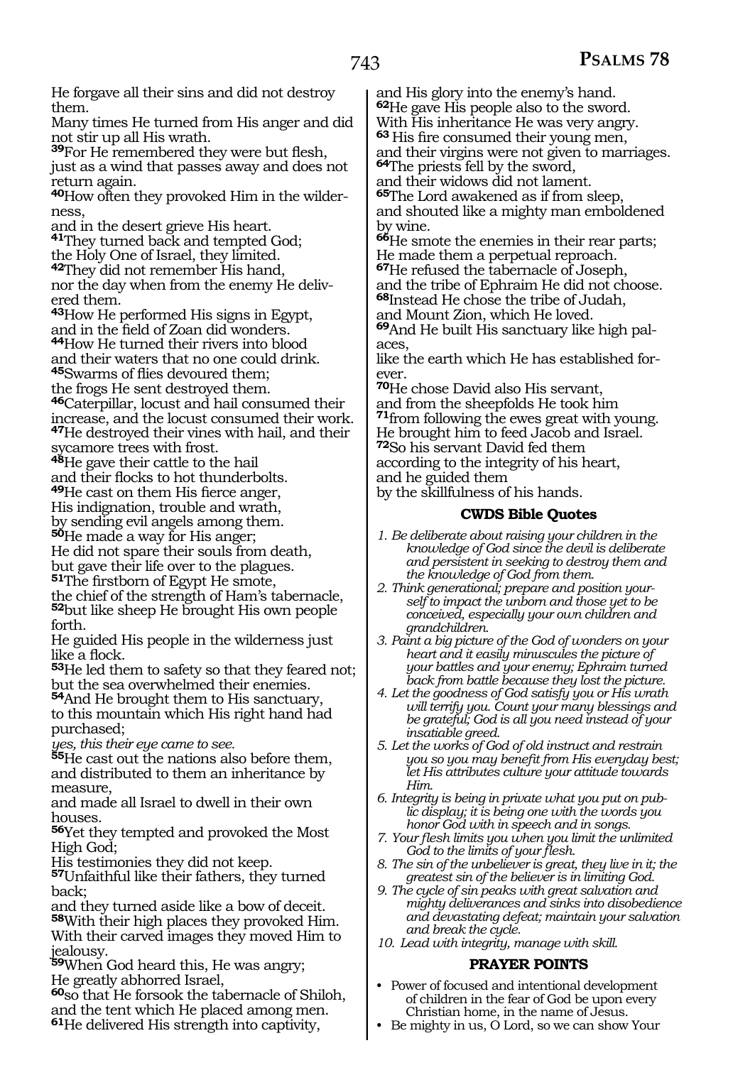He forgave all their sins and did not destroy them.
Many times He turned from His anger and did not stir up all His wrath.
[39]For He remembered they were but flesh, just as a wind that passes away and does not return again.
[40]How often they provoked Him in the wilderness,
and in the desert grieve His heart.
[41]They turned back and tempted God;
the Holy One of Israel, they limited.
[42]They did not remember His hand,
nor the day when from the enemy He delivered them.
[43]How He performed His signs in Egypt,
and in the field of Zoan did wonders.
[44]How He turned their rivers into blood
and their waters that no one could drink.
[45]Swarms of flies devoured them;
the frogs He sent destroyed them.
[46]Caterpillar, locust and hail consumed their increase, and the locust consumed their work.
[47]He destroyed their vines with hail, and their sycamore trees with frost.
[48]He gave their cattle to the hail
and their flocks to hot thunderbolts.
[49]He cast on them His fierce anger,
His indignation, trouble and wrath,
by sending evil angels among them.
[50]He made a way for His anger;
He did not spare their souls from death,
but gave their life over to the plagues.
[51]The firstborn of Egypt He smote,
the chief of the strength of Ham's tabernacle,
[52]but like sheep He brought His own people forth.
He guided His people in the wilderness just like a flock.
[53]He led them to safety so that they feared not;
but the sea overwhelmed their enemies.
[54]And He brought them to His sanctuary,
to this mountain which His right hand had purchased;
*yes, this their eye came to see.*
[55]He cast out the nations also before them,
and distributed to them an inheritance by measure,
and made all Israel to dwell in their own houses.
[56]Yet they tempted and provoked the Most High God;
His testimonies they did not keep.
[57]Unfaithful like their fathers, they turned back;
and they turned aside like a bow of deceit.
[58]With their high places they provoked Him.
With their carved images they moved Him to jealousy.
[59]When God heard this, He was angry;
He greatly abhorred Israel,
[60]so that He forsook the tabernacle of Shiloh,
and the tent which He placed among men.
[61]He delivered His strength into captivity,
and His glory into the enemy's hand.
[62]He gave His people also to the sword.
With His inheritance He was very angry.
[63] His fire consumed their young men,
and their virgins were not given to marriages.
[64]The priests fell by the sword,
and their widows did not lament.
[65]The Lord awakened as if from sleep,
and shouted like a mighty man emboldened by wine.
[66]He smote the enemies in their rear parts;
He made them a perpetual reproach.
[67]He refused the tabernacle of Joseph,
and the tribe of Ephraim He did not choose.
[68]Instead He chose the tribe of Judah,
and Mount Zion, which He loved.
[69]And He built His sanctuary like high palaces,
like the earth which He has established forever.
[70]He chose David also His servant,
and from the sheepfolds He took him
[71]from following the ewes great with young.
He brought him to feed Jacob and Israel.
[72]So his servant David fed them
according to the integrity of his heart,
and he guided them
by the skillfulness of his hands.

### CWDS Bible Quotes

1. *Be deliberate about raising your children in the knowledge of God since the devil is deliberate and persistent in seeking to destroy them and the knowledge of God from them.*
2. *Think generational; prepare and position yourself to impact the unborn and those yet to be conceived, especially your own children and grandchildren.*
3. *Paint a big picture of the God of wonders on your heart and it easily minuscules the picture of your battles and your enemy; Ephraim turned back from battle because they lost the picture.*
4. *Let the goodness of God satisfy you or His wrath will terrify you. Count your many blessings and be grateful; God is all you need instead of your insatiable greed.*
5. *Let the works of God of old instruct and restrain you so you may benefit from His everyday best; let His attributes culture your attitude towards Him.*
6. *Integrity is being in private what you put on public display; it is being one with the words you honor God with in speech and in songs.*
7. *Your flesh limits you when you limit the unlimited God to the limits of your flesh.*
8. *The sin of the unbeliever is great, they live in it; the greatest sin of the believer is in limiting God.*
9. *The cycle of sin peaks with great salvation and mighty deliverances and sinks into disobedience and devastating defeat; maintain your salvation and break the cycle.*
10. *Lead with integrity, manage with skill.*

### PRAYER POINTS

- Power of focused and intentional development of children in the fear of God be upon every Christian home, in the name of Jesus.
- Be mighty in us, O Lord, so we can show Your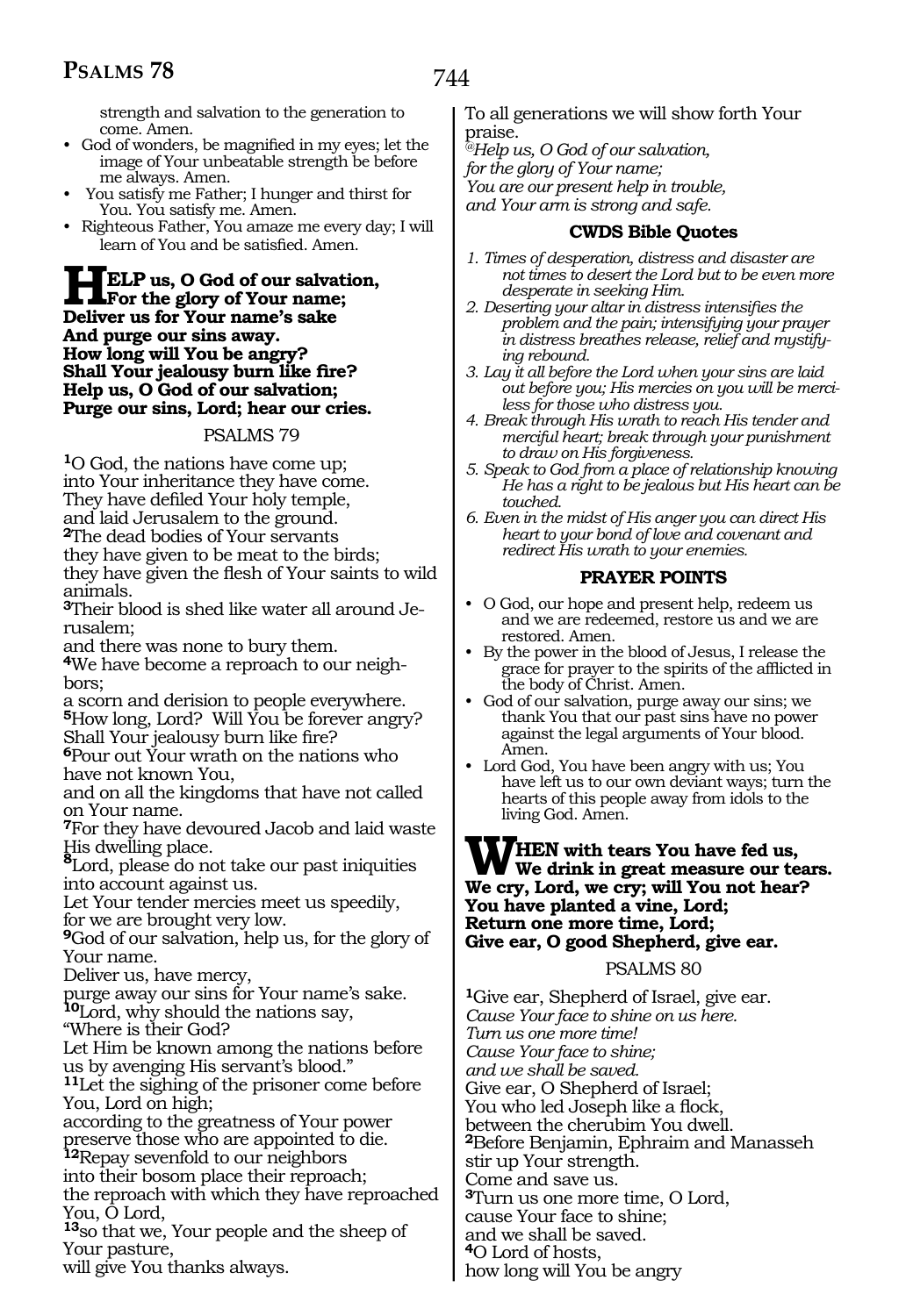strength and salvation to the generation to come. Amen.

- God of wonders, be magnified in my eyes; let the image of Your unbeatable strength be before me always. Amen.
- You satisfy me Father; I hunger and thirst for You. You satisfy me. Amen.
- Righteous Father, You amaze me every day; I will learn of You and be satisfied. Amen.

**HELP us, O God of our salvation,**
**For the glory of Your name;**
**Deliver us for Your name's sake**
**And purge our sins away.**
**How long will You be angry?**
**Shall Your jealousy burn like fire?**
**Help us, O God of our salvation;**
**Purge our sins, Lord; hear our cries.**

## PSALMS 79

**1**O God, the nations have come up;
into Your inheritance they have come.
They have defiled Your holy temple,
and laid Jerusalem to the ground.
**2**The dead bodies of Your servants
they have given to be meat to the birds;
they have given the flesh of Your saints to wild animals.
**3**Their blood is shed like water all around Jerusalem;
and there was none to bury them.
**4**We have become a reproach to our neighbors;
a scorn and derision to people everywhere.
**5**How long, Lord? Will You be forever angry?
Shall Your jealousy burn like fire?
**6**Pour out Your wrath on the nations who have not known You,
and on all the kingdoms that have not called on Your name.
**7**For they have devoured Jacob and laid waste His dwelling place.
**8**Lord, please do not take our past iniquities into account against us.
Let Your tender mercies meet us speedily,
for we are brought very low.
**9**God of our salvation, help us, for the glory of Your name.
Deliver us, have mercy,
purge away our sins for Your name's sake.
**10**Lord, why should the nations say,
"Where is their God?
Let Him be known among the nations before us by avenging His servant's blood."
**11**Let the sighing of the prisoner come before You, Lord on high;
according to the greatness of Your power
preserve those who are appointed to die.
**12**Repay sevenfold to our neighbors
into their bosom place their reproach;
the reproach with which they have reproached You, O Lord,
**13**so that we, Your people and the sheep of Your pasture,
will give You thanks always.
To all generations we will show forth Your praise.
*@Help us, O God of our salvation,*
*for the glory of Your name;*
*You are our present help in trouble,*
*and Your arm is strong and safe.*

### CWDS Bible Quotes

1. *Times of desperation, distress and disaster are not times to desert the Lord but to be even more desperate in seeking Him.*
2. *Deserting your altar in distress intensifies the problem and the pain; intensifying your prayer in distress breathes release, relief and mystifying rebound.*
3. *Lay it all before the Lord when your sins are laid out before you; His mercies on you will be merciless for those who distress you.*
4. *Break through His wrath to reach His tender and merciful heart; break through your punishment to draw on His forgiveness.*
5. *Speak to God from a place of relationship knowing He has a right to be jealous but His heart can be touched.*
6. *Even in the midst of His anger you can direct His heart to your bond of love and covenant and redirect His wrath to your enemies.*

### PRAYER POINTS

- O God, our hope and present help, redeem us and we are redeemed, restore us and we are restored. Amen.
- By the power in the blood of Jesus, I release the grace for prayer to the spirits of the afflicted in the body of Christ. Amen.
- God of our salvation, purge away our sins; we thank You that our past sins have no power against the legal arguments of Your blood. Amen.
- Lord God, You have been angry with us; You have left us to our own deviant ways; turn the hearts of this people away from idols to the living God. Amen.

**WHEN with tears You have fed us,**
**We drink in great measure our tears.**
**We cry, Lord, we cry; will You not hear?**
**You have planted a vine, Lord;**
**Return one more time, Lord;**
**Give ear, O good Shepherd, give ear.**

## PSALMS 80

**1**Give ear, Shepherd of Israel, give ear.
*Cause Your face to shine on us here.*
*Turn us one more time!*
*Cause Your face to shine;*
*and we shall be saved.*
Give ear, O Shepherd of Israel;
You who led Joseph like a flock,
between the cherubim You dwell.
**2**Before Benjamin, Ephraim and Manasseh
stir up Your strength.
Come and save us.
**3**Turn us one more time, O Lord,
cause Your face to shine;
and we shall be saved.
**4**O Lord of hosts,
how long will You be angry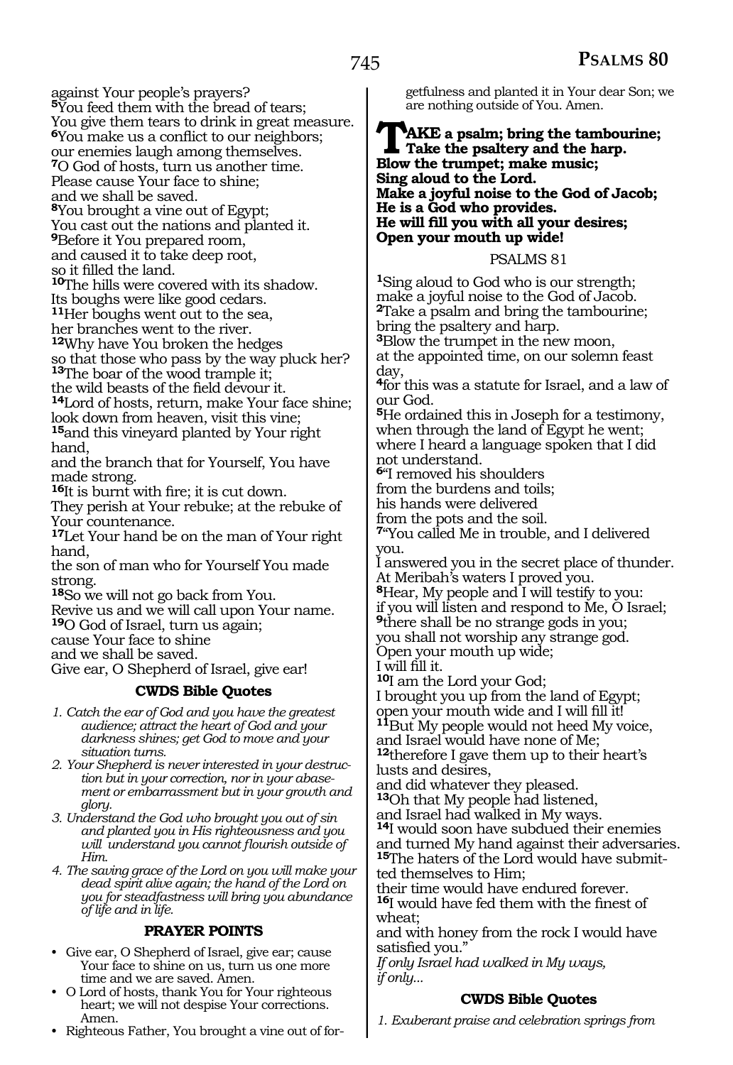against Your people's prayers?
**5**You feed them with the bread of tears;
You give them tears to drink in great measure.
**6**You make us a conflict to our neighbors;
our enemies laugh among themselves.
**7**O God of hosts, turn us another time.
Please cause Your face to shine;
and we shall be saved.
**8**You brought a vine out of Egypt;
You cast out the nations and planted it.
**9**Before it You prepared room,
and caused it to take deep root,
so it filled the land.
**10**The hills were covered with its shadow.
Its boughs were like good cedars.
**11**Her boughs went out to the sea,
her branches went to the river.
**12**Why have You broken the hedges
so that those who pass by the way pluck her?
**13**The boar of the wood trample it;
the wild beasts of the field devour it.
**14**Lord of hosts, return, make Your face shine;
look down from heaven, visit this vine;
**15**and this vineyard planted by Your right hand,
and the branch that for Yourself, You have made strong.
**16**It is burnt with fire; it is cut down.
They perish at Your rebuke; at the rebuke of Your countenance.
**17**Let Your hand be on the man of Your right hand,
the son of man who for Yourself You made strong.
**18**So we will not go back from You.
Revive us and we will call upon Your name.
**19**O God of Israel, turn us again;
cause Your face to shine
and we shall be saved.
Give ear, O Shepherd of Israel, give ear!

### CWDS Bible Quotes

1. *Catch the ear of God and you have the greatest audience; attract the heart of God and your darkness shines; get God to move and your situation turns.*
2. *Your Shepherd is never interested in your destruction but in your correction, nor in your abasement or embarrassment but in your growth and glory.*
3. *Understand the God who brought you out of sin and planted you in His righteousness and you will understand you cannot flourish outside of Him.*
4. *The saving grace of the Lord on you will make your dead spirit alive again; the hand of the Lord on you for steadfastness will bring you abundance of life and in life.*

### PRAYER POINTS

- Give ear, O Shepherd of Israel, give ear; cause Your face to shine on us, turn us one more time and we are saved. Amen.
- O Lord of hosts, thank You for Your righteous heart; we will not despise Your corrections. Amen.
- Righteous Father, You brought a vine out of forgetfulness and planted it in Your dear Son; we are nothing outside of You. Amen.

**TAKE a psalm; bring the tambourine;
Take the psaltery and the harp.
Blow the trumpet; make music;
Sing aloud to the Lord.
Make a joyful noise to the God of Jacob;
He is a God who provides.
He will fill you with all your desires;
Open your mouth up wide!**

## PSALMS 81

**1**Sing aloud to God who is our strength;
make a joyful noise to the God of Jacob.
**2**Take a psalm and bring the tambourine;
bring the psaltery and harp.
**3**Blow the trumpet in the new moon,
at the appointed time, on our solemn feast day,
**4**for this was a statute for Israel, and a law of our God.
**5**He ordained this in Joseph for a testimony,
when through the land of Egypt he went;
where I heard a language spoken that I did not understand.
**6**"I removed his shoulders
from the burdens and toils;
his hands were delivered
from the pots and the soil.
**7**"You called Me in trouble, and I delivered you.
I answered you in the secret place of thunder.
At Meribah's waters I proved you.
**8**Hear, My people and I will testify to you:
if you will listen and respond to Me, O Israel;
**9**there shall be no strange gods in you;
you shall not worship any strange god.
Open your mouth up wide;
I will fill it.
**10**I am the Lord your God;
I brought you up from the land of Egypt;
open your mouth wide and I will fill it!
**11**But My people would not heed My voice,
and Israel would have none of Me;
**12**therefore I gave them up to their heart's lusts and desires,
and did whatever they pleased.
**13**Oh that My people had listened,
and Israel had walked in My ways.
**14**I would soon have subdued their enemies
and turned My hand against their adversaries.
**15**The haters of the Lord would have submitted themselves to Him;
their time would have endured forever.
**16**I would have fed them with the finest of wheat;
and with honey from the rock I would have satisfied you."
*If only Israel had walked in My ways,
if only...*

### CWDS Bible Quotes

1. *Exuberant praise and celebration springs from*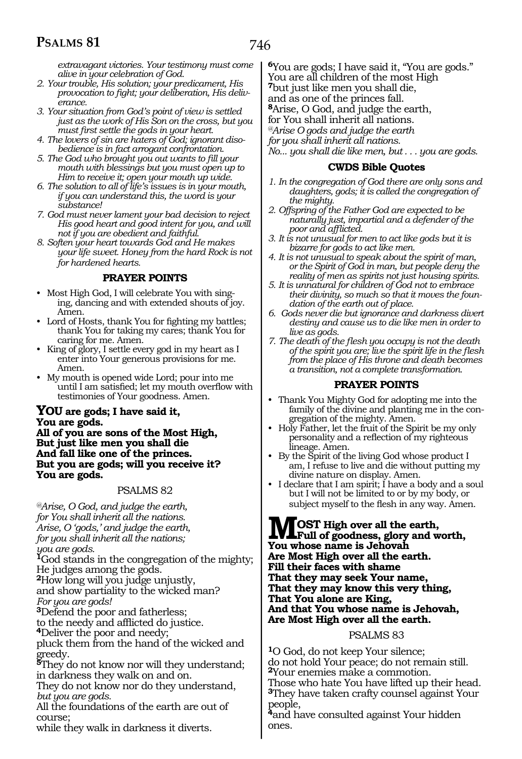*extravagant victories. Your testimony must come alive in your celebration of God.*

2. *Your trouble, His solution; your predicament, His provocation to fight; your deliberation, His deliverance.*
3. *Your situation from God's point of view is settled just as the work of His Son on the cross, but you must first settle the gods in your heart.*
4. *The lovers of sin are haters of God; ignorant disobedience is in fact arrogant confrontation.*
5. *The God who brought you out wants to fill your mouth with blessings but you must open up to Him to receive it; open your mouth up wide.*
6. *The solution to all of life's issues is in your mouth, if you can understand this, the word is your substance!*
7. *God must never lament your bad decision to reject His good heart and good intent for you, and will not if you are obedient and faithful.*
8. *Soften your heart towards God and He makes your life sweet. Honey from the hard Rock is not for hardened hearts.*

### PRAYER POINTS

- Most High God, I will celebrate You with singing, dancing and with extended shouts of joy. Amen.
- Lord of Hosts, thank You for fighting my battles; thank You for taking my cares; thank You for caring for me. Amen.
- King of glory, I settle every god in my heart as I enter into Your generous provisions for me. Amen.
- My mouth is opened wide Lord; pour into me until I am satisfied; let my mouth overflow with testimonies of Your goodness. Amen.

**YOU are gods; I have said it,**
**You are gods.**
**All of you are sons of the Most High,**
**But just like men you shall die**
**And fall like one of the princes.**
**But you are gods; will you receive it?**
**You are gods.**

## PSALMS 82

*@Arise, O God, and judge the earth,*
*for You shall inherit all the nations.*
*Arise, O 'gods,' and judge the earth,*
*for you shall inherit all the nations;*
*you are gods.*

[1]God stands in the congregation of the mighty;
He judges among the gods.
[2]How long will you judge unjustly,
and show partiality to the wicked man?
*For you are gods!*
[3]Defend the poor and fatherless;
to the needy and afflicted do justice.
[4]Deliver the poor and needy;
pluck them from the hand of the wicked and greedy.
[5]They do not know nor will they understand;
in darkness they walk on and on.
They do not know nor do they understand,
*but you are gods.*
All the foundations of the earth are out of course;
while they walk in darkness it diverts.
[6]You are gods; I have said it, "You are gods."
You are all children of the most High
[7]but just like men you shall die,
and as one of the princes fall.
[8]Arise, O God, and judge the earth,
for You shall inherit all nations.
*@Arise O gods and judge the earth*
*for you shall inherit all nations.*
*No... you shall die like men, but . . . you are gods.*

### CWDS Bible Quotes

1. *In the congregation of God there are only sons and daughters, gods; it is called the congregation of the mighty.*
2. *Offspring of the Father God are expected to be naturally just, impartial and a defender of the poor and afflicted.*
3. *It is not unusual for men to act like gods but it is bizarre for gods to act like men.*
4. *It is not unusual to speak about the spirit of man, or the Spirit of God in man, but people deny the reality of men as spirits not just housing spirits.*
5. *It is unnatural for children of God not to embrace their divinity, so much so that it moves the foundation of the earth out of place.*
6. *Gods never die but ignorance and darkness divert destiny and cause us to die like men in order to live as gods.*
7. *The death of the flesh you occupy is not the death of the spirit you are; live the spirit life in the flesh from the place of His throne and death becomes a transition, not a complete transformation.*

### PRAYER POINTS

- Thank You Mighty God for adopting me into the family of the divine and planting me in the congregation of the mighty. Amen.
- Holy Father, let the fruit of the Spirit be my only personality and a reflection of my righteous lineage. Amen.
- By the Spirit of the living God whose product I am, I refuse to live and die without putting my divine nature on display. Amen.
- I declare that I am spirit; I have a body and a soul but I will not be limited to or by my body, or subject myself to the flesh in any way. Amen.

**MOST High over all the earth,**
**Full of goodness, glory and worth,**
**You whose name is Jehovah**
**Are Most High over all the earth.**
**Fill their faces with shame**
**That they may seek Your name,**
**That they may know this very thing,**
**That You alone are King,**
**And that You whose name is Jehovah,**
**Are Most High over all the earth.**

## PSALMS 83

[1]O God, do not keep Your silence;
do not hold Your peace; do not remain still.
[2]Your enemies make a commotion.
Those who hate You have lifted up their head.
[3]They have taken crafty counsel against Your people,
[4]and have consulted against Your hidden ones.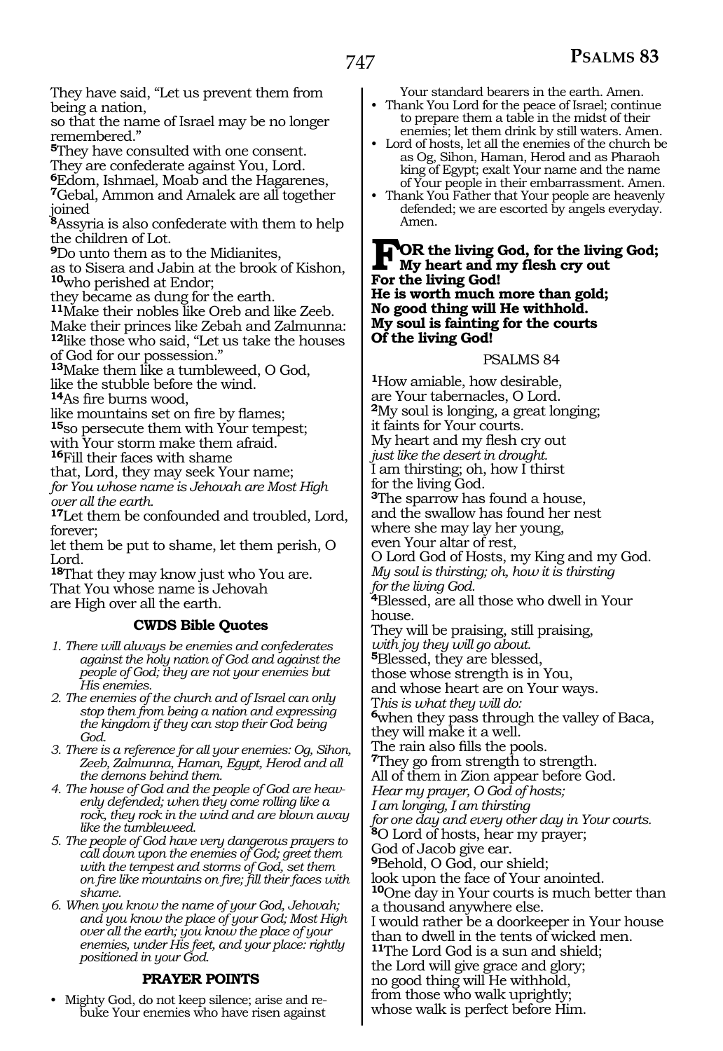They have said, "Let us prevent them from being a nation,
so that the name of Israel may be no longer remembered."
[5]They have consulted with one consent.
They are confederate against You, Lord.
[6]Edom, Ishmael, Moab and the Hagarenes,
[7]Gebal, Ammon and Amalek are all together joined
[8]Assyria is also confederate with them to help the children of Lot.
[9]Do unto them as to the Midianites,
as to Sisera and Jabin at the brook of Kishon,
[10]who perished at Endor;
they became as dung for the earth.
[11]Make their nobles like Oreb and like Zeeb.
Make their princes like Zebah and Zalmunna:
[12]like those who said, "Let us take the houses of God for our possession."
[13]Make them like a tumbleweed, O God,
like the stubble before the wind.
[14]As fire burns wood,
like mountains set on fire by flames;
[15]so persecute them with Your tempest;
with Your storm make them afraid.
[16]Fill their faces with shame
that, Lord, they may seek Your name;
*for You whose name is Jehovah are Most High over all the earth.*
[17]Let them be confounded and troubled, Lord, forever;
let them be put to shame, let them perish, O Lord.
[18]That they may know just who You are.
That You whose name is Jehovah
are High over all the earth.

### CWDS Bible Quotes

1. *There will always be enemies and confederates against the holy nation of God and against the people of God; they are not your enemies but His enemies.*
2. *The enemies of the church and of Israel can only stop them from being a nation and expressing the kingdom if they can stop their God being God.*
3. *There is a reference for all your enemies: Og, Sihon, Zeeb, Zalmunna, Haman, Egypt, Herod and all the demons behind them.*
4. *The house of God and the people of God are heavenly defended; when they come rolling like a rock, they rock in the wind and are blown away like the tumbleweed.*
5. *The people of God have very dangerous prayers to call down upon the enemies of God; greet them with the tempest and storms of God, set them on fire like mountains on fire; fill their faces with shame.*
6. *When you know the name of your God, Jehovah; and you know the place of your God; Most High over all the earth; you know the place of your enemies, under His feet, and your place: rightly positioned in your God.*

### PRAYER POINTS

- Mighty God, do not keep silence; arise and rebuke Your enemies who have risen against Your standard bearers in the earth. Amen.
- Thank You Lord for the peace of Israel; continue to prepare them a table in the midst of their enemies; let them drink by still waters. Amen.
- Lord of hosts, let all the enemies of the church be as Og, Sihon, Haman, Herod and as Pharaoh king of Egypt; exalt Your name and the name of Your people in their embarrassment. Amen.
- Thank You Father that Your people are heavenly defended; we are escorted by angels everyday. Amen.

**FOR the living God, for the living God;
My heart and my flesh cry out
For the living God!
He is worth much more than gold;
No good thing will He withhold.
My soul is fainting for the courts
Of the living God!**

## PSALMS 84

[1]How amiable, how desirable,
are Your tabernacles, O Lord.
[2]My soul is longing, a great longing;
it faints for Your courts.
My heart and my flesh cry out
*just like the desert in drought.*
I am thirsting; oh, how I thirst
for the living God.
[3]The sparrow has found a house,
and the swallow has found her nest
where she may lay her young,
even Your altar of rest,
O Lord God of Hosts, my King and my God.
*My soul is thirsting; oh, how it is thirsting
for the living God.*
[4]Blessed, are all those who dwell in Your house.
They will be praising, still praising,
*with joy they will go about.*
[5]Blessed, they are blessed,
those whose strength is in You,
and whose heart are on Your ways.
T*his is what they will do:*
[6]when they pass through the valley of Baca,
they will make it a well.
The rain also fills the pools.
[7]They go from strength to strength.
All of them in Zion appear before God.
*Hear my prayer, O God of hosts;
I am longing, I am thirsting
for one day and every other day in Your courts.*
[8]O Lord of hosts, hear my prayer;
God of Jacob give ear.
[9]Behold, O God, our shield;
look upon the face of Your anointed.
[10]One day in Your courts is much better than a thousand anywhere else.
I would rather be a doorkeeper in Your house
than to dwell in the tents of wicked men.
[11]The Lord God is a sun and shield;
the Lord will give grace and glory;
no good thing will He withhold,
from those who walk uprightly;
whose walk is perfect before Him.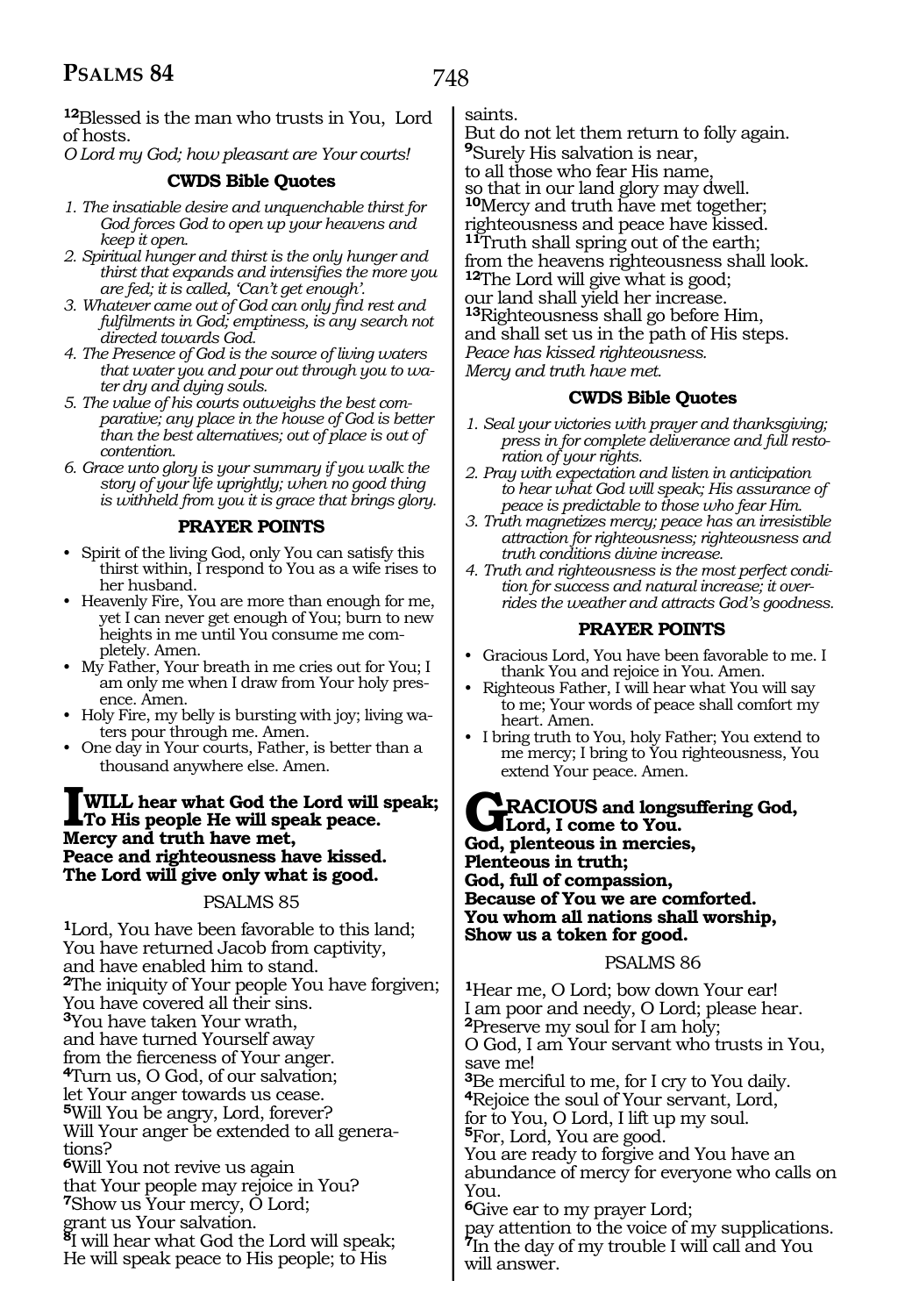**12**Blessed is the man who trusts in You, Lord of hosts.
*O Lord my God; how pleasant are Your courts!*

### CWDS Bible Quotes

1. *The insatiable desire and unquenchable thirst for God forces God to open up your heavens and keep it open.*
2. *Spiritual hunger and thirst is the only hunger and thirst that expands and intensifies the more you are fed; it is called, 'Can't get enough'.*
3. *Whatever came out of God can only find rest and fulfilments in God; emptiness, is any search not directed towards God.*
4. *The Presence of God is the source of living waters that water you and pour out through you to water dry and dying souls.*
5. *The value of his courts outweighs the best comparative; any place in the house of God is better than the best alternatives; out of place is out of contention.*
6. *Grace unto glory is your summary if you walk the story of your life uprightly; when no good thing is withheld from you it is grace that brings glory.*

### PRAYER POINTS

- Spirit of the living God, only You can satisfy this thirst within, I respond to You as a wife rises to her husband.
- Heavenly Fire, You are more than enough for me, yet I can never get enough of You; burn to new heights in me until You consume me completely. Amen.
- My Father, Your breath in me cries out for You; I am only me when I draw from Your holy presence. Amen.
- Holy Fire, my belly is bursting with joy; living waters pour through me. Amen.
- One day in Your courts, Father, is better than a thousand anywhere else. Amen.

**I WILL hear what God the Lord will speak;
To His people He will speak peace.
Mercy and truth have met,
Peace and righteousness have kissed.
The Lord will give only what is good.**

## PSALMS 85

**1**Lord, You have been favorable to this land;
You have returned Jacob from captivity,
and have enabled him to stand.
**2**The iniquity of Your people You have forgiven;
You have covered all their sins.
**3**You have taken Your wrath,
and have turned Yourself away
from the fierceness of Your anger.
**4**Turn us, O God, of our salvation;
let Your anger towards us cease.
**5**Will You be angry, Lord, forever?
Will Your anger be extended to all generations?
**6**Will You not revive us again
that Your people may rejoice in You?
**7**Show us Your mercy, O Lord;
grant us Your salvation.
**8**I will hear what God the Lord will speak;
He will speak peace to His people; to His saints.
But do not let them return to folly again.
**9**Surely His salvation is near,
to all those who fear His name,
so that in our land glory may dwell.
**10**Mercy and truth have met together;
righteousness and peace have kissed.
**11**Truth shall spring out of the earth;
from the heavens righteousness shall look.
**12**The Lord will give what is good;
our land shall yield her increase.
**13**Righteousness shall go before Him,
and shall set us in the path of His steps.
*Peace has kissed righteousness.
Mercy and truth have met.*

### CWDS Bible Quotes

1. *Seal your victories with prayer and thanksgiving; press in for complete deliverance and full restoration of your rights.*
2. *Pray with expectation and listen in anticipation to hear what God will speak; His assurance of peace is predictable to those who fear Him.*
3. *Truth magnetizes mercy; peace has an irresistible attraction for righteousness; righteousness and truth conditions divine increase.*
4. *Truth and righteousness is the most perfect condition for success and natural increase; it overrides the weather and attracts God's goodness.*

### PRAYER POINTS

- Gracious Lord, You have been favorable to me. I thank You and rejoice in You. Amen.
- Righteous Father, I will hear what You will say to me; Your words of peace shall comfort my heart. Amen.
- I bring truth to You, holy Father; You extend to me mercy; I bring to You righteousness, You extend Your peace. Amen.

**GRACIOUS and longsuffering God,
Lord, I come to You.
God, plenteous in mercies,
Plenteous in truth;
God, full of compassion,
Because of You we are comforted.
You whom all nations shall worship,
Show us a token for good.**

## PSALMS 86

**1**Hear me, O Lord; bow down Your ear!
I am poor and needy, O Lord; please hear.
**2**Preserve my soul for I am holy;
O God, I am Your servant who trusts in You, save me!
**3**Be merciful to me, for I cry to You daily.
**4**Rejoice the soul of Your servant, Lord,
for to You, O Lord, I lift up my soul.
**5**For, Lord, You are good.
You are ready to forgive and You have an abundance of mercy for everyone who calls on You.
**6**Give ear to my prayer Lord;
pay attention to the voice of my supplications.
**7**In the day of my trouble I will call and You will answer.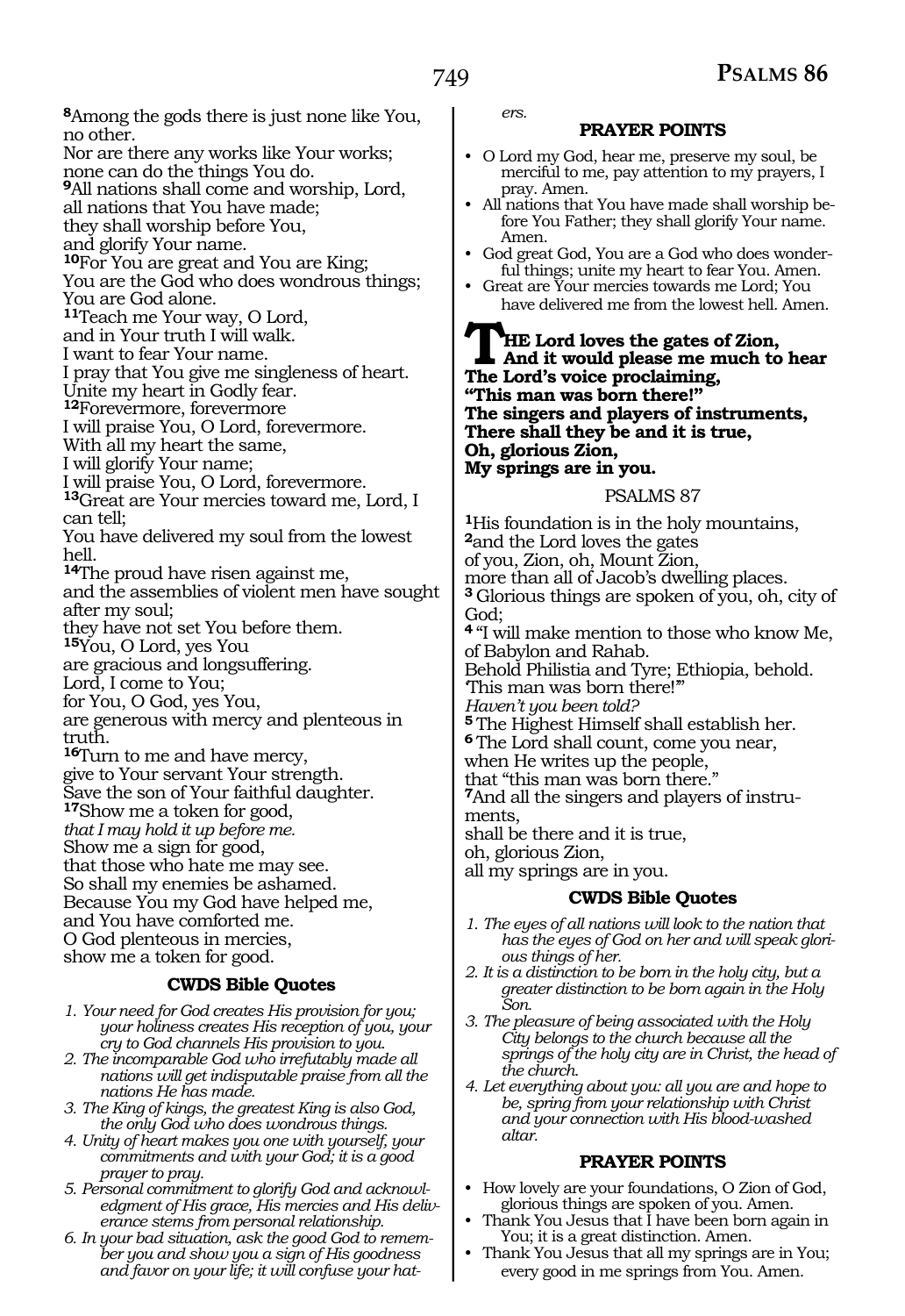**8**Among the gods there is just none like You,
no other.
Nor are there any works like Your works;
none can do the things You do.
**9**All nations shall come and worship, Lord,
all nations that You have made;
they shall worship before You,
and glorify Your name.
**10**For You are great and You are King;
You are the God who does wondrous things;
You are God alone.
**11**Teach me Your way, O Lord,
and in Your truth I will walk.
I want to fear Your name.
I pray that You give me singleness of heart.
Unite my heart in Godly fear.
**12**Forevermore, forevermore
I will praise You, O Lord, forevermore.
With all my heart the same,
I will glorify Your name;
I will praise You, O Lord, forevermore.
**13**Great are Your mercies toward me, Lord, I can tell;
You have delivered my soul from the lowest hell.
**14**The proud have risen against me,
and the assemblies of violent men have sought after my soul;
they have not set You before them.
**15**You, O Lord, yes You
are gracious and longsuffering.
Lord, I come to You;
for You, O God, yes You,
are generous with mercy and plenteous in truth.
**16**Turn to me and have mercy,
give to Your servant Your strength.
Save the son of Your faithful daughter.
**17**Show me a token for good,
*that I may hold it up before me.*
Show me a sign for good,
that those who hate me may see.
So shall my enemies be ashamed.
Because You my God have helped me,
and You have comforted me.
O God plenteous in mercies,
show me a token for good.

### CWDS Bible Quotes

1. *Your need for God creates His provision for you; your holiness creates His reception of you, your cry to God channels His provision to you.*
2. *The incomparable God who irrefutably made all nations will get indisputable praise from all the nations He has made.*
3. *The King of kings, the greatest King is also God, the only God who does wondrous things.*
4. *Unity of heart makes you one with yourself, your commitments and with your God; it is a good prayer to pray.*
5. *Personal commitment to glorify God and acknowledgment of His grace, His mercies and His deliverance stems from personal relationship.*
6. *In your bad situation, ask the good God to remember you and show you a sign of His goodness and favor on your life; it will confuse your haters.*

### PRAYER POINTS

- O Lord my God, hear me, preserve my soul, be merciful to me, pay attention to my prayers, I pray. Amen.
- All nations that You have made shall worship before You Father; they shall glorify Your name. Amen.
- God great God, You are a God who does wonderful things; unite my heart to fear You. Amen.
- Great are Your mercies towards me Lord; You have delivered me from the lowest hell. Amen.

**THE Lord loves the gates of Zion,
And it would please me much to hear
The Lord's voice proclaiming,
"This man was born there!"
The singers and players of instruments,
There shall they be and it is true,
Oh, glorious Zion,
My springs are in you.**

## PSALMS 87

**1**His foundation is in the holy mountains,
**2**and the Lord loves the gates
of you, Zion, oh, Mount Zion,
more than all of Jacob's dwelling places.
**3** Glorious things are spoken of you, oh, city of God;
**4** "I will make mention to those who know Me,
of Babylon and Rahab.
Behold Philistia and Tyre; Ethiopia, behold.
'This man was born there!'"
*Haven't you been told?*
**5** The Highest Himself shall establish her.
**6** The Lord shall count, come you near,
when He writes up the people,
that "this man was born there."
**7**And all the singers and players of instruments,
shall be there and it is true,
oh, glorious Zion,
all my springs are in you.

### CWDS Bible Quotes

1. *The eyes of all nations will look to the nation that has the eyes of God on her and will speak glorious things of her.*
2. *It is a distinction to be born in the holy city, but a greater distinction to be born again in the Holy Son.*
3. *The pleasure of being associated with the Holy City belongs to the church because all the springs of the holy city are in Christ, the head of the church.*
4. *Let everything about you: all you are and hope to be, spring from your relationship with Christ and your connection with His blood-washed altar.*

### PRAYER POINTS

- How lovely are your foundations, O Zion of God, glorious things are spoken of you. Amen.
- Thank You Jesus that I have been born again in You; it is a great distinction. Amen.
- Thank You Jesus that all my springs are in You; every good in me springs from You. Amen.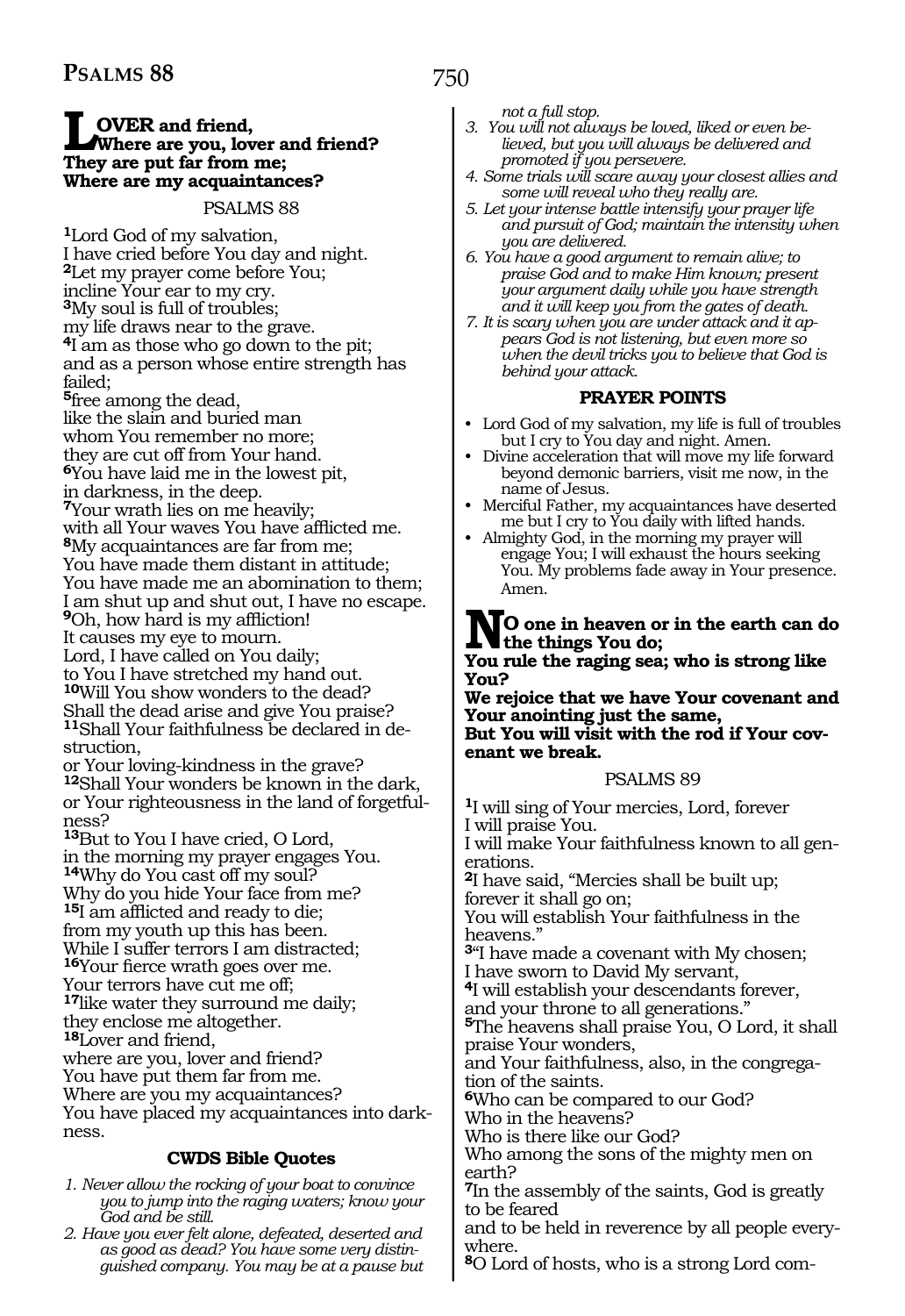**LOVER and friend,**
**Where are you, lover and friend?**
**They are put far from me;**
**Where are my acquaintances?**

## PSALMS 88

**1**Lord God of my salvation,
I have cried before You day and night.
**2**Let my prayer come before You;
incline Your ear to my cry.
**3**My soul is full of troubles;
my life draws near to the grave.
**4**I am as those who go down to the pit;
and as a person whose entire strength has failed;
**5**free among the dead,
like the slain and buried man
whom You remember no more;
they are cut off from Your hand.
**6**You have laid me in the lowest pit,
in darkness, in the deep.
**7**Your wrath lies on me heavily;
with all Your waves You have afflicted me.
**8**My acquaintances are far from me;
You have made them distant in attitude;
You have made me an abomination to them;
I am shut up and shut out, I have no escape.
**9**Oh, how hard is my affliction!
It causes my eye to mourn.
Lord, I have called on You daily;
to You I have stretched my hand out.
**10**Will You show wonders to the dead?
Shall the dead arise and give You praise?
**11**Shall Your faithfulness be declared in destruction,
or Your loving-kindness in the grave?
**12**Shall Your wonders be known in the dark,
or Your righteousness in the land of forgetfulness?
**13**But to You I have cried, O Lord,
in the morning my prayer engages You.
**14**Why do You cast off my soul?
Why do you hide Your face from me?
**15**I am afflicted and ready to die;
from my youth up this has been.
While I suffer terrors I am distracted;
**16**Your fierce wrath goes over me.
Your terrors have cut me off;
**17**like water they surround me daily;
they enclose me altogether.
**18**Lover and friend,
where are you, lover and friend?
You have put them far from me.
Where are you my acquaintances?
You have placed my acquaintances into darkness.

### CWDS Bible Quotes

1. *Never allow the rocking of your boat to convince you to jump into the raging waters; know your God and be still.*
2. *Have you ever felt alone, defeated, deserted and as good as dead? You have some very distinguished company. You may be at a pause but not a full stop.*
3. *You will not always be loved, liked or even believed, but you will always be delivered and promoted if you persevere.*
4. *Some trials will scare away your closest allies and some will reveal who they really are.*
5. *Let your intense battle intensify your prayer life and pursuit of God; maintain the intensity when you are delivered.*
6. *You have a good argument to remain alive; to praise God and to make Him known; present your argument daily while you have strength and it will keep you from the gates of death.*
7. *It is scary when you are under attack and it appears God is not listening, but even more so when the devil tricks you to believe that God is behind your attack.*

### PRAYER POINTS

- Lord God of my salvation, my life is full of troubles but I cry to You day and night. Amen.
- Divine acceleration that will move my life forward beyond demonic barriers, visit me now, in the name of Jesus.
- Merciful Father, my acquaintances have deserted me but I cry to You daily with lifted hands.
- Almighty God, in the morning my prayer will engage You; I will exhaust the hours seeking You. My problems fade away in Your presence. Amen.

**NO one in heaven or in the earth can do the things You do;**
**You rule the raging sea; who is strong like You?**
**We rejoice that we have Your covenant and Your anointing just the same,**
**But You will visit with the rod if Your covenant we break.**

## PSALMS 89

**1**I will sing of Your mercies, Lord, forever
I will praise You.
I will make Your faithfulness known to all generations.
**2**I have said, "Mercies shall be built up;
forever it shall go on;
You will establish Your faithfulness in the heavens."
**3**"I have made a covenant with My chosen;
I have sworn to David My servant,
**4**I will establish your descendants forever,
and your throne to all generations."
**5**The heavens shall praise You, O Lord, it shall praise Your wonders,
and Your faithfulness, also, in the congregation of the saints.
**6**Who can be compared to our God?
Who in the heavens?
Who is there like our God?
Who among the sons of the mighty men on earth?
**7**In the assembly of the saints, God is greatly to be feared
and to be held in reverence by all people everywhere.
**8**O Lord of hosts, who is a strong Lord com-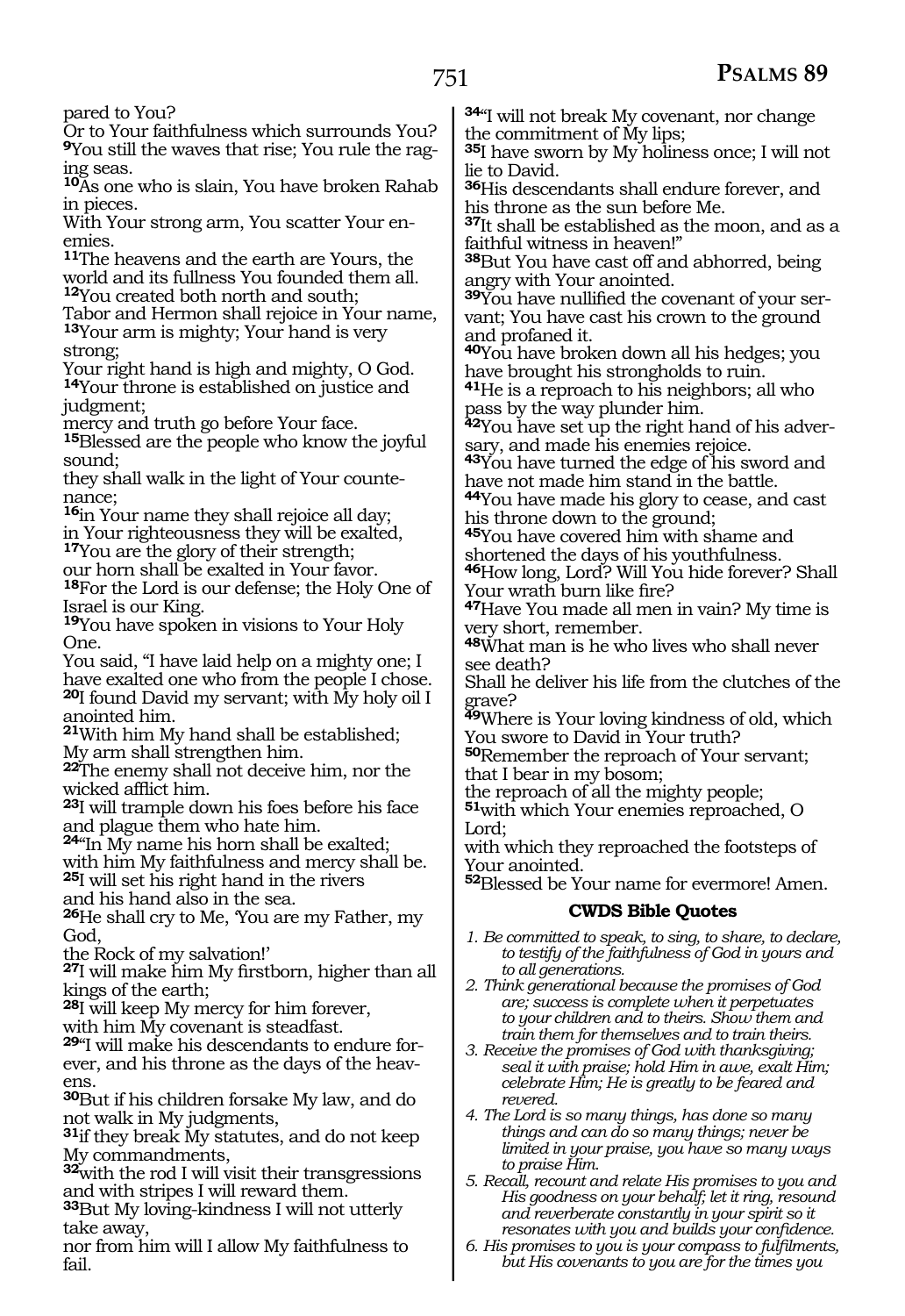pared to You?
Or to Your faithfulness which surrounds You?
**9**You still the waves that rise; You rule the raging seas.
**10**As one who is slain, You have broken Rahab in pieces.
With Your strong arm, You scatter Your enemies.
**11**The heavens and the earth are Yours, the world and its fullness You founded them all.
**12**You created both north and south;
Tabor and Hermon shall rejoice in Your name,
**13**Your arm is mighty; Your hand is very strong;
Your right hand is high and mighty, O God.
**14**Your throne is established on justice and judgment;
mercy and truth go before Your face.
**15**Blessed are the people who know the joyful sound;
they shall walk in the light of Your countenance;
**16**in Your name they shall rejoice all day;
in Your righteousness they will be exalted,
**17**You are the glory of their strength;
our horn shall be exalted in Your favor.
**18**For the Lord is our defense; the Holy One of Israel is our King.
**19**You have spoken in visions to Your Holy One.
You said, "I have laid help on a mighty one; I have exalted one who from the people I chose.
**20**I found David my servant; with My holy oil I anointed him.
**21**With him My hand shall be established;
My arm shall strengthen him.
**22**The enemy shall not deceive him, nor the wicked afflict him.
**23**I will trample down his foes before his face and plague them who hate him.
**24**"In My name his horn shall be exalted;
with him My faithfulness and mercy shall be.
**25**I will set his right hand in the rivers
and his hand also in the sea.
**26**He shall cry to Me, 'You are my Father, my God,
the Rock of my salvation!'
**27**I will make him My firstborn, higher than all kings of the earth;
**28**I will keep My mercy for him forever,
with him My covenant is steadfast.
**29**"I will make his descendants to endure forever, and his throne as the days of the heavens.
**30**But if his children forsake My law, and do not walk in My judgments,
**31**if they break My statutes, and do not keep My commandments,
**32**with the rod I will visit their transgressions and with stripes I will reward them.
**33**But My loving-kindness I will not utterly take away,
nor from him will I allow My faithfulness to fail.
**34**"I will not break My covenant, nor change the commitment of My lips;
**35**I have sworn by My holiness once; I will not lie to David.
**36**His descendants shall endure forever, and his throne as the sun before Me.
**37**It shall be established as the moon, and as a faithful witness in heaven!"
**38**But You have cast off and abhorred, being angry with Your anointed.
**39**You have nullified the covenant of your servant; You have cast his crown to the ground and profaned it.
**40**You have broken down all his hedges; you have brought his strongholds to ruin.
**41**He is a reproach to his neighbors; all who pass by the way plunder him.
**42**You have set up the right hand of his adversary, and made his enemies rejoice.
**43**You have turned the edge of his sword and have not made him stand in the battle.
**44**You have made his glory to cease, and cast his throne down to the ground;
**45**You have covered him with shame and shortened the days of his youthfulness.
**46**How long, Lord? Will You hide forever? Shall Your wrath burn like fire?
**47**Have You made all men in vain? My time is very short, remember.
**48**What man is he who lives who shall never see death?
Shall he deliver his life from the clutches of the grave?
**49**Where is Your loving kindness of old, which You swore to David in Your truth?
**50**Remember the reproach of Your servant;
that I bear in my bosom;
the reproach of all the mighty people;
**51**with which Your enemies reproached, O Lord;
with which they reproached the footsteps of Your anointed.
**52**Blessed be Your name for evermore! Amen.

### CWDS Bible Quotes

1. *Be committed to speak, to sing, to share, to declare, to testify of the faithfulness of God in yours and to all generations.*
2. *Think generational because the promises of God are; success is complete when it perpetuates to your children and to theirs. Show them and train them for themselves and to train theirs.*
3. *Receive the promises of God with thanksgiving; seal it with praise; hold Him in awe, exalt Him; celebrate Him; He is greatly to be feared and revered.*
4. *The Lord is so many things, has done so many things and can do so many things; never be limited in your praise, you have so many ways to praise Him.*
5. *Recall, recount and relate His promises to you and His goodness on your behalf; let it ring, resound and reverberate constantly in your spirit so it resonates with you and builds your confidence.*
6. *His promises to you is your compass to fulfilments, but His covenants to you are for the times you*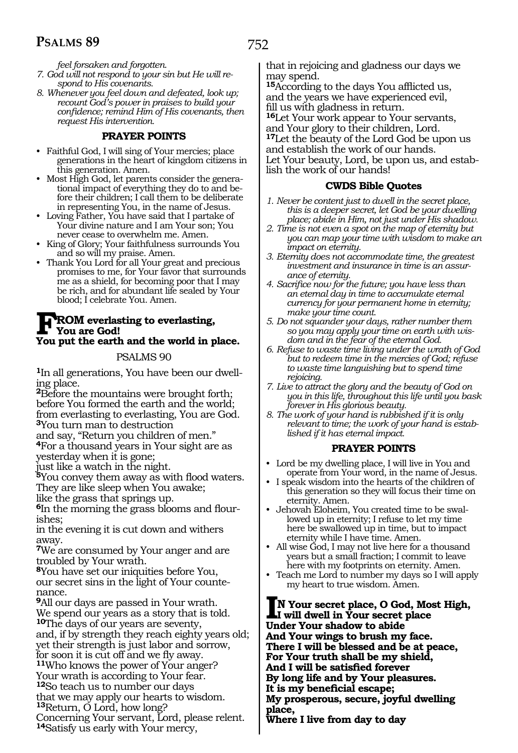*feel forsaken and forgotten.*

7. *God will not respond to your sin but He will respond to His covenants.*
8. *Whenever you feel down and defeated, look up; recount God's power in praises to build your confidence; remind Him of His covenants, then request His intervention.*

### PRAYER POINTS

- Faithful God, I will sing of Your mercies; place generations in the heart of kingdom citizens in this generation. Amen.
- Most High God, let parents consider the generational impact of everything they do to and before their children; I call them to be deliberate in representing You, in the name of Jesus.
- Loving Father, You have said that I partake of Your divine nature and I am Your son; You never cease to overwhelm me. Amen.
- King of Glory; Your faithfulness surrounds You and so will my praise. Amen.
- Thank You Lord for all Your great and precious promises to me, for Your favor that surrounds me as a shield, for becoming poor that I may be rich, and for abundant life sealed by Your blood; I celebrate You. Amen.

**FROM everlasting to everlasting,
You are God!
You put the earth and the world in place.**

## PSALMS 90

**1**In all generations, You have been our dwelling place.
**2**Before the mountains were brought forth; before You formed the earth and the world; from everlasting to everlasting, You are God.
**3**You turn man to destruction
and say, "Return you children of men."
**4**For a thousand years in Your sight are as yesterday when it is gone;
just like a watch in the night.
**5**You convey them away as with flood waters.
They are like sleep when You awake;
like the grass that springs up.
**6**In the morning the grass blooms and flourishes;
in the evening it is cut down and withers away.
**7**We are consumed by Your anger and are troubled by Your wrath.
**8**You have set our iniquities before You,
our secret sins in the light of Your countenance.
**9**All our days are passed in Your wrath.
We spend our years as a story that is told.
**10**The days of our years are seventy,
and, if by strength they reach eighty years old;
yet their strength is just labor and sorrow,
for soon it is cut off and we fly away.
**11**Who knows the power of Your anger?
Your wrath is according to Your fear.
**12**So teach us to number our days
that we may apply our hearts to wisdom.
**13**Return, O Lord, how long?
Concerning Your servant, Lord, please relent.
**14**Satisfy us early with Your mercy,
that in rejoicing and gladness our days we may spend.
**15**According to the days You afflicted us,
and the years we have experienced evil,
fill us with gladness in return.
**16**Let Your work appear to Your servants,
and Your glory to their children, Lord.
**17**Let the beauty of the Lord God be upon us
and establish the work of our hands.
Let Your beauty, Lord, be upon us, and establish the work of our hands!

### CWDS Bible Quotes

1. *Never be content just to dwell in the secret place, this is a deeper secret, let God be your dwelling place; abide in Him, not just under His shadow.*
2. *Time is not even a spot on the map of eternity but you can map your time with wisdom to make an impact on eternity.*
3. *Eternity does not accommodate time, the greatest investment and insurance in time is an assurance of eternity.*
4. *Sacrifice now for the future; you have less than an eternal day in time to accumulate eternal currency for your permanent home in eternity; make your time count.*
5. *Do not squander your days, rather number them so you may apply your time on earth with wisdom and in the fear of the eternal God.*
6. *Refuse to waste time living under the wrath of God but to redeem time in the mercies of God; refuse to waste time languishing but to spend time rejoicing.*
7. *Live to attract the glory and the beauty of God on you in this life, throughout this life until you bask forever in His glorious beauty.*
8. *The work of your hand is rubbished if it is only relevant to time; the work of your hand is established if it has eternal impact.*

### PRAYER POINTS

- Lord be my dwelling place, I will live in You and operate from Your word, in the name of Jesus.
- I speak wisdom into the hearts of the children of this generation so they will focus their time on eternity. Amen.
- Jehovah Eloheim, You created time to be swallowed up in eternity; I refuse to let my time here be swallowed up in time, but to impact eternity while I have time. Amen.
- All wise God, I may not live here for a thousand years but a small fraction; I commit to leave here with my footprints on eternity. Amen.
- Teach me Lord to number my days so I will apply my heart to true wisdom. Amen.

**IN Your secret place, O God, Most High,
I will dwell in Your secret place
Under Your shadow to abide
And Your wings to brush my face.
There I will be blessed and be at peace,
For Your truth shall be my shield,
And I will be satisfied forever
By long life and by Your pleasures.
It is my beneficial escape;
My prosperous, secure, joyful dwelling place,
Where I live from day to day**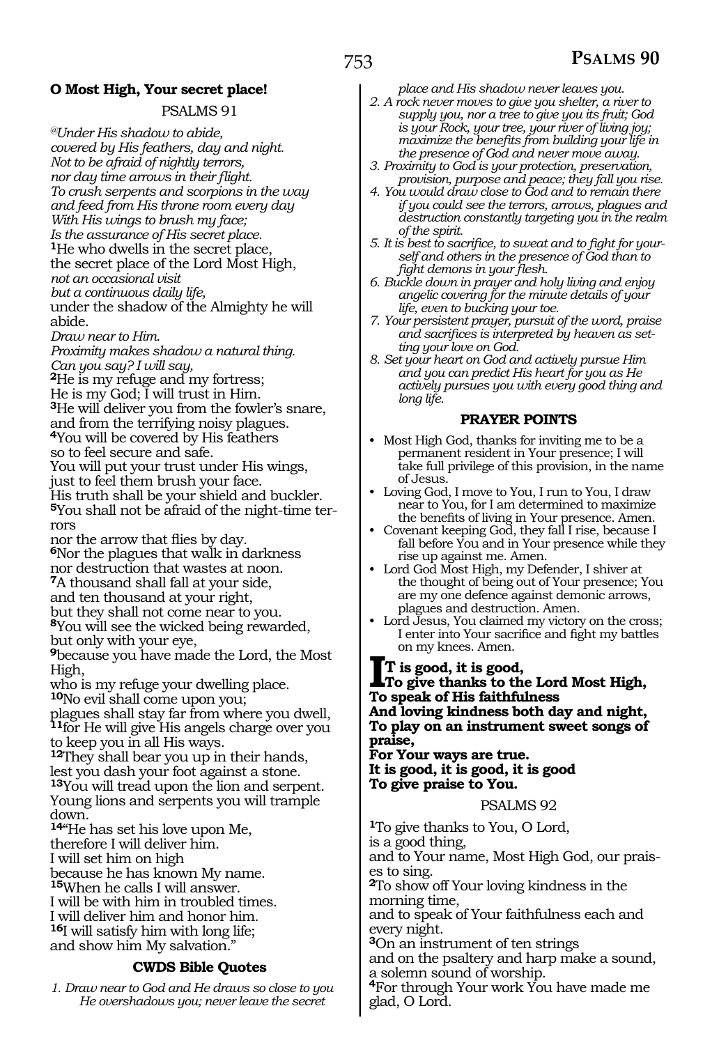**O Most High, Your secret place!**

PSALMS 91

*@Under His shadow to abide,*
*covered by His feathers, day and night.*
*Not to be afraid of nightly terrors,*
*nor day time arrows in their flight.*
*To crush serpents and scorpions in the way*
*and feed from His throne room every day*
*With His wings to brush my face;*
*Is the assurance of His secret place.*

**1**He who dwells in the secret place,
the secret place of the Lord Most High,
*not an occasional visit*
*but a continuous daily life,*
under the shadow of the Almighty he will abide.
*Draw near to Him.*
*Proximity makes shadow a natural thing.*
*Can you say? I will say,*
**2**He is my refuge and my fortress;
He is my God; I will trust in Him.
**3**He will deliver you from the fowler's snare,
and from the terrifying noisy plagues.
**4**You will be covered by His feathers
so to feel secure and safe.
You will put your trust under His wings,
just to feel them brush your face.
His truth shall be your shield and buckler.
**5**You shall not be afraid of the night-time terrors
nor the arrow that flies by day.
**6**Nor the plagues that walk in darkness
nor destruction that wastes at noon.
**7**A thousand shall fall at your side,
and ten thousand at your right,
but they shall not come near to you.
**8**You will see the wicked being rewarded,
but only with your eye,
**9**because you have made the Lord, the Most High,
who is my refuge your dwelling place.
**10**No evil shall come upon you;
plagues shall stay far from where you dwell,
**11**for He will give His angels charge over you
to keep you in all His ways.
**12**They shall bear you up in their hands,
lest you dash your foot against a stone.
**13**You will tread upon the lion and serpent.
Young lions and serpents you will trample down.
**14**"He has set his love upon Me,
therefore I will deliver him.
I will set him on high
because he has known My name.
**15**When he calls I will answer.
I will be with him in troubled times.
I will deliver him and honor him.
**16**I will satisfy him with long life;
and show him My salvation."

**CWDS Bible Quotes**

*1. Draw near to God and He draws so close to you He overshadows you; never leave the secret place and His shadow never leaves you.*
*2. A rock never moves to give you shelter, a river to supply you, nor a tree to give you its fruit; God is your Rock, your tree, your river of living joy; maximize the benefits from building your life in the presence of God and never move away.*
*3. Proximity to God is your protection, preservation, provision, purpose and peace; they fall you rise.*
*4. You would draw close to God and to remain there if you could see the terrors, arrows, plagues and destruction constantly targeting you in the realm of the spirit.*
*5. It is best to sacrifice, to sweat and to fight for yourself and others in the presence of God than to fight demons in your flesh.*
*6. Buckle down in prayer and holy living and enjoy angelic covering for the minute details of your life, even to bucking your toe.*
*7. Your persistent prayer, pursuit of the word, praise and sacrifices is interpreted by heaven as setting your love on God.*
*8. Set your heart on God and actively pursue Him and you can predict His heart for you as He actively pursues you with every good thing and long life.*

**PRAYER POINTS**

- Most High God, thanks for inviting me to be a permanent resident in Your presence; I will take full privilege of this provision, in the name of Jesus.
- Loving God, I move to You, I run to You, I draw near to You, for I am determined to maximize the benefits of living in Your presence. Amen.
- Covenant keeping God, they fall I rise, because I fall before You and in Your presence while they rise up against me. Amen.
- Lord God Most High, my Defender, I shiver at the thought of being out of Your presence; You are my one defence against demonic arrows, plagues and destruction. Amen.
- Lord Jesus, You claimed my victory on the cross; I enter into Your sacrifice and fight my battles on my knees. Amen.

**It is good, it is good,**
**To give thanks to the Lord Most High,**
**To speak of His faithfulness**
**And loving kindness both day and night,**
**To play on an instrument sweet songs of praise,**
**For Your ways are true.**
**It is good, it is good, it is good**
**To give praise to You.**

PSALMS 92

**1**To give thanks to You, O Lord,
is a good thing,
and to Your name, Most High God, our praises to sing.
**2**To show off Your loving kindness in the morning time,
and to speak of Your faithfulness each and every night.
**3**On an instrument of ten strings
and on the psaltery and harp make a sound,
a solemn sound of worship.
**4**For through Your work You have made me glad, O Lord.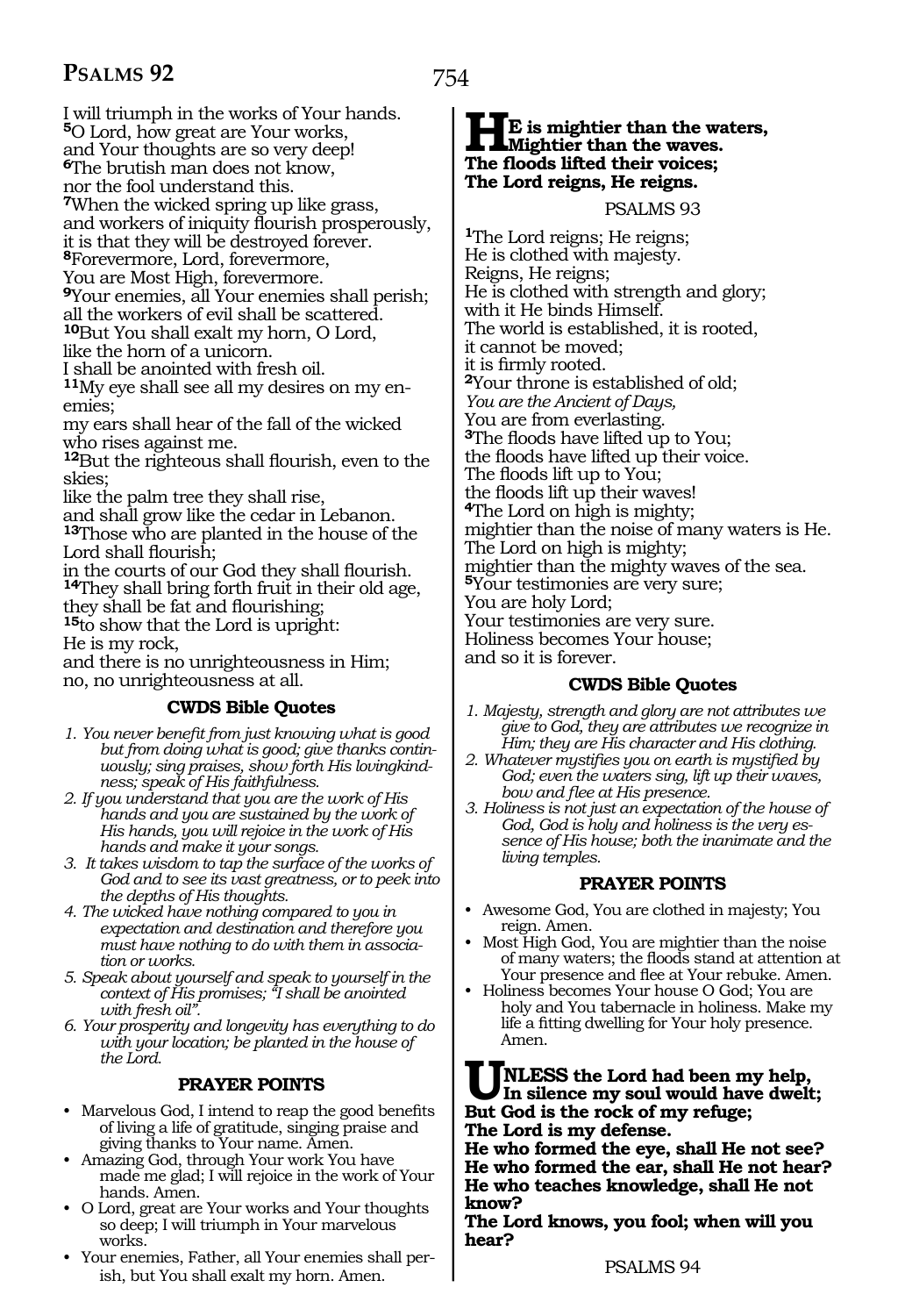I will triumph in the works of Your hands.
**5**O Lord, how great are Your works,
and Your thoughts are so very deep!
**6**The brutish man does not know,
nor the fool understand this.
**7**When the wicked spring up like grass,
and workers of iniquity flourish prosperously,
it is that they will be destroyed forever.
**8**Forevermore, Lord, forevermore,
You are Most High, forevermore.
**9**Your enemies, all Your enemies shall perish;
all the workers of evil shall be scattered.
**10**But You shall exalt my horn, O Lord,
like the horn of a unicorn.
I shall be anointed with fresh oil.
**11**My eye shall see all my desires on my enemies;
my ears shall hear of the fall of the wicked
who rises against me.
**12**But the righteous shall flourish, even to the skies;
like the palm tree they shall rise,
and shall grow like the cedar in Lebanon.
**13**Those who are planted in the house of the Lord shall flourish;
in the courts of our God they shall flourish.
**14**They shall bring forth fruit in their old age,
they shall be fat and flourishing;
**15**to show that the Lord is upright:
He is my rock,
and there is no unrighteousness in Him;
no, no unrighteousness at all.

### CWDS Bible Quotes

1. *You never benefit from just knowing what is good but from doing what is good; give thanks continuously; sing praises, show forth His lovingkindness; speak of His faithfulness.*
2. *If you understand that you are the work of His hands and you are sustained by the work of His hands, you will rejoice in the work of His hands and make it your songs.*
3. *It takes wisdom to tap the surface of the works of God and to see its vast greatness, or to peek into the depths of His thoughts.*
4. *The wicked have nothing compared to you in expectation and destination and therefore you must have nothing to do with them in association or works.*
5. *Speak about yourself and speak to yourself in the context of His promises; "I shall be anointed with fresh oil".*
6. *Your prosperity and longevity has everything to do with your location; be planted in the house of the Lord.*

### PRAYER POINTS

- Marvelous God, I intend to reap the good benefits of living a life of gratitude, singing praise and giving thanks to Your name. Amen.
- Amazing God, through Your work You have made me glad; I will rejoice in the work of Your hands. Amen.
- O Lord, great are Your works and Your thoughts so deep; I will triumph in Your marvelous works.
- Your enemies, Father, all Your enemies shall perish, but You shall exalt my horn. Amen.

**HE is mightier than the waters,**
**Mightier than the waves.**
**The floods lifted their voices;**
**The Lord reigns, He reigns.**

## PSALMS 93

**1**The Lord reigns; He reigns;
He is clothed with majesty.
Reigns, He reigns;
He is clothed with strength and glory;
with it He binds Himself.
The world is established, it is rooted,
it cannot be moved;
it is firmly rooted.
**2**Your throne is established of old;
*You are the Ancient of Days,*
You are from everlasting.
**3**The floods have lifted up to You;
the floods have lifted up their voice.
The floods lift up to You;
the floods lift up their waves!
**4**The Lord on high is mighty;
mightier than the noise of many waters is He.
The Lord on high is mighty;
mightier than the mighty waves of the sea.
**5**Your testimonies are very sure;
You are holy Lord;
Your testimonies are very sure.
Holiness becomes Your house;
and so it is forever.

### CWDS Bible Quotes

1. *Majesty, strength and glory are not attributes we give to God, they are attributes we recognize in Him; they are His character and His clothing.*
2. *Whatever mystifies you on earth is mystified by God; even the waters sing, lift up their waves, bow and flee at His presence.*
3. *Holiness is not just an expectation of the house of God, God is holy and holiness is the very essence of His house; both the inanimate and the living temples.*

### PRAYER POINTS

- Awesome God, You are clothed in majesty; You reign. Amen.
- Most High God, You are mightier than the noise of many waters; the floods stand at attention at Your presence and flee at Your rebuke. Amen.
- Holiness becomes Your house O God; You are holy and You tabernacle in holiness. Make my life a fitting dwelling for Your holy presence. Amen.

**UNLESS the Lord had been my help,**
**In silence my soul would have dwelt;**
**But God is the rock of my refuge;**
**The Lord is my defense.**
**He who formed the eye, shall He not see?**
**He who formed the ear, shall He not hear?**
**He who teaches knowledge, shall He not know?**
**The Lord knows, you fool; when will you hear?**

## PSALMS 94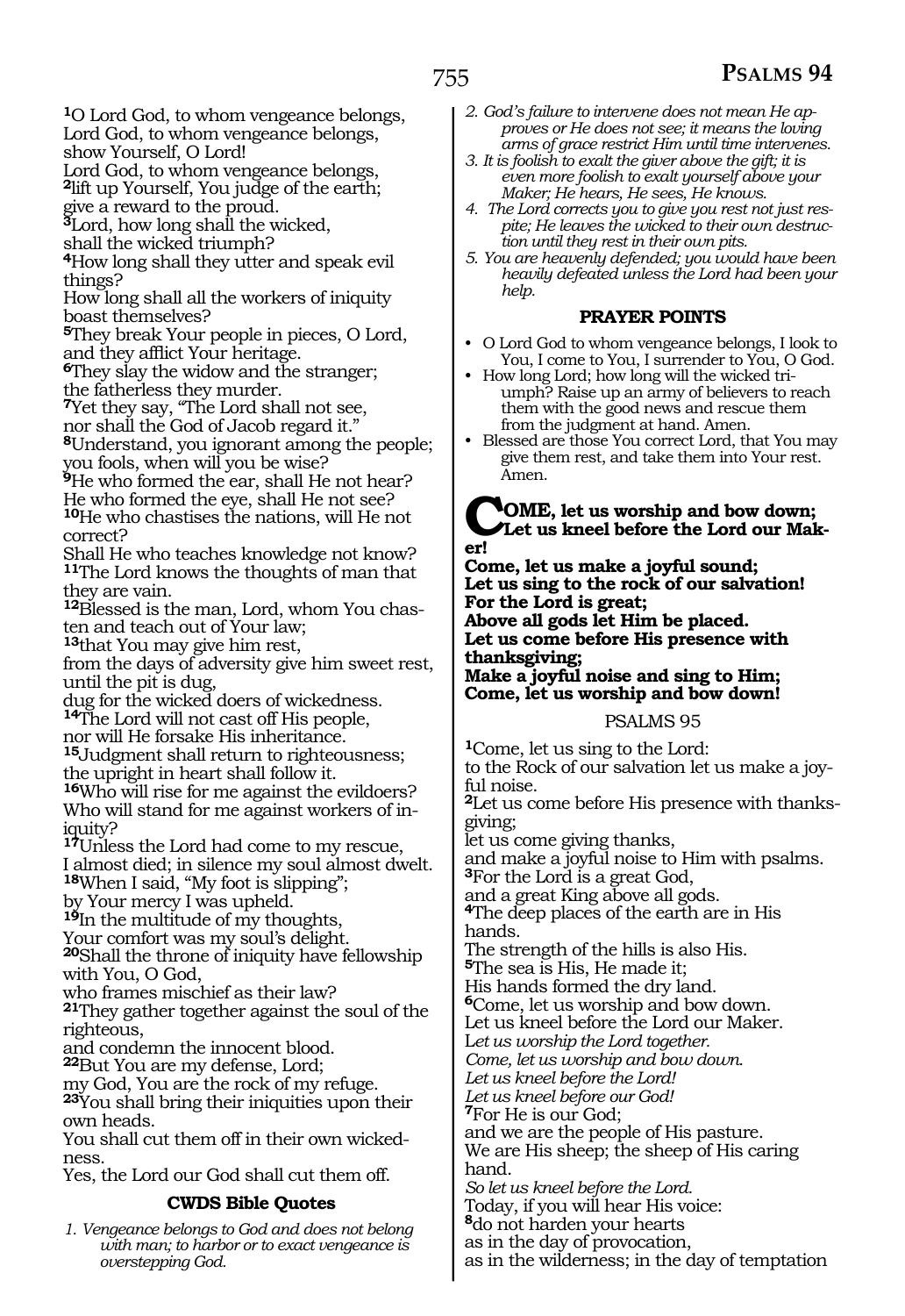[1]O Lord God, to whom vengeance belongs,
Lord God, to whom vengeance belongs,
show Yourself, O Lord!
Lord God, to whom vengeance belongs,
[2]lift up Yourself, You judge of the earth;
give a reward to the proud.
[3]Lord, how long shall the wicked,
shall the wicked triumph?
[4]How long shall they utter and speak evil things?
How long shall all the workers of iniquity boast themselves?
[5]They break Your people in pieces, O Lord,
and they afflict Your heritage.
[6]They slay the widow and the stranger;
the fatherless they murder.
[7]Yet they say, "The Lord shall not see,
nor shall the God of Jacob regard it."
[8]Understand, you ignorant among the people;
you fools, when will you be wise?
[9]He who formed the ear, shall He not hear?
He who formed the eye, shall He not see?
[10]He who chastises the nations, will He not correct?
Shall He who teaches knowledge not know?
[11]The Lord knows the thoughts of man that they are vain.
[12]Blessed is the man, Lord, whom You chasten and teach out of Your law;
[13]that You may give him rest,
from the days of adversity give him sweet rest,
until the pit is dug,
dug for the wicked doers of wickedness.
[14]The Lord will not cast off His people,
nor will He forsake His inheritance.
[15]Judgment shall return to righteousness;
the upright in heart shall follow it.
[16]Who will rise for me against the evildoers?
Who will stand for me against workers of iniquity?
[17]Unless the Lord had come to my rescue,
I almost died; in silence my soul almost dwelt.
[18]When I said, "My foot is slipping";
by Your mercy I was upheld.
[19]In the multitude of my thoughts,
Your comfort was my soul's delight.
[20]Shall the throne of iniquity have fellowship with You, O God,
who frames mischief as their law?
[21]They gather together against the soul of the righteous,
and condemn the innocent blood.
[22]But You are my defense, Lord;
my God, You are the rock of my refuge.
[23]You shall bring their iniquities upon their own heads.
You shall cut them off in their own wickedness.
Yes, the Lord our God shall cut them off.

### CWDS Bible Quotes

1. *Vengeance belongs to God and does not belong with man; to harbor or to exact vengeance is overstepping God.*
2. *God's failure to intervene does not mean He approves or He does not see; it means the loving arms of grace restrict Him until time intervenes.*
3. *It is foolish to exalt the giver above the gift; it is even more foolish to exalt yourself above your Maker; He hears, He sees, He knows.*
4. *The Lord corrects you to give you rest not just respite; He leaves the wicked to their own destruction until they rest in their own pits.*
5. *You are heavenly defended; you would have been heavily defeated unless the Lord had been your help.*

### PRAYER POINTS

- O Lord God to whom vengeance belongs, I look to You, I come to You, I surrender to You, O God.
- How long Lord; how long will the wicked triumph? Raise up an army of believers to reach them with the good news and rescue them from the judgment at hand. Amen.
- Blessed are those You correct Lord, that You may give them rest, and take them into Your rest. Amen.

**COME, let us worship and bow down;
Let us kneel before the Lord our Maker!
Come, let us make a joyful sound;
Let us sing to the rock of our salvation!
For the Lord is great;
Above all gods let Him be placed.
Let us come before His presence with thanksgiving;
Make a joyful noise and sing to Him;
Come, let us worship and bow down!**

## PSALMS 95

[1]Come, let us sing to the Lord:
to the Rock of our salvation let us make a joyful noise.
[2]Let us come before His presence with thanksgiving;
let us come giving thanks,
and make a joyful noise to Him with psalms.
[3]For the Lord is a great God,
and a great King above all gods.
[4]The deep places of the earth are in His hands.
The strength of the hills is also His.
[5]The sea is His, He made it;
His hands formed the dry land.
[6]Come, let us worship and bow down.
Let us kneel before the Lord our Maker.
*Let us worship the Lord together.*
*Come, let us worship and bow down.*
*Let us kneel before the Lord!*
*Let us kneel before our God!*
[7]For He is our God;
and we are the people of His pasture.
We are His sheep; the sheep of His caring hand.
*So let us kneel before the Lord.*
Today, if you will hear His voice:
[8]do not harden your hearts
as in the day of provocation,
as in the wilderness; in the day of temptation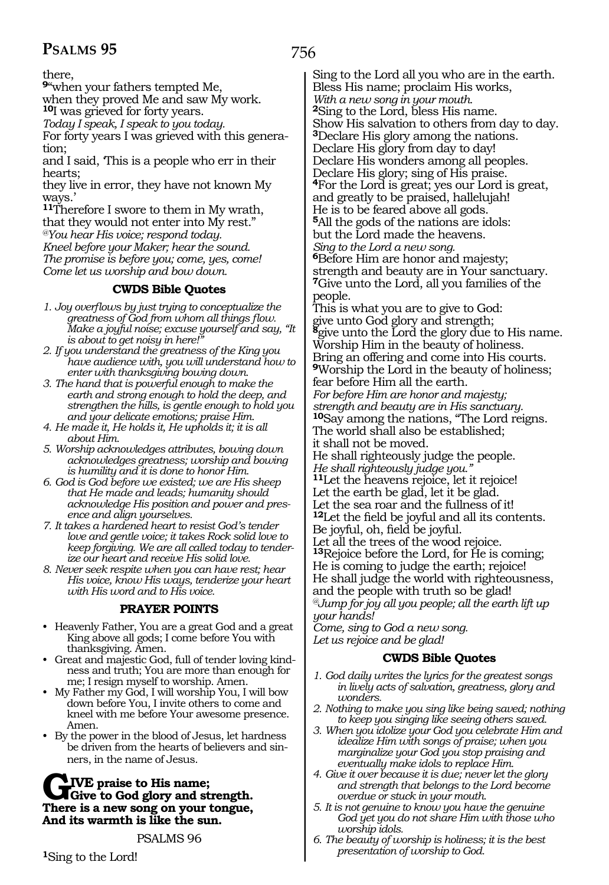there,

**9**"when your fathers tempted Me,
when they proved Me and saw My work.
**10**I was grieved for forty years.
*Today I speak, I speak to you today.*
For forty years I was grieved with this generation;
and I said, 'This is a people who err in their hearts;
they live in error, they have not known My ways.'
**11**Therefore I swore to them in My wrath,
that they would not enter into My rest."
*@You hear His voice; respond today.*
*Kneel before your Maker; hear the sound.*
*The promise is before you; come, yes, come!*
*Come let us worship and bow down.*

### CWDS Bible Quotes

1. *Joy overflows by just trying to conceptualize the greatness of God from whom all things flow. Make a joyful noise; excuse yourself and say, "It is about to get noisy in here!"*
2. *If you understand the greatness of the King you have audience with, you will understand how to enter with thanksgiving bowing down.*
3. *The hand that is powerful enough to make the earth and strong enough to hold the deep, and strengthen the hills, is gentle enough to hold you and your delicate emotions; praise Him.*
4. *He made it, He holds it, He upholds it; it is all about Him.*
5. *Worship acknowledges attributes, bowing down acknowledges greatness; worship and bowing is humility and it is done to honor Him.*
6. *God is God before we existed; we are His sheep that He made and leads; humanity should acknowledge His position and power and presence and align yourselves.*
7. *It takes a hardened heart to resist God's tender love and gentle voice; it takes Rock solid love to keep forgiving. We are all called today to tenderize our heart and receive His solid love.*
8. *Never seek respite when you can have rest; hear His voice, know His ways, tenderize your heart with His word and to His voice.*

### PRAYER POINTS

- Heavenly Father, You are a great God and a great King above all gods; I come before You with thanksgiving. Amen.
- Great and majestic God, full of tender loving kindness and truth; You are more than enough for me; I resign myself to worship. Amen.
- My Father my God, I will worship You, I will bow down before You, I invite others to come and kneel with me before Your awesome presence. Amen.
- By the power in the blood of Jesus, let hardness be driven from the hearts of believers and sinners, in the name of Jesus.

**GIVE praise to His name;**
**Give to God glory and strength.**
**There is a new song on your tongue,**
**And its warmth is like the sun.**

## PSALMS 96

**1**Sing to the Lord!
Sing to the Lord all you who are in the earth.
Bless His name; proclaim His works,
*With a new song in your mouth.*
**2**Sing to the Lord, bless His name.
Show His salvation to others from day to day.
**3**Declare His glory among the nations.
Declare His glory from day to day!
Declare His wonders among all peoples.
Declare His glory; sing of His praise.
**4**For the Lord is great; yes our Lord is great,
and greatly to be praised, hallelujah!
He is to be feared above all gods.
**5**All the gods of the nations are idols:
but the Lord made the heavens.
*Sing to the Lord a new song.*
**6**Before Him are honor and majesty;
strength and beauty are in Your sanctuary.
**7**Give unto the Lord, all you families of the people.
This is what you are to give to God:
give unto God glory and strength;
**8**give unto the Lord the glory due to His name.
Worship Him in the beauty of holiness.
Bring an offering and come into His courts.
**9**Worship the Lord in the beauty of holiness;
fear before Him all the earth.
*For before Him are honor and majesty;*
*strength and beauty are in His sanctuary.*
**10**Say among the nations, "The Lord reigns.
The world shall also be established;
it shall not be moved.
He shall righteously judge the people.
*He shall righteously judge you."*
**11**Let the heavens rejoice, let it rejoice!
Let the earth be glad, let it be glad.
Let the sea roar and the fullness of it!
**12**Let the field be joyful and all its contents.
Be joyful, oh, field be joyful.
Let all the trees of the wood rejoice.
**13**Rejoice before the Lord, for He is coming;
He is coming to judge the earth; rejoice!
He shall judge the world with righteousness,
and the people with truth so be glad!
*@Jump for joy all you people; all the earth lift up your hands!*
*Come, sing to God a new song.*
*Let us rejoice and be glad!*

### CWDS Bible Quotes

1. *God daily writes the lyrics for the greatest songs in lively acts of salvation, greatness, glory and wonders.*
2. *Nothing to make you sing like being saved; nothing to keep you singing like seeing others saved.*
3. *When you idolize your God you celebrate Him and idealize Him with songs of praise; when you marginalize your God you stop praising and eventually make idols to replace Him.*
4. *Give it over because it is due; never let the glory and strength that belongs to the Lord become overdue or stuck in your mouth.*
5. *It is not genuine to know you have the genuine God yet you do not share Him with those who worship idols.*
6. *The beauty of worship is holiness; it is the best presentation of worship to God.*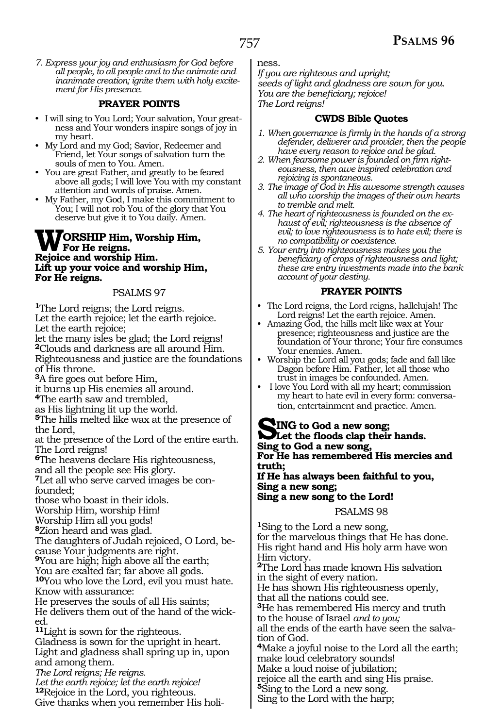*7. Express your joy and enthusiasm for God before all people, to all people and to the animate and inanimate creation; ignite them with holy excitement for His presence.*

**PRAYER POINTS**

- I will sing to You Lord; Your salvation, Your greatness and Your wonders inspire songs of joy in my heart.
- My Lord and my God; Savior, Redeemer and Friend, let Your songs of salvation turn the souls of men to You. Amen.
- You are great Father, and greatly to be feared above all gods; I will love You with my constant attention and words of praise. Amen.
- My Father, my God, I make this commitment to You; I will not rob You of the glory that You deserve but give it to You daily. Amen.

**WORSHIP Him, Worship Him,**
**For He reigns.**
**Rejoice and worship Him.**
**Lift up your voice and worship Him,**
**For He reigns.**

## PSALMS 97

[1]The Lord reigns; the Lord reigns.
Let the earth rejoice; let the earth rejoice.
Let the earth rejoice;
let the many isles be glad; the Lord reigns!
[2]Clouds and darkness are all around Him.
Righteousness and justice are the foundations of His throne.
[3]A fire goes out before Him,
it burns up His enemies all around.
[4]The earth saw and trembled,
as His lightning lit up the world.
[5]The hills melted like wax at the presence of the Lord,
at the presence of the Lord of the entire earth.
The Lord reigns!
[6]The heavens declare His righteousness,
and all the people see His glory.
[7]Let all who serve carved images be confounded;
those who boast in their idols.
Worship Him, worship Him!
Worship Him all you gods!
[8]Zion heard and was glad.
The daughters of Judah rejoiced, O Lord, because Your judgments are right.
[9]You are high; high above all the earth;
You are exalted far; far above all gods.
[10]You who love the Lord, evil you must hate.
Know with assurance:
He preserves the souls of all His saints;
He delivers them out of the hand of the wicked.
[11]Light is sown for the righteous.
Gladness is sown for the upright in heart.
Light and gladness shall spring up in, upon and among them.
*The Lord reigns; He reigns.*
*Let the earth rejoice; let the earth rejoice!*
[12]Rejoice in the Lord, you righteous.
Give thanks when you remember His holiness.
*If you are righteous and upright;*
*seeds of light and gladness are sown for you.*
*You are the beneficiary; rejoice!*
*The Lord reigns!*

**CWDS Bible Quotes**

*1. When governance is firmly in the hands of a strong defender, deliverer and provider, then the people have every reason to rejoice and be glad.*
*2. When fearsome power is founded on firm righteousness, then awe inspired celebration and rejoicing is spontaneous.*
*3. The image of God in His awesome strength causes all who worship the images of their own hearts to tremble and melt.*
*4. The heart of righteousness is founded on the exhaust of evil; righteousness is the absence of evil; to love righteousness is to hate evil; there is no compatibility or coexistence.*
*5. Your entry into righteousness makes you the beneficiary of crops of righteousness and light; these are entry investments made into the bank account of your destiny.*

**PRAYER POINTS**

- The Lord reigns, the Lord reigns, hallelujah! The Lord reigns! Let the earth rejoice. Amen.
- Amazing God, the hills melt like wax at Your presence; righteousness and justice are the foundation of Your throne; Your fire consumes Your enemies. Amen.
- Worship the Lord all you gods; fade and fall like Dagon before Him. Father, let all those who trust in images be confounded. Amen.
- I love You Lord with all my heart; commission my heart to hate evil in every form: conversation, entertainment and practice. Amen.

**SING to God a new song;**
**Let the floods clap their hands.**
**Sing to God a new song,**
**For He has remembered His mercies and truth;**
**If He has always been faithful to you,**
**Sing a new song;**
**Sing a new song to the Lord!**

## PSALMS 98

[1]Sing to the Lord a new song,
for the marvelous things that He has done.
His right hand and His holy arm have won Him victory.
[2]The Lord has made known His salvation
in the sight of every nation.
He has shown His righteousness openly,
that all the nations could see.
[3]He has remembered His mercy and truth
to the house of Israel *and to you;*
all the ends of the earth have seen the salvation of God.
[4]Make a joyful noise to the Lord all the earth;
make loud celebratory sounds!
Make a loud noise of jubilation;
rejoice all the earth and sing His praise.
[5]Sing to the Lord a new song.
Sing to the Lord with the harp;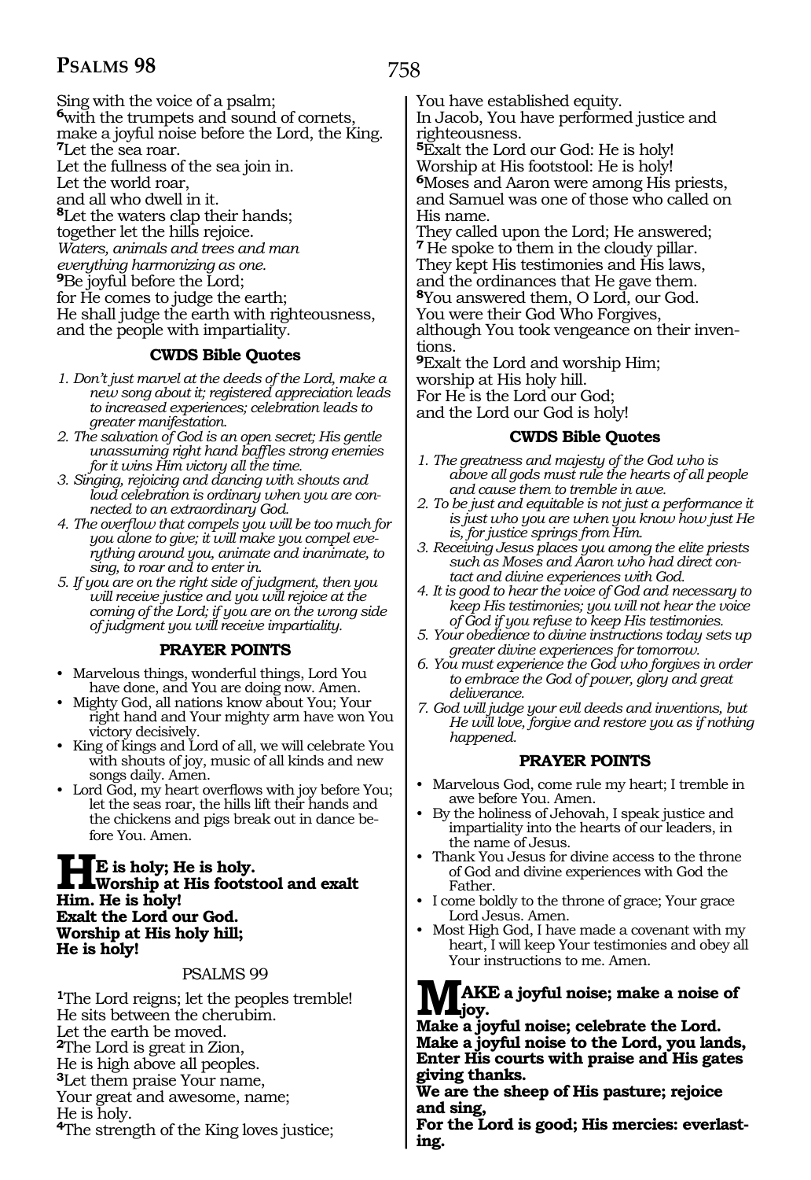Sing with the voice of a psalm;
**6**with the trumpets and sound of cornets,
make a joyful noise before the Lord, the King.
**7**Let the sea roar.
Let the fullness of the sea join in.
Let the world roar,
and all who dwell in it.
**8**Let the waters clap their hands;
together let the hills rejoice.
*Waters, animals and trees and man*
*everything harmonizing as one.*
**9**Be joyful before the Lord;
for He comes to judge the earth;
He shall judge the earth with righteousness,
and the people with impartiality.

### CWDS Bible Quotes

1. *Don't just marvel at the deeds of the Lord, make a new song about it; registered appreciation leads to increased experiences; celebration leads to greater manifestation.*
2. *The salvation of God is an open secret; His gentle unassuming right hand baffles strong enemies for it wins Him victory all the time.*
3. *Singing, rejoicing and dancing with shouts and loud celebration is ordinary when you are connected to an extraordinary God.*
4. *The overflow that compels you will be too much for you alone to give; it will make you compel everything around you, animate and inanimate, to sing, to roar and to enter in.*
5. *If you are on the right side of judgment, then you will receive justice and you will rejoice at the coming of the Lord; if you are on the wrong side of judgment you will receive impartiality.*

### PRAYER POINTS

- Marvelous things, wonderful things, Lord You have done, and You are doing now. Amen.
- Mighty God, all nations know about You; Your right hand and Your mighty arm have won You victory decisively.
- King of kings and Lord of all, we will celebrate You with shouts of joy, music of all kinds and new songs daily. Amen.
- Lord God, my heart overflows with joy before You; let the seas roar, the hills lift their hands and the chickens and pigs break out in dance before You. Amen.

**HE is holy; He is holy.**
**Worship at His footstool and exalt Him. He is holy!**
**Exalt the Lord our God.**
**Worship at His holy hill;**
**He is holy!**

## PSALMS 99

**1**The Lord reigns; let the peoples tremble!
He sits between the cherubim.
Let the earth be moved.
**2**The Lord is great in Zion,
He is high above all peoples.
**3**Let them praise Your name,
Your great and awesome, name;
He is holy.
**4**The strength of the King loves justice;
You have established equity.
In Jacob, You have performed justice and righteousness.
**5**Exalt the Lord our God: He is holy!
Worship at His footstool: He is holy!
**6**Moses and Aaron were among His priests,
and Samuel was one of those who called on His name.
They called upon the Lord; He answered;
**7** He spoke to them in the cloudy pillar.
They kept His testimonies and His laws,
and the ordinances that He gave them.
**8**You answered them, O Lord, our God.
You were their God Who Forgives,
although You took vengeance on their inventions.
**9**Exalt the Lord and worship Him;
worship at His holy hill.
For He is the Lord our God;
and the Lord our God is holy!

### CWDS Bible Quotes

1. *The greatness and majesty of the God who is above all gods must rule the hearts of all people and cause them to tremble in awe.*
2. *To be just and equitable is not just a performance it is just who you are when you know how just He is, for justice springs from Him.*
3. *Receiving Jesus places you among the elite priests such as Moses and Aaron who had direct contact and divine experiences with God.*
4. *It is good to hear the voice of God and necessary to keep His testimonies; you will not hear the voice of God if you refuse to keep His testimonies.*
5. *Your obedience to divine instructions today sets up greater divine experiences for tomorrow.*
6. *You must experience the God who forgives in order to embrace the God of power, glory and great deliverance.*
7. *God will judge your evil deeds and inventions, but He will love, forgive and restore you as if nothing happened.*

### PRAYER POINTS

- Marvelous God, come rule my heart; I tremble in awe before You. Amen.
- By the holiness of Jehovah, I speak justice and impartiality into the hearts of our leaders, in the name of Jesus.
- Thank You Jesus for divine access to the throne of God and divine experiences with God the Father.
- I come boldly to the throne of grace; Your grace Lord Jesus. Amen.
- Most High God, I have made a covenant with my heart, I will keep Your testimonies and obey all Your instructions to me. Amen.

**MAKE a joyful noise; make a noise of joy.**
**Make a joyful noise; celebrate the Lord.**
**Make a joyful noise to the Lord, you lands,**
**Enter His courts with praise and His gates giving thanks.**
**We are the sheep of His pasture; rejoice and sing,**
**For the Lord is good; His mercies: everlasting.**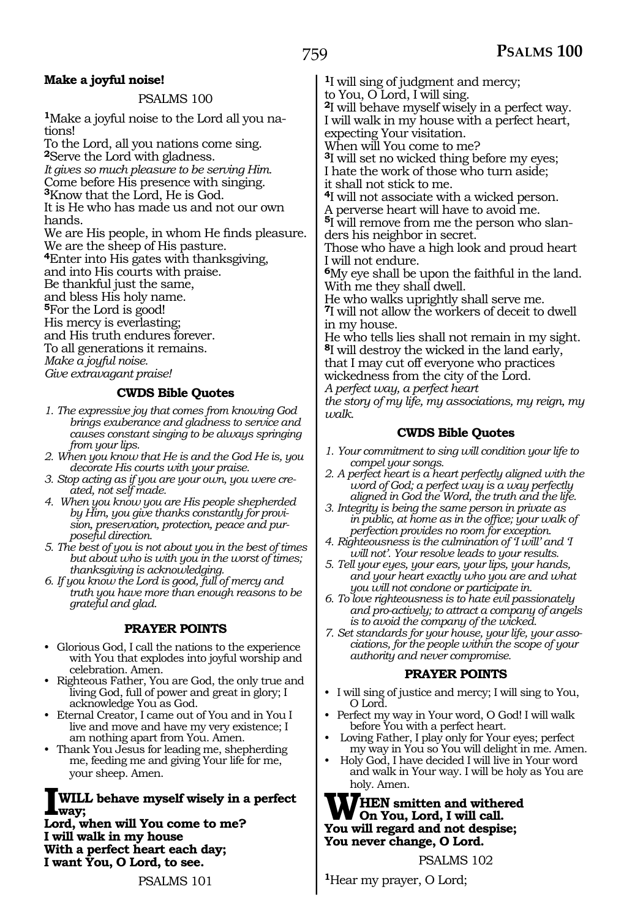**Make a joyful noise!**

PSALMS 100

[1]Make a joyful noise to the Lord all you nations!
To the Lord, all you nations come sing.
[2]Serve the Lord with gladness.
*It gives so much pleasure to be serving Him.*
Come before His presence with singing.
[3]Know that the Lord, He is God.
It is He who has made us and not our own hands.
We are His people, in whom He finds pleasure.
We are the sheep of His pasture.
[4]Enter into His gates with thanksgiving,
and into His courts with praise.
Be thankful just the same,
and bless His holy name.
[5]For the Lord is good!
His mercy is everlasting;
and His truth endures forever.
To all generations it remains.
*Make a joyful noise.*
*Give extravagant praise!*

### CWDS Bible Quotes

1. *The expressive joy that comes from knowing God brings exuberance and gladness to service and causes constant singing to be always springing from your lips.*
2. *When you know that He is and the God He is, you decorate His courts with your praise.*
3. *Stop acting as if you are your own, you were created, not self made.*
4. *When you know you are His people shepherded by Him, you give thanks constantly for provision, preservation, protection, peace and purposeful direction.*
5. *The best of you is not about you in the best of times but about who is with you in the worst of times; thanksgiving is acknowledging.*
6. *If you know the Lord is good, full of mercy and truth you have more than enough reasons to be grateful and glad.*

### PRAYER POINTS

- Glorious God, I call the nations to the experience with You that explodes into joyful worship and celebration. Amen.
- Righteous Father, You are God, the only true and living God, full of power and great in glory; I acknowledge You as God.
- Eternal Creator, I came out of You and in You I live and move and have my very existence; I am nothing apart from You. Amen.
- Thank You Jesus for leading me, shepherding me, feeding me and giving Your life for me, your sheep. Amen.

**I WILL behave myself wisely in a perfect way;**
**Lord, when will You come to me?**
**I will walk in my house**
**With a perfect heart each day;**
**I want You, O Lord, to see.**

PSALMS 101

[1]I will sing of judgment and mercy;
to You, O Lord, I will sing.
[2]I will behave myself wisely in a perfect way.
I will walk in my house with a perfect heart,
expecting Your visitation.
When will You come to me?
[3]I will set no wicked thing before my eyes;
I hate the work of those who turn aside;
it shall not stick to me.
[4]I will not associate with a wicked person.
A perverse heart will have to avoid me.
[5]I will remove from me the person who slanders his neighbor in secret.
Those who have a high look and proud heart
I will not endure.
[6]My eye shall be upon the faithful in the land.
With me they shall dwell.
He who walks uprightly shall serve me.
[7]I will not allow the workers of deceit to dwell in my house.
He who tells lies shall not remain in my sight.
[8]I will destroy the wicked in the land early,
that I may cut off everyone who practices wickedness from the city of the Lord.
*A perfect way, a perfect heart*
*the story of my life, my associations, my reign, my walk.*

### CWDS Bible Quotes

1. *Your commitment to sing will condition your life to compel your songs.*
2. *A perfect heart is a heart perfectly aligned with the word of God; a perfect way is a way perfectly aligned in God the Word, the truth and the life.*
3. *Integrity is being the same person in private as in public, at home as in the office; your walk of perfection provides no room for exception.*
4. *Righteousness is the culmination of 'I will' and 'I will not'. Your resolve leads to your results.*
5. *Tell your eyes, your ears, your lips, your hands, and your heart exactly who you are and what you will not condone or participate in.*
6. *To love righteousness is to hate evil passionately and pro-actively; to attract a company of angels is to avoid the company of the wicked.*
7. *Set standards for your house, your life, your associations, for the people within the scope of your authority and never compromise.*

### PRAYER POINTS

- I will sing of justice and mercy; I will sing to You, O Lord.
- Perfect my way in Your word, O God! I will walk before You with a perfect heart.
- Loving Father, I play only for Your eyes; perfect my way in You so You will delight in me. Amen.
- Holy God, I have decided I will live in Your word and walk in Your way. I will be holy as You are holy. Amen.

**WHEN smitten and withered**
**On You, Lord, I will call.**
**You will regard and not despise;**
**You never change, O Lord.**

PSALMS 102

[1]Hear my prayer, O Lord;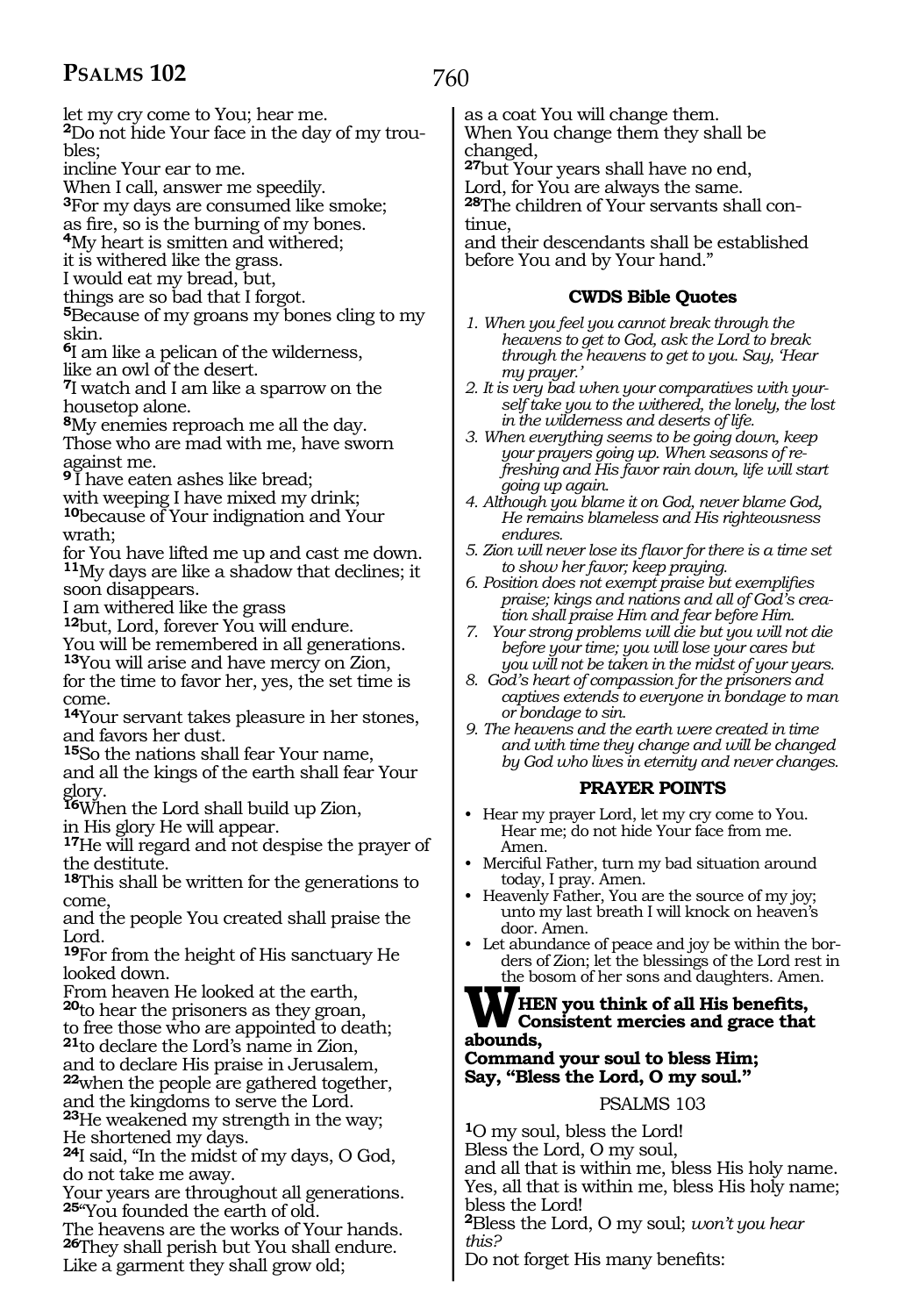let my cry come to You; hear me.
[2]Do not hide Your face in the day of my troubles;
incline Your ear to me.
When I call, answer me speedily.
[3]For my days are consumed like smoke;
as fire, so is the burning of my bones.
[4]My heart is smitten and withered;
it is withered like the grass.
I would eat my bread, but,
things are so bad that I forgot.
[5]Because of my groans my bones cling to my skin.
[6]I am like a pelican of the wilderness,
like an owl of the desert.
[7]I watch and I am like a sparrow on the housetop alone.
[8]My enemies reproach me all the day.
Those who are mad with me, have sworn against me.
[9]I have eaten ashes like bread;
with weeping I have mixed my drink;
[10]because of Your indignation and Your wrath;
for You have lifted me up and cast me down.
[11]My days are like a shadow that declines; it soon disappears.
I am withered like the grass
[12]but, Lord, forever You will endure.
You will be remembered in all generations.
[13]You will arise and have mercy on Zion,
for the time to favor her, yes, the set time is come.
[14]Your servant takes pleasure in her stones,
and favors her dust.
[15]So the nations shall fear Your name,
and all the kings of the earth shall fear Your glory.
[16]When the Lord shall build up Zion,
in His glory He will appear.
[17]He will regard and not despise the prayer of the destitute.
[18]This shall be written for the generations to come,
and the people You created shall praise the Lord.
[19]For from the height of His sanctuary He looked down.
From heaven He looked at the earth,
[20]to hear the prisoners as they groan,
to free those who are appointed to death;
[21]to declare the Lord's name in Zion,
and to declare His praise in Jerusalem,
[22]when the people are gathered together,
and the kingdoms to serve the Lord.
[23]He weakened my strength in the way;
He shortened my days.
[24]I said, "In the midst of my days, O God,
do not take me away.
Your years are throughout all generations.
[25]"You founded the earth of old.
The heavens are the works of Your hands.
[26]They shall perish but You shall endure.
Like a garment they shall grow old;
as a coat You will change them.
When You change them they shall be changed,
[27]but Your years shall have no end,
Lord, for You are always the same.
[28]The children of Your servants shall continue,
and their descendants shall be established before You and by Your hand."

### CWDS Bible Quotes

1. *When you feel you cannot break through the heavens to get to God, ask the Lord to break through the heavens to get to you. Say, 'Hear my prayer.'*
2. *It is very bad when your comparatives with yourself take you to the withered, the lonely, the lost in the wilderness and deserts of life.*
3. *When everything seems to be going down, keep your prayers going up. When seasons of refreshing and His favor rain down, life will start going up again.*
4. *Although you blame it on God, never blame God, He remains blameless and His righteousness endures.*
5. *Zion will never lose its flavor for there is a time set to show her favor; keep praying.*
6. *Position does not exempt praise but exemplifies praise; kings and nations and all of God's creation shall praise Him and fear before Him.*
7. *Your strong problems will die but you will not die before your time; you will lose your cares but you will not be taken in the midst of your years.*
8. *God's heart of compassion for the prisoners and captives extends to everyone in bondage to man or bondage to sin.*
9. *The heavens and the earth were created in time and with time they change and will be changed by God who lives in eternity and never changes.*

### PRAYER POINTS

- Hear my prayer Lord, let my cry come to You. Hear me; do not hide Your face from me. Amen.
- Merciful Father, turn my bad situation around today, I pray. Amen.
- Heavenly Father, You are the source of my joy; unto my last breath I will knock on heaven's door. Amen.
- Let abundance of peace and joy be within the borders of Zion; let the blessings of the Lord rest in the bosom of her sons and daughters. Amen.

**WHEN you think of all His benefits, Consistent mercies and grace that abounds, Command your soul to bless Him; Say, "Bless the Lord, O my soul."**

## PSALMS 103

[1]O my soul, bless the Lord!
Bless the Lord, O my soul,
and all that is within me, bless His holy name.
Yes, all that is within me, bless His holy name;
bless the Lord!
[2]Bless the Lord, O my soul; *won't you hear this?*
Do not forget His many benefits: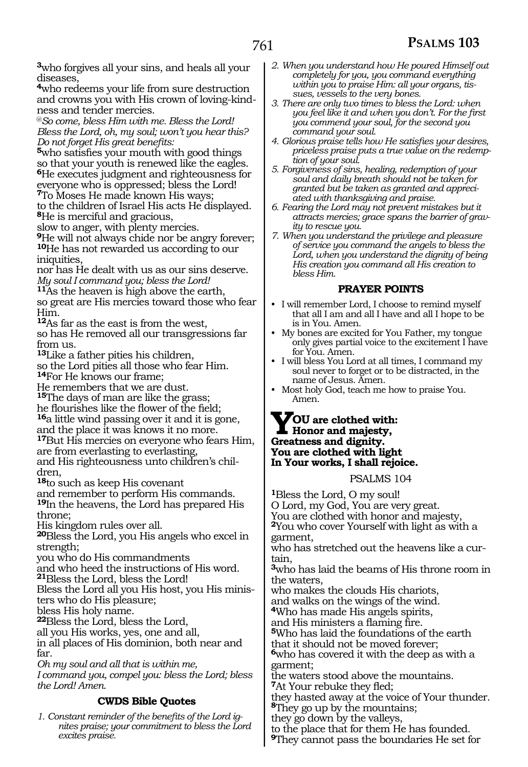**3**who forgives all your sins, and heals all your diseases,
**4**who redeems your life from sure destruction and crowns you with His crown of loving-kindness and tender mercies.
*@So come, bless Him with me. Bless the Lord! Bless the Lord, oh, my soul; won't you hear this? Do not forget His great benefits:*
**5**who satisfies your mouth with good things so that your youth is renewed like the eagles.
**6**He executes judgment and righteousness for everyone who is oppressed; bless the Lord!
**7**To Moses He made known His ways;
to the children of Israel His acts He displayed.
**8**He is merciful and gracious,
slow to anger, with plenty mercies.
**9**He will not always chide nor be angry forever;
**10**He has not rewarded us according to our iniquities,
nor has He dealt with us as our sins deserve.
*My soul I command you; bless the Lord!*
**11**As the heaven is high above the earth,
so great are His mercies toward those who fear Him.
**12**As far as the east is from the west,
so has He removed all our transgressions far from us.
**13**Like a father pities his children,
so the Lord pities all those who fear Him.
**14**For He knows our frame;
He remembers that we are dust.
**15**The days of man are like the grass;
he flourishes like the flower of the field;
**16**a little wind passing over it and it is gone,
and the place it was knows it no more.
**17**But His mercies on everyone who fears Him,
are from everlasting to everlasting,
and His righteousness unto children's children,
**18**to such as keep His covenant
and remember to perform His commands.
**19**In the heavens, the Lord has prepared His throne;
His kingdom rules over all.
**20**Bless the Lord, you His angels who excel in strength;
you who do His commandments
and who heed the instructions of His word.
**21**Bless the Lord, bless the Lord!
Bless the Lord all you His host, you His ministers who do His pleasure;
bless His holy name.
**22**Bless the Lord, bless the Lord,
all you His works, yes, one and all,
in all places of His dominion, both near and far.
*Oh my soul and all that is within me,*
*I command you, compel you: bless the Lord; bless the Lord! Amen.*

### CWDS Bible Quotes

1. *Constant reminder of the benefits of the Lord ignites praise; your commitment to bless the Lord excites praise.*
2. *When you understand how He poured Himself out completely for you, you command everything within you to praise Him: all your organs, tissues, vessels to the very bones.*
3. *There are only two times to bless the Lord: when you feel like it and when you don't. For the first you commend your soul, for the second you command your soul.*
4. *Glorious praise tells how He satisfies your desires, priceless praise puts a true value on the redemption of your soul.*
5. *Forgiveness of sins, healing, redemption of your soul and daily breath should not be taken for granted but be taken as granted and appreciated with thanksgiving and praise.*
6. *Fearing the Lord may not prevent mistakes but it attracts mercies; grace spans the barrier of gravity to rescue you.*
7. *When you understand the privilege and pleasure of service you command the angels to bless the Lord, when you understand the dignity of being His creation you command all His creation to bless Him.*

### PRAYER POINTS

- I will remember Lord, I choose to remind myself that all I am and all I have and all I hope to be is in You. Amen.
- My bones are excited for You Father, my tongue only gives partial voice to the excitement I have for You. Amen.
- I will bless You Lord at all times, I command my soul never to forget or to be distracted, in the name of Jesus. Amen.
- Most holy God, teach me how to praise You. Amen.

**YOU are clothed with:**
**Honor and majesty,**
**Greatness and dignity.**
**You are clothed with light**
**In Your works, I shall rejoice.**

## PSALMS 104

**1**Bless the Lord, O my soul!
O Lord, my God, You are very great.
You are clothed with honor and majesty,
**2**You who cover Yourself with light as with a garment,
who has stretched out the heavens like a curtain,
**3**who has laid the beams of His throne room in the waters,
who makes the clouds His chariots,
and walks on the wings of the wind.
**4**Who has made His angels spirits,
and His ministers a flaming fire.
**5**Who has laid the foundations of the earth
that it should not be moved forever;
**6**who has covered it with the deep as with a garment;
the waters stood above the mountains.
**7**At Your rebuke they fled;
they hasted away at the voice of Your thunder.
**8**They go up by the mountains;
they go down by the valleys,
to the place that for them He has founded.
**9**They cannot pass the boundaries He set for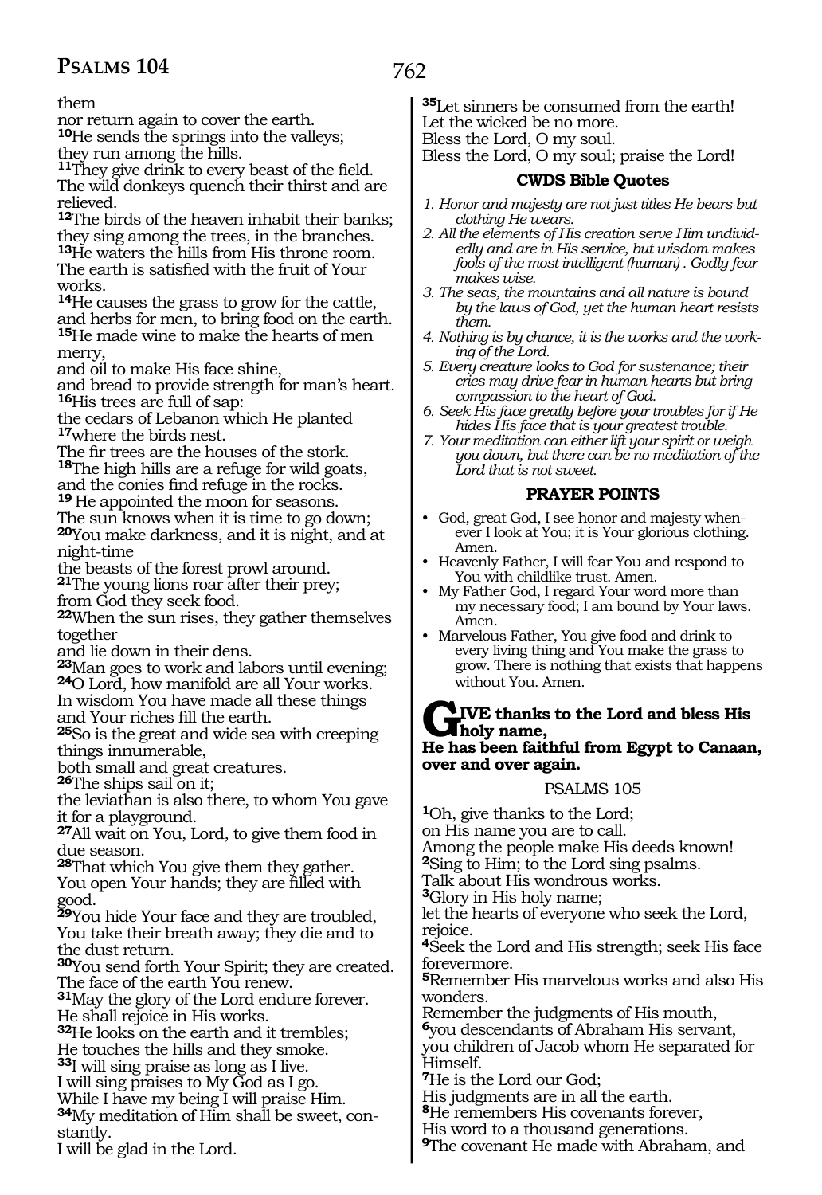them
nor return again to cover the earth.
**10**He sends the springs into the valleys;
they run among the hills.
**11**They give drink to every beast of the field.
The wild donkeys quench their thirst and are relieved.
**12**The birds of the heaven inhabit their banks;
they sing among the trees, in the branches.
**13**He waters the hills from His throne room.
The earth is satisfied with the fruit of Your works.
**14**He causes the grass to grow for the cattle,
and herbs for men, to bring food on the earth.
**15**He made wine to make the hearts of men merry,
and oil to make His face shine,
and bread to provide strength for man's heart.
**16**His trees are full of sap:
the cedars of Lebanon which He planted
**17**where the birds nest.
The fir trees are the houses of the stork.
**18**The high hills are a refuge for wild goats,
and the conies find refuge in the rocks.
**19** He appointed the moon for seasons.
The sun knows when it is time to go down;
**20**You make darkness, and it is night, and at night-time
the beasts of the forest prowl around.
**21**The young lions roar after their prey;
from God they seek food.
**22**When the sun rises, they gather themselves together
and lie down in their dens.
**23**Man goes to work and labors until evening;
**24**O Lord, how manifold are all Your works.
In wisdom You have made all these things
and Your riches fill the earth.
**25**So is the great and wide sea with creeping things innumerable,
both small and great creatures.
**26**The ships sail on it;
the leviathan is also there, to whom You gave it for a playground.
**27**All wait on You, Lord, to give them food in due season.
**28**That which You give them they gather.
You open Your hands; they are filled with good.
**29**You hide Your face and they are troubled,
You take their breath away; they die and to the dust return.
**30**You send forth Your Spirit; they are created.
The face of the earth You renew.
**31**May the glory of the Lord endure forever.
He shall rejoice in His works.
**32**He looks on the earth and it trembles;
He touches the hills and they smoke.
**33**I will sing praise as long as I live.
I will sing praises to My God as I go.
While I have my being I will praise Him.
**34**My meditation of Him shall be sweet, constantly.
I will be glad in the Lord.
**35**Let sinners be consumed from the earth!
Let the wicked be no more.
Bless the Lord, O my soul.
Bless the Lord, O my soul; praise the Lord!

### CWDS Bible Quotes

*1. Honor and majesty are not just titles He bears but clothing He wears.*
*2. All the elements of His creation serve Him undividedly and are in His service, but wisdom makes fools of the most intelligent (human) . Godly fear makes wise.*
*3. The seas, the mountains and all nature is bound by the laws of God, yet the human heart resists them.*
*4. Nothing is by chance, it is the works and the working of the Lord.*
*5. Every creature looks to God for sustenance; their cries may drive fear in human hearts but bring compassion to the heart of God.*
*6. Seek His face greatly before your troubles for if He hides His face that is your greatest trouble.*
*7. Your meditation can either lift your spirit or weigh you down, but there can be no meditation of the Lord that is not sweet.*

### PRAYER POINTS

- God, great God, I see honor and majesty whenever I look at You; it is Your glorious clothing. Amen.
- Heavenly Father, I will fear You and respond to You with childlike trust. Amen.
- My Father God, I regard Your word more than my necessary food; I am bound by Your laws. Amen.
- Marvelous Father, You give food and drink to every living thing and You make the grass to grow. There is nothing that exists that happens without You. Amen.

**GIVE thanks to the Lord and bless His holy name,**
**He has been faithful from Egypt to Canaan, over and over again.**

## PSALMS 105

**1**Oh, give thanks to the Lord;
on His name you are to call.
Among the people make His deeds known!
**2**Sing to Him; to the Lord sing psalms.
Talk about His wondrous works.
**3**Glory in His holy name;
let the hearts of everyone who seek the Lord, rejoice.
**4**Seek the Lord and His strength; seek His face forevermore.
**5**Remember His marvelous works and also His wonders.
Remember the judgments of His mouth,
**6**you descendants of Abraham His servant,
you children of Jacob whom He separated for Himself.
**7**He is the Lord our God;
His judgments are in all the earth.
**8**He remembers His covenants forever,
His word to a thousand generations.
**9**The covenant He made with Abraham, and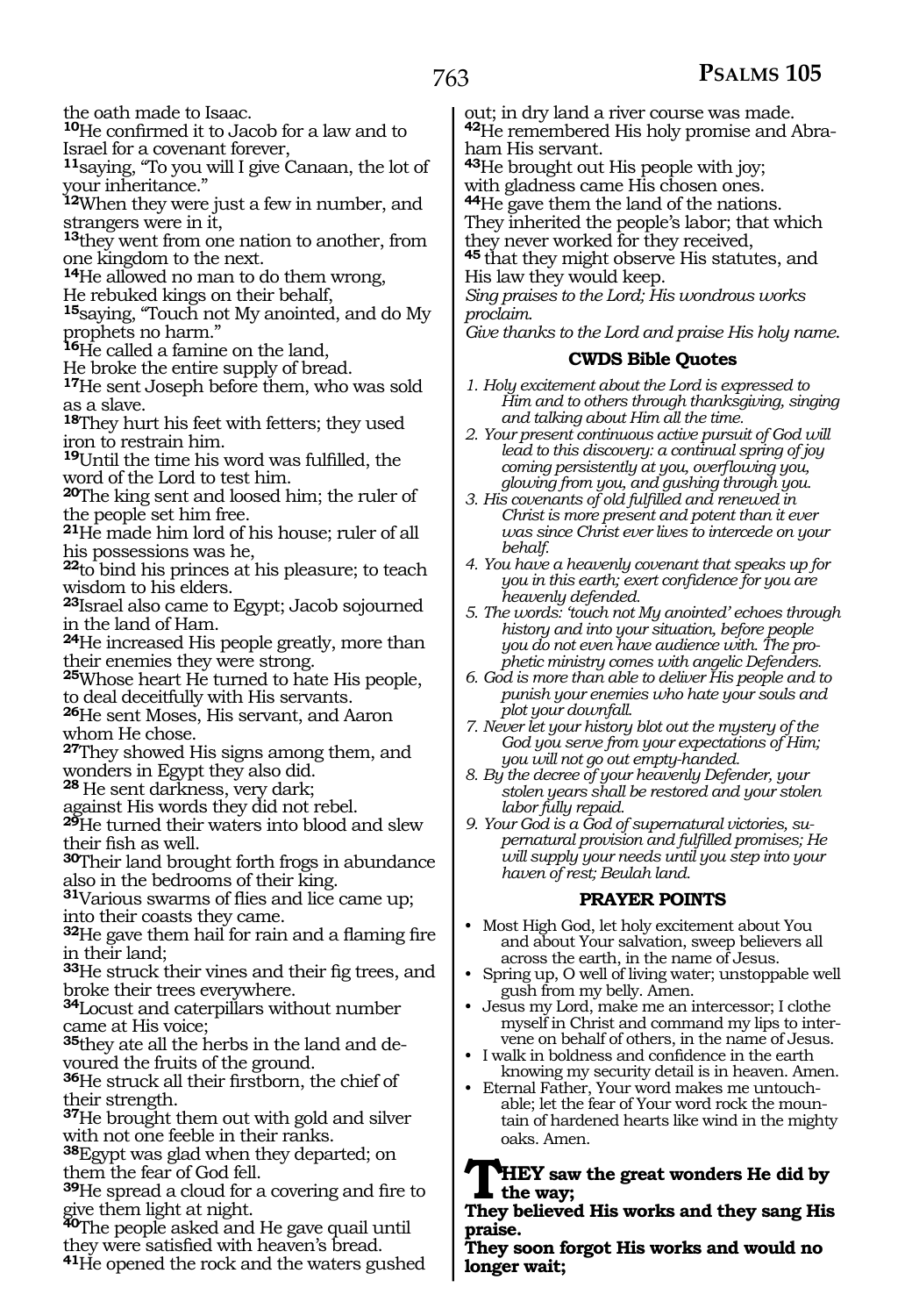the oath made to Isaac.
**10**He confirmed it to Jacob for a law and to Israel for a covenant forever,
**11**saying, "To you will I give Canaan, the lot of your inheritance."
**12**When they were just a few in number, and strangers were in it,
**13**they went from one nation to another, from one kingdom to the next.
**14**He allowed no man to do them wrong,
He rebuked kings on their behalf,
**15**saying, "Touch not My anointed, and do My prophets no harm."
**16**He called a famine on the land,
He broke the entire supply of bread.
**17**He sent Joseph before them, who was sold as a slave.
**18**They hurt his feet with fetters; they used iron to restrain him.
**19**Until the time his word was fulfilled, the word of the Lord to test him.
**20**The king sent and loosed him; the ruler of the people set him free.
**21**He made him lord of his house; ruler of all his possessions was he,
**22**to bind his princes at his pleasure; to teach wisdom to his elders.
**23**Israel also came to Egypt; Jacob sojourned in the land of Ham.
**24**He increased His people greatly, more than their enemies they were strong.
**25**Whose heart He turned to hate His people, to deal deceitfully with His servants.
**26**He sent Moses, His servant, and Aaron whom He chose.
**27**They showed His signs among them, and wonders in Egypt they also did.
**28** He sent darkness, very dark;
against His words they did not rebel.
**29**He turned their waters into blood and slew their fish as well.
**30**Their land brought forth frogs in abundance also in the bedrooms of their king.
**31**Various swarms of flies and lice came up; into their coasts they came.
**32**He gave them hail for rain and a flaming fire in their land;
**33**He struck their vines and their fig trees, and broke their trees everywhere.
**34**Locust and caterpillars without number came at His voice;
**35**they ate all the herbs in the land and devoured the fruits of the ground.
**36**He struck all their firstborn, the chief of their strength.
**37**He brought them out with gold and silver with not one feeble in their ranks.
**38**Egypt was glad when they departed; on them the fear of God fell.
**39**He spread a cloud for a covering and fire to give them light at night.
**40**The people asked and He gave quail until they were satisfied with heaven's bread.
**41**He opened the rock and the waters gushed out; in dry land a river course was made.
**42**He remembered His holy promise and Abraham His servant.
**43**He brought out His people with joy;
with gladness came His chosen ones.
**44**He gave them the land of the nations.
They inherited the people's labor; that which they never worked for they received,
**45** that they might observe His statutes, and His law they would keep.
*Sing praises to the Lord; His wondrous works proclaim.*
*Give thanks to the Lord and praise His holy name.*

### CWDS Bible Quotes

*1. Holy excitement about the Lord is expressed to Him and to others through thanksgiving, singing and talking about Him all the time.*
*2. Your present continuous active pursuit of God will lead to this discovery: a continual spring of joy coming persistently at you, overflowing you, glowing from you, and gushing through you.*
*3. His covenants of old fulfilled and renewed in Christ is more present and potent than it ever was since Christ ever lives to intercede on your behalf.*
*4. You have a heavenly covenant that speaks up for you in this earth; exert confidence for you are heavenly defended.*
*5. The words: 'touch not My anointed' echoes through history and into your situation, before people you do not even have audience with. The prophetic ministry comes with angelic Defenders.*
*6. God is more than able to deliver His people and to punish your enemies who hate your souls and plot your downfall.*
*7. Never let your history blot out the mystery of the God you serve from your expectations of Him; you will not go out empty-handed.*
*8. By the decree of your heavenly Defender, your stolen years shall be restored and your stolen labor fully repaid.*
*9. Your God is a God of supernatural victories, supernatural provision and fulfilled promises; He will supply your needs until you step into your haven of rest; Beulah land.*

### PRAYER POINTS

- Most High God, let holy excitement about You and about Your salvation, sweep believers all across the earth, in the name of Jesus.
- Spring up, O well of living water; unstoppable well gush from my belly. Amen.
- Jesus my Lord, make me an intercessor; I clothe myself in Christ and command my lips to intervene on behalf of others, in the name of Jesus.
- I walk in boldness and confidence in the earth knowing my security detail is in heaven. Amen.
- Eternal Father, Your word makes me untouchable; let the fear of Your word rock the mountain of hardened hearts like wind in the mighty oaks. Amen.

**THEY saw the great wonders He did by the way;**
**They believed His works and they sang His praise.**
**They soon forgot His works and would no longer wait;**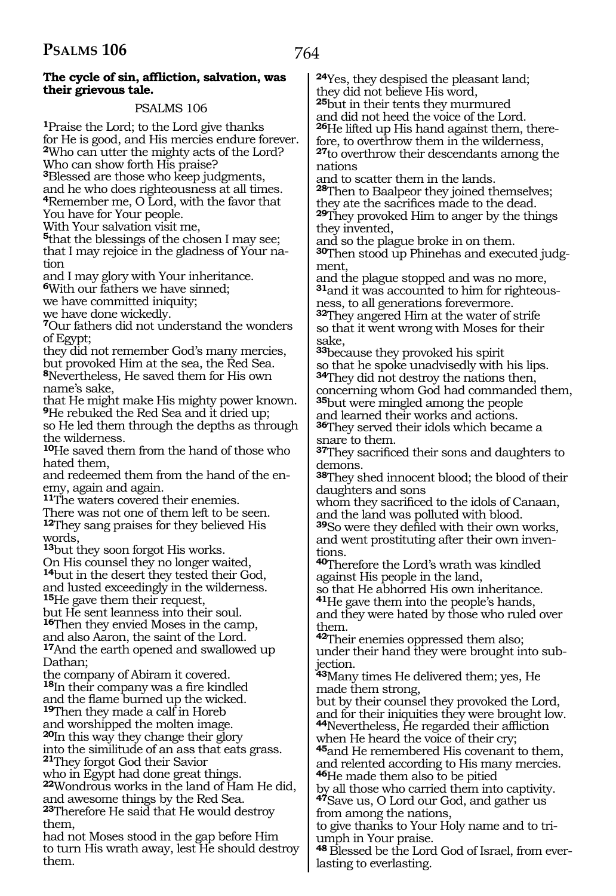**The cycle of sin, affliction, salvation, was their grievous tale.**

PSALMS 106

[1]Praise the Lord; to the Lord give thanks
for He is good, and His mercies endure forever.
[2]Who can utter the mighty acts of the Lord?
Who can show forth His praise?
[3]Blessed are those who keep judgments,
and he who does righteousness at all times.
[4]Remember me, O Lord, with the favor that
You have for Your people.
With Your salvation visit me,
[5]that the blessings of the chosen I may see;
that I may rejoice in the gladness of Your nation
and I may glory with Your inheritance.
[6]With our fathers we have sinned;
we have committed iniquity;
we have done wickedly.
[7]Our fathers did not understand the wonders of Egypt;
they did not remember God's many mercies,
but provoked Him at the sea, the Red Sea.
[8]Nevertheless, He saved them for His own name's sake,
that He might make His mighty power known.
[9]He rebuked the Red Sea and it dried up;
so He led them through the depths as through the wilderness.
[10]He saved them from the hand of those who hated them,
and redeemed them from the hand of the enemy, again and again.
[11]The waters covered their enemies.
There was not one of them left to be seen.
[12]They sang praises for they believed His words,
[13]but they soon forgot His works.
On His counsel they no longer waited,
[14]but in the desert they tested their God,
and lusted exceedingly in the wilderness.
[15]He gave them their request,
but He sent leanness into their soul.
[16]Then they envied Moses in the camp,
and also Aaron, the saint of the Lord.
[17]And the earth opened and swallowed up Dathan;
the company of Abiram it covered.
[18]In their company was a fire kindled
and the flame burned up the wicked.
[19]Then they made a calf in Horeb
and worshipped the molten image.
[20]In this way they change their glory
into the similitude of an ass that eats grass.
[21]They forgot God their Savior
who in Egypt had done great things.
[22]Wondrous works in the land of Ham He did,
and awesome things by the Red Sea.
[23]Therefore He said that He would destroy them,
had not Moses stood in the gap before Him
to turn His wrath away, lest He should destroy them.
[24]Yes, they despised the pleasant land;
they did not believe His word,
[25]but in their tents they murmured
and did not heed the voice of the Lord.
[26]He lifted up His hand against them, therefore, to overthrow them in the wilderness,
[27]to overthrow their descendants among the nations
and to scatter them in the lands.
[28]Then to Baalpeor they joined themselves;
they ate the sacrifices made to the dead.
[29]They provoked Him to anger by the things they invented,
and so the plague broke in on them.
[30]Then stood up Phinehas and executed judgment,
and the plague stopped and was no more,
[31]and it was accounted to him for righteousness, to all generations forevermore.
[32]They angered Him at the water of strife
so that it went wrong with Moses for their sake,
[33]because they provoked his spirit
so that he spoke unadvisedly with his lips.
[34]They did not destroy the nations then,
concerning whom God had commanded them,
[35]but were mingled among the people
and learned their works and actions.
[36]They served their idols which became a snare to them.
[37]They sacrificed their sons and daughters to demons.
[38]They shed innocent blood; the blood of their daughters and sons
whom they sacrificed to the idols of Canaan,
and the land was polluted with blood.
[39]So were they defiled with their own works,
and went prostituting after their own inventions.
[40]Therefore the Lord's wrath was kindled against His people in the land,
so that He abhorred His own inheritance.
[41]He gave them into the people's hands,
and they were hated by those who ruled over them.
[42]Their enemies oppressed them also;
under their hand they were brought into subjection.
[43]Many times He delivered them; yes, He made them strong,
but by their counsel they provoked the Lord,
and for their iniquities they were brought low.
[44]Nevertheless, He regarded their affliction
when He heard the voice of their cry;
[45]and He remembered His covenant to them,
and relented according to His many mercies.
[46]He made them also to be pitied
by all those who carried them into captivity.
[47]Save us, O Lord our God, and gather us from among the nations,
to give thanks to Your Holy name and to triumph in Your praise.
[48] Blessed be the Lord God of Israel, from everlasting to everlasting.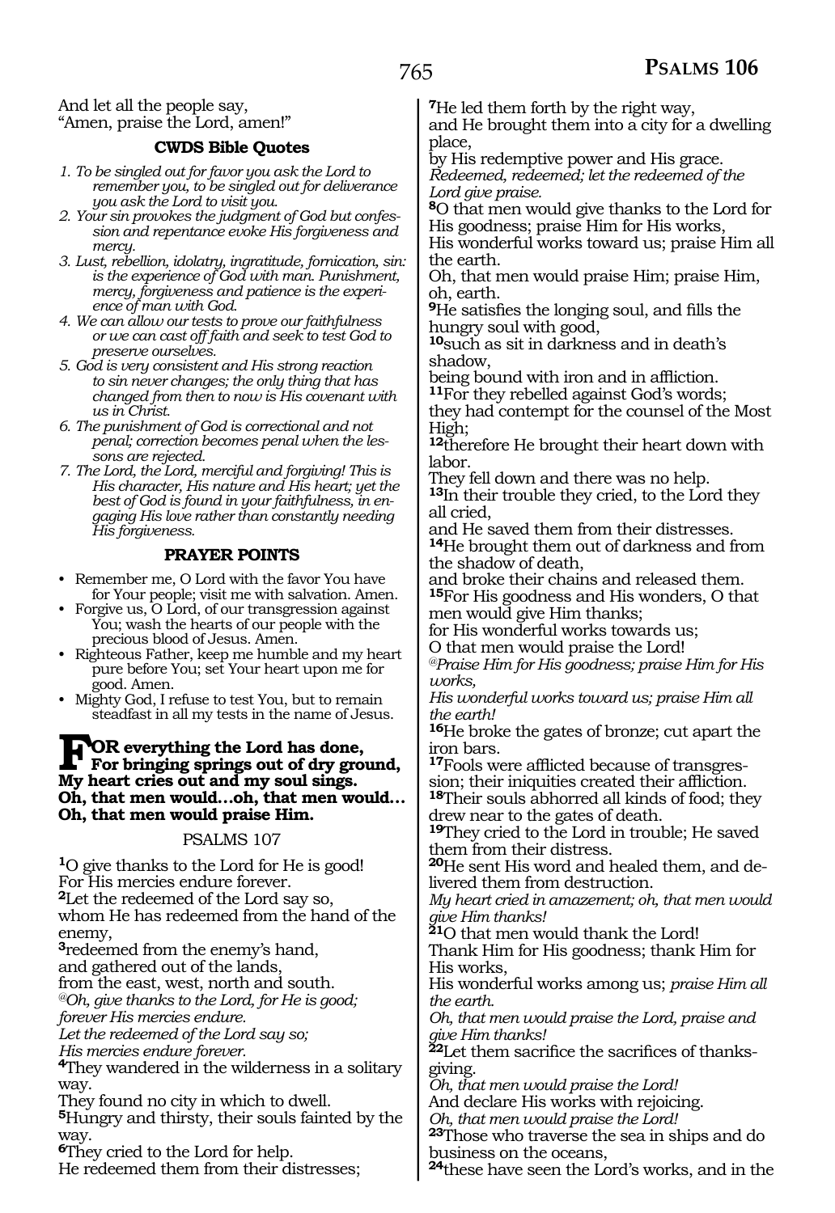And let all the people say,
"Amen, praise the Lord, amen!"

### CWDS Bible Quotes

1. *To be singled out for favor you ask the Lord to remember you, to be singled out for deliverance you ask the Lord to visit you.*
2. *Your sin provokes the judgment of God but confession and repentance evoke His forgiveness and mercy.*
3. *Lust, rebellion, idolatry, ingratitude, fornication, sin: is the experience of God with man. Punishment, mercy, forgiveness and patience is the experience of man with God.*
4. *We can allow our tests to prove our faithfulness or we can cast off faith and seek to test God to preserve ourselves.*
5. *God is very consistent and His strong reaction to sin never changes; the only thing that has changed from then to now is His covenant with us in Christ.*
6. *The punishment of God is correctional and not penal; correction becomes penal when the lessons are rejected.*
7. *The Lord, the Lord, merciful and forgiving! This is His character, His nature and His heart; yet the best of God is found in your faithfulness, in engaging His love rather than constantly needing His forgiveness.*

### PRAYER POINTS

- Remember me, O Lord with the favor You have for Your people; visit me with salvation. Amen.
- Forgive us, O Lord, of our transgression against You; wash the hearts of our people with the precious blood of Jesus. Amen.
- Righteous Father, keep me humble and my heart pure before You; set Your heart upon me for good. Amen.
- Mighty God, I refuse to test You, but to remain steadfast in all my tests in the name of Jesus.

**FOR everything the Lord has done,
For bringing springs out of dry ground,
My heart cries out and my soul sings.
Oh, that men would…oh, that men would…
Oh, that men would praise Him.**

## PSALMS 107

**1**O give thanks to the Lord for He is good!
For His mercies endure forever.
**2**Let the redeemed of the Lord say so,
whom He has redeemed from the hand of the enemy,
**3**redeemed from the enemy's hand,
and gathered out of the lands,
from the east, west, north and south.
*@Oh, give thanks to the Lord, for He is good;*
*forever His mercies endure.*
*Let the redeemed of the Lord say so;*
*His mercies endure forever.*
**4**They wandered in the wilderness in a solitary way.
They found no city in which to dwell.
**5**Hungry and thirsty, their souls fainted by the way.
**6**They cried to the Lord for help.
He redeemed them from their distresses;
**7**He led them forth by the right way,
and He brought them into a city for a dwelling place,
by His redemptive power and His grace.
*Redeemed, redeemed; let the redeemed of the Lord give praise.*
**8**O that men would give thanks to the Lord for His goodness; praise Him for His works,
His wonderful works toward us; praise Him all the earth.
Oh, that men would praise Him; praise Him, oh, earth.
**9**He satisfies the longing soul, and fills the hungry soul with good,
**10**such as sit in darkness and in death's shadow,
being bound with iron and in affliction.
**11**For they rebelled against God's words;
they had contempt for the counsel of the Most High;
**12**therefore He brought their heart down with labor.
They fell down and there was no help.
**13**In their trouble they cried, to the Lord they all cried,
and He saved them from their distresses.
**14**He brought them out of darkness and from the shadow of death,
and broke their chains and released them.
**15**For His goodness and His wonders, O that men would give Him thanks;
for His wonderful works towards us;
O that men would praise the Lord!
*@Praise Him for His goodness; praise Him for His works,*
*His wonderful works toward us; praise Him all the earth!*
**16**He broke the gates of bronze; cut apart the iron bars.
**17**Fools were afflicted because of transgression; their iniquities created their affliction.
**18**Their souls abhorred all kinds of food; they drew near to the gates of death.
**19**They cried to the Lord in trouble; He saved them from their distress.
**20**He sent His word and healed them, and delivered them from destruction.
*My heart cried in amazement; oh, that men would give Him thanks!*
**21**O that men would thank the Lord!
Thank Him for His goodness; thank Him for His works,
His wonderful works among us; *praise Him all the earth.*
*Oh, that men would praise the Lord, praise and give Him thanks!*
**22**Let them sacrifice the sacrifices of thanksgiving.
*Oh, that men would praise the Lord!*
And declare His works with rejoicing.
*Oh, that men would praise the Lord!*
**23**Those who traverse the sea in ships and do business on the oceans,
**24**these have seen the Lord's works, and in the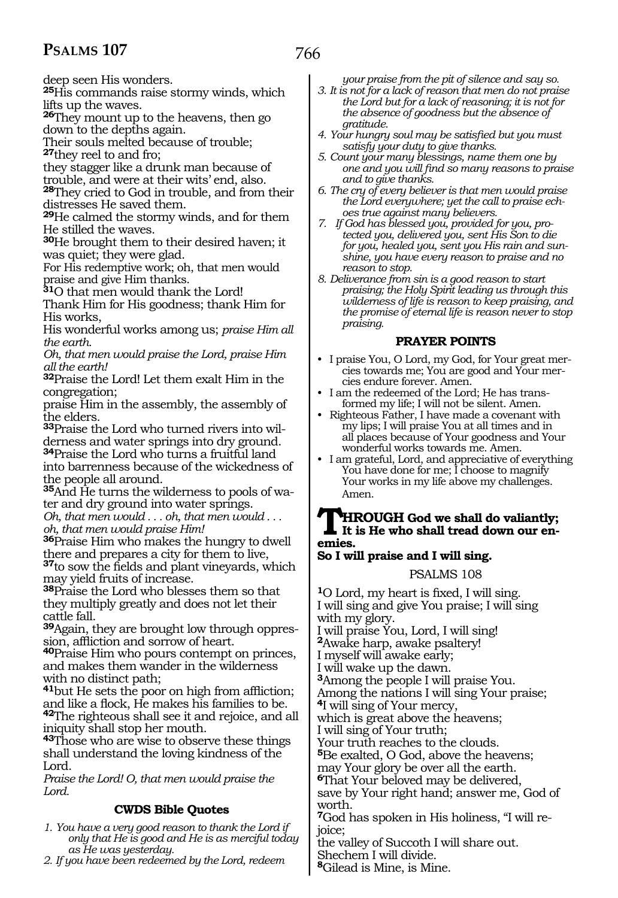deep seen His wonders.

**25**His commands raise stormy winds, which lifts up the waves.

**26**They mount up to the heavens, then go down to the depths again.
Their souls melted because of trouble;
**27**they reel to and fro;
they stagger like a drunk man because of trouble, and were at their wits' end, also.

**28**They cried to God in trouble, and from their distresses He saved them.

**29**He calmed the stormy winds, and for them He stilled the waves.

**30**He brought them to their desired haven; it was quiet; they were glad.
For His redemptive work; oh, that men would praise and give Him thanks.

**31**O that men would thank the Lord!
Thank Him for His goodness; thank Him for His works,
His wonderful works among us; *praise Him all the earth.*
*Oh, that men would praise the Lord, praise Him all the earth!*

**32**Praise the Lord! Let them exalt Him in the congregation;
praise Him in the assembly, the assembly of the elders.

**33**Praise the Lord who turned rivers into wilderness and water springs into dry ground.

**34**Praise the Lord who turns a fruitful land into barrenness because of the wickedness of the people all around.

**35**And He turns the wilderness to pools of water and dry ground into water springs.
*Oh, that men would . . . oh, that men would . . . oh, that men would praise Him!*

**36**Praise Him who makes the hungry to dwell there and prepares a city for them to live,
**37**to sow the fields and plant vineyards, which may yield fruits of increase.

**38**Praise the Lord who blesses them so that they multiply greatly and does not let their cattle fall.

**39**Again, they are brought low through oppression, affliction and sorrow of heart.

**40**Praise Him who pours contempt on princes, and makes them wander in the wilderness with no distinct path;

**41**but He sets the poor on high from affliction; and like a flock, He makes his families to be.

**42**The righteous shall see it and rejoice, and all iniquity shall stop her mouth.

**43**Those who are wise to observe these things shall understand the loving kindness of the Lord.
*Praise the Lord! O, that men would praise the Lord.*

### CWDS Bible Quotes

1. *You have a very good reason to thank the Lord if only that He is good and He is as merciful today as He was yesterday.*
2. *If you have been redeemed by the Lord, redeem your praise from the pit of silence and say so.*
3. *It is not for a lack of reason that men do not praise the Lord but for a lack of reasoning; it is not for the absence of goodness but the absence of gratitude.*
4. *Your hungry soul may be satisfied but you must satisfy your duty to give thanks.*
5. *Count your many blessings, name them one by one and you will find so many reasons to praise and to give thanks.*
6. *The cry of every believer is that men would praise the Lord everywhere; yet the call to praise echoes true against many believers.*
7. *If God has blessed you, provided for you, protected you, delivered you, sent His Son to die for you, healed you, sent you His rain and sunshine, you have every reason to praise and no reason to stop.*
8. *Deliverance from sin is a good reason to start praising; the Holy Spirit leading us through this wilderness of life is reason to keep praising, and the promise of eternal life is reason never to stop praising.*

### PRAYER POINTS

- I praise You, O Lord, my God, for Your great mercies towards me; You are good and Your mercies endure forever. Amen.
- I am the redeemed of the Lord; He has transformed my life; I will not be silent. Amen.
- Righteous Father, I have made a covenant with my lips; I will praise You at all times and in all places because of Your goodness and Your wonderful works towards me. Amen.
- I am grateful, Lord, and appreciative of everything You have done for me; I choose to magnify Your works in my life above my challenges. Amen.

**THROUGH God we shall do valiantly; It is He who shall tread down our enemies.**
**So I will praise and I will sing.**

## PSALMS 108

**1**O Lord, my heart is fixed, I will sing.
I will sing and give You praise; I will sing with my glory.
I will praise You, Lord, I will sing!
**2**Awake harp, awake psaltery!
I myself will awake early;
I will wake up the dawn.
**3**Among the people I will praise You.
Among the nations I will sing Your praise;
**4**I will sing of Your mercy,
which is great above the heavens;
I will sing of Your truth;
Your truth reaches to the clouds.
**5**Be exalted, O God, above the heavens;
may Your glory be over all the earth.
**6**That Your beloved may be delivered,
save by Your right hand; answer me, God of worth.
**7**God has spoken in His holiness, "I will rejoice;
the valley of Succoth I will share out.
Shechem I will divide.
**8**Gilead is Mine, is Mine.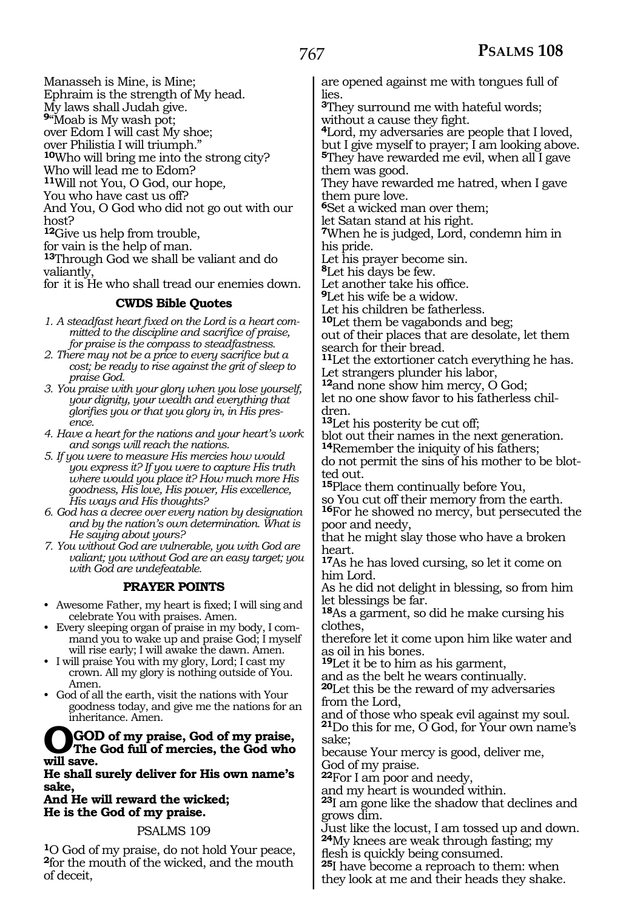Manasseh is Mine, is Mine;
Ephraim is the strength of My head.
My laws shall Judah give.
[9]"Moab is My wash pot;
over Edom I will cast My shoe;
over Philistia I will triumph."
[10]Who will bring me into the strong city?
Who will lead me to Edom?
[11]Will not You, O God, our hope,
You who have cast us off?
And You, O God who did not go out with our host?
[12]Give us help from trouble,
for vain is the help of man.
[13]Through God we shall be valiant and do valiantly,
for it is He who shall tread our enemies down.

### CWDS Bible Quotes

1. *A steadfast heart fixed on the Lord is a heart committed to the discipline and sacrifice of praise, for praise is the compass to steadfastness.*
2. *There may not be a price to every sacrifice but a cost; be ready to rise against the grit of sleep to praise God.*
3. *You praise with your glory when you lose yourself, your dignity, your wealth and everything that glorifies you or that you glory in, in His presence.*
4. *Have a heart for the nations and your heart's work and songs will reach the nations.*
5. *If you were to measure His mercies how would you express it? If you were to capture His truth where would you place it? How much more His goodness, His love, His power, His excellence, His ways and His thoughts?*
6. *God has a decree over every nation by designation and by the nation's own determination. What is He saying about yours?*
7. *You without God are vulnerable, you with God are valiant; you without God are an easy target; you with God are undefeatable.*

### PRAYER POINTS

- Awesome Father, my heart is fixed; I will sing and celebrate You with praises. Amen.
- Every sleeping organ of praise in my body, I command you to wake up and praise God; I myself will rise early; I will awake the dawn. Amen.
- I will praise You with my glory, Lord; I cast my crown. All my glory is nothing outside of You. Amen.
- God of all the earth, visit the nations with Your goodness today, and give me the nations for an inheritance. Amen.

**O GOD of my praise, God of my praise, The God full of mercies, the God who will save.**
**He shall surely deliver for His own name's sake,**
**And He will reward the wicked;**
**He is the God of my praise.**

## PSALMS 109

[1]O God of my praise, do not hold Your peace,
[2]for the mouth of the wicked, and the mouth of deceit,
are opened against me with tongues full of lies.
[3]They surround me with hateful words;
without a cause they fight.
[4]Lord, my adversaries are people that I loved,
but I give myself to prayer; I am looking above.
[5]They have rewarded me evil, when all I gave them was good.
They have rewarded me hatred, when I gave them pure love.
[6]Set a wicked man over them;
let Satan stand at his right.
[7]When he is judged, Lord, condemn him in his pride.
Let his prayer become sin.
[8]Let his days be few.
Let another take his office.
[9]Let his wife be a widow.
Let his children be fatherless.
[10]Let them be vagabonds and beg;
out of their places that are desolate, let them search for their bread.
[11]Let the extortioner catch everything he has.
Let strangers plunder his labor,
[12]and none show him mercy, O God;
let no one show favor to his fatherless children.
[13]Let his posterity be cut off;
blot out their names in the next generation.
[14]Remember the iniquity of his fathers;
do not permit the sins of his mother to be blotted out.
[15]Place them continually before You,
so You cut off their memory from the earth.
[16]For he showed no mercy, but persecuted the poor and needy,
that he might slay those who have a broken heart.
[17]As he has loved cursing, so let it come on him Lord.
As he did not delight in blessing, so from him let blessings be far.
[18]As a garment, so did he make cursing his clothes,
therefore let it come upon him like water and as oil in his bones.
[19]Let it be to him as his garment,
and as the belt he wears continually.
[20]Let this be the reward of my adversaries from the Lord,
and of those who speak evil against my soul.
[21]Do this for me, O God, for Your own name's sake;
because Your mercy is good, deliver me,
God of my praise.
[22]For I am poor and needy,
and my heart is wounded within.
[23]I am gone like the shadow that declines and grows dim.
Just like the locust, I am tossed up and down.
[24]My knees are weak through fasting; my flesh is quickly being consumed.
[25]I have become a reproach to them: when they look at me and their heads they shake.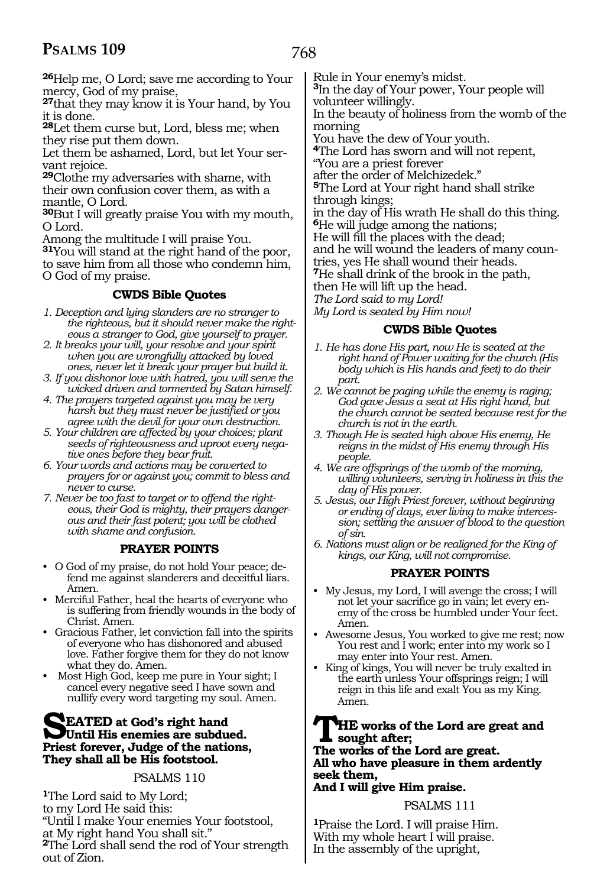[26]Help me, O Lord; save me according to Your mercy, God of my praise,
[27]that they may know it is Your hand, by You it is done.
[28]Let them curse but, Lord, bless me; when they rise put them down.
Let them be ashamed, Lord, but let Your servant rejoice.
[29]Clothe my adversaries with shame, with their own confusion cover them, as with a mantle, O Lord.
[30]But I will greatly praise You with my mouth, O Lord.
Among the multitude I will praise You.
[31]You will stand at the right hand of the poor, to save him from all those who condemn him, O God of my praise.

### CWDS Bible Quotes

*1. Deception and lying slanders are no stranger to the righteous, but it should never make the righteous a stranger to God, give yourself to prayer.*
*2. It breaks your will, your resolve and your spirit when you are wrongfully attacked by loved ones, never let it break your prayer but build it.*
*3. If you dishonor love with hatred, you will serve the wicked driven and tormented by Satan himself.*
*4. The prayers targeted against you may be very harsh but they must never be justified or you agree with the devil for your own destruction.*
*5. Your children are affected by your choices; plant seeds of righteousness and uproot every negative ones before they bear fruit.*
*6. Your words and actions may be converted to prayers for or against you; commit to bless and never to curse.*
*7. Never be too fast to target or to offend the righteous, their God is mighty, their prayers dangerous and their fast potent; you will be clothed with shame and confusion.*

### PRAYER POINTS

- O God of my praise, do not hold Your peace; defend me against slanderers and deceitful liars. Amen.
- Merciful Father, heal the hearts of everyone who is suffering from friendly wounds in the body of Christ. Amen.
- Gracious Father, let conviction fall into the spirits of everyone who has dishonored and abused love. Father forgive them for they do not know what they do. Amen.
- Most High God, keep me pure in Your sight; I cancel every negative seed I have sown and nullify every word targeting my soul. Amen.

**SEATED at God's right hand**
**Until His enemies are subdued.**
**Priest forever, Judge of the nations,**
**They shall all be His footstool.**

## PSALMS 110

[1]The Lord said to My Lord;
to my Lord He said this:
"Until I make Your enemies Your footstool,
at My right hand You shall sit."
[2]The Lord shall send the rod of Your strength out of Zion.
Rule in Your enemy's midst.
[3]In the day of Your power, Your people will volunteer willingly.
In the beauty of holiness from the womb of the morning
You have the dew of Your youth.
[4]The Lord has sworn and will not repent,
"You are a priest forever
after the order of Melchizedek."
[5]The Lord at Your right hand shall strike through kings;
in the day of His wrath He shall do this thing.
[6]He will judge among the nations;
He will fill the places with the dead;
and he will wound the leaders of many countries, yes He shall wound their heads.
[7]He shall drink of the brook in the path,
then He will lift up the head.
*The Lord said to my Lord!*
*My Lord is seated by Him now!*

### CWDS Bible Quotes

*1. He has done His part, now He is seated at the right hand of Power waiting for the church (His body which is His hands and feet) to do their part.*
*2. We cannot be paging while the enemy is raging; God gave Jesus a seat at His right hand, but the church cannot be seated because rest for the church is not in the earth.*
*3. Though He is seated high above His enemy, He reigns in the midst of His enemy through His people.*
*4. We are offsprings of the womb of the morning, willing volunteers, serving in holiness in this the day of His power.*
*5. Jesus, our High Priest forever, without beginning or ending of days, ever living to make intercession; settling the answer of blood to the question of sin.*
*6. Nations must align or be realigned for the King of kings, our King, will not compromise.*

### PRAYER POINTS

- My Jesus, my Lord, I will avenge the cross; I will not let your sacrifice go in vain; let every enemy of the cross be humbled under Your feet. Amen.
- Awesome Jesus, You worked to give me rest; now You rest and I work; enter into my work so I may enter into Your rest. Amen.
- King of kings, You will never be truly exalted in the earth unless Your offsprings reign; I will reign in this life and exalt You as my King. Amen.

**THE works of the Lord are great and sought after;**
**The works of the Lord are great.**
**All who have pleasure in them ardently seek them,**
**And I will give Him praise.**

## PSALMS 111

[1]Praise the Lord. I will praise Him.
With my whole heart I will praise.
In the assembly of the upright,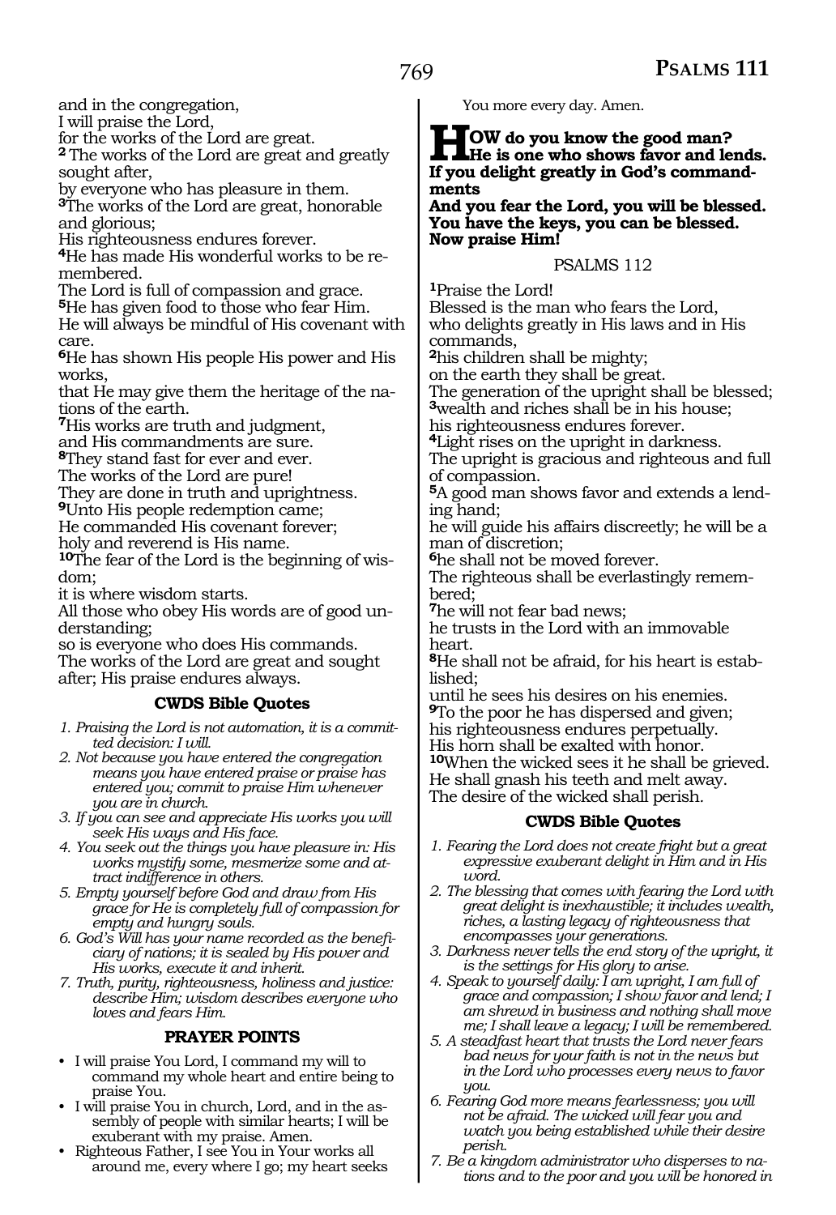and in the congregation,
I will praise the Lord,
for the works of the Lord are great.
**2** The works of the Lord are great and greatly sought after,
by everyone who has pleasure in them.
**3**The works of the Lord are great, honorable and glorious;
His righteousness endures forever.
**4**He has made His wonderful works to be remembered.
The Lord is full of compassion and grace.
**5**He has given food to those who fear Him.
He will always be mindful of His covenant with care.
**6**He has shown His people His power and His works,
that He may give them the heritage of the nations of the earth.
**7**His works are truth and judgment,
and His commandments are sure.
**8**They stand fast for ever and ever.
The works of the Lord are pure!
They are done in truth and uprightness.
**9**Unto His people redemption came;
He commanded His covenant forever;
holy and reverend is His name.
**10**The fear of the Lord is the beginning of wisdom;
it is where wisdom starts.
All those who obey His words are of good understanding;
so is everyone who does His commands.
The works of the Lord are great and sought after; His praise endures always.

### CWDS Bible Quotes

1. *Praising the Lord is not automation, it is a committed decision: I will.*
2. *Not because you have entered the congregation means you have entered praise or praise has entered you; commit to praise Him whenever you are in church.*
3. *If you can see and appreciate His works you will seek His ways and His face.*
4. *You seek out the things you have pleasure in: His works mystify some, mesmerize some and attract indifference in others.*
5. *Empty yourself before God and draw from His grace for He is completely full of compassion for empty and hungry souls.*
6. *God's Will has your name recorded as the beneficiary of nations; it is sealed by His power and His works, execute it and inherit.*
7. *Truth, purity, righteousness, holiness and justice: describe Him; wisdom describes everyone who loves and fears Him.*

### PRAYER POINTS

- I will praise You Lord, I command my will to command my whole heart and entire being to praise You.
- I will praise You in church, Lord, and in the assembly of people with similar hearts; I will be exuberant with my praise. Amen.
- Righteous Father, I see You in Your works all around me, every where I go; my heart seeks You more every day. Amen.

**HOW do you know the good man?**
**He is one who shows favor and lends.**
**If you delight greatly in God's commandments**
**And you fear the Lord, you will be blessed.**
**You have the keys, you can be blessed.**
**Now praise Him!**

## PSALMS 112

**1**Praise the Lord!
Blessed is the man who fears the Lord,
who delights greatly in His laws and in His commands,
**2**his children shall be mighty;
on the earth they shall be great.
The generation of the upright shall be blessed;
**3**wealth and riches shall be in his house;
his righteousness endures forever.
**4**Light rises on the upright in darkness.
The upright is gracious and righteous and full of compassion.
**5**A good man shows favor and extends a lending hand;
he will guide his affairs discreetly; he will be a man of discretion;
**6**he shall not be moved forever.
The righteous shall be everlastingly remembered;
**7**he will not fear bad news;
he trusts in the Lord with an immovable heart.
**8**He shall not be afraid, for his heart is established;
until he sees his desires on his enemies.
**9**To the poor he has dispersed and given;
his righteousness endures perpetually.
His horn shall be exalted with honor.
**10**When the wicked sees it he shall be grieved.
He shall gnash his teeth and melt away.
The desire of the wicked shall perish.

### CWDS Bible Quotes

1. *Fearing the Lord does not create fright but a great expressive exuberant delight in Him and in His word.*
2. *The blessing that comes with fearing the Lord with great delight is inexhaustible; it includes wealth, riches, a lasting legacy of righteousness that encompasses your generations.*
3. *Darkness never tells the end story of the upright, it is the settings for His glory to arise.*
4. *Speak to yourself daily: I am upright, I am full of grace and compassion; I show favor and lend; I am shrewd in business and nothing shall move me; I shall leave a legacy; I will be remembered.*
5. *A steadfast heart that trusts the Lord never fears bad news for your faith is not in the news but in the Lord who processes every news to favor you.*
6. *Fearing God more means fearlessness; you will not be afraid. The wicked will fear you and watch you being established while their desire perish.*
7. *Be a kingdom administrator who disperses to nations and to the poor and you will be honored in*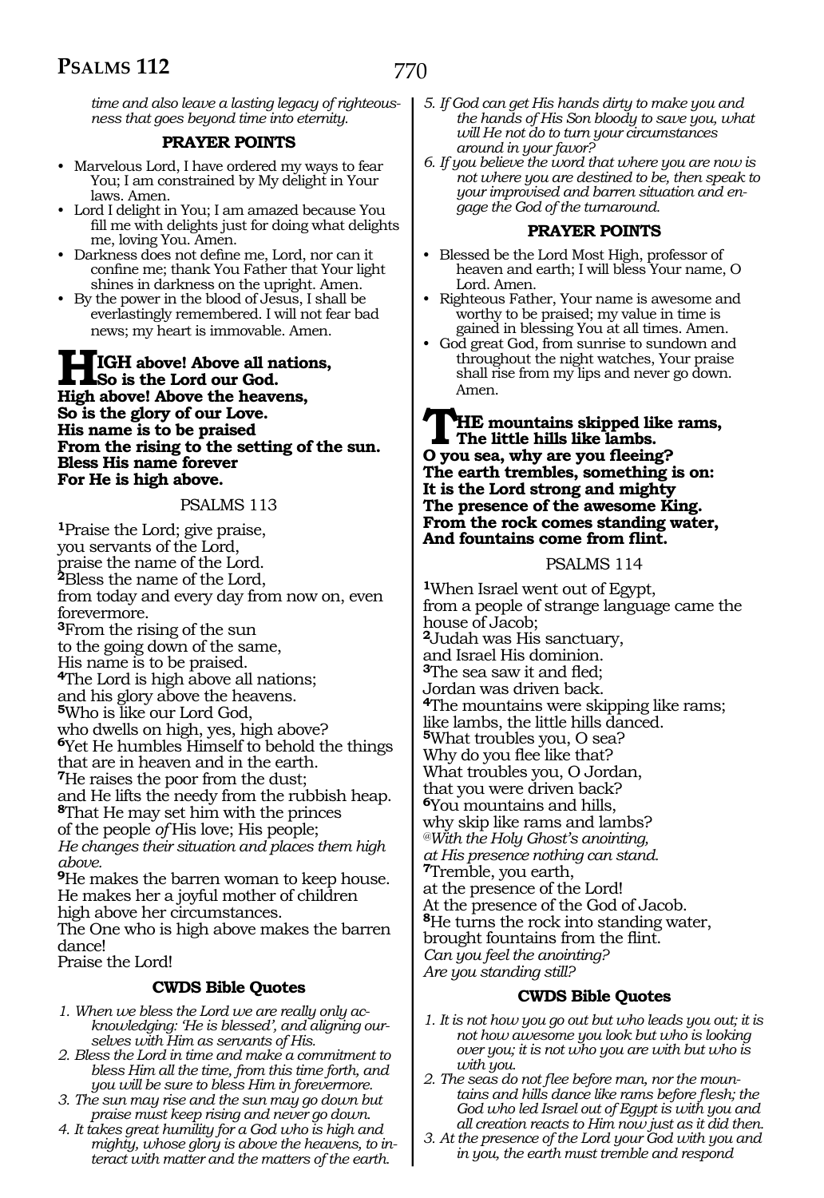*time and also leave a lasting legacy of righteousness that goes beyond time into eternity.*

### PRAYER POINTS

- Marvelous Lord, I have ordered my ways to fear You; I am constrained by My delight in Your laws. Amen.
- Lord I delight in You; I am amazed because You fill me with delights just for doing what delights me, loving You. Amen.
- Darkness does not define me, Lord, nor can it confine me; thank You Father that Your light shines in darkness on the upright. Amen.
- By the power in the blood of Jesus, I shall be everlastingly remembered. I will not fear bad news; my heart is immovable. Amen.

**HIGH above! Above all nations,**
**So is the Lord our God.**
**High above! Above the heavens,**
**So is the glory of our Love.**
**His name is to be praised**
**From the rising to the setting of the sun.**
**Bless His name forever**
**For He is high above.**

## PSALMS 113

[1]Praise the Lord; give praise,
you servants of the Lord,
praise the name of the Lord.
[2]Bless the name of the Lord,
from today and every day from now on, even forevermore.
[3]From the rising of the sun
to the going down of the same,
His name is to be praised.
[4]The Lord is high above all nations;
and his glory above the heavens.
[5]Who is like our Lord God,
who dwells on high, yes, high above?
[6]Yet He humbles Himself to behold the things that are in heaven and in the earth.
[7]He raises the poor from the dust;
and He lifts the needy from the rubbish heap.
[8]That He may set him with the princes
of the people *of* His love; His people;
*He changes their situation and places them high above.*
[9]He makes the barren woman to keep house.
He makes her a joyful mother of children
high above her circumstances.
The One who is high above makes the barren dance!
Praise the Lord!

### CWDS Bible Quotes

1. *When we bless the Lord we are really only acknowledging: 'He is blessed', and aligning ourselves with Him as servants of His.*
2. *Bless the Lord in time and make a commitment to bless Him all the time, from this time forth, and you will be sure to bless Him in forevermore.*
3. *The sun may rise and the sun may go down but praise must keep rising and never go down.*
4. *It takes great humility for a God who is high and mighty, whose glory is above the heavens, to interact with matter and the matters of the earth.*
5. *If God can get His hands dirty to make you and the hands of His Son bloody to save you, what will He not do to turn your circumstances around in your favor?*
6. *If you believe the word that where you are now is not where you are destined to be, then speak to your improvised and barren situation and engage the God of the turnaround.*

### PRAYER POINTS

- Blessed be the Lord Most High, professor of heaven and earth; I will bless Your name, O Lord. Amen.
- Righteous Father, Your name is awesome and worthy to be praised; my value in time is gained in blessing You at all times. Amen.
- God great God, from sunrise to sundown and throughout the night watches, Your praise shall rise from my lips and never go down. Amen.

**THE mountains skipped like rams,**
**The little hills like lambs.**
**O you sea, why are you fleeing?**
**The earth trembles, something is on:**
**It is the Lord strong and mighty**
**The presence of the awesome King.**
**From the rock comes standing water,**
**And fountains come from flint.**

## PSALMS 114

[1]When Israel went out of Egypt,
from a people of strange language came the house of Jacob;
[2]Judah was His sanctuary,
and Israel His dominion.
[3]The sea saw it and fled;
Jordan was driven back.
[4]The mountains were skipping like rams;
like lambs, the little hills danced.
[5]What troubles you, O sea?
Why do you flee like that?
What troubles you, O Jordan,
that you were driven back?
[6]You mountains and hills,
why skip like rams and lambs?
*@With the Holy Ghost's anointing,*
*at His presence nothing can stand.*
[7]Tremble, you earth,
at the presence of the Lord!
At the presence of the God of Jacob.
[8]He turns the rock into standing water,
brought fountains from the flint.
*Can you feel the anointing?*
*Are you standing still?*

### CWDS Bible Quotes

1. *It is not how you go out but who leads you out; it is not how awesome you look but who is looking over you; it is not who you are with but who is with you.*
2. *The seas do not flee before man, nor the mountains and hills dance like rams before flesh; the God who led Israel out of Egypt is with you and all creation reacts to Him now just as it did then.*
3. *At the presence of the Lord your God with you and in you, the earth must tremble and respond*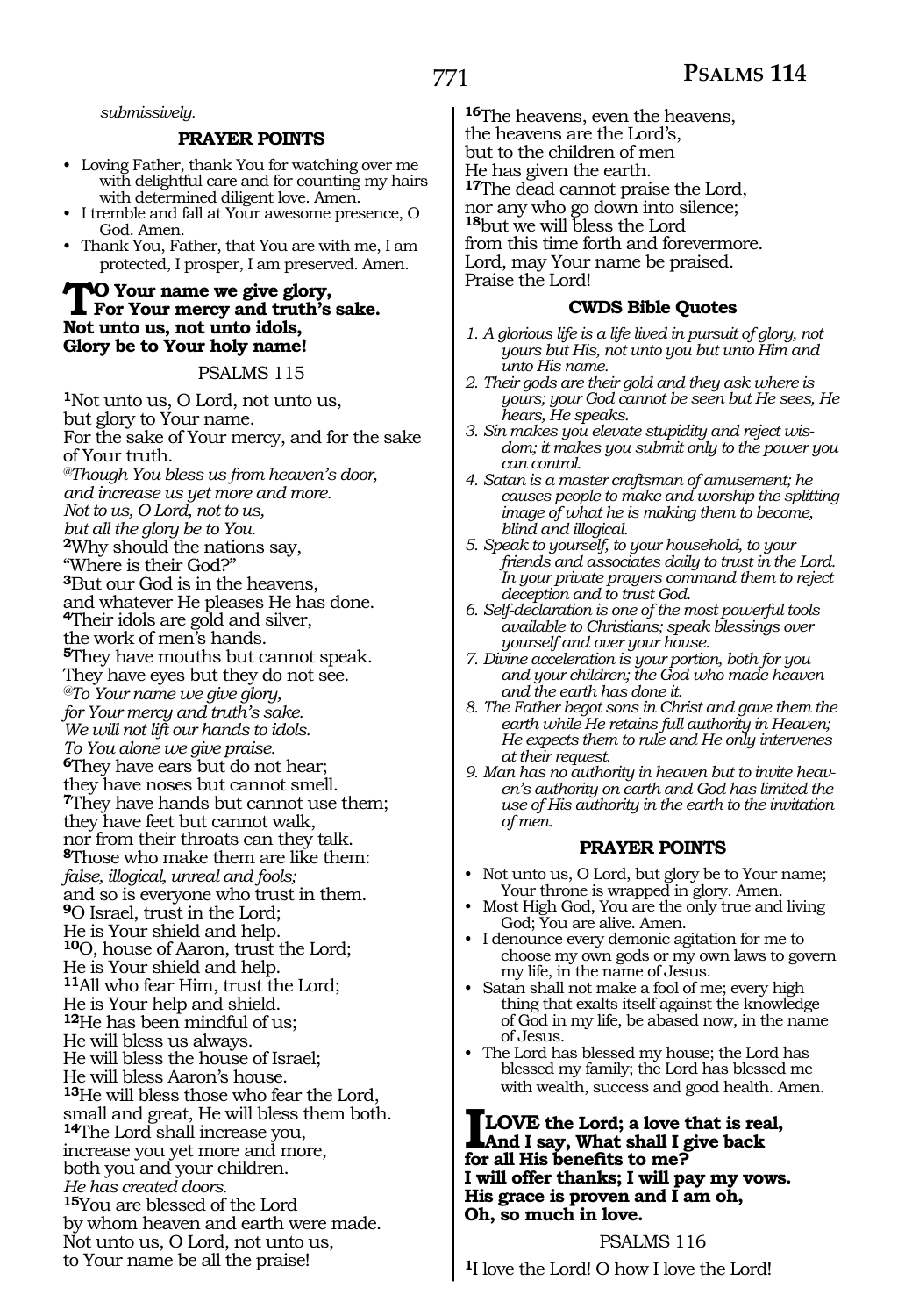*submissively.*

**PRAYER POINTS**

- Loving Father, thank You for watching over me with delightful care and for counting my hairs with determined diligent love. Amen.
- I tremble and fall at Your awesome presence, O God. Amen.
- Thank You, Father, that You are with me, I am protected, I prosper, I am preserved. Amen.

**TO Your name we give glory,**
**For Your mercy and truth's sake.**
**Not unto us, not unto idols,**
**Glory be to Your holy name!**

## PSALMS 115

1Not unto us, O Lord, not unto us,
but glory to Your name.
For the sake of Your mercy, and for the sake of Your truth.
*@Though You bless us from heaven's door,*
*and increase us yet more and more.*
*Not to us, O Lord, not to us,*
*but all the glory be to You.*
2Why should the nations say,
"Where is their God?"
3But our God is in the heavens,
and whatever He pleases He has done.
4Their idols are gold and silver,
the work of men's hands.
5They have mouths but cannot speak.
They have eyes but they do not see.
*@To Your name we give glory,*
*for Your mercy and truth's sake.*
*We will not lift our hands to idols.*
*To You alone we give praise.*
6They have ears but do not hear;
they have noses but cannot smell.
7They have hands but cannot use them;
they have feet but cannot walk,
nor from their throats can they talk.
8Those who make them are like them:
*false, illogical, unreal and fools;*
and so is everyone who trust in them.
9O Israel, trust in the Lord;
He is Your shield and help.
10O, house of Aaron, trust the Lord;
He is Your shield and help.
11All who fear Him, trust the Lord;
He is Your help and shield.
12He has been mindful of us;
He will bless us always.
He will bless the house of Israel;
He will bless Aaron's house.
13He will bless those who fear the Lord,
small and great, He will bless them both.
14The Lord shall increase you,
increase you yet more and more,
both you and your children.
*He has created doors.*
15You are blessed of the Lord
by whom heaven and earth were made.
Not unto us, O Lord, not unto us,
to Your name be all the praise!
16The heavens, even the heavens,
the heavens are the Lord's,
but to the children of men
He has given the earth.
17The dead cannot praise the Lord,
nor any who go down into silence;
18but we will bless the Lord
from this time forth and forevermore.
Lord, may Your name be praised.
Praise the Lord!

**CWDS Bible Quotes**

1. *A glorious life is a life lived in pursuit of glory, not yours but His, not unto you but unto Him and unto His name.*
2. *Their gods are their gold and they ask where is yours; your God cannot be seen but He sees, He hears, He speaks.*
3. *Sin makes you elevate stupidity and reject wisdom; it makes you submit only to the power you can control.*
4. *Satan is a master craftsman of amusement; he causes people to make and worship the splitting image of what he is making them to become, blind and illogical.*
5. *Speak to yourself, to your household, to your friends and associates daily to trust in the Lord. In your private prayers command them to reject deception and to trust God.*
6. *Self-declaration is one of the most powerful tools available to Christians; speak blessings over yourself and over your house.*
7. *Divine acceleration is your portion, both for you and your children; the God who made heaven and the earth has done it.*
8. *The Father begot sons in Christ and gave them the earth while He retains full authority in Heaven; He expects them to rule and He only intervenes at their request.*
9. *Man has no authority in heaven but to invite heaven's authority on earth and God has limited the use of His authority in the earth to the invitation of men.*

**PRAYER POINTS**

- Not unto us, O Lord, but glory be to Your name; Your throne is wrapped in glory. Amen.
- Most High God, You are the only true and living God; You are alive. Amen.
- I denounce every demonic agitation for me to choose my own gods or my own laws to govern my life, in the name of Jesus.
- Satan shall not make a fool of me; every high thing that exalts itself against the knowledge of God in my life, be abased now, in the name of Jesus.
- The Lord has blessed my house; the Lord has blessed my family; the Lord has blessed me with wealth, success and good health. Amen.

**I LOVE the Lord; a love that is real,**
**And I say, What shall I give back for all His benefits to me?**
**I will offer thanks; I will pay my vows.**
**His grace is proven and I am oh,**
**Oh, so much in love.**

## PSALMS 116

1I love the Lord! O how I love the Lord!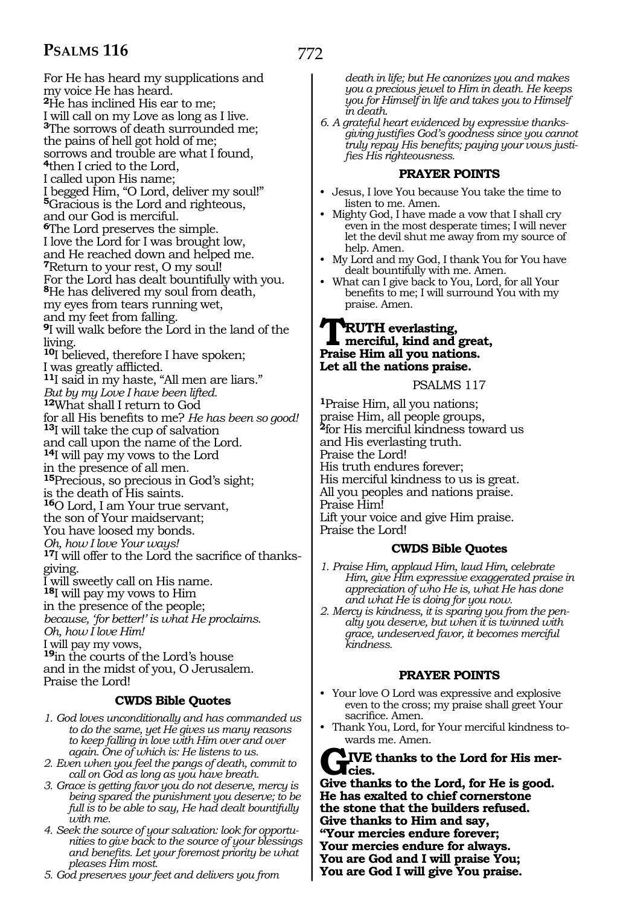For He has heard my supplications and
my voice He has heard.
**2**He has inclined His ear to me;
I will call on my Love as long as I live.
**3**The sorrows of death surrounded me;
the pains of hell got hold of me;
sorrows and trouble are what I found,
**4**then I cried to the Lord,
I called upon His name;
I begged Him, "O Lord, deliver my soul!"
**5**Gracious is the Lord and righteous,
and our God is merciful.
**6**The Lord preserves the simple.
I love the Lord for I was brought low,
and He reached down and helped me.
**7**Return to your rest, O my soul!
For the Lord has dealt bountifully with you.
**8**He has delivered my soul from death,
my eyes from tears running wet,
and my feet from falling.
**9**I will walk before the Lord in the land of the living.
**10**I believed, therefore I have spoken;
I was greatly afflicted.
**11**I said in my haste, "All men are liars."
*But by my Love I have been lifted.*
**12**What shall I return to God
for all His benefits to me? *He has been so good!*
**13**I will take the cup of salvation
and call upon the name of the Lord.
**14**I will pay my vows to the Lord
in the presence of all men.
**15**Precious, so precious in God's sight;
is the death of His saints.
**16**O Lord, I am Your true servant,
the son of Your maidservant;
You have loosed my bonds.
*Oh, how I love Your ways!*
**17**I will offer to the Lord the sacrifice of thanksgiving.
I will sweetly call on His name.
**18**I will pay my vows to Him
in the presence of the people;
*because, 'for better!' is what He proclaims.*
*Oh, how I love Him!*
I will pay my vows,
**19**in the courts of the Lord's house
and in the midst of you, O Jerusalem.
Praise the Lord!

### CWDS Bible Quotes

1. *God loves unconditionally and has commanded us to do the same, yet He gives us many reasons to keep falling in love with Him over and over again. One of which is: He listens to us.*
2. *Even when you feel the pangs of death, commit to call on God as long as you have breath.*
3. *Grace is getting favor you do not deserve, mercy is being spared the punishment you deserve; to be full is to be able to say, He had dealt bountifully with me.*
4. *Seek the source of your salvation: look for opportunities to give back to the source of your blessings and benefits. Let your foremost priority be what pleases Him most.*
5. *God preserves your feet and delivers you from death in life; but He canonizes you and makes you a precious jewel to Him in death. He keeps you for Himself in life and takes you to Himself in death.*
6. *A grateful heart evidenced by expressive thanksgiving justifies God's goodness since you cannot truly repay His benefits; paying your vows justifies His righteousness.*

### PRAYER POINTS

- Jesus, I love You because You take the time to listen to me. Amen.
- Mighty God, I have made a vow that I shall cry even in the most desperate times; I will never let the devil shut me away from my source of help. Amen.
- My Lord and my God, I thank You for You have dealt bountifully with me. Amen.
- What can I give back to You, Lord, for all Your benefits to me; I will surround You with my praise. Amen.

**TRUTH everlasting,
merciful, kind and great,
Praise Him all you nations.
Let all the nations praise.**

## PSALMS 117

**1**Praise Him, all you nations;
praise Him, all people groups,
**2**for His merciful kindness toward us
and His everlasting truth.
Praise the Lord!
His truth endures forever;
His merciful kindness to us is great.
All you peoples and nations praise.
Praise Him!
Lift your voice and give Him praise.
Praise the Lord!

### CWDS Bible Quotes

1. *Praise Him, applaud Him, laud Him, celebrate Him, give Him expressive exaggerated praise in appreciation of who He is, what He has done and what He is doing for you now.*
2. *Mercy is kindness, it is sparing you from the penalty you deserve, but when it is twinned with grace, undeserved favor, it becomes merciful kindness.*

### PRAYER POINTS

- Your love O Lord was expressive and explosive even to the cross; my praise shall greet Your sacrifice. Amen.
- Thank You, Lord, for Your merciful kindness towards me. Amen.

**GIVE thanks to the Lord for His mercies.
Give thanks to the Lord, for He is good.
He has exalted to chief cornerstone
the stone that the builders refused.
Give thanks to Him and say,
"Your mercies endure forever;
Your mercies endure for always.
You are God and I will praise You;
You are God I will give You praise.**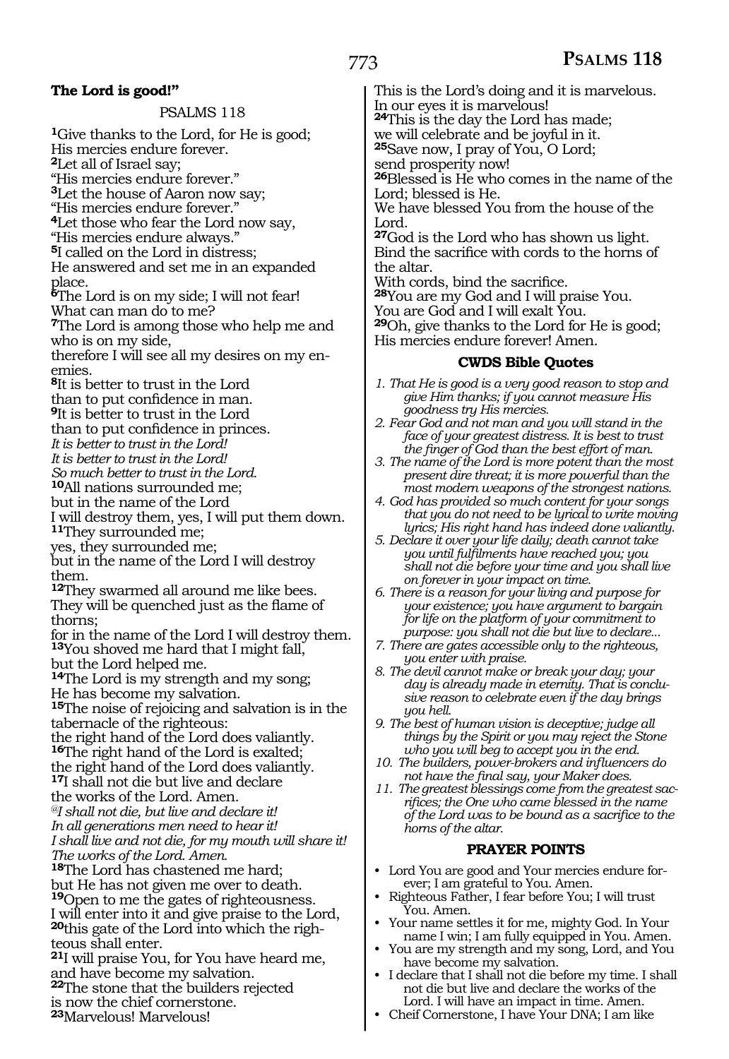**The Lord is good!"**

PSALMS 118

[1]Give thanks to the Lord, for He is good;
His mercies endure forever.
[2]Let all of Israel say;
"His mercies endure forever."
[3]Let the house of Aaron now say;
"His mercies endure forever."
[4]Let those who fear the Lord now say,
"His mercies endure always."
[5]I called on the Lord in distress;
He answered and set me in an expanded place.
[6]The Lord is on my side; I will not fear!
What can man do to me?
[7]The Lord is among those who help me and who is on my side,
therefore I will see all my desires on my enemies.
[8]It is better to trust in the Lord
than to put confidence in man.
[9]It is better to trust in the Lord
than to put confidence in princes.
*It is better to trust in the Lord!*
*It is better to trust in the Lord!*
*So much better to trust in the Lord.*
[10]All nations surrounded me;
but in the name of the Lord
I will destroy them, yes, I will put them down.
[11]They surrounded me;
yes, they surrounded me;
but in the name of the Lord I will destroy them.
[12]They swarmed all around me like bees.
They will be quenched just as the flame of thorns;
for in the name of the Lord I will destroy them.
[13]You shoved me hard that I might fall,
but the Lord helped me.
[14]The Lord is my strength and my song;
He has become my salvation.
[15]The noise of rejoicing and salvation is in the tabernacle of the righteous:
the right hand of the Lord does valiantly.
[16]The right hand of the Lord is exalted;
the right hand of the Lord does valiantly.
[17]I shall not die but live and declare
the works of the Lord. Amen.
*@I shall not die, but live and declare it!*
*In all generations men need to hear it!*
*I shall live and not die, for my mouth will share it!*
*The works of the Lord. Amen.*
[18]The Lord has chastened me hard;
but He has not given me over to death.
[19]Open to me the gates of righteousness.
I will enter into it and give praise to the Lord,
[20]this gate of the Lord into which the righteous shall enter.
[21]I will praise You, for You have heard me,
and have become my salvation.
[22]The stone that the builders rejected
is now the chief cornerstone.
[23]Marvelous! Marvelous!
This is the Lord's doing and it is marvelous.
In our eyes it is marvelous!
[24]This is the day the Lord has made;
we will celebrate and be joyful in it.
[25]Save now, I pray of You, O Lord;
send prosperity now!
[26]Blessed is He who comes in the name of the Lord; blessed is He.
We have blessed You from the house of the Lord.
[27]God is the Lord who has shown us light.
Bind the sacrifice with cords to the horns of the altar.
With cords, bind the sacrifice.
[28]You are my God and I will praise You.
You are God and I will exalt You.
[29]Oh, give thanks to the Lord for He is good;
His mercies endure forever! Amen.

### CWDS Bible Quotes

*1. That He is good is a very good reason to stop and give Him thanks; if you cannot measure His goodness try His mercies.*
*2. Fear God and not man and you will stand in the face of your greatest distress. It is best to trust the finger of God than the best effort of man.*
*3. The name of the Lord is more potent than the most present dire threat; it is more powerful than the most modern weapons of the strongest nations.*
*4. God has provided so much content for your songs that you do not need to be lyrical to write moving lyrics; His right hand has indeed done valiantly.*
*5. Declare it over your life daily; death cannot take you until fulfilments have reached you; you shall not die before your time and you shall live on forever in your impact on time.*
*6. There is a reason for your living and purpose for your existence; you have argument to bargain for life on the platform of your commitment to purpose: you shall not die but live to declare...*
*7. There are gates accessible only to the righteous, you enter with praise.*
*8. The devil cannot make or break your day; your day is already made in eternity. That is conclusive reason to celebrate even if the day brings you hell.*
*9. The best of human vision is deceptive; judge all things by the Spirit or you may reject the Stone who you will beg to accept you in the end.*
*10. The builders, power-brokers and influencers do not have the final say, your Maker does.*
*11. The greatest blessings come from the greatest sacrifices; the One who came blessed in the name of the Lord was to be bound as a sacrifice to the horns of the altar.*

### PRAYER POINTS

- Lord You are good and Your mercies endure forever; I am grateful to You. Amen.
- Righteous Father, I fear before You; I will trust You. Amen.
- Your name settles it for me, mighty God. In Your name I win; I am fully equipped in You. Amen.
- You are my strength and my song, Lord, and You have become my salvation.
- I declare that I shall not die before my time. I shall not die but live and declare the works of the Lord. I will have an impact in time. Amen.
- Cheif Cornerstone, I have Your DNA; I am like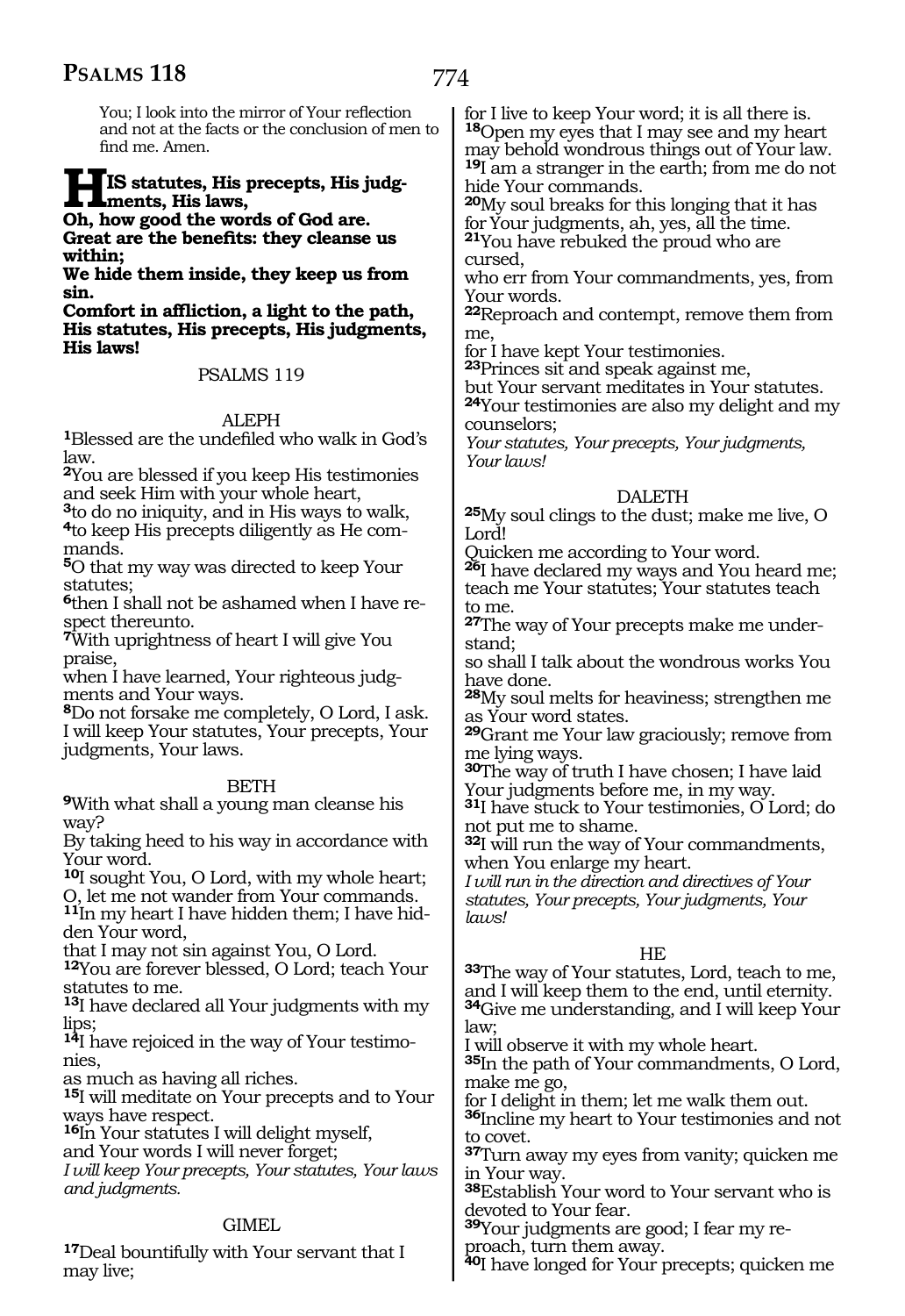You; I look into the mirror of Your reflection and not at the facts or the conclusion of men to find me. Amen.

**HIS statutes, His precepts, His judgments, His laws,**
**Oh, how good the words of God are.**
**Great are the benefits: they cleanse us within;**
**We hide them inside, they keep us from sin.**
**Comfort in affliction, a light to the path,**
**His statutes, His precepts, His judgments, His laws!**

## PSALMS 119

### ALEPH

**1**Blessed are the undefiled who walk in God's law.
**2**You are blessed if you keep His testimonies and seek Him with your whole heart,
**3**to do no iniquity, and in His ways to walk,
**4**to keep His precepts diligently as He commands.
**5**O that my way was directed to keep Your statutes;
**6**then I shall not be ashamed when I have respect thereunto.
**7**With uprightness of heart I will give You praise,
when I have learned, Your righteous judgments and Your ways.
**8**Do not forsake me completely, O Lord, I ask.
I will keep Your statutes, Your precepts, Your judgments, Your laws.

### BETH

**9**With what shall a young man cleanse his way?
By taking heed to his way in accordance with Your word.
**10**I sought You, O Lord, with my whole heart;
O, let me not wander from Your commands.
**11**In my heart I have hidden them; I have hidden Your word,
that I may not sin against You, O Lord.
**12**You are forever blessed, O Lord; teach Your statutes to me.
**13**I have declared all Your judgments with my lips;
**14**I have rejoiced in the way of Your testimonies,
as much as having all riches.
**15**I will meditate on Your precepts and to Your ways have respect.
**16**In Your statutes I will delight myself,
and Your words I will never forget;
*I will keep Your precepts, Your statutes, Your laws and judgments.*

### GIMEL

**17**Deal bountifully with Your servant that I may live;
for I live to keep Your word; it is all there is.
**18**Open my eyes that I may see and my heart may behold wondrous things out of Your law.
**19**I am a stranger in the earth; from me do not hide Your commands.
**20**My soul breaks for this longing that it has for Your judgments, ah, yes, all the time.
**21**You have rebuked the proud who are cursed,
who err from Your commandments, yes, from Your words.
**22**Reproach and contempt, remove them from me,
for I have kept Your testimonies.
**23**Princes sit and speak against me,
but Your servant meditates in Your statutes.
**24**Your testimonies are also my delight and my counselors;
*Your statutes, Your precepts, Your judgments, Your laws!*

### DALETH

**25**My soul clings to the dust; make me live, O Lord!
Quicken me according to Your word.
**26**I have declared my ways and You heard me; teach me Your statutes; Your statutes teach to me.
**27**The way of Your precepts make me understand;
so shall I talk about the wondrous works You have done.
**28**My soul melts for heaviness; strengthen me as Your word states.
**29**Grant me Your law graciously; remove from me lying ways.
**30**The way of truth I have chosen; I have laid Your judgments before me, in my way.
**31**I have stuck to Your testimonies, O Lord; do not put me to shame.
**32**I will run the way of Your commandments, when You enlarge my heart.
*I will run in the direction and directives of Your statutes, Your precepts, Your judgments, Your laws!*

### HE

**33**The way of Your statutes, Lord, teach to me, and I will keep them to the end, until eternity.
**34**Give me understanding, and I will keep Your law;
I will observe it with my whole heart.
**35**In the path of Your commandments, O Lord, make me go,
for I delight in them; let me walk them out.
**36**Incline my heart to Your testimonies and not to covet.
**37**Turn away my eyes from vanity; quicken me in Your way.
**38**Establish Your word to Your servant who is devoted to Your fear.
**39**Your judgments are good; I fear my reproach, turn them away.
**40**I have longed for Your precepts; quicken me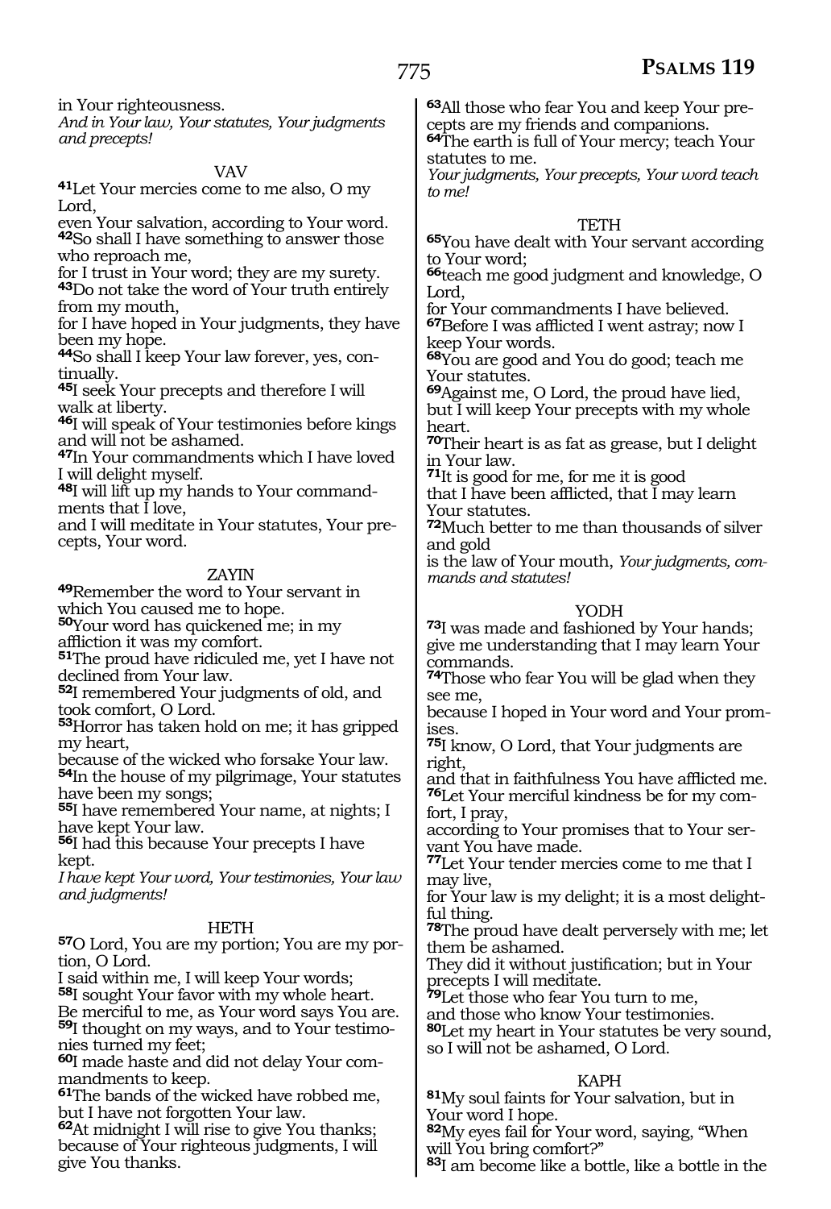in Your righteousness.
*And in Your law, Your statutes, Your judgments and precepts!*

## VAV

41 Let Your mercies come to me also, O my Lord,
even Your salvation, according to Your word.
42 So shall I have something to answer those who reproach me,
for I trust in Your word; they are my surety.
43 Do not take the word of Your truth entirely from my mouth,
for I have hoped in Your judgments, they have been my hope.
44 So shall I keep Your law forever, yes, continually.
45 I seek Your precepts and therefore I will walk at liberty.
46 I will speak of Your testimonies before kings and will not be ashamed.
47 In Your commandments which I have loved I will delight myself.
48 I will lift up my hands to Your commandments that I love,
and I will meditate in Your statutes, Your precepts, Your word.

## ZAYIN

49 Remember the word to Your servant in which You caused me to hope.
50 Your word has quickened me; in my affliction it was my comfort.
51 The proud have ridiculed me, yet I have not declined from Your law.
52 I remembered Your judgments of old, and took comfort, O Lord.
53 Horror has taken hold on me; it has gripped my heart,
because of the wicked who forsake Your law.
54 In the house of my pilgrimage, Your statutes have been my songs;
55 I have remembered Your name, at nights; I have kept Your law.
56 I had this because Your precepts I have kept.
*I have kept Your word, Your testimonies, Your law and judgments!*

## HETH

57 O Lord, You are my portion; You are my portion, O Lord.
I said within me, I will keep Your words;
58 I sought Your favor with my whole heart.
Be merciful to me, as Your word says You are.
59 I thought on my ways, and to Your testimonies turned my feet;
60 I made haste and did not delay Your commandments to keep.
61 The bands of the wicked have robbed me,
but I have not forgotten Your law.
62 At midnight I will rise to give You thanks;
because of Your righteous judgments, I will give You thanks.
63 All those who fear You and keep Your precepts are my friends and companions.
64 The earth is full of Your mercy; teach Your statutes to me.
*Your judgments, Your precepts, Your word teach to me!*

## TETH

65 You have dealt with Your servant according to Your word;
66 teach me good judgment and knowledge, O Lord,
for Your commandments I have believed.
67 Before I was afflicted I went astray; now I keep Your words.
68 You are good and You do good; teach me Your statutes.
69 Against me, O Lord, the proud have lied,
but I will keep Your precepts with my whole heart.
70 Their heart is as fat as grease, but I delight in Your law.
71 It is good for me, for me it is good
that I have been afflicted, that I may learn Your statutes.
72 Much better to me than thousands of silver and gold
is the law of Your mouth, *Your judgments, commands and statutes!*

## YODH

73 I was made and fashioned by Your hands;
give me understanding that I may learn Your commands.
74 Those who fear You will be glad when they see me,
because I hoped in Your word and Your promises.
75 I know, O Lord, that Your judgments are right,
and that in faithfulness You have afflicted me.
76 Let Your merciful kindness be for my comfort, I pray,
according to Your promises that to Your servant You have made.
77 Let Your tender mercies come to me that I may live,
for Your law is my delight; it is a most delightful thing.
78 The proud have dealt perversely with me; let them be ashamed.
They did it without justification; but in Your precepts I will meditate.
79 Let those who fear You turn to me,
and those who know Your testimonies.
80 Let my heart in Your statutes be very sound,
so I will not be ashamed, O Lord.

## KAPH

81 My soul faints for Your salvation, but in Your word I hope.
82 My eyes fail for Your word, saying, "When will You bring comfort?"
83 I am become like a bottle, like a bottle in the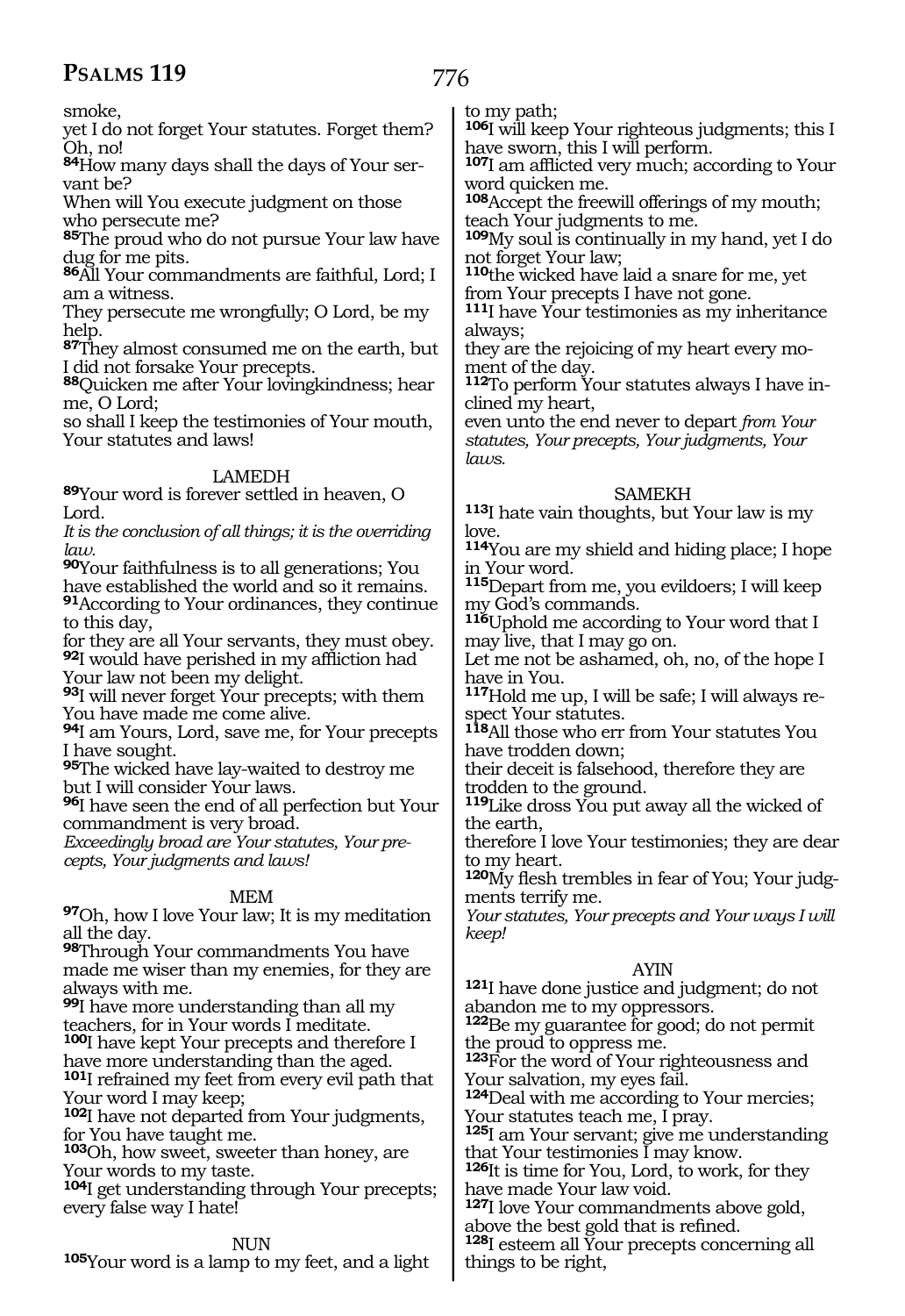smoke,
yet I do not forget Your statutes. Forget them? Oh, no!
**84**How many days shall the days of Your servant be?
When will You execute judgment on those who persecute me?
**85**The proud who do not pursue Your law have dug for me pits.
**86**All Your commandments are faithful, Lord; I am a witness.
They persecute me wrongfully; O Lord, be my help.
**87**They almost consumed me on the earth, but I did not forsake Your precepts.
**88**Quicken me after Your lovingkindness; hear me, O Lord;
so shall I keep the testimonies of Your mouth, Your statutes and laws!

### LAMEDH

**89**Your word is forever settled in heaven, O Lord.
*It is the conclusion of all things; it is the overriding law.*
**90**Your faithfulness is to all generations; You have established the world and so it remains.
**91**According to Your ordinances, they continue to this day,
for they are all Your servants, they must obey.
**92**I would have perished in my affliction had Your law not been my delight.
**93**I will never forget Your precepts; with them You have made me come alive.
**94**I am Yours, Lord, save me, for Your precepts I have sought.
**95**The wicked have lay-waited to destroy me but I will consider Your laws.
**96**I have seen the end of all perfection but Your commandment is very broad.
*Exceedingly broad are Your statutes, Your precepts, Your judgments and laws!*

### MEM

**97**Oh, how I love Your law; It is my meditation all the day.
**98**Through Your commandments You have made me wiser than my enemies, for they are always with me.
**99**I have more understanding than all my teachers, for in Your words I meditate.
**100**I have kept Your precepts and therefore I have more understanding than the aged.
**101**I refrained my feet from every evil path that Your word I may keep;
**102**I have not departed from Your judgments, for You have taught me.
**103**Oh, how sweet, sweeter than honey, are Your words to my taste.
**104**I get understanding through Your precepts; every false way I hate!

### NUN

**105**Your word is a lamp to my feet, and a light to my path;
**106**I will keep Your righteous judgments; this I have sworn, this I will perform.
**107**I am afflicted very much; according to Your word quicken me.
**108**Accept the freewill offerings of my mouth; teach Your judgments to me.
**109**My soul is continually in my hand, yet I do not forget Your law;
**110**the wicked have laid a snare for me, yet from Your precepts I have not gone.
**111**I have Your testimonies as my inheritance always;
they are the rejoicing of my heart every moment of the day.
**112**To perform Your statutes always I have inclined my heart,
even unto the end never to depart *from Your statutes, Your precepts, Your judgments, Your laws.*

### SAMEKH

**113**I hate vain thoughts, but Your law is my love.
**114**You are my shield and hiding place; I hope in Your word.
**115**Depart from me, you evildoers; I will keep my God's commands.
**116**Uphold me according to Your word that I may live, that I may go on.
Let me not be ashamed, oh, no, of the hope I have in You.
**117**Hold me up, I will be safe; I will always respect Your statutes.
**118**All those who err from Your statutes You have trodden down;
their deceit is falsehood, therefore they are trodden to the ground.
**119**Like dross You put away all the wicked of the earth,
therefore I love Your testimonies; they are dear to my heart.
**120**My flesh trembles in fear of You; Your judgments terrify me.
*Your statutes, Your precepts and Your ways I will keep!*

### AYIN

**121**I have done justice and judgment; do not abandon me to my oppressors.
**122**Be my guarantee for good; do not permit the proud to oppress me.
**123**For the word of Your righteousness and Your salvation, my eyes fail.
**124**Deal with me according to Your mercies; Your statutes teach me, I pray.
**125**I am Your servant; give me understanding that Your testimonies I may know.
**126**It is time for You, Lord, to work, for they have made Your law void.
**127**I love Your commandments above gold, above the best gold that is refined.
**128**I esteem all Your precepts concerning all things to be right,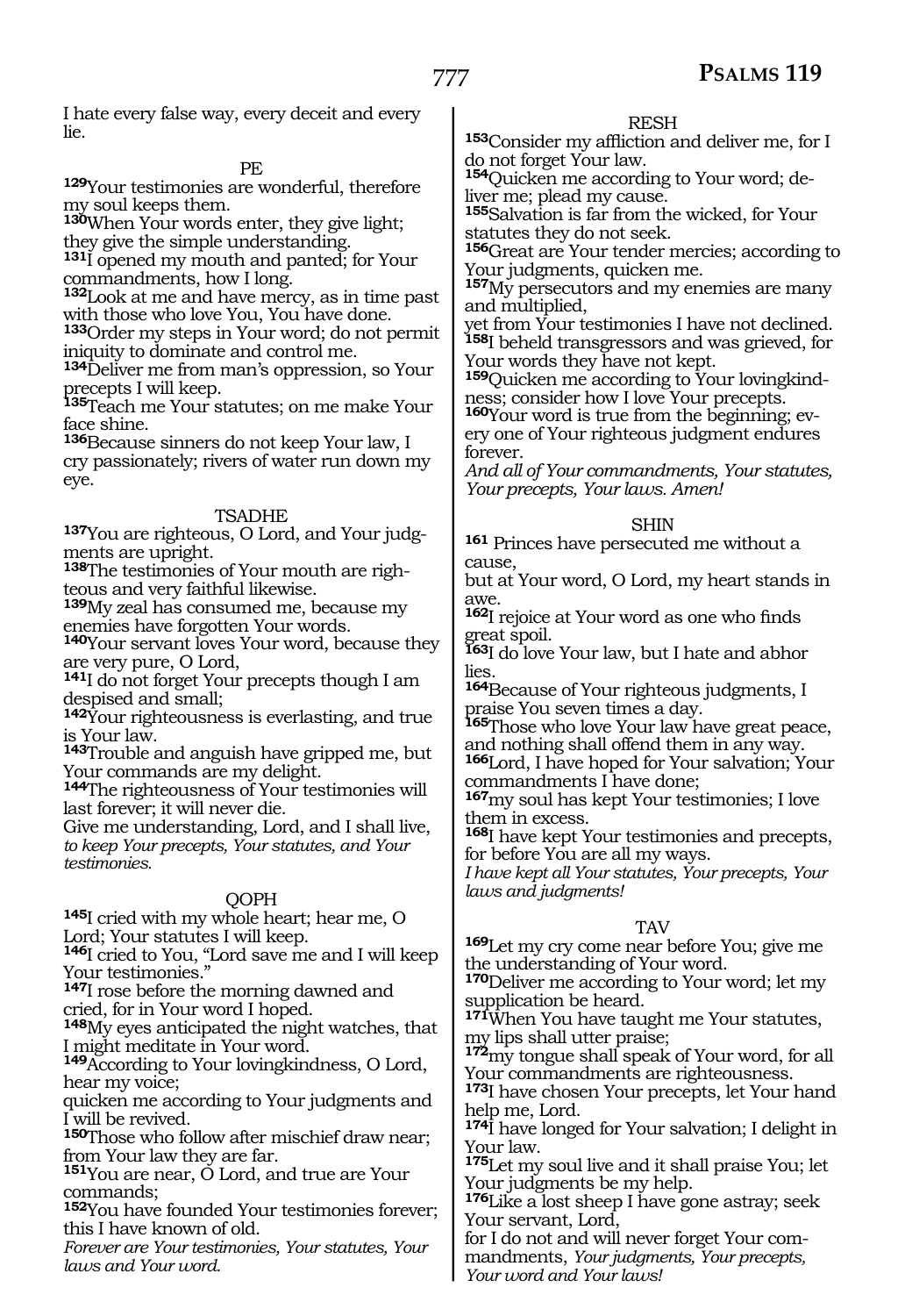I hate every false way, every deceit and every lie.

### PE

[129]Your testimonies are wonderful, therefore my soul keeps them.
[130]When Your words enter, they give light; they give the simple understanding.
[131]I opened my mouth and panted; for Your commandments, how I long.
[132]Look at me and have mercy, as in time past with those who love You, You have done.
[133]Order my steps in Your word; do not permit iniquity to dominate and control me.
[134]Deliver me from man's oppression, so Your precepts I will keep.
[135]Teach me Your statutes; on me make Your face shine.
[136]Because sinners do not keep Your law, I cry passionately; rivers of water run down my eye.

### TSADHE

[137]You are righteous, O Lord, and Your judgments are upright.
[138]The testimonies of Your mouth are righteous and very faithful likewise.
[139]My zeal has consumed me, because my enemies have forgotten Your words.
[140]Your servant loves Your word, because they are very pure, O Lord,
[141]I do not forget Your precepts though I am despised and small;
[142]Your righteousness is everlasting, and true is Your law.
[143]Trouble and anguish have gripped me, but Your commands are my delight.
[144]The righteousness of Your testimonies will last forever; it will never die.
Give me understanding, Lord, and I shall live, *to keep Your precepts, Your statutes, and Your testimonies.*

### QOPH

[145]I cried with my whole heart; hear me, O Lord; Your statutes I will keep.
[146]I cried to You, "Lord save me and I will keep Your testimonies."
[147]I rose before the morning dawned and cried, for in Your word I hoped.
[148]My eyes anticipated the night watches, that I might meditate in Your word.
[149]According to Your lovingkindness, O Lord, hear my voice;
quicken me according to Your judgments and I will be revived.
[150]Those who follow after mischief draw near; from Your law they are far.
[151]You are near, O Lord, and true are Your commands;
[152]You have founded Your testimonies forever; this I have known of old.
*Forever are Your testimonies, Your statutes, Your laws and Your word.*

### RESH

[153]Consider my affliction and deliver me, for I do not forget Your law.
[154]Quicken me according to Your word; deliver me; plead my cause.
[155]Salvation is far from the wicked, for Your statutes they do not seek.
[156]Great are Your tender mercies; according to Your judgments, quicken me.
[157]My persecutors and my enemies are many and multiplied,
yet from Your testimonies I have not declined.
[158]I beheld transgressors and was grieved, for Your words they have not kept.
[159]Quicken me according to Your lovingkindness; consider how I love Your precepts.
[160]Your word is true from the beginning; every one of Your righteous judgment endures forever.
*And all of Your commandments, Your statutes, Your precepts, Your laws. Amen!*

### SHIN

[161] Princes have persecuted me without a cause,
but at Your word, O Lord, my heart stands in awe.
[162]I rejoice at Your word as one who finds great spoil.
[163]I do love Your law, but I hate and abhor lies.
[164]Because of Your righteous judgments, I praise You seven times a day.
[165]Those who love Your law have great peace, and nothing shall offend them in any way.
[166]Lord, I have hoped for Your salvation; Your commandments I have done;
[167]my soul has kept Your testimonies; I love them in excess.
[168]I have kept Your testimonies and precepts, for before You are all my ways.
*I have kept all Your statutes, Your precepts, Your laws and judgments!*

### TAV

[169]Let my cry come near before You; give me the understanding of Your word.
[170]Deliver me according to Your word; let my supplication be heard.
[171]When You have taught me Your statutes, my lips shall utter praise;
[172]my tongue shall speak of Your word, for all Your commandments are righteousness.
[173]I have chosen Your precepts, let Your hand help me, Lord.
[174]I have longed for Your salvation; I delight in Your law.
[175]Let my soul live and it shall praise You; let Your judgments be my help.
[176]Like a lost sheep I have gone astray; seek Your servant, Lord,
for I do not and will never forget Your commandments, *Your judgments, Your precepts, Your word and Your laws!*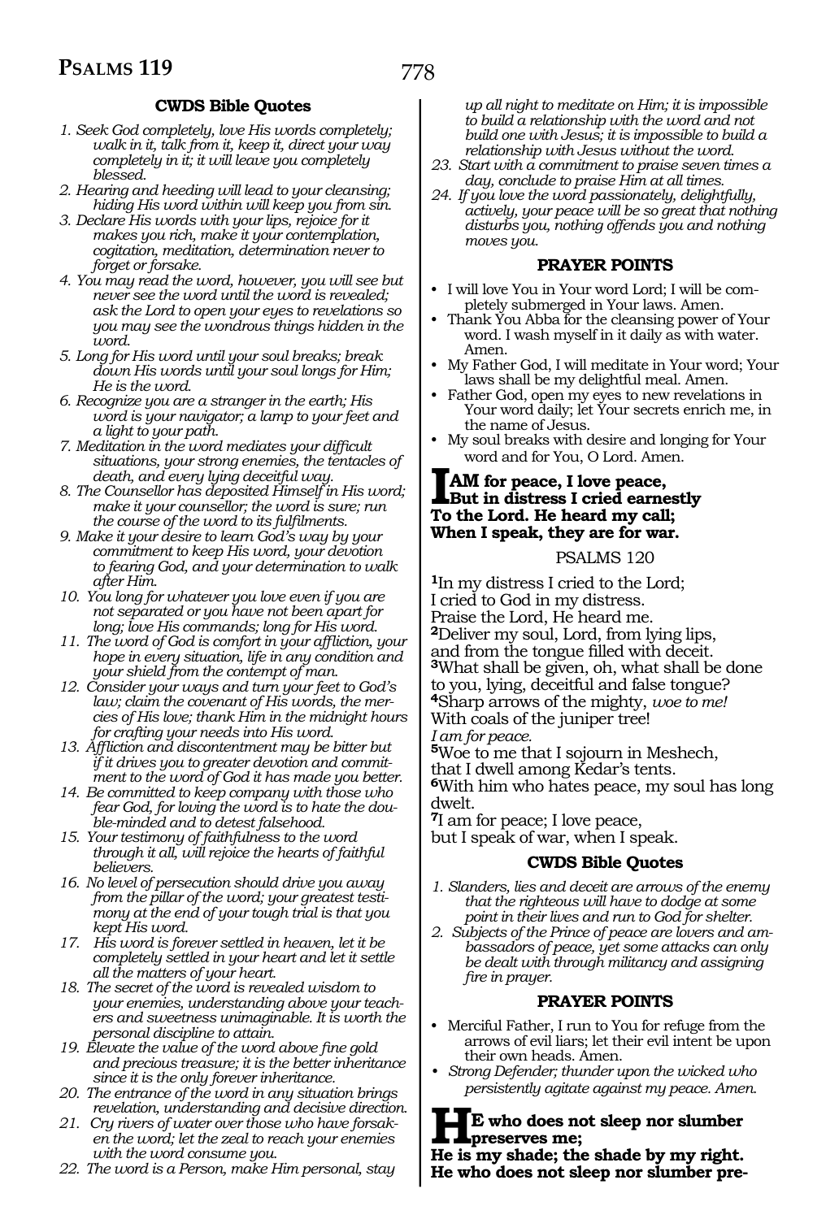### CWDS Bible Quotes

*1. Seek God completely, love His words completely; walk in it, talk from it, keep it, direct your way completely in it; it will leave you completely blessed.*

*2. Hearing and heeding will lead to your cleansing; hiding His word within will keep you from sin.*

*3. Declare His words with your lips, rejoice for it makes you rich, make it your contemplation, cogitation, meditation, determination never to forget or forsake.*

*4. You may read the word, however, you will see but never see the word until the word is revealed; ask the Lord to open your eyes to revelations so you may see the wondrous things hidden in the word.*

*5. Long for His word until your soul breaks; break down His words until your soul longs for Him; He is the word.*

*6. Recognize you are a stranger in the earth; His word is your navigator; a lamp to your feet and a light to your path.*

*7. Meditation in the word mediates your difficult situations, your strong enemies, the tentacles of death, and every lying deceitful way.*

*8. The Counsellor has deposited Himself in His word; make it your counsellor; the word is sure; run the course of the word to its fulfilments.*

*9. Make it your desire to learn God's way by your commitment to keep His word, your devotion to fearing God, and your determination to walk after Him.*

*10. You long for whatever you love even if you are not separated or you have not been apart for long; love His commands; long for His word.*

*11. The word of God is comfort in your affliction, your hope in every situation, life in any condition and your shield from the contempt of man.*

*12. Consider your ways and turn your feet to God's law; claim the covenant of His words, the mercies of His love; thank Him in the midnight hours for crafting your needs into His word.*

*13. Affliction and discontentment may be bitter but if it drives you to greater devotion and commitment to the word of God it has made you better.*

*14. Be committed to keep company with those who fear God, for loving the word is to hate the double-minded and to detest falsehood.*

*15. Your testimony of faithfulness to the word through it all, will rejoice the hearts of faithful believers.*

*16. No level of persecution should drive you away from the pillar of the word; your greatest testimony at the end of your tough trial is that you kept His word.*

*17. His word is forever settled in heaven, let it be completely settled in your heart and let it settle all the matters of your heart.*

*18. The secret of the word is revealed wisdom to your enemies, understanding above your teachers and sweetness unimaginable. It is worth the personal discipline to attain.*

*19. Elevate the value of the word above fine gold and precious treasure; it is the better inheritance since it is the only forever inheritance.*

*20. The entrance of the word in any situation brings revelation, understanding and decisive direction.*

*21. Cry rivers of water over those who have forsaken the word; let the zeal to reach your enemies with the word consume you.*

*22. The word is a Person, make Him personal, stay up all night to meditate on Him; it is impossible to build a relationship with the word and not build one with Jesus; it is impossible to build a relationship with Jesus without the word.*

*23. Start with a commitment to praise seven times a day, conclude to praise Him at all times.*

*24. If you love the word passionately, delightfully, actively, your peace will be so great that nothing disturbs you, nothing offends you and nothing moves you.*

### PRAYER POINTS

- I will love You in Your word Lord; I will be completely submerged in Your laws. Amen.
- Thank You Abba for the cleansing power of Your word. I wash myself in it daily as with water. Amen.
- My Father God, I will meditate in Your word; Your laws shall be my delightful meal. Amen.
- Father God, open my eyes to new revelations in Your word daily; let Your secrets enrich me, in the name of Jesus.
- My soul breaks with desire and longing for Your word and for You, O Lord. Amen.

**I AM for peace, I love peace,**
**But in distress I cried earnestly**
**To the Lord. He heard my call;**
**When I speak, they are for war.**

## PSALMS 120

[1]In my distress I cried to the Lord;
I cried to God in my distress.
Praise the Lord, He heard me.
[2]Deliver my soul, Lord, from lying lips,
and from the tongue filled with deceit.
[3]What shall be given, oh, what shall be done
to you, lying, deceitful and false tongue?
[4]Sharp arrows of the mighty, *woe to me!*
With coals of the juniper tree!
*I am for peace.*
[5]Woe to me that I sojourn in Meshech,
that I dwell among Kedar's tents.
[6]With him who hates peace, my soul has long dwelt.
[7]I am for peace; I love peace,
but I speak of war, when I speak.

### CWDS Bible Quotes

*1. Slanders, lies and deceit are arrows of the enemy that the righteous will have to dodge at some point in their lives and run to God for shelter.*

*2. Subjects of the Prince of peace are lovers and ambassadors of peace, yet some attacks can only be dealt with through militancy and assigning fire in prayer.*

### PRAYER POINTS

- Merciful Father, I run to You for refuge from the arrows of evil liars; let their evil intent be upon their own heads. Amen.
- *Strong Defender; thunder upon the wicked who persistently agitate against my peace. Amen.*

**HE who does not sleep nor slumber preserves me;**
**He is my shade; the shade by my right.**
**He who does not sleep nor slumber pre-**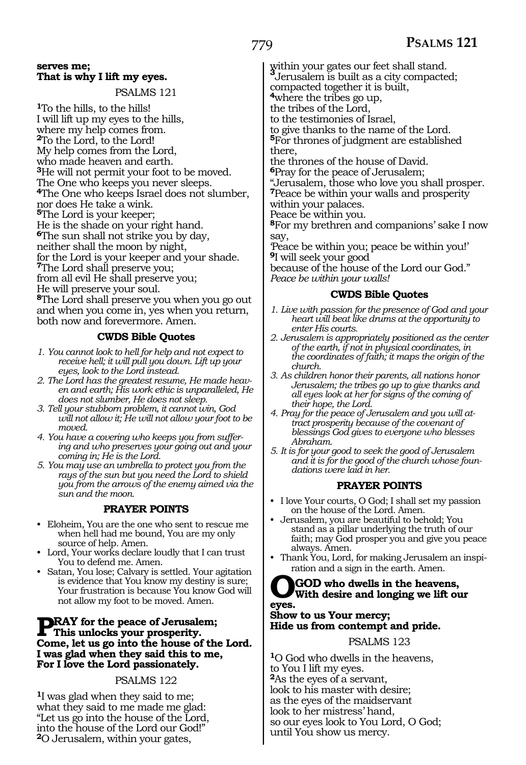**serves me;**
**That is why I lift my eyes.**

PSALMS 121

[1]To the hills, to the hills!
I will lift up my eyes to the hills,
where my help comes from.
[2]To the Lord, to the Lord!
My help comes from the Lord,
who made heaven and earth.
[3]He will not permit your foot to be moved.
The One who keeps you never sleeps.
[4]The One who keeps Israel does not slumber,
nor does He take a wink.
[5]The Lord is your keeper;
He is the shade on your right hand.
[6]The sun shall not strike you by day,
neither shall the moon by night,
for the Lord is your keeper and your shade.
[7]The Lord shall preserve you;
from all evil He shall preserve you;
He will preserve your soul.
[8]The Lord shall preserve you when you go out and when you come in, yes when you return, both now and forevermore. Amen.

### CWDS Bible Quotes

1. *You cannot look to hell for help and not expect to receive hell; it will pull you down. Lift up your eyes, look to the Lord instead.*
2. *The Lord has the greatest resume, He made heaven and earth; His work ethic is unparalleled, He does not slumber, He does not sleep.*
3. *Tell your stubborn problem, it cannot win, God will not allow it; He will not allow your foot to be moved.*
4. *You have a covering who keeps you from suffering and who preserves your going out and your coming in; He is the Lord.*
5. *You may use an umbrella to protect you from the rays of the sun but you need the Lord to shield you from the arrows of the enemy aimed via the sun and the moon.*

### PRAYER POINTS

- Eloheim, You are the one who sent to rescue me when hell had me bound, You are my only source of help. Amen.
- Lord, Your works declare loudly that I can trust You to defend me. Amen.
- Satan, You lose; Calvary is settled. Your agitation is evidence that You know my destiny is sure; Your frustration is because You know God will not allow my foot to be moved. Amen.

**PRAY for the peace of Jerusalem;**
**This unlocks your prosperity.**
**Come, let us go into the house of the Lord.**
**I was glad when they said this to me,**
**For I love the Lord passionately.**

PSALMS 122

[1]I was glad when they said to me;
what they said to me made me glad:
"Let us go into the house of the Lord,
into the house of the Lord our God!"
[2]O Jerusalem, within your gates,
within your gates our feet shall stand.
[3]Jerusalem is built as a city compacted;
compacted together it is built,
[4]where the tribes go up,
the tribes of the Lord,
to the testimonies of Israel,
to give thanks to the name of the Lord.
[5]For thrones of judgment are established there,
the thrones of the house of David.
[6]Pray for the peace of Jerusalem;
"Jerusalem, those who love you shall prosper.
[7]Peace be within your walls and prosperity within your palaces.
Peace be within you.
[8]For my brethren and companions' sake I now say,
'Peace be within you; peace be within you!'
[9]I will seek your good
because of the house of the Lord our God."
*Peace be within your walls!*

### CWDS Bible Quotes

1. *Live with passion for the presence of God and your heart will beat like drums at the opportunity to enter His courts.*
2. *Jerusalem is appropriately positioned as the center of the earth, if not in physical coordinates, in the coordinates of faith; it maps the origin of the church.*
3. *As children honor their parents, all nations honor Jerusalem; the tribes go up to give thanks and all eyes look at her for signs of the coming of their hope, the Lord.*
4. *Pray for the peace of Jerusalem and you will attract prosperity because of the covenant of blessings God gives to everyone who blesses Abraham.*
5. *It is for your good to seek the good of Jerusalem and it is for the good of the church whose foundations were laid in her.*

### PRAYER POINTS

- I love Your courts, O God; I shall set my passion on the house of the Lord. Amen.
- Jerusalem, you are beautiful to behold; You stand as a pillar underlying the truth of our faith; may God prosper you and give you peace always. Amen.
- Thank You, Lord, for making Jerusalem an inspiration and a sign in the earth. Amen.

**O GOD who dwells in the heavens,**
**With desire and longing we lift our eyes.**
**Show to us Your mercy;**
**Hide us from contempt and pride.**

PSALMS 123

[1]O God who dwells in the heavens,
to You I lift my eyes.
[2]As the eyes of a servant,
look to his master with desire;
as the eyes of the maidservant
look to her mistress' hand,
so our eyes look to You Lord, O God;
until You show us mercy.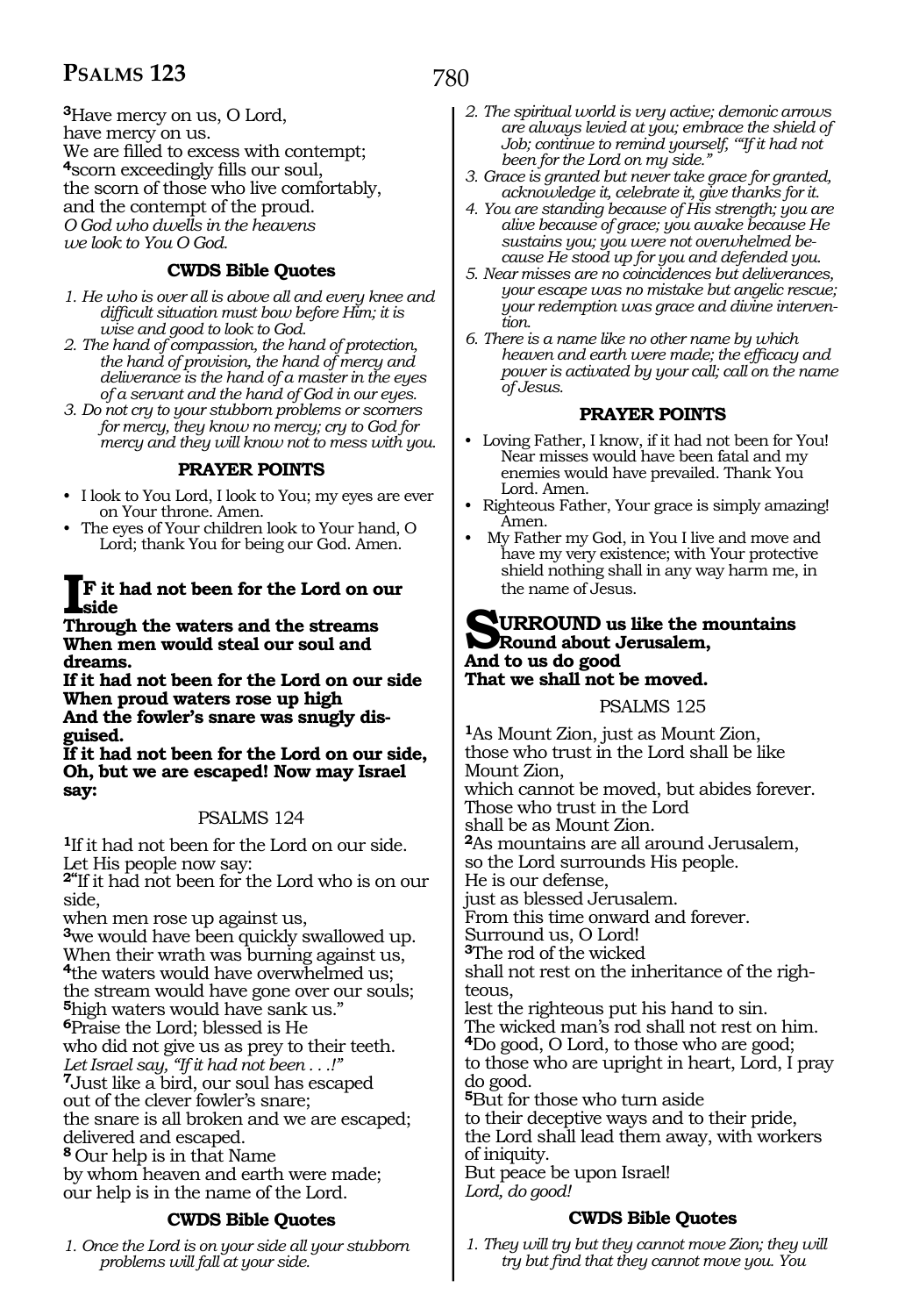[3]Have mercy on us, O Lord,
have mercy on us.
We are filled to excess with contempt;
[4]scorn exceedingly fills our soul,
the scorn of those who live comfortably,
and the contempt of the proud.
*O God who dwells in the heavens*
*we look to You O God.*

### CWDS Bible Quotes

1. *He who is over all is above all and every knee and difficult situation must bow before Him; it is wise and good to look to God.*
2. *The hand of compassion, the hand of protection, the hand of provision, the hand of mercy and deliverance is the hand of a master in the eyes of a servant and the hand of God in our eyes.*
3. *Do not cry to your stubborn problems or scorners for mercy, they know no mercy; cry to God for mercy and they will know not to mess with you.*

### PRAYER POINTS

- I look to You Lord, I look to You; my eyes are ever on Your throne. Amen.
- The eyes of Your children look to Your hand, O Lord; thank You for being our God. Amen.

**IF it had not been for the Lord on our side**
**Through the waters and the streams**
**When men would steal our soul and dreams.**
**If it had not been for the Lord on our side**
**When proud waters rose up high**
**And the fowler's snare was snugly disguised.**
**If it had not been for the Lord on our side,**
**Oh, but we are escaped! Now may Israel say:**

## PSALMS 124

[1]If it had not been for the Lord on our side.
Let His people now say:
[2]"If it had not been for the Lord who is on our side,
when men rose up against us,
[3]we would have been quickly swallowed up.
When their wrath was burning against us,
[4]the waters would have overwhelmed us;
the stream would have gone over our souls;
[5]high waters would have sank us."
[6]Praise the Lord; blessed is He
who did not give us as prey to their teeth.
*Let Israel say, "If it had not been . . .!"*
[7]Just like a bird, our soul has escaped
out of the clever fowler's snare;
the snare is all broken and we are escaped;
delivered and escaped.
[8] Our help is in that Name
by whom heaven and earth were made;
our help is in the name of the Lord.

### CWDS Bible Quotes

1. *Once the Lord is on your side all your stubborn problems will fall at your side.*
2. *The spiritual world is very active; demonic arrows are always levied at you; embrace the shield of Job; continue to remind yourself, "'If it had not been for the Lord on my side."*
3. *Grace is granted but never take grace for granted, acknowledge it, celebrate it, give thanks for it.*
4. *You are standing because of His strength; you are alive because of grace; you awake because He sustains you; you were not overwhelmed because He stood up for you and defended you.*
5. *Near misses are no coincidences but deliverances, your escape was no mistake but angelic rescue; your redemption was grace and divine intervention.*
6. *There is a name like no other name by which heaven and earth were made; the efficacy and power is activated by your call; call on the name of Jesus.*

### PRAYER POINTS

- Loving Father, I know, if it had not been for You! Near misses would have been fatal and my enemies would have prevailed. Thank You Lord. Amen.
- Righteous Father, Your grace is simply amazing! Amen.
- My Father my God, in You I live and move and have my very existence; with Your protective shield nothing shall in any way harm me, in the name of Jesus.

**SURROUND us like the mountains**
**Round about Jerusalem,**
**And to us do good**
**That we shall not be moved.**

## PSALMS 125

[1]As Mount Zion, just as Mount Zion,
those who trust in the Lord shall be like Mount Zion,
which cannot be moved, but abides forever.
Those who trust in the Lord
shall be as Mount Zion.
[2]As mountains are all around Jerusalem,
so the Lord surrounds His people.
He is our defense,
just as blessed Jerusalem.
From this time onward and forever.
Surround us, O Lord!
[3]The rod of the wicked
shall not rest on the inheritance of the righteous,
lest the righteous put his hand to sin.
The wicked man's rod shall not rest on him.
[4]Do good, O Lord, to those who are good;
to those who are upright in heart, Lord, I pray do good.
[5]But for those who turn aside
to their deceptive ways and to their pride,
the Lord shall lead them away, with workers of iniquity.
But peace be upon Israel!
*Lord, do good!*

### CWDS Bible Quotes

1. *They will try but they cannot move Zion; they will try but find that they cannot move you. You*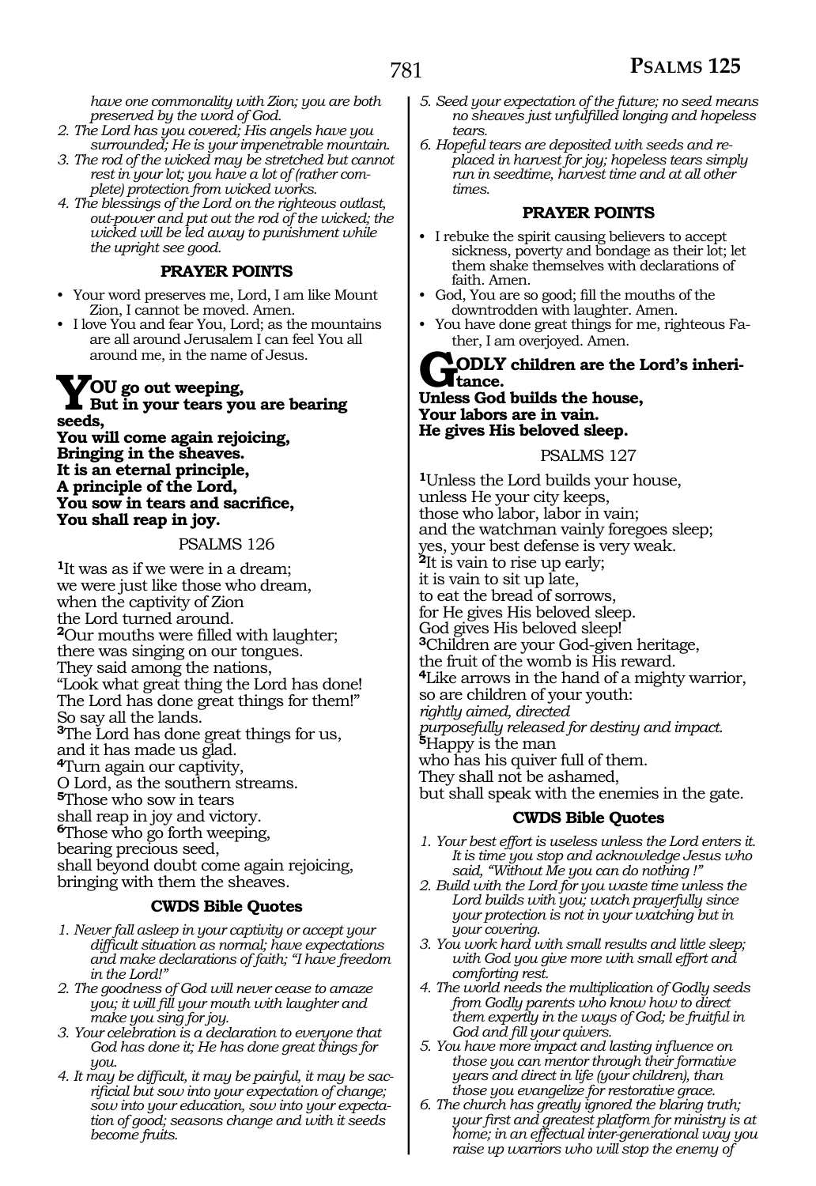*have one commonality with Zion; you are both preserved by the word of God.*

2. *The Lord has you covered; His angels have you surrounded; He is your impenetrable mountain.*
3. *The rod of the wicked may be stretched but cannot rest in your lot; you have a lot of (rather complete) protection from wicked works.*
4. *The blessings of the Lord on the righteous outlast, out-power and put out the rod of the wicked; the wicked will be led away to punishment while the upright see good.*

#### PRAYER POINTS

- Your word preserves me, Lord, I am like Mount Zion, I cannot be moved. Amen.
- I love You and fear You, Lord; as the mountains are all around Jerusalem I can feel You all around me, in the name of Jesus.

**YOU go out weeping,**
**But in your tears you are bearing seeds,**
**You will come again rejoicing,**
**Bringing in the sheaves.**
**It is an eternal principle,**
**A principle of the Lord,**
**You sow in tears and sacrifice,**
**You shall reap in joy.**

### PSALMS 126

[1]It was as if we were in a dream;
we were just like those who dream,
when the captivity of Zion
the Lord turned around.
[2]Our mouths were filled with laughter;
there was singing on our tongues.
They said among the nations,
"Look what great thing the Lord has done!
The Lord has done great things for them!"
So say all the lands.
[3]The Lord has done great things for us,
and it has made us glad.
[4]Turn again our captivity,
O Lord, as the southern streams.
[5]Those who sow in tears
shall reap in joy and victory.
[6]Those who go forth weeping,
bearing precious seed,
shall beyond doubt come again rejoicing,
bringing with them the sheaves.

#### CWDS Bible Quotes

1. *Never fall asleep in your captivity or accept your difficult situation as normal; have expectations and make declarations of faith; "I have freedom in the Lord!"*
2. *The goodness of God will never cease to amaze you; it will fill your mouth with laughter and make you sing for joy.*
3. *Your celebration is a declaration to everyone that God has done it; He has done great things for you.*
4. *It may be difficult, it may be painful, it may be sacrificial but sow into your expectation of change; sow into your education, sow into your expectation of good; seasons change and with it seeds become fruits.*
5. *Seed your expectation of the future; no seed means no sheaves just unfulfilled longing and hopeless tears.*
6. *Hopeful tears are deposited with seeds and replaced in harvest for joy; hopeless tears simply run in seedtime, harvest time and at all other times.*

#### PRAYER POINTS

- I rebuke the spirit causing believers to accept sickness, poverty and bondage as their lot; let them shake themselves with declarations of faith. Amen.
- God, You are so good; fill the mouths of the downtrodden with laughter. Amen.
- You have done great things for me, righteous Father, I am overjoyed. Amen.

**GODLY children are the Lord's inheritance.**
**Unless God builds the house,**
**Your labors are in vain.**
**He gives His beloved sleep.**

### PSALMS 127

[1]Unless the Lord builds your house,
unless He your city keeps,
those who labor, labor in vain;
and the watchman vainly foregoes sleep;
yes, your best defense is very weak.
[2]It is vain to rise up early;
it is vain to sit up late,
to eat the bread of sorrows,
for He gives His beloved sleep.
God gives His beloved sleep!
[3]Children are your God-given heritage,
the fruit of the womb is His reward.
[4]Like arrows in the hand of a mighty warrior,
so are children of your youth:
*rightly aimed, directed*
*purposefully released for destiny and impact.*
[5]Happy is the man
who has his quiver full of them.
They shall not be ashamed,
but shall speak with the enemies in the gate.

#### CWDS Bible Quotes

1. *Your best effort is useless unless the Lord enters it. It is time you stop and acknowledge Jesus who said, "Without Me you can do nothing !"*
2. *Build with the Lord for you waste time unless the Lord builds with you; watch prayerfully since your protection is not in your watching but in your covering.*
3. *You work hard with small results and little sleep; with God you give more with small effort and comforting rest.*
4. *The world needs the multiplication of Godly seeds from Godly parents who know how to direct them expertly in the ways of God; be fruitful in God and fill your quivers.*
5. *You have more impact and lasting influence on those you can mentor through their formative years and direct in life (your children), than those you evangelize for restorative grace.*
6. *The church has greatly ignored the blaring truth; your first and greatest platform for ministry is at home; in an effectual inter-generational way you raise up warriors who will stop the enemy of*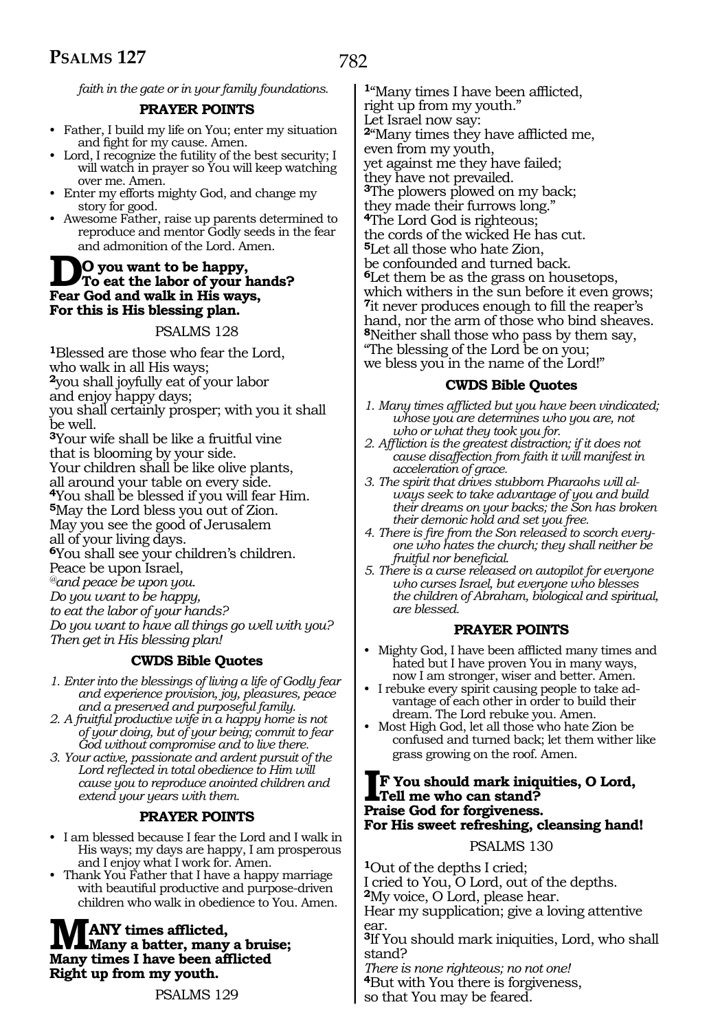*faith in the gate or in your family foundations.*

### PRAYER POINTS

- Father, I build my life on You; enter my situation and fight for my cause. Amen.
- Lord, I recognize the futility of the best security; I will watch in prayer so You will keep watching over me. Amen.
- Enter my efforts mighty God, and change my story for good.
- Awesome Father, raise up parents determined to reproduce and mentor Godly seeds in the fear and admonition of the Lord. Amen.

**DO you want to be happy,**
**To eat the labor of your hands?**
**Fear God and walk in His ways,**
**For this is His blessing plan.**

## PSALMS 128

**1**Blessed are those who fear the Lord,
who walk in all His ways;
**2**you shall joyfully eat of your labor
and enjoy happy days;
you shall certainly prosper; with you it shall be well.
**3**Your wife shall be like a fruitful vine
that is blooming by your side.
Your children shall be like olive plants,
all around your table on every side.
**4**You shall be blessed if you will fear Him.
**5**May the Lord bless you out of Zion.
May you see the good of Jerusalem
all of your living days.
**6**You shall see your children's children.
Peace be upon Israel,
*@and peace be upon you.*
*Do you want to be happy,*
*to eat the labor of your hands?*
*Do you want to have all things go well with you?*
*Then get in His blessing plan!*

### CWDS Bible Quotes

1. *Enter into the blessings of living a life of Godly fear and experience provision, joy, pleasures, peace and a preserved and purposeful family.*
2. *A fruitful productive wife in a happy home is not of your doing, but of your being; commit to fear God without compromise and to live there.*
3. *Your active, passionate and ardent pursuit of the Lord reflected in total obedience to Him will cause you to reproduce anointed children and extend your years with them.*

### PRAYER POINTS

- I am blessed because I fear the Lord and I walk in His ways; my days are happy, I am prosperous and I enjoy what I work for. Amen.
- Thank You Father that I have a happy marriage with beautiful productive and purpose-driven children who walk in obedience to You. Amen.

**MANY times afflicted,**
**Many a batter, many a bruise;**
**Many times I have been afflicted**
**Right up from my youth.**

## PSALMS 129

**1**"Many times I have been afflicted,
right up from my youth."
Let Israel now say:
**2**"Many times they have afflicted me,
even from my youth,
yet against me they have failed;
they have not prevailed.
**3**The plowers plowed on my back;
they made their furrows long."
**4**The Lord God is righteous;
the cords of the wicked He has cut.
**5**Let all those who hate Zion,
be confounded and turned back.
**6**Let them be as the grass on housetops,
which withers in the sun before it even grows;
**7**it never produces enough to fill the reaper's
hand, nor the arm of those who bind sheaves.
**8**Neither shall those who pass by them say,
"The blessing of the Lord be on you;
we bless you in the name of the Lord!"

### CWDS Bible Quotes

1. *Many times afflicted but you have been vindicated; whose you are determines who you are, not who or what they took you for.*
2. *Affliction is the greatest distraction; if it does not cause disaffection from faith it will manifest in acceleration of grace.*
3. *The spirit that drives stubborn Pharaohs will always seek to take advantage of you and build their dreams on your backs; the Son has broken their demonic hold and set you free.*
4. *There is fire from the Son released to scorch everyone who hates the church; they shall neither be fruitful nor beneficial.*
5. *There is a curse released on autopilot for everyone who curses Israel, but everyone who blesses the children of Abraham, biological and spiritual, are blessed.*

### PRAYER POINTS

- Mighty God, I have been afflicted many times and hated but I have proven You in many ways, now I am stronger, wiser and better. Amen.
- I rebuke every spirit causing people to take advantage of each other in order to build their dream. The Lord rebuke you. Amen.
- Most High God, let all those who hate Zion be confused and turned back; let them wither like grass growing on the roof. Amen.

**IF You should mark iniquities, O Lord,**
**Tell me who can stand?**
**Praise God for forgiveness.**
**For His sweet refreshing, cleansing hand!**

## PSALMS 130

**1**Out of the depths I cried;
I cried to You, O Lord, out of the depths.
**2**My voice, O Lord, please hear.
Hear my supplication; give a loving attentive ear.
**3**If You should mark iniquities, Lord, who shall stand?
*There is none righteous; no not one!*
**4**But with You there is forgiveness,
so that You may be feared.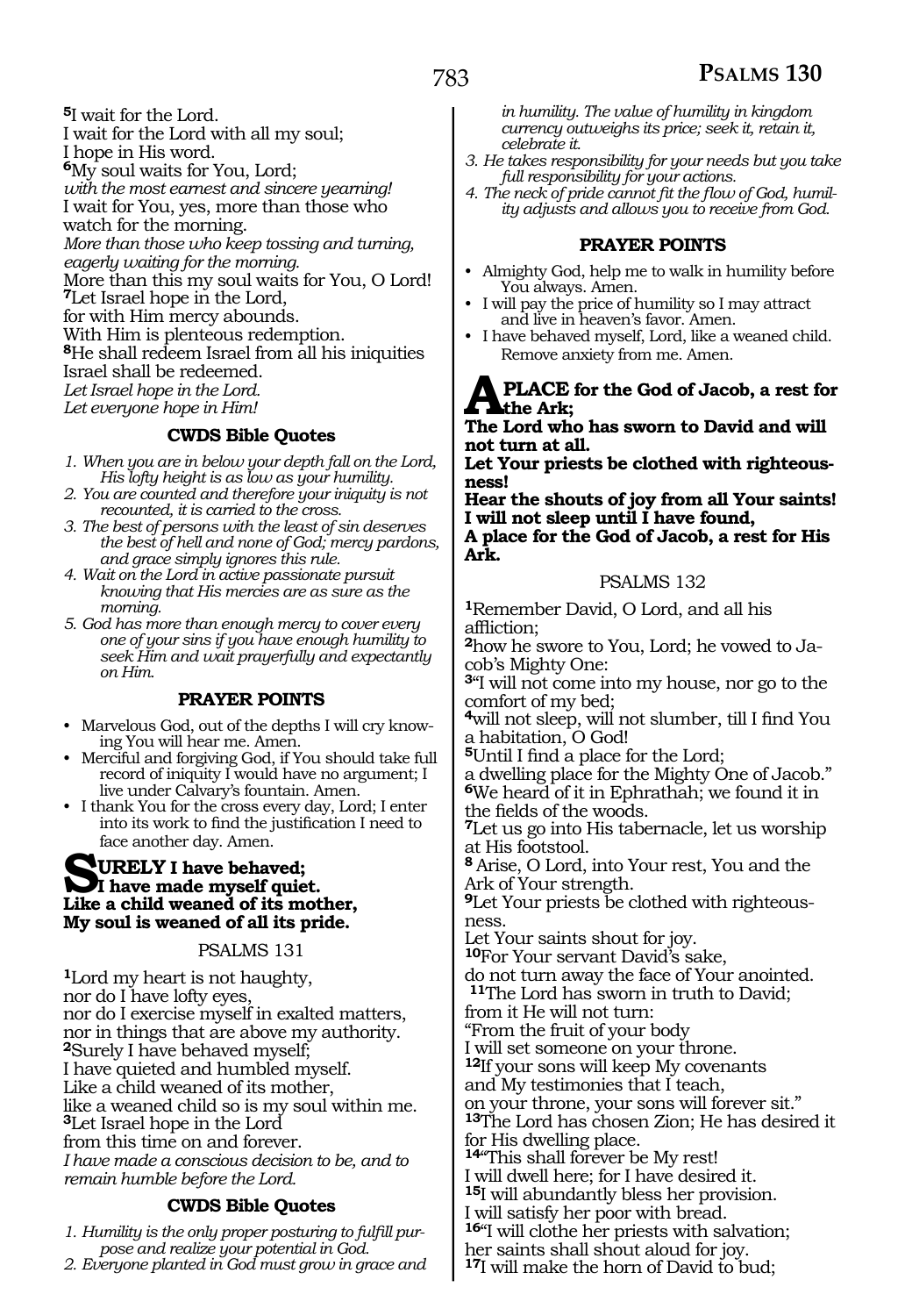**5**I wait for the Lord.
I wait for the Lord with all my soul;
I hope in His word.
**6**My soul waits for You, Lord;
*with the most earnest and sincere yearning!*
I wait for You, yes, more than those who watch for the morning.
*More than those who keep tossing and turning, eagerly waiting for the morning.*
More than this my soul waits for You, O Lord!
**7**Let Israel hope in the Lord,
for with Him mercy abounds.
With Him is plenteous redemption.
**8**He shall redeem Israel from all his iniquities
Israel shall be redeemed.
*Let Israel hope in the Lord.*
*Let everyone hope in Him!*

### CWDS Bible Quotes

1. *When you are in below your depth fall on the Lord, His lofty height is as low as your humility.*
2. *You are counted and therefore your iniquity is not recounted, it is carried to the cross.*
3. *The best of persons with the least of sin deserves the best of hell and none of God; mercy pardons, and grace simply ignores this rule.*
4. *Wait on the Lord in active passionate pursuit knowing that His mercies are as sure as the morning.*
5. *God has more than enough mercy to cover every one of your sins if you have enough humility to seek Him and wait prayerfully and expectantly on Him.*

### PRAYER POINTS

- Marvelous God, out of the depths I will cry knowing You will hear me. Amen.
- Merciful and forgiving God, if You should take full record of iniquity I would have no argument; I live under Calvary's fountain. Amen.
- I thank You for the cross every day, Lord; I enter into its work to find the justification I need to face another day. Amen.

**SURELY I have behaved;**
**I have made myself quiet.**
**Like a child weaned of its mother,**
**My soul is weaned of all its pride.**

## PSALMS 131

**1**Lord my heart is not haughty,
nor do I have lofty eyes,
nor do I exercise myself in exalted matters,
nor in things that are above my authority.
**2**Surely I have behaved myself;
I have quieted and humbled myself.
Like a child weaned of its mother,
like a weaned child so is my soul within me.
**3**Let Israel hope in the Lord
from this time on and forever.
*I have made a conscious decision to be, and to remain humble before the Lord.*

### CWDS Bible Quotes

1. *Humility is the only proper posturing to fulfill purpose and realize your potential in God.*
2. *Everyone planted in God must grow in grace and in humility. The value of humility in kingdom currency outweighs its price; seek it, retain it, celebrate it.*
3. *He takes responsibility for your needs but you take full responsibility for your actions.*
4. *The neck of pride cannot fit the flow of God, humility adjusts and allows you to receive from God.*

### PRAYER POINTS

- Almighty God, help me to walk in humility before You always. Amen.
- I will pay the price of humility so I may attract and live in heaven's favor. Amen.
- I have behaved myself, Lord, like a weaned child. Remove anxiety from me. Amen.

**A PLACE for the God of Jacob, a rest for the Ark;**
**The Lord who has sworn to David and will not turn at all.**
**Let Your priests be clothed with righteousness!**
**Hear the shouts of joy from all Your saints!**
**I will not sleep until I have found,**
**A place for the God of Jacob, a rest for His Ark.**

## PSALMS 132

**1**Remember David, O Lord, and all his affliction;
**2**how he swore to You, Lord; he vowed to Jacob's Mighty One:
**3**"I will not come into my house, nor go to the comfort of my bed;
**4**will not sleep, will not slumber, till I find You a habitation, O God!
**5**Until I find a place for the Lord;
a dwelling place for the Mighty One of Jacob."
**6**We heard of it in Ephrathah; we found it in the fields of the woods.
**7**Let us go into His tabernacle, let us worship at His footstool.
**8** Arise, O Lord, into Your rest, You and the Ark of Your strength.
**9**Let Your priests be clothed with righteousness.
Let Your saints shout for joy.
**10**For Your servant David's sake,
do not turn away the face of Your anointed.
**11**The Lord has sworn in truth to David;
from it He will not turn:
"From the fruit of your body
I will set someone on your throne.
**12**If your sons will keep My covenants
and My testimonies that I teach,
on your throne, your sons will forever sit."
**13**The Lord has chosen Zion; He has desired it for His dwelling place.
**14**"This shall forever be My rest!
I will dwell here; for I have desired it.
**15**I will abundantly bless her provision.
I will satisfy her poor with bread.
**16**"I will clothe her priests with salvation;
her saints shall shout aloud for joy.
**17**I will make the horn of David to bud;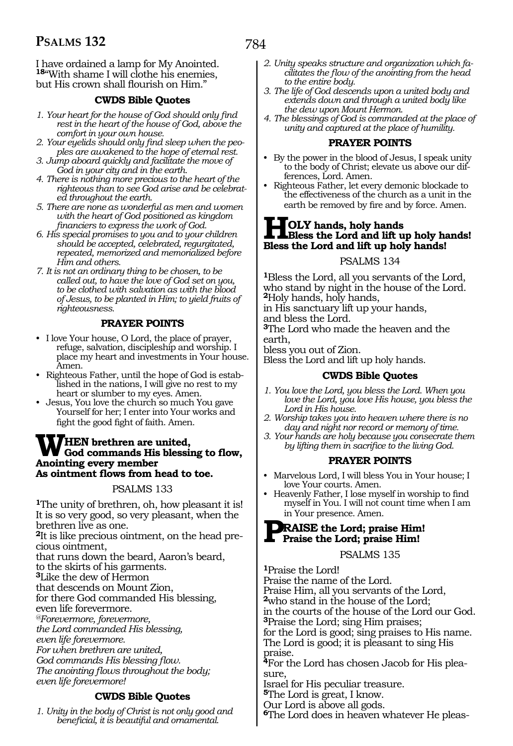I have ordained a lamp for My Anointed.
**18**"With shame I will clothe his enemies,
but His crown shall flourish on Him."

### CWDS Bible Quotes

*1. Your heart for the house of God should only find rest in the heart of the house of God, above the comfort in your own house.*
*2. Your eyelids should only find sleep when the peoples are awakened to the hope of eternal rest.*
*3. Jump aboard quickly and facilitate the move of God in your city and in the earth.*
*4. There is nothing more precious to the heart of the righteous than to see God arise and be celebrated throughout the earth.*
*5. There are none as wonderful as men and women with the heart of God positioned as kingdom financiers to express the work of God.*
*6. His special promises to you and to your children should be accepted, celebrated, regurgitated, repeated, memorized and memorialized before Him and others.*
*7. It is not an ordinary thing to be chosen, to be called out, to have the love of God set on you, to be clothed with salvation as with the blood of Jesus, to be planted in Him; to yield fruits of righteousness.*

### PRAYER POINTS

- I love Your house, O Lord, the place of prayer, refuge, salvation, discipleship and worship. I place my heart and investments in Your house. Amen.
- Righteous Father, until the hope of God is established in the nations, I will give no rest to my heart or slumber to my eyes. Amen.
- Jesus, You love the church so much You gave Yourself for her; I enter into Your works and fight the good fight of faith. Amen.

**WHEN brethren are united,**
**God commands His blessing to flow,**
**Anointing every member**
**As ointment flows from head to toe.**

## PSALMS 133

**1**The unity of brethren, oh, how pleasant it is!
It is so very good, so very pleasant, when the brethren live as one.
**2**It is like precious ointment, on the head precious ointment,
that runs down the beard, Aaron's beard,
to the skirts of his garments.
**3**Like the dew of Hermon
that descends on Mount Zion,
for there God commanded His blessing,
even life forevermore.
*@Forevermore, forevermore,*
*the Lord commanded His blessing,*
*even life forevermore.*
*For when brethren are united,*
*God commands His blessing flow.*
*The anointing flows throughout the body;*
*even life forevermore!*

### CWDS Bible Quotes

*1. Unity in the body of Christ is not only good and beneficial, it is beautiful and ornamental.*
*2. Unity speaks structure and organization which facilitates the flow of the anointing from the head to the entire body.*
*3. The life of God descends upon a united body and extends down and through a united body like the dew upon Mount Hermon.*
*4. The blessings of God is commanded at the place of unity and captured at the place of humility.*

### PRAYER POINTS

- By the power in the blood of Jesus, I speak unity to the body of Christ; elevate us above our differences, Lord. Amen.
- Righteous Father, let every demonic blockade to the effectiveness of the church as a unit in the earth be removed by fire and by force. Amen.

**HOLY hands, holy hands**
**Bless the Lord and lift up holy hands!**
**Bless the Lord and lift up holy hands!**

## PSALMS 134

**1**Bless the Lord, all you servants of the Lord,
who stand by night in the house of the Lord.
**2**Holy hands, holy hands,
in His sanctuary lift up your hands,
and bless the Lord.
**3**The Lord who made the heaven and the earth,
bless you out of Zion.
Bless the Lord and lift up holy hands.

### CWDS Bible Quotes

*1. You love the Lord, you bless the Lord. When you love the Lord, you love His house, you bless the Lord in His house.*
*2. Worship takes you into heaven where there is no day and night nor record or memory of time.*
*3. Your hands are holy because you consecrate them by lifting them in sacrifice to the living God.*

### PRAYER POINTS

- Marvelous Lord, I will bless You in Your house; I love Your courts. Amen.
- Heavenly Father, I lose myself in worship to find myself in You. I will not count time when I am in Your presence. Amen.

**PRAISE the Lord; praise Him!**
**Praise the Lord; praise Him!**

## PSALMS 135

**1**Praise the Lord!
Praise the name of the Lord.
Praise Him, all you servants of the Lord,
**2**who stand in the house of the Lord;
in the courts of the house of the Lord our God.
**3**Praise the Lord; sing Him praises;
for the Lord is good; sing praises to His name.
The Lord is good; it is pleasant to sing His praise.
**4**For the Lord has chosen Jacob for His pleasure,
Israel for His peculiar treasure.
**5**The Lord is great, I know.
Our Lord is above all gods.
**6**The Lord does in heaven whatever He pleas-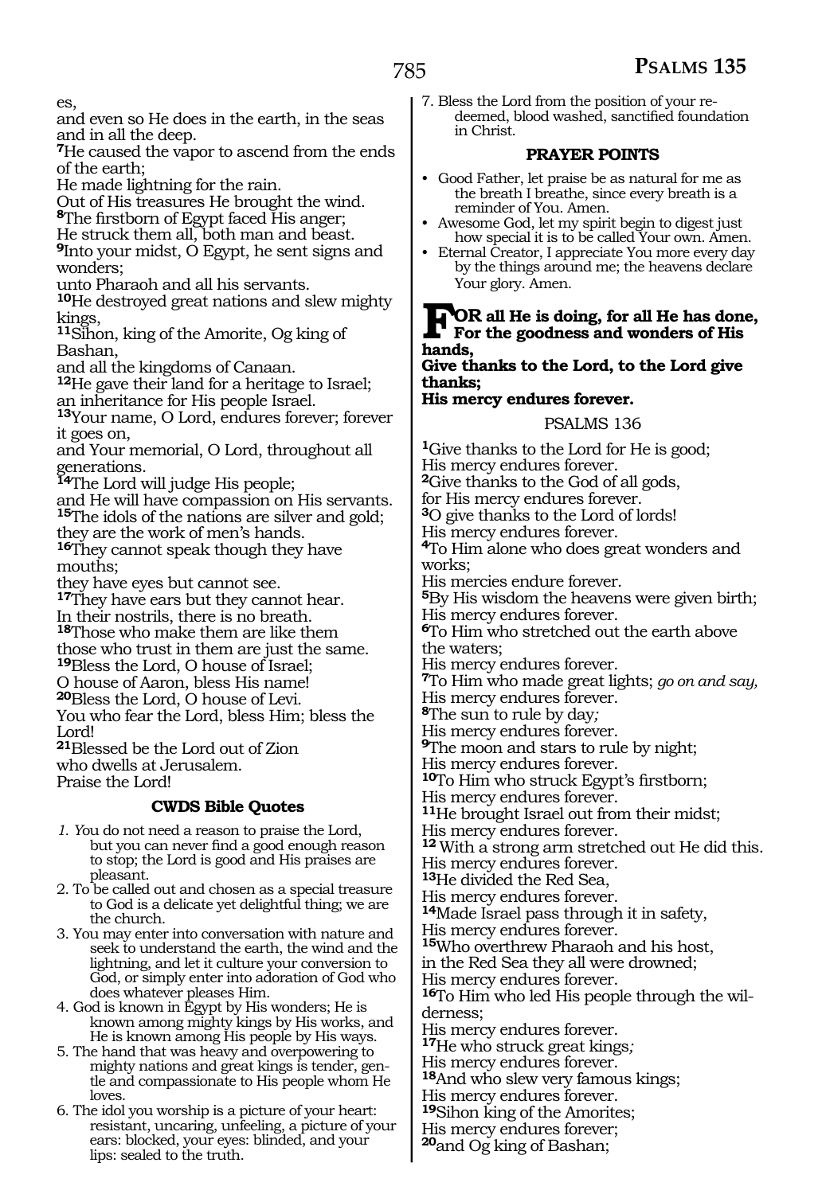es,
and even so He does in the earth, in the seas and in all the deep.
**7**He caused the vapor to ascend from the ends of the earth;
He made lightning for the rain.
Out of His treasures He brought the wind.
**8**The firstborn of Egypt faced His anger;
He struck them all, both man and beast.
**9**Into your midst, O Egypt, he sent signs and wonders;
unto Pharaoh and all his servants.
**10**He destroyed great nations and slew mighty kings,
**11**Sihon, king of the Amorite, Og king of Bashan,
and all the kingdoms of Canaan.
**12**He gave their land for a heritage to Israel;
an inheritance for His people Israel.
**13**Your name, O Lord, endures forever; forever it goes on,
and Your memorial, O Lord, throughout all generations.
**14**The Lord will judge His people;
and He will have compassion on His servants.
**15**The idols of the nations are silver and gold;
they are the work of men's hands.
**16**They cannot speak though they have mouths;
they have eyes but cannot see.
**17**They have ears but they cannot hear.
In their nostrils, there is no breath.
**18**Those who make them are like them
those who trust in them are just the same.
**19**Bless the Lord, O house of Israel;
O house of Aaron, bless His name!
**20**Bless the Lord, O house of Levi.
You who fear the Lord, bless Him; bless the Lord!
**21**Blessed be the Lord out of Zion
who dwells at Jerusalem.
Praise the Lord!

### CWDS Bible Quotes

1. You do not need a reason to praise the Lord, but you can never find a good enough reason to stop; the Lord is good and His praises are pleasant.
2. To be called out and chosen as a special treasure to God is a delicate yet delightful thing; we are the church.
3. You may enter into conversation with nature and seek to understand the earth, the wind and the lightning, and let it culture your conversion to God, or simply enter into adoration of God who does whatever pleases Him.
4. God is known in Egypt by His wonders; He is known among mighty kings by His works, and He is known among His people by His ways.
5. The hand that was heavy and overpowering to mighty nations and great kings is tender, gentle and compassionate to His people whom He loves.
6. The idol you worship is a picture of your heart: resistant, uncaring, unfeeling, a picture of your ears: blocked, your eyes: blinded, and your lips: sealed to the truth.
7. Bless the Lord from the position of your redeemed, blood washed, sanctified foundation in Christ.

### PRAYER POINTS

- Good Father, let praise be as natural for me as the breath I breathe, since every breath is a reminder of You. Amen.
- Awesome God, let my spirit begin to digest just how special it is to be called Your own. Amen.
- Eternal Creator, I appreciate You more every day by the things around me; the heavens declare Your glory. Amen.

**FOR all He is doing, for all He has done,**
**For the goodness and wonders of His hands,**
**Give thanks to the Lord, to the Lord give thanks;**
**His mercy endures forever.**

## PSALMS 136

**1**Give thanks to the Lord for He is good;
His mercy endures forever.
**2**Give thanks to the God of all gods,
for His mercy endures forever.
**3**O give thanks to the Lord of lords!
His mercy endures forever.
**4**To Him alone who does great wonders and works;
His mercies endure forever.
**5**By His wisdom the heavens were given birth;
His mercy endures forever.
**6**To Him who stretched out the earth above the waters;
His mercy endures forever.
**7**To Him who made great lights; *go on and say,*
His mercy endures forever.
**8**The sun to rule by day*;*
His mercy endures forever.
**9**The moon and stars to rule by night;
His mercy endures forever.
**10**To Him who struck Egypt's firstborn;
His mercy endures forever.
**11**He brought Israel out from their midst;
His mercy endures forever.
**12** With a strong arm stretched out He did this.
His mercy endures forever.
**13**He divided the Red Sea,
His mercy endures forever.
**14**Made Israel pass through it in safety,
His mercy endures forever.
**15**Who overthrew Pharaoh and his host,
in the Red Sea they all were drowned;
His mercy endures forever.
**16**To Him who led His people through the wilderness;
His mercy endures forever.
**17**He who struck great kings*;*
His mercy endures forever.
**18**And who slew very famous kings;
His mercy endures forever.
**19**Sihon king of the Amorites;
His mercy endures forever;
**20**and Og king of Bashan;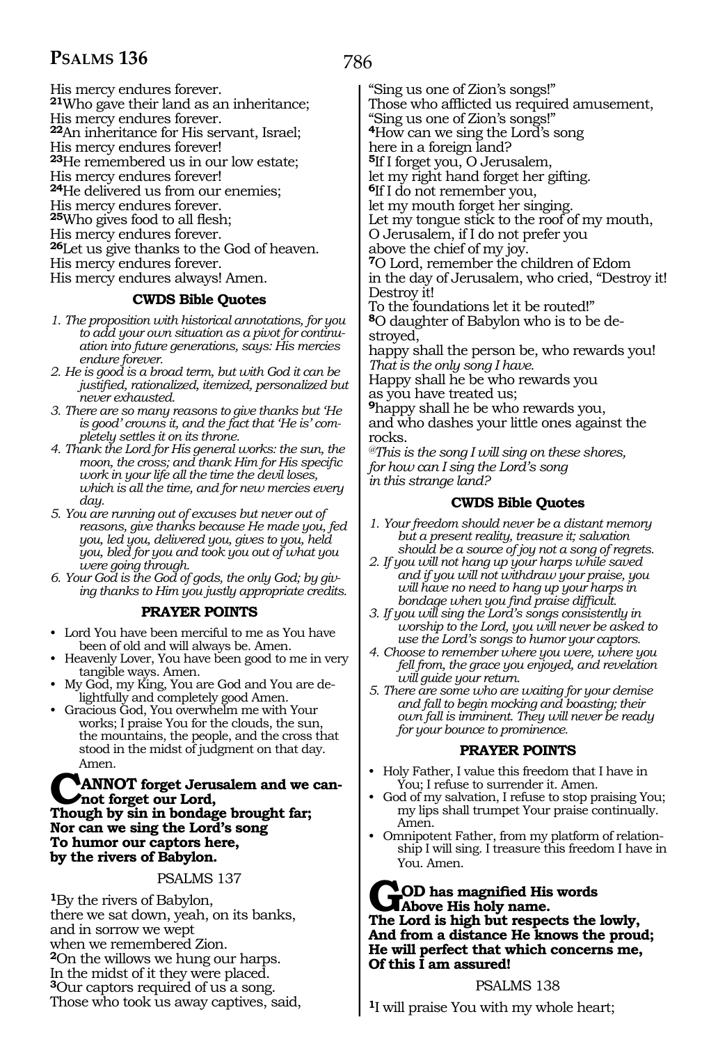His mercy endures forever.
**21**Who gave their land as an inheritance;
His mercy endures forever.
**22**An inheritance for His servant, Israel;
His mercy endures forever!
**23**He remembered us in our low estate;
His mercy endures forever!
**24**He delivered us from our enemies;
His mercy endures forever.
**25**Who gives food to all flesh;
His mercy endures forever.
**26**Let us give thanks to the God of heaven.
His mercy endures forever.
His mercy endures always! Amen.

### CWDS Bible Quotes

*1. The proposition with historical annotations, for you to add your own situation as a pivot for continuation into future generations, says: His mercies endure forever.*
*2. He is good is a broad term, but with God it can be justified, rationalized, itemized, personalized but never exhausted.*
*3. There are so many reasons to give thanks but 'He is good' crowns it, and the fact that 'He is' completely settles it on its throne.*
*4. Thank the Lord for His general works: the sun, the moon, the cross; and thank Him for His specific work in your life all the time the devil loses, which is all the time, and for new mercies every day.*
*5. You are running out of excuses but never out of reasons, give thanks because He made you, fed you, led you, delivered you, gives to you, held you, bled for you and took you out of what you were going through.*
*6. Your God is the God of gods, the only God; by giving thanks to Him you justly appropriate credits.*

### PRAYER POINTS

- Lord You have been merciful to me as You have been of old and will always be. Amen.
- Heavenly Lover, You have been good to me in very tangible ways. Amen.
- My God, my King, You are God and You are delightfully and completely good Amen.
- Gracious God, You overwhelm me with Your works; I praise You for the clouds, the sun, the mountains, the people, and the cross that stood in the midst of judgment on that day. Amen.

**CANNOT forget Jerusalem and we cannot forget our Lord,**
**Though by sin in bondage brought far;**
**Nor can we sing the Lord's song**
**To humor our captors here,**
**by the rivers of Babylon.**

## PSALMS 137

**1**By the rivers of Babylon,
there we sat down, yeah, on its banks,
and in sorrow we wept
when we remembered Zion.
**2**On the willows we hung our harps.
In the midst of it they were placed.
**3**Our captors required of us a song.
Those who took us away captives, said,
"Sing us one of Zion's songs!"
Those who afflicted us required amusement,
"Sing us one of Zion's songs!"
**4**How can we sing the Lord's song
here in a foreign land?
**5**If I forget you, O Jerusalem,
let my right hand forget her gifting.
**6**If I do not remember you,
let my mouth forget her singing.
Let my tongue stick to the roof of my mouth,
O Jerusalem, if I do not prefer you
above the chief of my joy.
**7**O Lord, remember the children of Edom
in the day of Jerusalem, who cried, "Destroy it! Destroy it!
To the foundations let it be routed!"
**8**O daughter of Babylon who is to be destroyed,
happy shall the person be, who rewards you!
*That is the only song I have.*
Happy shall he be who rewards you
as you have treated us;
**9**happy shall he be who rewards you,
and who dashes your little ones against the rocks.
*@This is the song I will sing on these shores,*
*for how can I sing the Lord's song*
*in this strange land?*

### CWDS Bible Quotes

*1. Your freedom should never be a distant memory but a present reality, treasure it; salvation should be a source of joy not a song of regrets.*
*2. If you will not hang up your harps while saved and if you will not withdraw your praise, you will have no need to hang up your harps in bondage when you find praise difficult.*
*3. If you will sing the Lord's songs consistently in worship to the Lord, you will never be asked to use the Lord's songs to humor your captors.*
*4. Choose to remember where you were, where you fell from, the grace you enjoyed, and revelation will guide your return.*
*5. There are some who are waiting for your demise and fall to begin mocking and boasting; their own fall is imminent. They will never be ready for your bounce to prominence.*

### PRAYER POINTS

- Holy Father, I value this freedom that I have in You; I refuse to surrender it. Amen.
- God of my salvation, I refuse to stop praising You; my lips shall trumpet Your praise continually. Amen.
- Omnipotent Father, from my platform of relationship I will sing. I treasure this freedom I have in You. Amen.

**GOD has magnified His words**
**Above His holy name.**
**The Lord is high but respects the lowly,**
**And from a distance He knows the proud;**
**He will perfect that which concerns me,**
**Of this I am assured!**

## PSALMS 138

**1**I will praise You with my whole heart;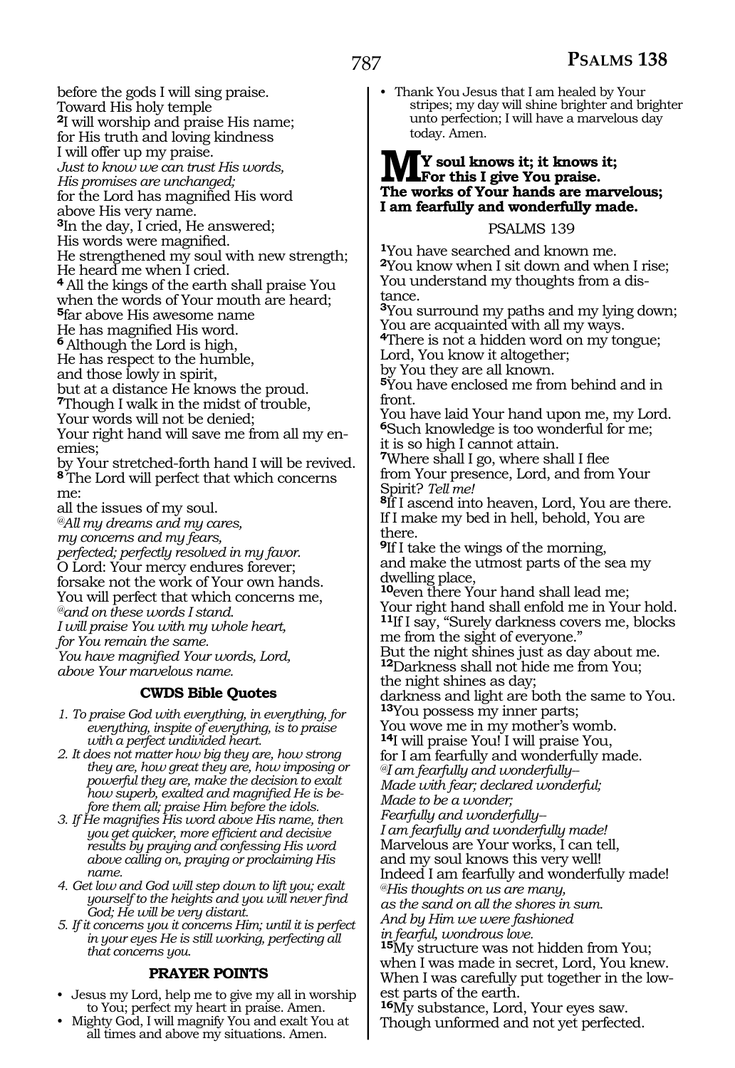before the gods I will sing praise.
Toward His holy temple
**2**I will worship and praise His name;
for His truth and loving kindness
I will offer up my praise.
*Just to know we can trust His words,*
*His promises are unchanged;*
for the Lord has magnified His word
above His very name.
**3**In the day, I cried, He answered;
His words were magnified.
He strengthened my soul with new strength;
He heard me when I cried.
**4** All the kings of the earth shall praise You
when the words of Your mouth are heard;
**5**far above His awesome name
He has magnified His word.
**6** Although the Lord is high,
He has respect to the humble,
and those lowly in spirit,
but at a distance He knows the proud.
**7**Though I walk in the midst of trouble,
Your words will not be denied;
Your right hand will save me from all my enemies;
by Your stretched-forth hand I will be revived.
**8** The Lord will perfect that which concerns me:
all the issues of my soul.
*@All my dreams and my cares,*
*my concerns and my fears,*
*perfected; perfectly resolved in my favor.*
O Lord: Your mercy endures forever;
forsake not the work of Your own hands.
You will perfect that which concerns me,
*@and on these words I stand.*
*I will praise You with my whole heart,*
*for You remain the same.*
*You have magnified Your words, Lord,*
*above Your marvelous name.*

### CWDS Bible Quotes

1. *To praise God with everything, in everything, for everything, inspite of everything, is to praise with a perfect undivided heart.*
2. *It does not matter how big they are, how strong they are, how great they are, how imposing or powerful they are, make the decision to exalt how superb, exalted and magnified He is before them all; praise Him before the idols.*
3. *If He magnifies His word above His name, then you get quicker, more efficient and decisive results by praying and confessing His word above calling on, praying or proclaiming His name.*
4. *Get low and God will step down to lift you; exalt yourself to the heights and you will never find God; He will be very distant.*
5. *If it concerns you it concerns Him; until it is perfect in your eyes He is still working, perfecting all that concerns you.*

### PRAYER POINTS

- Jesus my Lord, help me to give my all in worship to You; perfect my heart in praise. Amen.
- Mighty God, I will magnify You and exalt You at all times and above my situations. Amen.
- Thank You Jesus that I am healed by Your stripes; my day will shine brighter and brighter unto perfection; I will have a marvelous day today. Amen.

**MY soul knows it; it knows it;**
**For this I give You praise.**
**The works of Your hands are marvelous;**
**I am fearfully and wonderfully made.**

## PSALMS 139

**1**You have searched and known me.
**2**You know when I sit down and when I rise;
You understand my thoughts from a distance.
**3**You surround my paths and my lying down;
You are acquainted with all my ways.
**4**There is not a hidden word on my tongue;
Lord, You know it altogether;
by You they are all known.
**5**You have enclosed me from behind and in front.
You have laid Your hand upon me, my Lord.
**6**Such knowledge is too wonderful for me;
it is so high I cannot attain.
**7**Where shall I go, where shall I flee
from Your presence, Lord, and from Your Spirit? *Tell me!*
**8**If I ascend into heaven, Lord, You are there.
If I make my bed in hell, behold, You are there.
**9**If I take the wings of the morning,
and make the utmost parts of the sea my dwelling place,
**10**even there Your hand shall lead me;
Your right hand shall enfold me in Your hold.
**11**If I say, "Surely darkness covers me, blocks me from the sight of everyone."
But the night shines just as day about me.
**12**Darkness shall not hide me from You;
the night shines as day;
darkness and light are both the same to You.
**13**You possess my inner parts;
You wove me in my mother's womb.
**14**I will praise You! I will praise You,
for I am fearfully and wonderfully made.
*@I am fearfully and wonderfully–*
*Made with fear; declared wonderful;*
*Made to be a wonder;*
*Fearfully and wonderfully–*
*I am fearfully and wonderfully made!*
Marvelous are Your works, I can tell,
and my soul knows this very well!
Indeed I am fearfully and wonderfully made!
*@His thoughts on us are many,*
*as the sand on all the shores in sum.*
*And by Him we were fashioned*
*in fearful, wondrous love.*
**15**My structure was not hidden from You;
when I was made in secret, Lord, You knew.
When I was carefully put together in the lowest parts of the earth.
**16**My substance, Lord, Your eyes saw.
Though unformed and not yet perfected.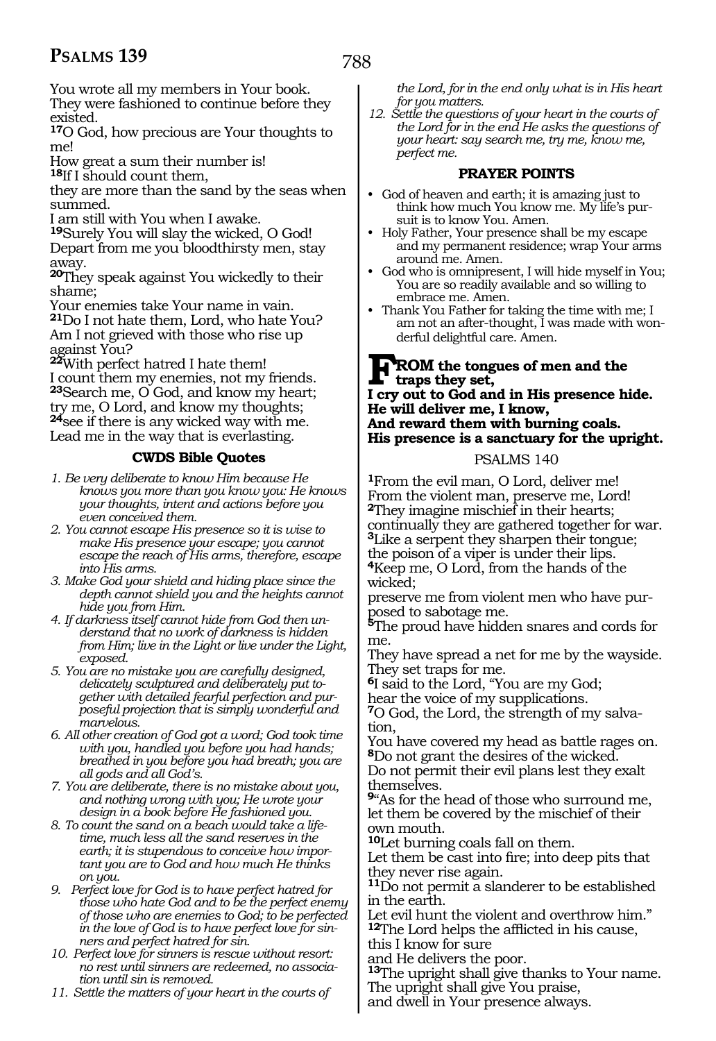You wrote all my members in Your book.
They were fashioned to continue before they existed.
**17**O God, how precious are Your thoughts to me!
How great a sum their number is!
**18**If I should count them,
they are more than the sand by the seas when summed.
I am still with You when I awake.
**19**Surely You will slay the wicked, O God!
Depart from me you bloodthirsty men, stay away.
**20**They speak against You wickedly to their shame;
Your enemies take Your name in vain.
**21**Do I not hate them, Lord, who hate You?
Am I not grieved with those who rise up against You?
**22**With perfect hatred I hate them!
I count them my enemies, not my friends.
**23**Search me, O God, and know my heart;
try me, O Lord, and know my thoughts;
**24**see if there is any wicked way with me.
Lead me in the way that is everlasting.

### CWDS Bible Quotes

1. *Be very deliberate to know Him because He knows you more than you know you: He knows your thoughts, intent and actions before you even conceived them.*
2. *You cannot escape His presence so it is wise to make His presence your escape; you cannot escape the reach of His arms, therefore, escape into His arms.*
3. *Make God your shield and hiding place since the depth cannot shield you and the heights cannot hide you from Him.*
4. *If darkness itself cannot hide from God then understand that no work of darkness is hidden from Him; live in the Light or live under the Light, exposed.*
5. *You are no mistake you are carefully designed, delicately sculptured and deliberately put together with detailed fearful perfection and purposeful projection that is simply wonderful and marvelous.*
6. *All other creation of God got a word; God took time with you, handled you before you had hands; breathed in you before you had breath; you are all gods and all God's.*
7. *You are deliberate, there is no mistake about you, and nothing wrong with you; He wrote your design in a book before He fashioned you.*
8. *To count the sand on a beach would take a lifetime, much less all the sand reserves in the earth; it is stupendous to conceive how important you are to God and how much He thinks on you.*
9. *Perfect love for God is to have perfect hatred for those who hate God and to be the perfect enemy of those who are enemies to God; to be perfected in the love of God is to have perfect love for sinners and perfect hatred for sin.*
10. *Perfect love for sinners is rescue without resort: no rest until sinners are redeemed, no association until sin is removed.*
11. *Settle the matters of your heart in the courts of the Lord, for in the end only what is in His heart for you matters.*
12. *Settle the questions of your heart in the courts of the Lord for in the end He asks the questions of your heart: say search me, try me, know me, perfect me.*

### PRAYER POINTS

- God of heaven and earth; it is amazing just to think how much You know me. My life's pursuit is to know You. Amen.
- Holy Father, Your presence shall be my escape and my permanent residence; wrap Your arms around me. Amen.
- God who is omnipresent, I will hide myself in You; You are so readily available and so willing to embrace me. Amen.
- Thank You Father for taking the time with me; I am not an after-thought, I was made with wonderful delightful care. Amen.

**FROM the tongues of men and the traps they set,**
**I cry out to God and in His presence hide.**
**He will deliver me, I know,**
**And reward them with burning coals.**
**His presence is a sanctuary for the upright.**

## PSALMS 140

**1**From the evil man, O Lord, deliver me!
From the violent man, preserve me, Lord!
**2**They imagine mischief in their hearts;
continually they are gathered together for war.
**3**Like a serpent they sharpen their tongue;
the poison of a viper is under their lips.
**4**Keep me, O Lord, from the hands of the wicked;
preserve me from violent men who have purposed to sabotage me.
**5**The proud have hidden snares and cords for me.
They have spread a net for me by the wayside.
They set traps for me.
**6**I said to the Lord, "You are my God;
hear the voice of my supplications.
**7**O God, the Lord, the strength of my salvation,
You have covered my head as battle rages on.
**8**Do not grant the desires of the wicked.
Do not permit their evil plans lest they exalt themselves.
**9**"As for the head of those who surround me,
let them be covered by the mischief of their own mouth.
**10**Let burning coals fall on them.
Let them be cast into fire; into deep pits that they never rise again.
**11**Do not permit a slanderer to be established in the earth.
Let evil hunt the violent and overthrow him."
**12**The Lord helps the afflicted in his cause,
this I know for sure
and He delivers the poor.
**13**The upright shall give thanks to Your name.
The upright shall give You praise,
and dwell in Your presence always.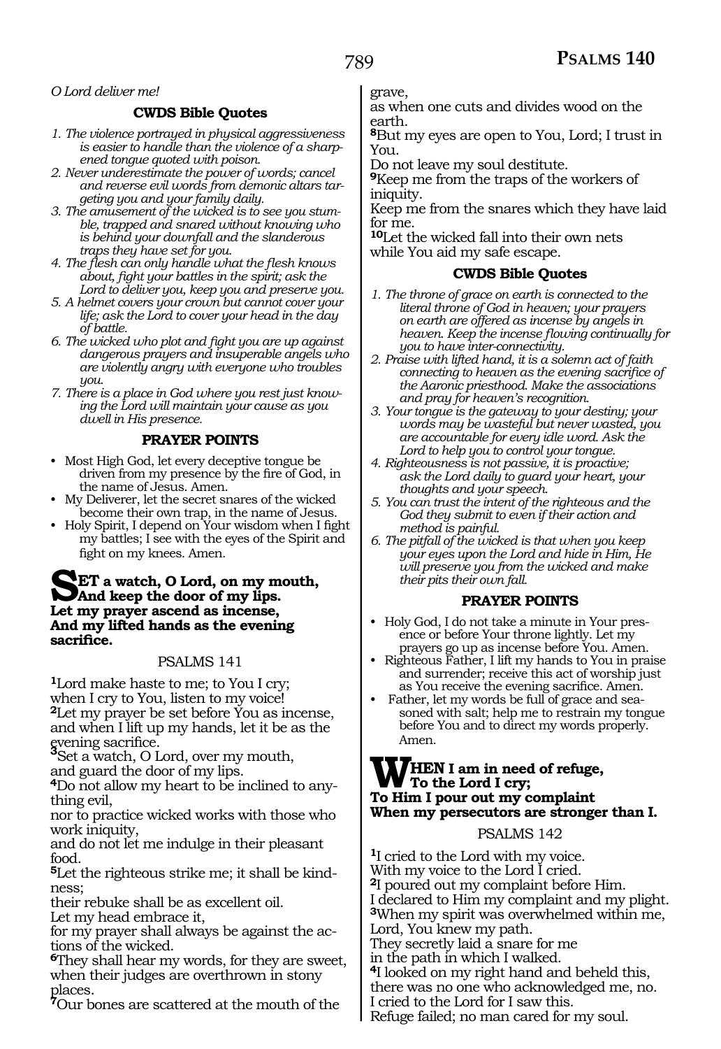*O Lord deliver me!*

### CWDS Bible Quotes

1. *The violence portrayed in physical aggressiveness is easier to handle than the violence of a sharpened tongue quoted with poison.*
2. *Never underestimate the power of words; cancel and reverse evil words from demonic altars targeting you and your family daily.*
3. *The amusement of the wicked is to see you stumble, trapped and snared without knowing who is behind your downfall and the slanderous traps they have set for you.*
4. *The flesh can only handle what the flesh knows about, fight your battles in the spirit; ask the Lord to deliver you, keep you and preserve you.*
5. *A helmet covers your crown but cannot cover your life; ask the Lord to cover your head in the day of battle.*
6. *The wicked who plot and fight you are up against dangerous prayers and insuperable angels who are violently angry with everyone who troubles you.*
7. *There is a place in God where you rest just knowing the Lord will maintain your cause as you dwell in His presence.*

### PRAYER POINTS

- Most High God, let every deceptive tongue be driven from my presence by the fire of God, in the name of Jesus. Amen.
- My Deliverer, let the secret snares of the wicked become their own trap, in the name of Jesus.
- Holy Spirit, I depend on Your wisdom when I fight my battles; I see with the eyes of the Spirit and fight on my knees. Amen.

**SET a watch, O Lord, on my mouth,
And keep the door of my lips.
Let my prayer ascend as incense,
And my lifted hands as the evening sacrifice.**

## PSALMS 141

[1]Lord make haste to me; to You I cry;
when I cry to You, listen to my voice!
[2]Let my prayer be set before You as incense,
and when I lift up my hands, let it be as the evening sacrifice.
[3]Set a watch, O Lord, over my mouth,
and guard the door of my lips.
[4]Do not allow my heart to be inclined to anything evil,
nor to practice wicked works with those who work iniquity,
and do not let me indulge in their pleasant food.
[5]Let the righteous strike me; it shall be kindness;
their rebuke shall be as excellent oil.
Let my head embrace it,
for my prayer shall always be against the actions of the wicked.
[6]They shall hear my words, for they are sweet,
when their judges are overthrown in stony places.
[7]Our bones are scattered at the mouth of the grave,
as when one cuts and divides wood on the earth.
[8]But my eyes are open to You, Lord; I trust in You.
Do not leave my soul destitute.
[9]Keep me from the traps of the workers of iniquity.
Keep me from the snares which they have laid for me.
[10]Let the wicked fall into their own nets
while You aid my safe escape.

### CWDS Bible Quotes

1. *The throne of grace on earth is connected to the literal throne of God in heaven; your prayers on earth are offered as incense by angels in heaven. Keep the incense flowing continually for you to have inter-connectivity.*
2. *Praise with lifted hand, it is a solemn act of faith connecting to heaven as the evening sacrifice of the Aaronic priesthood. Make the associations and pray for heaven's recognition.*
3. *Your tongue is the gateway to your destiny; your words may be wasteful but never wasted, you are accountable for every idle word. Ask the Lord to help you to control your tongue.*
4. *Righteousness is not passive, it is proactive; ask the Lord daily to guard your heart, your thoughts and your speech.*
5. *You can trust the intent of the righteous and the God they submit to even if their action and method is painful.*
6. *The pitfall of the wicked is that when you keep your eyes upon the Lord and hide in Him, He will preserve you from the wicked and make their pits their own fall.*

### PRAYER POINTS

- Holy God, I do not take a minute in Your presence or before Your throne lightly. Let my prayers go up as incense before You. Amen.
- Righteous Father, I lift my hands to You in praise and surrender; receive this act of worship just as You receive the evening sacrifice. Amen.
- Father, let my words be full of grace and seasoned with salt; help me to restrain my tongue before You and to direct my words properly. Amen.

**WHEN I am in need of refuge,
To the Lord I cry;
To Him I pour out my complaint
When my persecutors are stronger than I.**

## PSALMS 142

[1]I cried to the Lord with my voice.
With my voice to the Lord I cried.
[2]I poured out my complaint before Him.
I declared to Him my complaint and my plight.
[3]When my spirit was overwhelmed within me,
Lord, You knew my path.
They secretly laid a snare for me
in the path in which I walked.
[4]I looked on my right hand and beheld this,
there was no one who acknowledged me, no.
I cried to the Lord for I saw this.
Refuge failed; no man cared for my soul.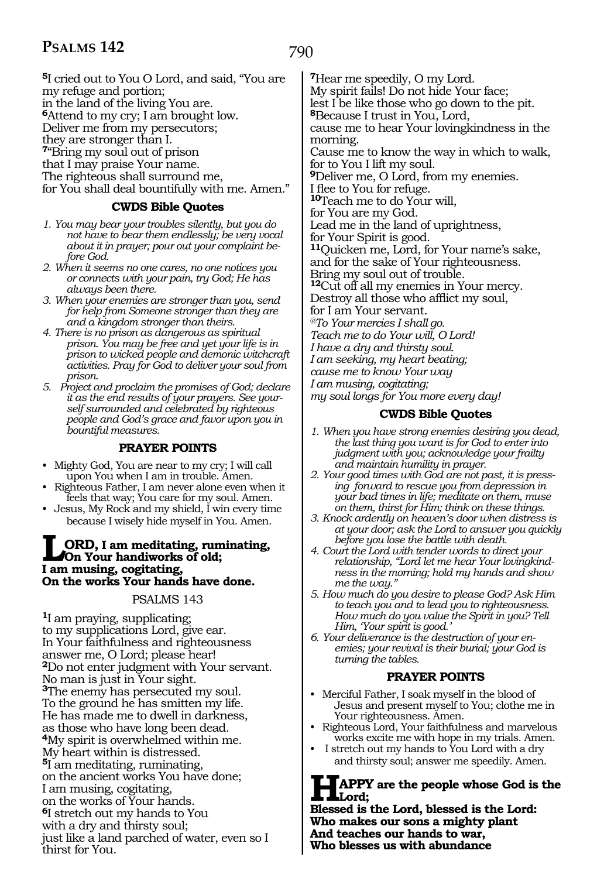[5]I cried out to You O Lord, and said, "You are my refuge and portion;
in the land of the living You are.
[6]Attend to my cry; I am brought low.
Deliver me from my persecutors;
they are stronger than I.
[7]"Bring my soul out of prison
that I may praise Your name.
The righteous shall surround me,
for You shall deal bountifully with me. Amen."

### CWDS Bible Quotes

1. *You may bear your troubles silently, but you do not have to bear them endlessly; be very vocal about it in prayer; pour out your complaint before God.*
2. *When it seems no one cares, no one notices you or connects with your pain, try God; He has always been there.*
3. *When your enemies are stronger than you, send for help from Someone stronger than they are and a kingdom stronger than theirs.*
4. *There is no prison as dangerous as spiritual prison. You may be free and yet your life is in prison to wicked people and demonic witchcraft activities. Pray for God to deliver your soul from prison.*
5. *Project and proclaim the promises of God; declare it as the end results of your prayers. See yourself surrounded and celebrated by righteous people and God's grace and favor upon you in bountiful measures.*

### PRAYER POINTS

- Mighty God, You are near to my cry; I will call upon You when I am in trouble. Amen.
- Righteous Father, I am never alone even when it feels that way; You care for my soul. Amen.
- Jesus, My Rock and my shield, I win every time because I wisely hide myself in You. Amen.

**LORD, I am meditating, ruminating,
On Your handiworks of old;
I am musing, cogitating,
On the works Your hands have done.**

## PSALMS 143

[1]I am praying, supplicating;
to my supplications Lord, give ear.
In Your faithfulness and righteousness
answer me, O Lord; please hear!
[2]Do not enter judgment with Your servant.
No man is just in Your sight.
[3]The enemy has persecuted my soul.
To the ground he has smitten my life.
He has made me to dwell in darkness,
as those who have long been dead.
[4]My spirit is overwhelmed within me.
My heart within is distressed.
[5]I am meditating, ruminating,
on the ancient works You have done;
I am musing, cogitating,
on the works of Your hands.
[6]I stretch out my hands to You
with a dry and thirsty soul;
just like a land parched of water, even so I thirst for You.
[7]Hear me speedily, O my Lord.
My spirit fails! Do not hide Your face;
lest I be like those who go down to the pit.
[8]Because I trust in You, Lord,
cause me to hear Your lovingkindness in the morning.
Cause me to know the way in which to walk,
for to You I lift my soul.
[9]Deliver me, O Lord, from my enemies.
I flee to You for refuge.
[10]Teach me to do Your will,
for You are my God.
Lead me in the land of uprightness,
for Your Spirit is good.
[11]Quicken me, Lord, for Your name's sake,
and for the sake of Your righteousness.
Bring my soul out of trouble.
[12]Cut off all my enemies in Your mercy.
Destroy all those who afflict my soul,
for I am Your servant.
*@To Your mercies I shall go.
Teach me to do Your will, O Lord!
I have a dry and thirsty soul.
I am seeking, my heart beating;
cause me to know Your way
I am musing, cogitating;
my soul longs for You more every day!*

### CWDS Bible Quotes

1. *When you have strong enemies desiring you dead, the last thing you want is for God to enter into judgment with you; acknowledge your frailty and maintain humility in prayer.*
2. *Your good times with God are not past, it is pressing forward to rescue you from depression in your bad times in life; meditate on them, muse on them, thirst for Him; think on these things.*
3. *Knock ardently on heaven's door when distress is at your door; ask the Lord to answer you quickly before you lose the battle with death.*
4. *Court the Lord with tender words to direct your relationship, "Lord let me hear Your lovingkindness in the morning; hold my hands and show me the way."*
5. *How much do you desire to please God? Ask Him to teach you and to lead you to righteousness. How much do you value the Spirit in you? Tell Him, 'Your spirit is good.'*
6. *Your deliverance is the destruction of your enemies; your revival is their burial; your God is turning the tables.*

### PRAYER POINTS

- Merciful Father, I soak myself in the blood of Jesus and present myself to You; clothe me in Your righteousness. Amen.
- Righteous Lord, Your faithfulness and marvelous works excite me with hope in my trials. Amen.
- I stretch out my hands to You Lord with a dry and thirsty soul; answer me speedily. Amen.

**HAPPY are the people whose God is the Lord;
Blessed is the Lord, blessed is the Lord:
Who makes our sons a mighty plant
And teaches our hands to war,
Who blesses us with abundance**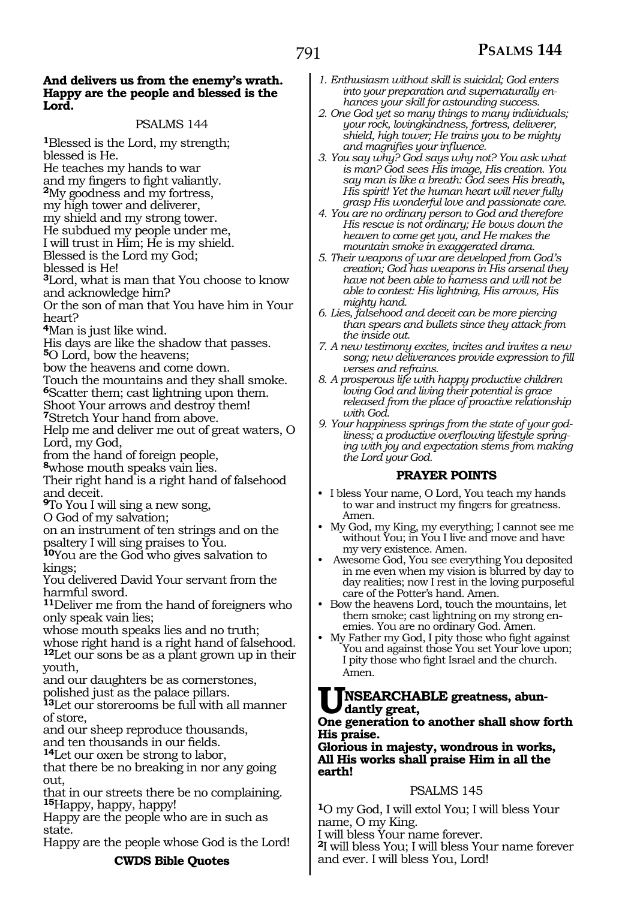**And delivers us from the enemy's wrath.**
**Happy are the people and blessed is the Lord.**

PSALMS 144

**1**Blessed is the Lord, my strength;
blessed is He.
He teaches my hands to war
and my fingers to fight valiantly.
**2**My goodness and my fortress,
my high tower and deliverer,
my shield and my strong tower.
He subdued my people under me,
I will trust in Him; He is my shield.
Blessed is the Lord my God;
blessed is He!
**3**Lord, what is man that You choose to know and acknowledge him?
Or the son of man that You have him in Your heart?
**4**Man is just like wind.
His days are like the shadow that passes.
**5**O Lord, bow the heavens;
bow the heavens and come down.
Touch the mountains and they shall smoke.
**6**Scatter them; cast lightning upon them.
Shoot Your arrows and destroy them!
**7**Stretch Your hand from above.
Help me and deliver me out of great waters, O Lord, my God,
from the hand of foreign people,
**8**whose mouth speaks vain lies.
Their right hand is a right hand of falsehood and deceit.
**9**To You I will sing a new song,
O God of my salvation;
on an instrument of ten strings and on the psaltery I will sing praises to You.
**10**You are the God who gives salvation to kings;
You delivered David Your servant from the harmful sword.
**11**Deliver me from the hand of foreigners who only speak vain lies;
whose mouth speaks lies and no truth;
whose right hand is a right hand of falsehood.
**12**Let our sons be as a plant grown up in their youth,
and our daughters be as cornerstones,
polished just as the palace pillars.
**13**Let our storerooms be full with all manner of store,
and our sheep reproduce thousands,
and ten thousands in our fields.
**14**Let our oxen be strong to labor,
that there be no breaking in nor any going out,
that in our streets there be no complaining.
**15**Happy, happy, happy!
Happy are the people who are in such as state.
Happy are the people whose God is the Lord!

**CWDS Bible Quotes**

1. *Enthusiasm without skill is suicidal; God enters into your preparation and supernaturally enhances your skill for astounding success.*
2. *One God yet so many things to many individuals; your rock, lovingkindness, fortress, deliverer, shield, high tower; He trains you to be mighty and magnifies your influence.*
3. *You say why? God says why not? You ask what is man? God sees His image, His creation. You say man is like a breath: God sees His breath, His spirit! Yet the human heart will never fully grasp His wonderful love and passionate care.*
4. *You are no ordinary person to God and therefore His rescue is not ordinary; He bows down the heaven to come get you, and He makes the mountain smoke in exaggerated drama.*
5. *Their weapons of war are developed from God's creation; God has weapons in His arsenal they have not been able to harness and will not be able to contest: His lightning, His arrows, His mighty hand.*
6. *Lies, falsehood and deceit can be more piercing than spears and bullets since they attack from the inside out.*
7. *A new testimony excites, incites and invites a new song; new deliverances provide expression to fill verses and refrains.*
8. *A prosperous life with happy productive children loving God and living their potential is grace released from the place of proactive relationship with God.*
9. *Your happiness springs from the state of your godliness; a productive overflowing lifestyle springing with joy and expectation stems from making the Lord your God.*

**PRAYER POINTS**

- I bless Your name, O Lord, You teach my hands to war and instruct my fingers for greatness. Amen.
- My God, my King, my everything; I cannot see me without You; in You I live and move and have my very existence. Amen.
- Awesome God, You see everything You deposited in me even when my vision is blurred by day to day realities; now I rest in the loving purposeful care of the Potter's hand. Amen.
- Bow the heavens Lord, touch the mountains, let them smoke; cast lightning on my strong enemies. You are no ordinary God. Amen.
- My Father my God, I pity those who fight against You and against those You set Your love upon; I pity those who fight Israel and the church. Amen.

**UNSEARCHABLE greatness, abundantly great,**
**One generation to another shall show forth His praise.**
**Glorious in majesty, wondrous in works,**
**All His works shall praise Him in all the earth!**

PSALMS 145

**1**O my God, I will extol You; I will bless Your name, O my King.
I will bless Your name forever.
**2**I will bless You; I will bless Your name forever and ever. I will bless You, Lord!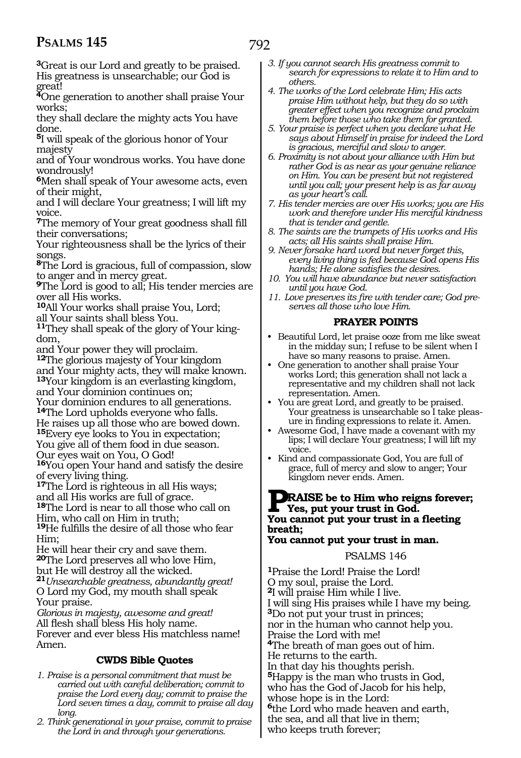[3]Great is our Lord and greatly to be praised. His greatness is unsearchable; our God is great!
[4]One generation to another shall praise Your works;
they shall declare the mighty acts You have done.
[5]I will speak of the glorious honor of Your majesty
and of Your wondrous works. You have done wondrously!
[6]Men shall speak of Your awesome acts, even of their might,
and I will declare Your greatness; I will lift my voice.
[7]The memory of Your great goodness shall fill their conversations;
Your righteousness shall be the lyrics of their songs.
[8]The Lord is gracious, full of compassion, slow to anger and in mercy great.
[9]The Lord is good to all; His tender mercies are over all His works.
[10]All Your works shall praise You, Lord;
all Your saints shall bless You.
[11]They shall speak of the glory of Your kingdom,
and Your power they will proclaim.
[12]The glorious majesty of Your kingdom
and Your mighty acts, they will make known.
[13]Your kingdom is an everlasting kingdom,
and Your dominion continues on;
Your dominion endures to all generations.
[14]The Lord upholds everyone who falls.
He raises up all those who are bowed down.
[15]Every eye looks to You in expectation;
You give all of them food in due season.
Our eyes wait on You, O God!
[16]You open Your hand and satisfy the desire of every living thing.
[17]The Lord is righteous in all His ways;
and all His works are full of grace.
[18]The Lord is near to all those who call on Him, who call on Him in truth;
[19]He fulfills the desire of all those who fear Him;
He will hear their cry and save them.
[20]The Lord preserves all who love Him,
but He will destroy all the wicked.
[21]*Unsearchable greatness, abundantly great!*
O Lord my God, my mouth shall speak
Your praise.
*Glorious in majesty, awesome and great!*
All flesh shall bless His holy name.
Forever and ever bless His matchless name!
Amen.

### CWDS Bible Quotes

1. *Praise is a personal commitment that must be carried out with careful deliberation; commit to praise the Lord every day; commit to praise the Lord seven times a day, commit to praise all day long.*
2. *Think generational in your praise, commit to praise the Lord in and through your generations.*
3. *If you cannot search His greatness commit to search for expressions to relate it to Him and to others.*
4. *The works of the Lord celebrate Him; His acts praise Him without help, but they do so with greater effect when you recognize and proclaim them before those who take them for granted.*
5. *Your praise is perfect when you declare what He says about Himself in praise for indeed the Lord is gracious, merciful and slow to anger.*
6. *Proximity is not about your alliance with Him but rather God is as near as your genuine reliance on Him. You can be present but not registered until you call; your present help is as far away as your heart's call.*
7. *His tender mercies are over His works; you are His work and therefore under His merciful kindness that is tender and gentle.*
8. *The saints are the trumpets of His works and His acts; all His saints shall praise Him.*
9. *Never forsake hard word but never forget this, every living thing is fed because God opens His hands; He alone satisfies the desires.*
10. *You will have abundance but never satisfaction until you have God.*
11. *Love preserves its fire with tender care; God preserves all those who love Him.*

### PRAYER POINTS

- Beautiful Lord, let praise ooze from me like sweat in the midday sun; I refuse to be silent when I have so many reasons to praise. Amen.
- One generation to another shall praise Your works Lord; this generation shall not lack a representative and my children shall not lack representation. Amen.
- You are great Lord, and greatly to be praised. Your greatness is unsearchable so I take pleasure in finding expressions to relate it. Amen.
- Awesome God, I have made a covenant with my lips; I will declare Your greatness; I will lift my voice.
- Kind and compassionate God, You are full of grace, full of mercy and slow to anger; Your kingdom never ends. Amen.

**PRAISE be to Him who reigns forever;
Yes, put your trust in God.
You cannot put your trust in a fleeting breath;
You cannot put your trust in man.**

## PSALMS 146

[1]Praise the Lord! Praise the Lord!
O my soul, praise the Lord.
[2]I will praise Him while I live.
I will sing His praises while I have my being.
[3]Do not put your trust in princes;
nor in the human who cannot help you.
Praise the Lord with me!
[4]The breath of man goes out of him.
He returns to the earth.
In that day his thoughts perish.
[5]Happy is the man who trusts in God,
who has the God of Jacob for his help,
whose hope is in the Lord:
[6]the Lord who made heaven and earth,
the sea, and all that live in them;
who keeps truth forever;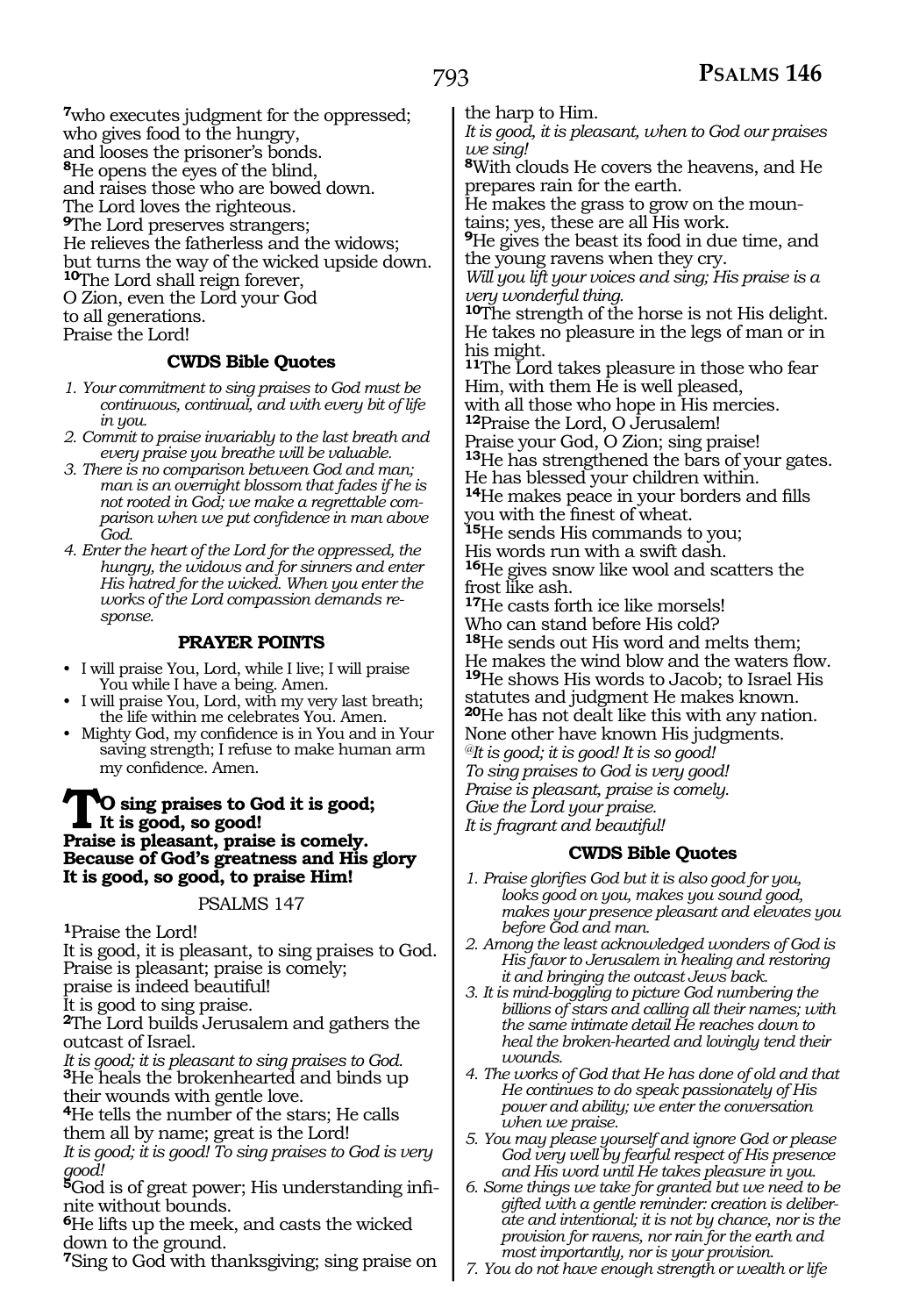[7]who executes judgment for the oppressed;
who gives food to the hungry,
and looses the prisoner's bonds.
[8]He opens the eyes of the blind,
and raises those who are bowed down.
The Lord loves the righteous.
[9]The Lord preserves strangers;
He relieves the fatherless and the widows;
but turns the way of the wicked upside down.
[10]The Lord shall reign forever,
O Zion, even the Lord your God
to all generations.
Praise the Lord!

### CWDS Bible Quotes

1. *Your commitment to sing praises to God must be continuous, continual, and with every bit of life in you.*
2. *Commit to praise invariably to the last breath and every praise you breathe will be valuable.*
3. *There is no comparison between God and man; man is an overnight blossom that fades if he is not rooted in God; we make a regrettable comparison when we put confidence in man above God.*
4. *Enter the heart of the Lord for the oppressed, the hungry, the widows and for sinners and enter His hatred for the wicked. When you enter the works of the Lord compassion demands response.*

### PRAYER POINTS

- I will praise You, Lord, while I live; I will praise You while I have a being. Amen.
- I will praise You, Lord, with my very last breath; the life within me celebrates You. Amen.
- Mighty God, my confidence is in You and in Your saving strength; I refuse to make human arm my confidence. Amen.

**TO sing praises to God it is good;
It is good, so good!
Praise is pleasant, praise is comely.
Because of God's greatness and His glory
It is good, so good, to praise Him!**

## PSALMS 147

[1]Praise the Lord!
It is good, it is pleasant, to sing praises to God.
Praise is pleasant; praise is comely;
praise is indeed beautiful!
It is good to sing praise.
[2]The Lord builds Jerusalem and gathers the outcast of Israel.
*It is good; it is pleasant to sing praises to God.*
[3]He heals the brokenhearted and binds up their wounds with gentle love.
[4]He tells the number of the stars; He calls them all by name; great is the Lord!
*It is good; it is good! To sing praises to God is very good!*
[5]God is of great power; His understanding infinite without bounds.
[6]He lifts up the meek, and casts the wicked down to the ground.
[7]Sing to God with thanksgiving; sing praise on the harp to Him.
*It is good, it is pleasant, when to God our praises we sing!*
[8]With clouds He covers the heavens, and He prepares rain for the earth.
He makes the grass to grow on the mountains; yes, these are all His work.
[9]He gives the beast its food in due time, and the young ravens when they cry.
*Will you lift your voices and sing; His praise is a very wonderful thing.*
[10]The strength of the horse is not His delight. He takes no pleasure in the legs of man or in his might.
[11]The Lord takes pleasure in those who fear Him, with them He is well pleased,
with all those who hope in His mercies.
[12]Praise the Lord, O Jerusalem!
Praise your God, O Zion; sing praise!
[13]He has strengthened the bars of your gates.
He has blessed your children within.
[14]He makes peace in your borders and fills you with the finest of wheat.
[15]He sends His commands to you;
His words run with a swift dash.
[16]He gives snow like wool and scatters the frost like ash.
[17]He casts forth ice like morsels!
Who can stand before His cold?
[18]He sends out His word and melts them;
He makes the wind blow and the waters flow.
[19]He shows His words to Jacob; to Israel His statutes and judgment He makes known.
[20]He has not dealt like this with any nation.
None other have known His judgments.
*@It is good; it is good! It is so good!
To sing praises to God is very good!
Praise is pleasant, praise is comely.
Give the Lord your praise.
It is fragrant and beautiful!*

### CWDS Bible Quotes

1. *Praise glorifies God but it is also good for you, looks good on you, makes you sound good, makes your presence pleasant and elevates you before God and man.*
2. *Among the least acknowledged wonders of God is His favor to Jerusalem in healing and restoring it and bringing the outcast Jews back.*
3. *It is mind-boggling to picture God numbering the billions of stars and calling all their names; with the same intimate detail He reaches down to heal the broken-hearted and lovingly tend their wounds.*
4. *The works of God that He has done of old and that He continues to do speak passionately of His power and ability; we enter the conversation when we praise.*
5. *You may please yourself and ignore God or please God very well by fearful respect of His presence and His word until He takes pleasure in you.*
6. *Some things we take for granted but we need to be gifted with a gentle reminder: creation is deliberate and intentional; it is not by chance, nor is the provision for ravens, nor rain for the earth and most importantly, nor is your provision.*
7. *You do not have enough strength or wealth or life*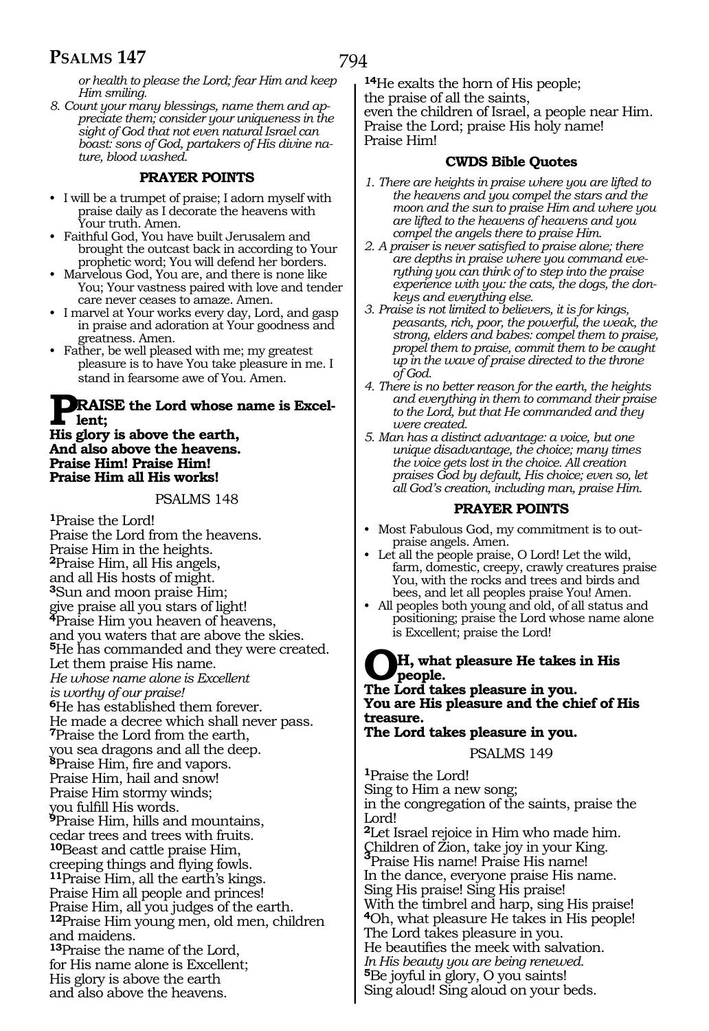*or health to please the Lord; fear Him and keep Him smiling.*

*8. Count your many blessings, name them and appreciate them; consider your uniqueness in the sight of God that not even natural Israel can boast: sons of God, partakers of His divine nature, blood washed.*

### PRAYER POINTS

- I will be a trumpet of praise; I adorn myself with praise daily as I decorate the heavens with Your truth. Amen.
- Faithful God, You have built Jerusalem and brought the outcast back in according to Your prophetic word; You will defend her borders.
- Marvelous God, You are, and there is none like You; Your vastness paired with love and tender care never ceases to amaze. Amen.
- I marvel at Your works every day, Lord, and gasp in praise and adoration at Your goodness and greatness. Amen.
- Father, be well pleased with me; my greatest pleasure is to have You take pleasure in me. I stand in fearsome awe of You. Amen.

**PRAISE the Lord whose name is Excellent;**
**His glory is above the earth,**
**And also above the heavens.**
**Praise Him! Praise Him!**
**Praise Him all His works!**

## PSALMS 148

[1]Praise the Lord!
Praise the Lord from the heavens.
Praise Him in the heights.
[2]Praise Him, all His angels,
and all His hosts of might.
[3]Sun and moon praise Him;
give praise all you stars of light!
[4]Praise Him you heaven of heavens,
and you waters that are above the skies.
[5]He has commanded and they were created.
Let them praise His name.
*He whose name alone is Excellent*
*is worthy of our praise!*
[6]He has established them forever.
He made a decree which shall never pass.
[7]Praise the Lord from the earth,
you sea dragons and all the deep.
[8]Praise Him, fire and vapors.
Praise Him, hail and snow!
Praise Him stormy winds;
you fulfill His words.
[9]Praise Him, hills and mountains,
cedar trees and trees with fruits.
[10]Beast and cattle praise Him,
creeping things and flying fowls.
[11]Praise Him, all the earth's kings.
Praise Him all people and princes!
Praise Him, all you judges of the earth.
[12]Praise Him young men, old men, children
and maidens.
[13]Praise the name of the Lord,
for His name alone is Excellent;
His glory is above the earth
and also above the heavens.
[14]He exalts the horn of His people;
the praise of all the saints,
even the children of Israel, a people near Him.
Praise the Lord; praise His holy name!
Praise Him!

### CWDS Bible Quotes

*1. There are heights in praise where you are lifted to the heavens and you compel the stars and the moon and the sun to praise Him and where you are lifted to the heavens of heavens and you compel the angels there to praise Him.*

*2. A praiser is never satisfied to praise alone; there are depths in praise where you command everything you can think of to step into the praise experience with you: the cats, the dogs, the donkeys and everything else.*

*3. Praise is not limited to believers, it is for kings, peasants, rich, poor, the powerful, the weak, the strong, elders and babes: compel them to praise, propel them to praise, commit them to be caught up in the wave of praise directed to the throne of God.*

*4. There is no better reason for the earth, the heights and everything in them to command their praise to the Lord, but that He commanded and they were created.*

*5. Man has a distinct advantage: a voice, but one unique disadvantage, the choice; many times the voice gets lost in the choice. All creation praises God by default, His choice; even so, let all God's creation, including man, praise Him.*

### PRAYER POINTS

- Most Fabulous God, my commitment is to out-praise angels. Amen.
- Let all the people praise, O Lord! Let the wild, farm, domestic, creepy, crawly creatures praise You, with the rocks and trees and birds and bees, and let all peoples praise You! Amen.
- All peoples both young and old, of all status and positioning; praise the Lord whose name alone is Excellent; praise the Lord!

**OH, what pleasure He takes in His people.**
**The Lord takes pleasure in you.**
**You are His pleasure and the chief of His treasure.**
**The Lord takes pleasure in you.**

## PSALMS 149

[1]Praise the Lord!
Sing to Him a new song;
in the congregation of the saints, praise the Lord!
[2]Let Israel rejoice in Him who made him.
Children of Zion, take joy in your King.
[3]Praise His name! Praise His name!
In the dance, everyone praise His name.
Sing His praise! Sing His praise!
With the timbrel and harp, sing His praise!
[4]Oh, what pleasure He takes in His people!
The Lord takes pleasure in you.
He beautifies the meek with salvation.
*In His beauty you are being renewed.*
[5]Be joyful in glory, O you saints!
Sing aloud! Sing aloud on your beds.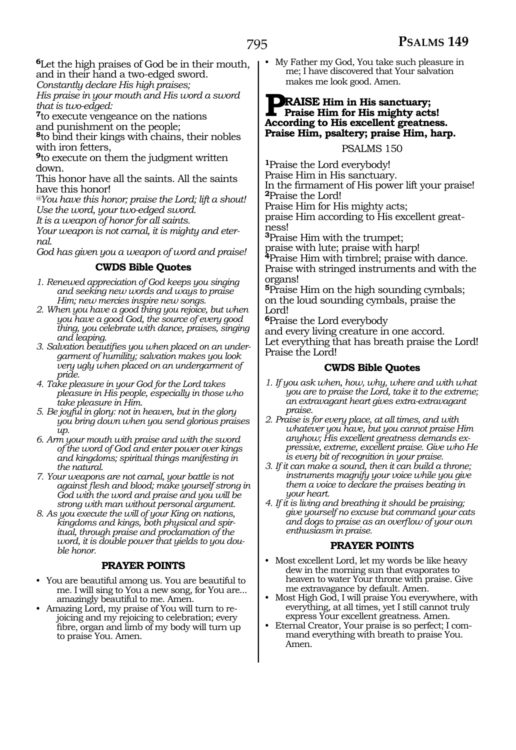[6]Let the high praises of God be in their mouth, and in their hand a two-edged sword.
*Constantly declare His high praises;*
*His praise in your mouth and His word a sword that is two-edged:*
[7]to execute vengeance on the nations
and punishment on the people;
[8]to bind their kings with chains, their nobles with iron fetters,
[9]to execute on them the judgment written down.
This honor have all the saints. All the saints have this honor!
*@You have this honor; praise the Lord; lift a shout!*
*Use the word, your two-edged sword.*
*It is a weapon of honor for all saints.*
*Your weapon is not carnal, it is mighty and eternal.*
*God has given you a weapon of word and praise!*

### CWDS Bible Quotes

1. *Renewed appreciation of God keeps you singing and seeking new words and ways to praise Him; new mercies inspire new songs.*
2. *When you have a good thing you rejoice, but when you have a good God, the source of every good thing, you celebrate with dance, praises, singing and leaping.*
3. *Salvation beautifies you when placed on an undergarment of humility; salvation makes you look very ugly when placed on an undergarment of pride.*
4. *Take pleasure in your God for the Lord takes pleasure in His people, especially in those who take pleasure in Him.*
5. *Be joyful in glory: not in heaven, but in the glory you bring down when you send glorious praises up.*
6. *Arm your mouth with praise and with the sword of the word of God and enter power over kings and kingdoms; spiritual things manifesting in the natural.*
7. *Your weapons are not carnal, your battle is not against flesh and blood; make yourself strong in God with the word and praise and you will be strong with man without personal argument.*
8. *As you execute the will of your King on nations, kingdoms and kings, both physical and spiritual, through praise and proclamation of the word, it is double power that yields to you double honor.*

### PRAYER POINTS

- You are beautiful among us. You are beautiful to me. I will sing to You a new song, for You are... amazingly beautiful to me. Amen.
- Amazing Lord, my praise of You will turn to rejoicing and my rejoicing to celebration; every fibre, organ and limb of my body will turn up to praise You. Amen.
- My Father my God, You take such pleasure in me; I have discovered that Your salvation makes me look good. Amen.

**PRAISE Him in His sanctuary; Praise Him for His mighty acts! According to His excellent greatness. Praise Him, psaltery; praise Him, harp.**

## PSALMS 150

[1]Praise the Lord everybody!
Praise Him in His sanctuary.
In the firmament of His power lift your praise!
[2]Praise the Lord!
Praise Him for His mighty acts;
praise Him according to His excellent greatness!
[3]Praise Him with the trumpet;
praise with lute; praise with harp!
[4]Praise Him with timbrel; praise with dance.
Praise with stringed instruments and with the organs!
[5]Praise Him on the high sounding cymbals;
on the loud sounding cymbals, praise the Lord!
[6]Praise the Lord everybody
and every living creature in one accord.
Let everything that has breath praise the Lord!
Praise the Lord!

### CWDS Bible Quotes

1. *If you ask when, how, why, where and with what you are to praise the Lord, take it to the extreme; an extravagant heart gives extra-extravagant praise.*
2. *Praise is for every place, at all times, and with whatever you have, but you cannot praise Him anyhow; His excellent greatness demands expressive, extreme, excellent praise. Give who He is every bit of recognition in your praise.*
3. *If it can make a sound, then it can build a throne; instruments magnify your voice while you give them a voice to declare the praises beating in your heart.*
4. *If it is living and breathing it should be praising; give yourself no excuse but command your cats and dogs to praise as an overflow of your own enthusiasm in praise.*

### PRAYER POINTS

- Most excellent Lord, let my words be like heavy dew in the morning sun that evaporates to heaven to water Your throne with praise. Give me extravagance by default. Amen.
- Most High God, I will praise You everywhere, with everything, at all times, yet I still cannot truly express Your excellent greatness. Amen.
- Eternal Creator, Your praise is so perfect; I command everything with breath to praise You. Amen.